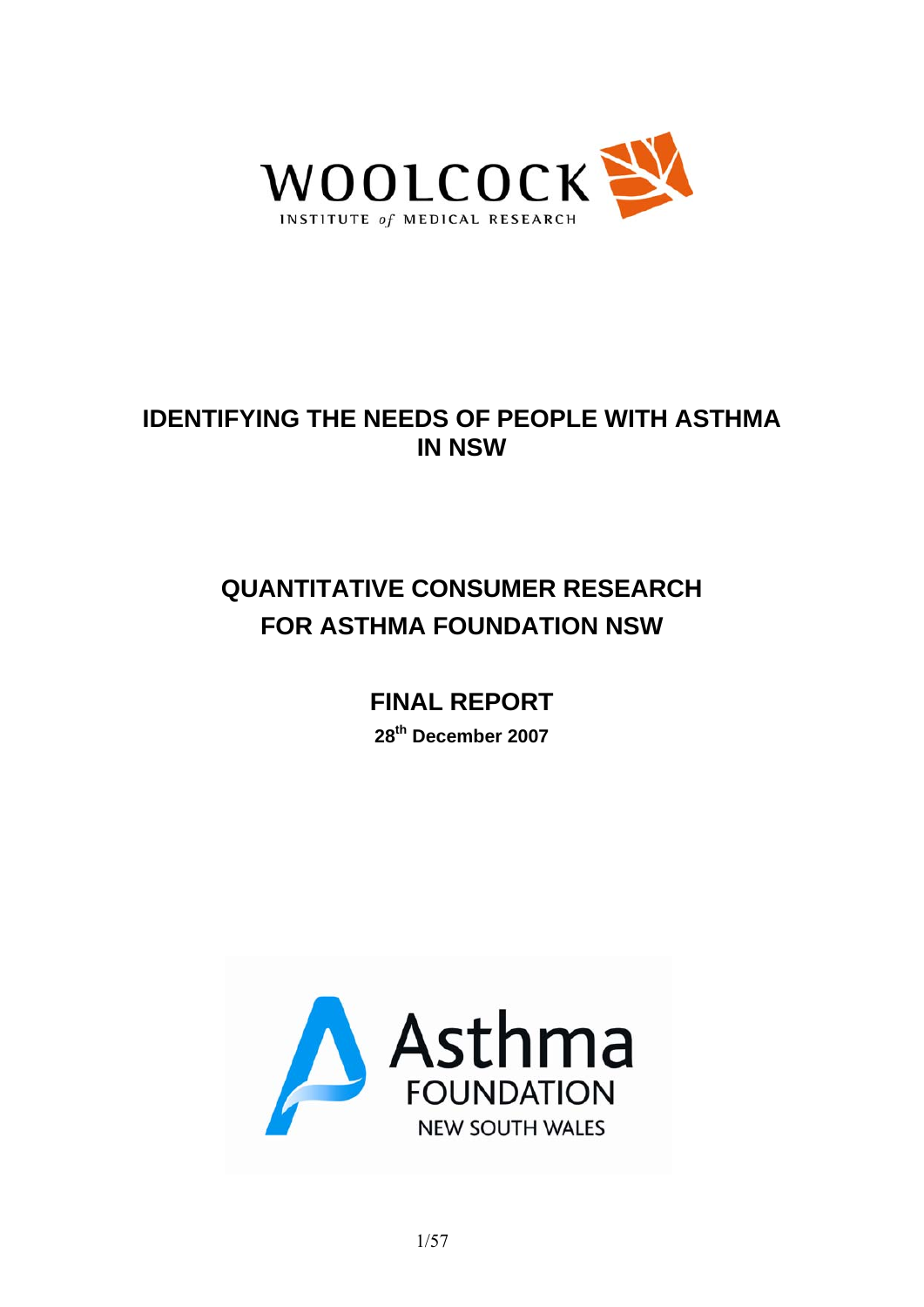WOOLCOCK

INSTITUTE *of* MEDICAL RESEARCH

# IDENTIFYING THE NEEDS OF PEOPLE WITH ASTHMA IN NSW

## QUANTITATIVE CONSUMER RESEARCH FOR ASTHMA FOUNDATION NSW

## FINAL REPORT

**28th December 2007**

Asthma FOUNDATION NEW SOUTH WALES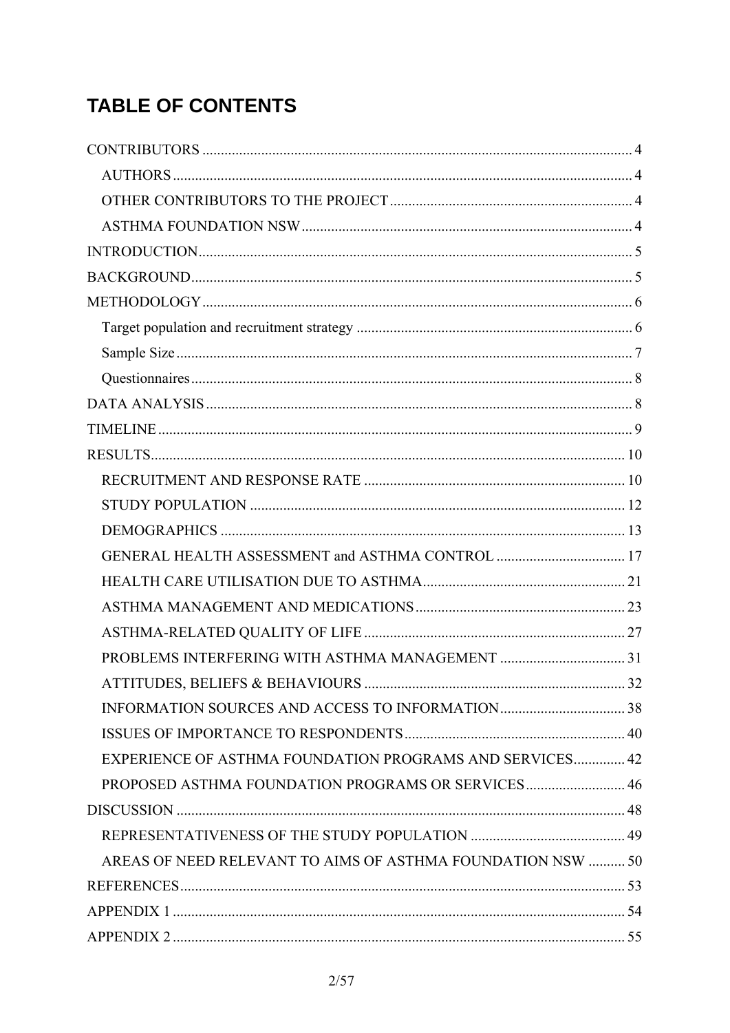# TABLE OF CONTENTS

CONTRIBUTORS ........ 4

- AUTHORS ........ 4
- OTHER CONTRIBUTORS TO THE PROJECT ........ 4
- ASTHMA FOUNDATION NSW ........ 4

INTRODUCTION ........ 5

BACKGROUND ........ 5

METHODOLOGY ........ 6

- Target population and recruitment strategy ........ 6
- Sample Size ........ 7
- Questionnaires ........ 8

DATA ANALYSIS ........ 8

TIMELINE ........ 9

RESULTS ........ 10

- RECRUITMENT AND RESPONSE RATE ........ 10
- STUDY POPULATION ........ 12
- DEMOGRAPHICS ........ 13
- GENERAL HEALTH ASSESSMENT and ASTHMA CONTROL ........ 17
- HEALTH CARE UTILISATION DUE TO ASTHMA ........ 21
- ASTHMA MANAGEMENT AND MEDICATIONS ........ 23
- ASTHMA-RELATED QUALITY OF LIFE ........ 27
- PROBLEMS INTERFERING WITH ASTHMA MANAGEMENT ........ 31
- ATTITUDES, BELIEFS & BEHAVIOURS ........ 32
- INFORMATION SOURCES AND ACCESS TO INFORMATION ........ 38
- ISSUES OF IMPORTANCE TO RESPONDENTS ........ 40
- EXPERIENCE OF ASTHMA FOUNDATION PROGRAMS AND SERVICES ........ 42
- PROPOSED ASTHMA FOUNDATION PROGRAMS OR SERVICES ........ 46

DISCUSSION ........ 48

- REPRESENTATIVENESS OF THE STUDY POPULATION ........ 49
- AREAS OF NEED RELEVANT TO AIMS OF ASTHMA FOUNDATION NSW ........ 50

REFERENCES ........ 53

APPENDIX 1 ........ 54

APPENDIX 2 ........ 55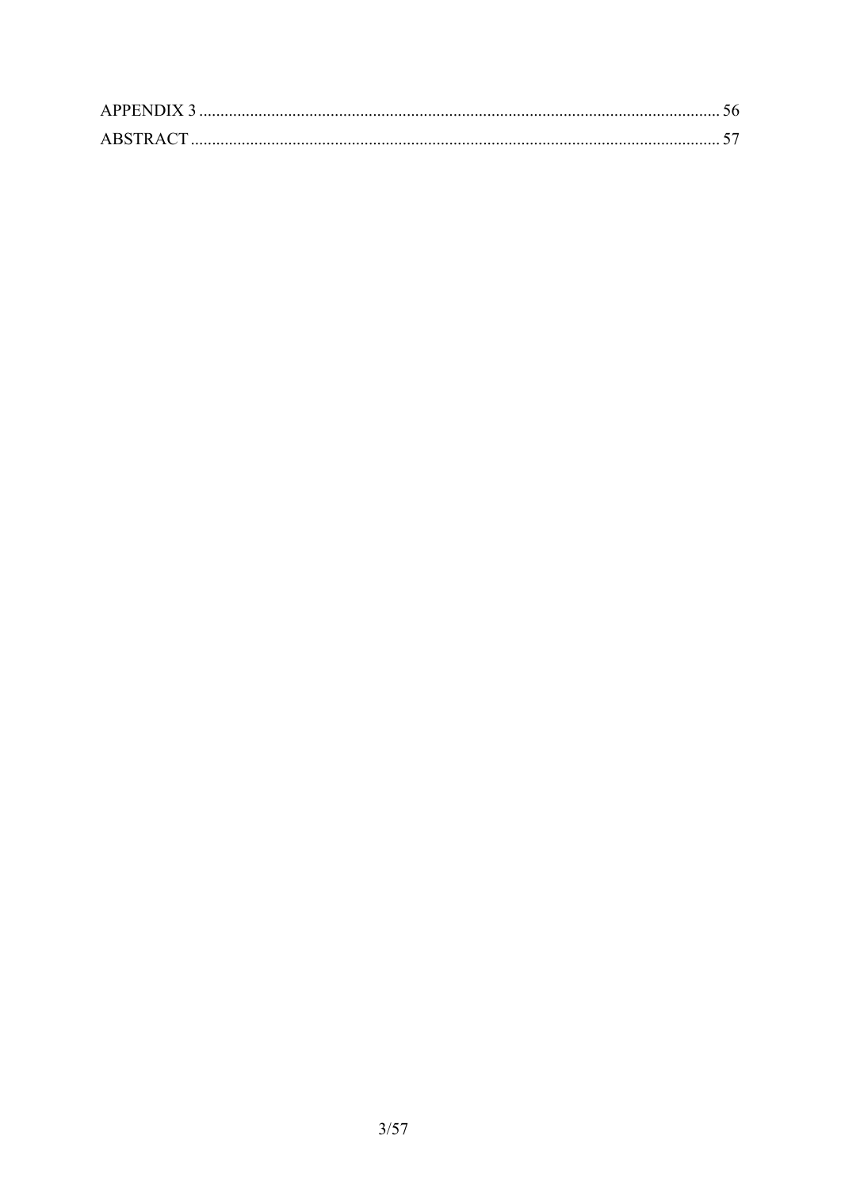APPENDIX 3 ........................................................................................................................... 56

ABSTRACT ............................................................................................................................. 57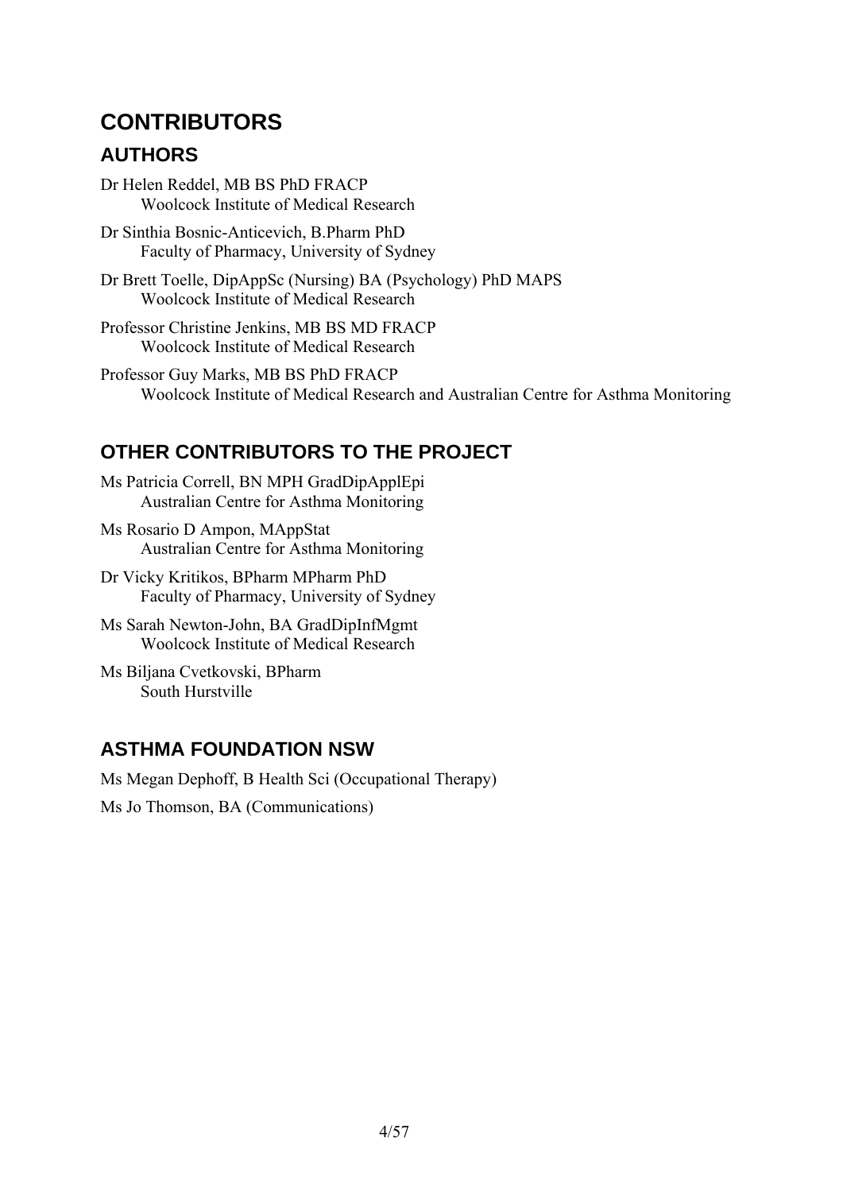# CONTRIBUTORS

## AUTHORS

Dr Helen Reddel, MB BS PhD FRACP
Woolcock Institute of Medical Research

Dr Sinthia Bosnic-Anticevich, B.Pharm PhD
Faculty of Pharmacy, University of Sydney

Dr Brett Toelle, DipAppSc (Nursing) BA (Psychology) PhD MAPS
Woolcock Institute of Medical Research

Professor Christine Jenkins, MB BS MD FRACP
Woolcock Institute of Medical Research

Professor Guy Marks, MB BS PhD FRACP
Woolcock Institute of Medical Research and Australian Centre for Asthma Monitoring

## OTHER CONTRIBUTORS TO THE PROJECT

Ms Patricia Correll, BN MPH GradDipApplEpi
Australian Centre for Asthma Monitoring

Ms Rosario D Ampon, MAppStat
Australian Centre for Asthma Monitoring

Dr Vicky Kritikos, BPharm MPharm PhD
Faculty of Pharmacy, University of Sydney

Ms Sarah Newton-John, BA GradDipInfMgmt
Woolcock Institute of Medical Research

Ms Biljana Cvetkovski, BPharm
South Hurstville

## ASTHMA FOUNDATION NSW

Ms Megan Dephoff, B Health Sci (Occupational Therapy)

Ms Jo Thomson, BA (Communications)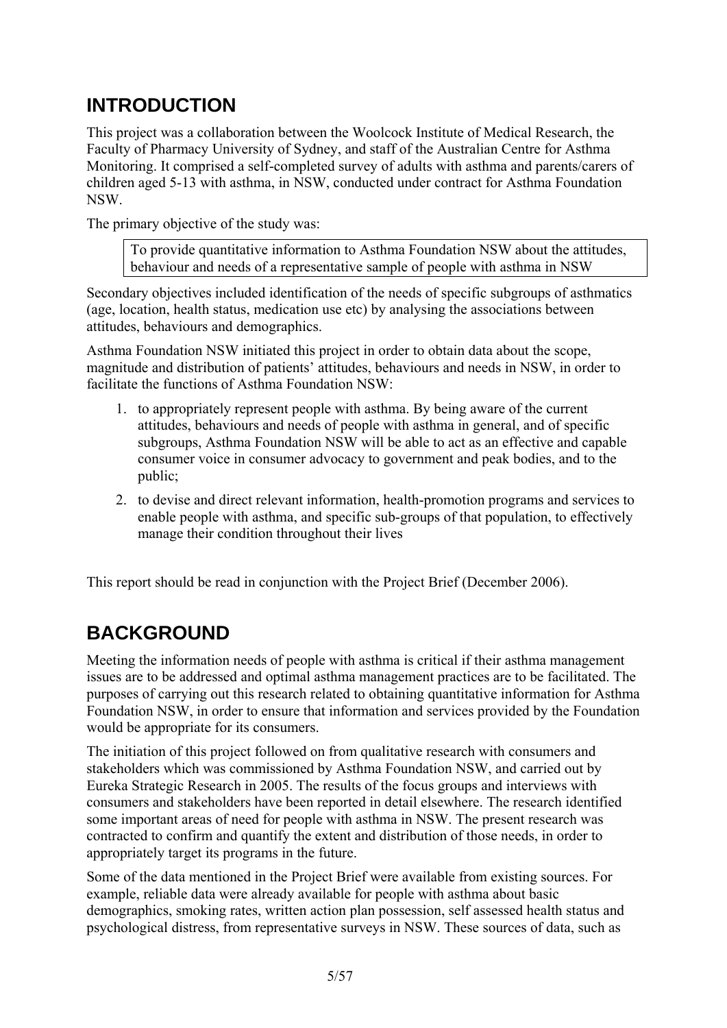# INTRODUCTION

This project was a collaboration between the Woolcock Institute of Medical Research, the Faculty of Pharmacy University of Sydney, and staff of the Australian Centre for Asthma Monitoring. It comprised a self-completed survey of adults with asthma and parents/carers of children aged 5-13 with asthma, in NSW, conducted under contract for Asthma Foundation NSW.

The primary objective of the study was:

> To provide quantitative information to Asthma Foundation NSW about the attitudes, behaviour and needs of a representative sample of people with asthma in NSW

Secondary objectives included identification of the needs of specific subgroups of asthmatics (age, location, health status, medication use etc) by analysing the associations between attitudes, behaviours and demographics.

Asthma Foundation NSW initiated this project in order to obtain data about the scope, magnitude and distribution of patients' attitudes, behaviours and needs in NSW, in order to facilitate the functions of Asthma Foundation NSW:

1. to appropriately represent people with asthma. By being aware of the current attitudes, behaviours and needs of people with asthma in general, and of specific subgroups, Asthma Foundation NSW will be able to act as an effective and capable consumer voice in consumer advocacy to government and peak bodies, and to the public;
2. to devise and direct relevant information, health-promotion programs and services to enable people with asthma, and specific sub-groups of that population, to effectively manage their condition throughout their lives

This report should be read in conjunction with the Project Brief (December 2006).

# BACKGROUND

Meeting the information needs of people with asthma is critical if their asthma management issues are to be addressed and optimal asthma management practices are to be facilitated. The purposes of carrying out this research related to obtaining quantitative information for Asthma Foundation NSW, in order to ensure that information and services provided by the Foundation would be appropriate for its consumers.

The initiation of this project followed on from qualitative research with consumers and stakeholders which was commissioned by Asthma Foundation NSW, and carried out by Eureka Strategic Research in 2005. The results of the focus groups and interviews with consumers and stakeholders have been reported in detail elsewhere. The research identified some important areas of need for people with asthma in NSW. The present research was contracted to confirm and quantify the extent and distribution of those needs, in order to appropriately target its programs in the future.

Some of the data mentioned in the Project Brief were available from existing sources. For example, reliable data were already available for people with asthma about basic demographics, smoking rates, written action plan possession, self assessed health status and psychological distress, from representative surveys in NSW. These sources of data, such as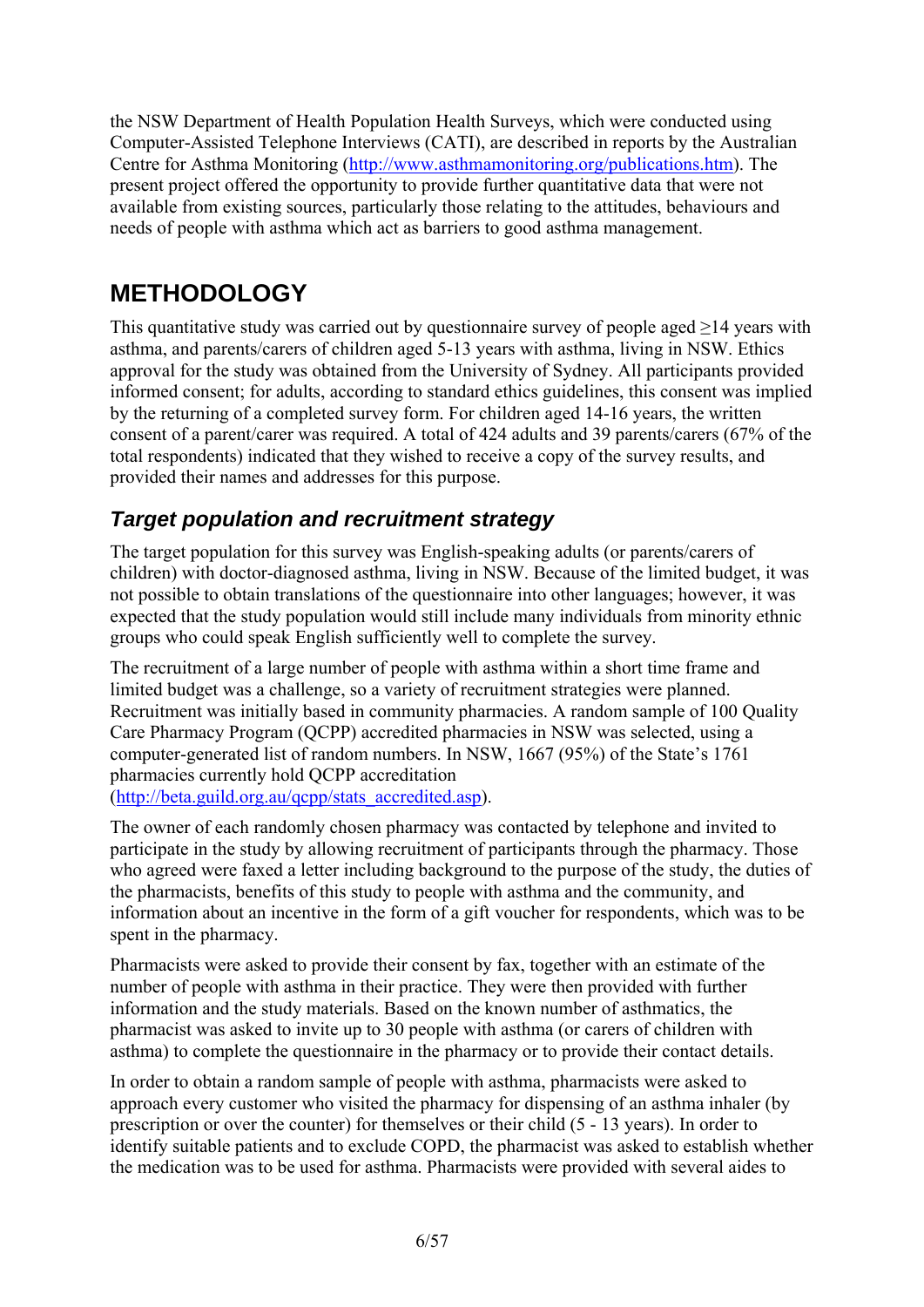the NSW Department of Health Population Health Surveys, which were conducted using Computer-Assisted Telephone Interviews (CATI), are described in reports by the Australian Centre for Asthma Monitoring (http://www.asthmamonitoring.org/publications.htm). The present project offered the opportunity to provide further quantitative data that were not available from existing sources, particularly those relating to the attitudes, behaviours and needs of people with asthma which act as barriers to good asthma management.

# METHODOLOGY

This quantitative study was carried out by questionnaire survey of people aged ≥14 years with asthma, and parents/carers of children aged 5-13 years with asthma, living in NSW. Ethics approval for the study was obtained from the University of Sydney. All participants provided informed consent; for adults, according to standard ethics guidelines, this consent was implied by the returning of a completed survey form. For children aged 14-16 years, the written consent of a parent/carer was required. A total of 424 adults and 39 parents/carers (67% of the total respondents) indicated that they wished to receive a copy of the survey results, and provided their names and addresses for this purpose.

## *Target population and recruitment strategy*

The target population for this survey was English-speaking adults (or parents/carers of children) with doctor-diagnosed asthma, living in NSW. Because of the limited budget, it was not possible to obtain translations of the questionnaire into other languages; however, it was expected that the study population would still include many individuals from minority ethnic groups who could speak English sufficiently well to complete the survey.

The recruitment of a large number of people with asthma within a short time frame and limited budget was a challenge, so a variety of recruitment strategies were planned. Recruitment was initially based in community pharmacies. A random sample of 100 Quality Care Pharmacy Program (QCPP) accredited pharmacies in NSW was selected, using a computer-generated list of random numbers. In NSW, 1667 (95%) of the State's 1761 pharmacies currently hold QCPP accreditation (http://beta.guild.org.au/qcpp/stats_accredited.asp).

The owner of each randomly chosen pharmacy was contacted by telephone and invited to participate in the study by allowing recruitment of participants through the pharmacy. Those who agreed were faxed a letter including background to the purpose of the study, the duties of the pharmacists, benefits of this study to people with asthma and the community, and information about an incentive in the form of a gift voucher for respondents, which was to be spent in the pharmacy.

Pharmacists were asked to provide their consent by fax, together with an estimate of the number of people with asthma in their practice. They were then provided with further information and the study materials. Based on the known number of asthmatics, the pharmacist was asked to invite up to 30 people with asthma (or carers of children with asthma) to complete the questionnaire in the pharmacy or to provide their contact details.

In order to obtain a random sample of people with asthma, pharmacists were asked to approach every customer who visited the pharmacy for dispensing of an asthma inhaler (by prescription or over the counter) for themselves or their child (5 - 13 years). In order to identify suitable patients and to exclude COPD, the pharmacist was asked to establish whether the medication was to be used for asthma. Pharmacists were provided with several aides to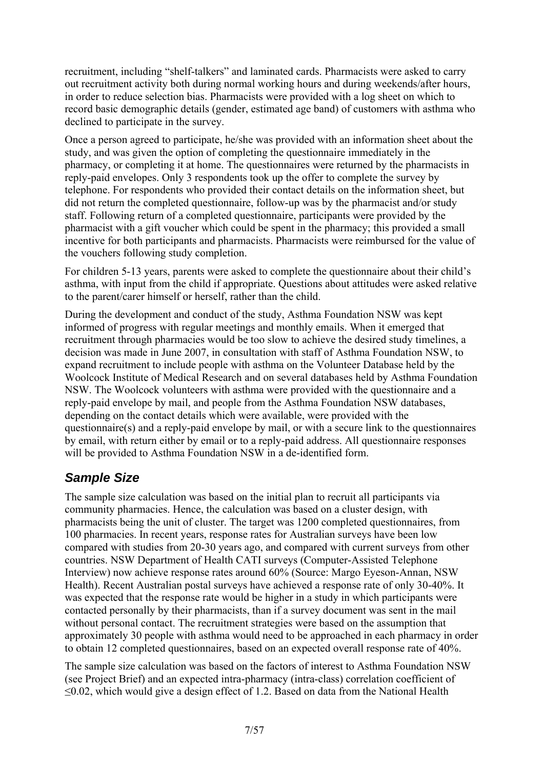recruitment, including "shelf-talkers" and laminated cards. Pharmacists were asked to carry out recruitment activity both during normal working hours and during weekends/after hours, in order to reduce selection bias. Pharmacists were provided with a log sheet on which to record basic demographic details (gender, estimated age band) of customers with asthma who declined to participate in the survey.

Once a person agreed to participate, he/she was provided with an information sheet about the study, and was given the option of completing the questionnaire immediately in the pharmacy, or completing it at home. The questionnaires were returned by the pharmacists in reply-paid envelopes. Only 3 respondents took up the offer to complete the survey by telephone. For respondents who provided their contact details on the information sheet, but did not return the completed questionnaire, follow-up was by the pharmacist and/or study staff. Following return of a completed questionnaire, participants were provided by the pharmacist with a gift voucher which could be spent in the pharmacy; this provided a small incentive for both participants and pharmacists. Pharmacists were reimbursed for the value of the vouchers following study completion.

For children 5-13 years, parents were asked to complete the questionnaire about their child's asthma, with input from the child if appropriate. Questions about attitudes were asked relative to the parent/carer himself or herself, rather than the child.

During the development and conduct of the study, Asthma Foundation NSW was kept informed of progress with regular meetings and monthly emails. When it emerged that recruitment through pharmacies would be too slow to achieve the desired study timelines, a decision was made in June 2007, in consultation with staff of Asthma Foundation NSW, to expand recruitment to include people with asthma on the Volunteer Database held by the Woolcock Institute of Medical Research and on several databases held by Asthma Foundation NSW. The Woolcock volunteers with asthma were provided with the questionnaire and a reply-paid envelope by mail, and people from the Asthma Foundation NSW databases, depending on the contact details which were available, were provided with the questionnaire(s) and a reply-paid envelope by mail, or with a secure link to the questionnaires by email, with return either by email or to a reply-paid address. All questionnaire responses will be provided to Asthma Foundation NSW in a de-identified form.

## *Sample Size*

The sample size calculation was based on the initial plan to recruit all participants via community pharmacies. Hence, the calculation was based on a cluster design, with pharmacists being the unit of cluster. The target was 1200 completed questionnaires, from 100 pharmacies. In recent years, response rates for Australian surveys have been low compared with studies from 20-30 years ago, and compared with current surveys from other countries. NSW Department of Health CATI surveys (Computer-Assisted Telephone Interview) now achieve response rates around 60% (Source: Margo Eyeson-Annan, NSW Health). Recent Australian postal surveys have achieved a response rate of only 30-40%. It was expected that the response rate would be higher in a study in which participants were contacted personally by their pharmacists, than if a survey document was sent in the mail without personal contact. The recruitment strategies were based on the assumption that approximately 30 people with asthma would need to be approached in each pharmacy in order to obtain 12 completed questionnaires, based on an expected overall response rate of 40%.

The sample size calculation was based on the factors of interest to Asthma Foundation NSW (see Project Brief) and an expected intra-pharmacy (intra-class) correlation coefficient of $\leq 0.02$, which would give a design effect of 1.2. Based on data from the National Health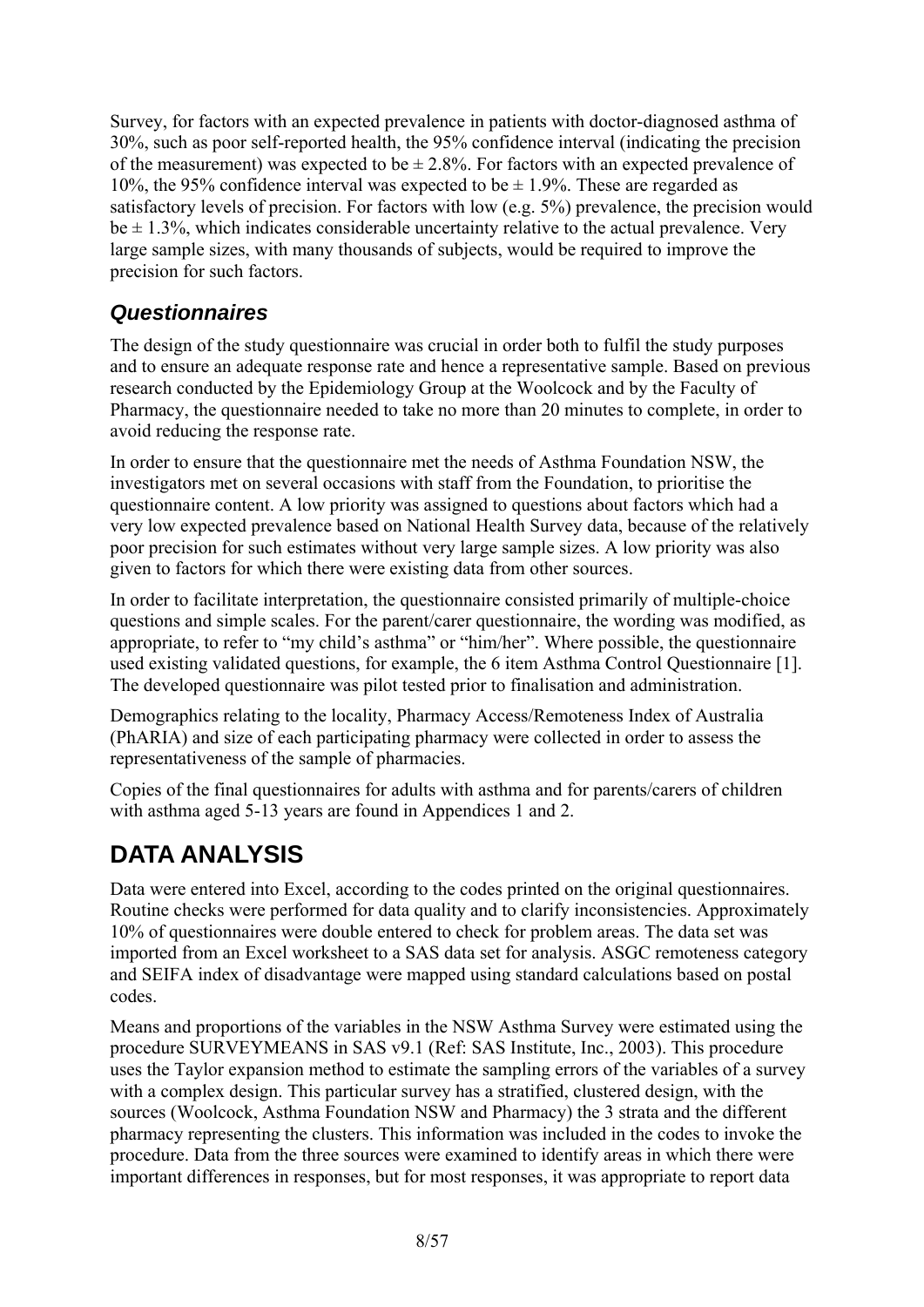Survey, for factors with an expected prevalence in patients with doctor-diagnosed asthma of 30%, such as poor self-reported health, the 95% confidence interval (indicating the precision of the measurement) was expected to be ± 2.8%. For factors with an expected prevalence of 10%, the 95% confidence interval was expected to be ± 1.9%. These are regarded as satisfactory levels of precision. For factors with low (e.g. 5%) prevalence, the precision would be ± 1.3%, which indicates considerable uncertainty relative to the actual prevalence. Very large sample sizes, with many thousands of subjects, would be required to improve the precision for such factors.

### *Questionnaires*

The design of the study questionnaire was crucial in order both to fulfil the study purposes and to ensure an adequate response rate and hence a representative sample. Based on previous research conducted by the Epidemiology Group at the Woolcock and by the Faculty of Pharmacy, the questionnaire needed to take no more than 20 minutes to complete, in order to avoid reducing the response rate.

In order to ensure that the questionnaire met the needs of Asthma Foundation NSW, the investigators met on several occasions with staff from the Foundation, to prioritise the questionnaire content. A low priority was assigned to questions about factors which had a very low expected prevalence based on National Health Survey data, because of the relatively poor precision for such estimates without very large sample sizes. A low priority was also given to factors for which there were existing data from other sources.

In order to facilitate interpretation, the questionnaire consisted primarily of multiple-choice questions and simple scales. For the parent/carer questionnaire, the wording was modified, as appropriate, to refer to "my child's asthma" or "him/her". Where possible, the questionnaire used existing validated questions, for example, the 6 item Asthma Control Questionnaire [1]. The developed questionnaire was pilot tested prior to finalisation and administration.

Demographics relating to the locality, Pharmacy Access/Remoteness Index of Australia (PhARIA) and size of each participating pharmacy were collected in order to assess the representativeness of the sample of pharmacies.

Copies of the final questionnaires for adults with asthma and for parents/carers of children with asthma aged 5-13 years are found in Appendices 1 and 2.

## DATA ANALYSIS

Data were entered into Excel, according to the codes printed on the original questionnaires. Routine checks were performed for data quality and to clarify inconsistencies. Approximately 10% of questionnaires were double entered to check for problem areas. The data set was imported from an Excel worksheet to a SAS data set for analysis. ASGC remoteness category and SEIFA index of disadvantage were mapped using standard calculations based on postal codes.

Means and proportions of the variables in the NSW Asthma Survey were estimated using the procedure SURVEYMEANS in SAS v9.1 (Ref: SAS Institute, Inc., 2003). This procedure uses the Taylor expansion method to estimate the sampling errors of the variables of a survey with a complex design. This particular survey has a stratified, clustered design, with the sources (Woolcock, Asthma Foundation NSW and Pharmacy) the 3 strata and the different pharmacy representing the clusters. This information was included in the codes to invoke the procedure. Data from the three sources were examined to identify areas in which there were important differences in responses, but for most responses, it was appropriate to report data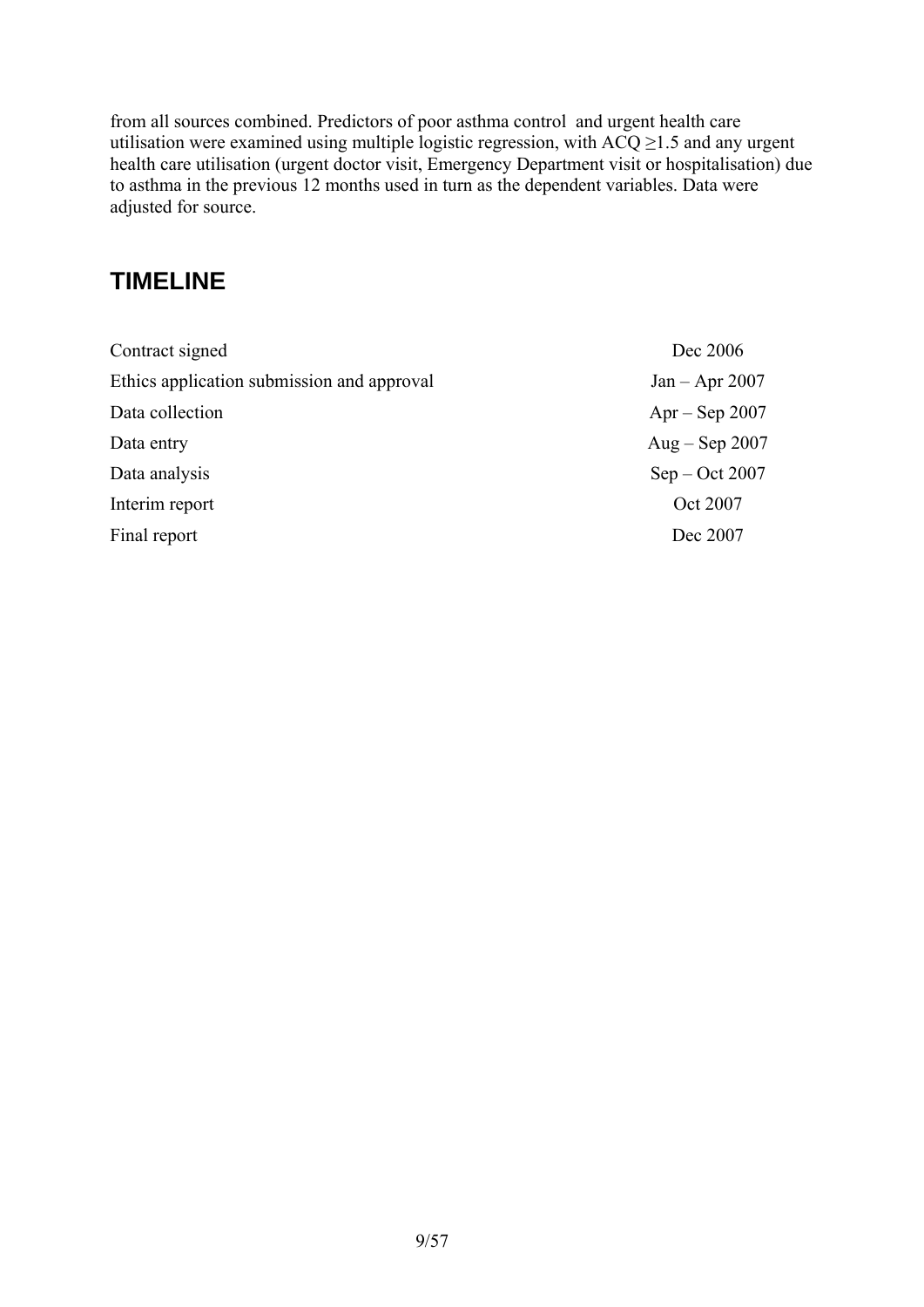from all sources combined. Predictors of poor asthma control and urgent health care utilisation were examined using multiple logistic regression, with ACQ $\geq$1.5 and any urgent health care utilisation (urgent doctor visit, Emergency Department visit or hospitalisation) due to asthma in the previous 12 months used in turn as the dependent variables. Data were adjusted for source.

## TIMELINE

| | |
|---|---|
| Contract signed | Dec 2006 |
| Ethics application submission and approval | Jan – Apr 2007 |
| Data collection | Apr – Sep 2007 |
| Data entry | Aug – Sep 2007 |
| Data analysis | Sep – Oct 2007 |
| Interim report | Oct 2007 |
| Final report | Dec 2007 |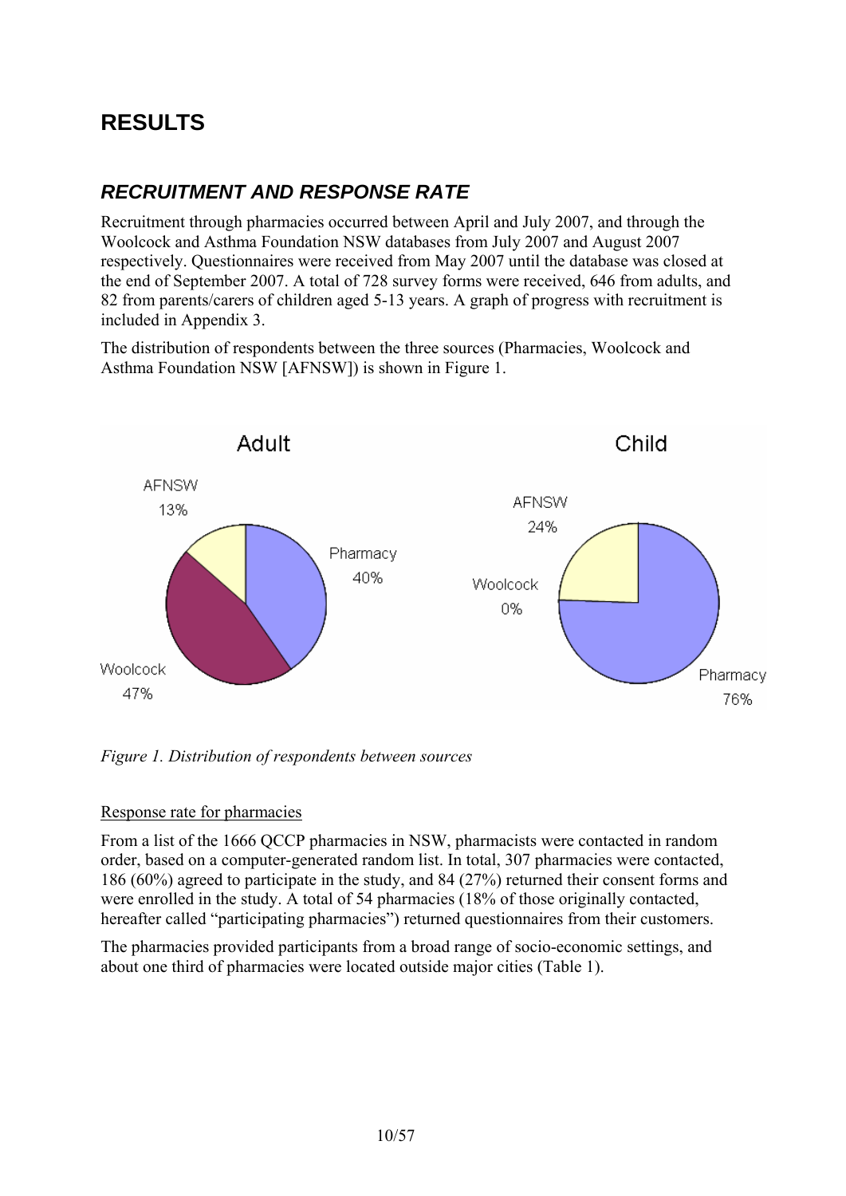# RESULTS

## *RECRUITMENT AND RESPONSE RATE*

Recruitment through pharmacies occurred between April and July 2007, and through the Woolcock and Asthma Foundation NSW databases from July 2007 and August 2007 respectively. Questionnaires were received from May 2007 until the database was closed at the end of September 2007. A total of 728 survey forms were received, 646 from adults, and 82 from parents/carers of children aged 5-13 years. A graph of progress with recruitment is included in Appendix 3.

The distribution of respondents between the three sources (Pharmacies, Woolcock and Asthma Foundation NSW [AFNSW]) is shown in Figure 1.

Adult: AFNSW 13%, Pharmacy 40%, Woolcock 47%

Child: AFNSW 24%, Woolcock 0%, Pharmacy 76%

*Figure 1. Distribution of respondents between sources*

<u>Response rate for pharmacies</u>

From a list of the 1666 QCCP pharmacies in NSW, pharmacists were contacted in random order, based on a computer-generated random list. In total, 307 pharmacies were contacted, 186 (60%) agreed to participate in the study, and 84 (27%) returned their consent forms and were enrolled in the study. A total of 54 pharmacies (18% of those originally contacted, hereafter called "participating pharmacies") returned questionnaires from their customers.

The pharmacies provided participants from a broad range of socio-economic settings, and about one third of pharmacies were located outside major cities (Table 1).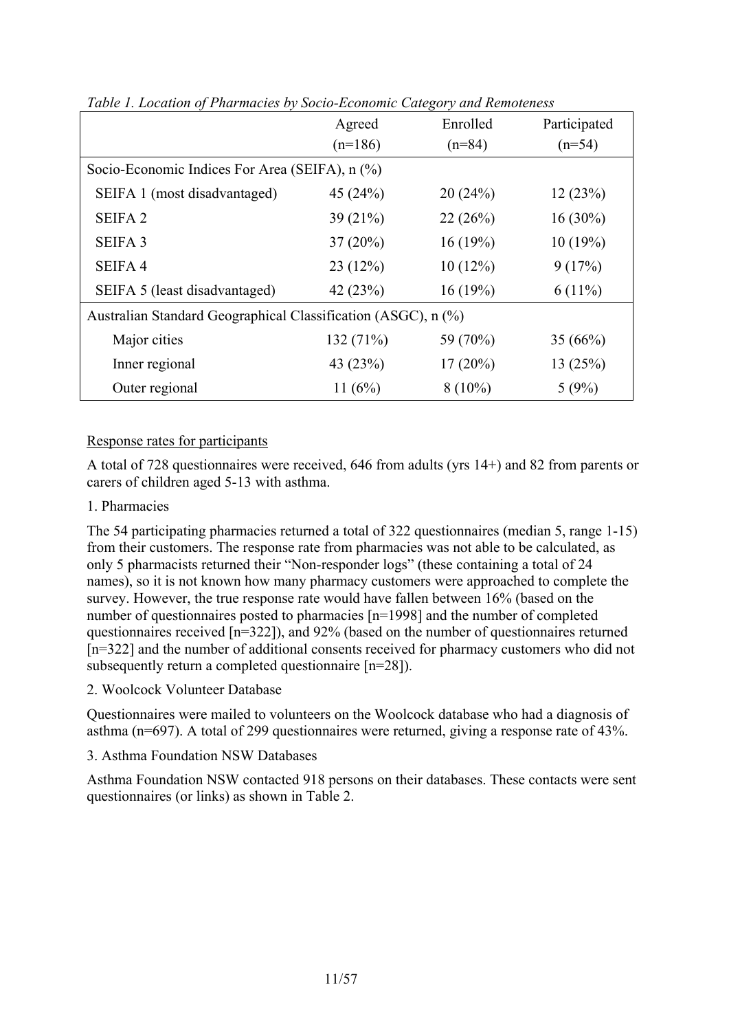*Table 1. Location of Pharmacies by Socio-Economic Category and Remoteness*

| | Agreed (n=186) | Enrolled (n=84) | Participated (n=54) |
|---|---|---|---|
| Socio-Economic Indices For Area (SEIFA), n (%) | | | |
| SEIFA 1 (most disadvantaged) | 45 (24%) | 20 (24%) | 12 (23%) |
| SEIFA 2 | 39 (21%) | 22 (26%) | 16 (30%) |
| SEIFA 3 | 37 (20%) | 16 (19%) | 10 (19%) |
| SEIFA 4 | 23 (12%) | 10 (12%) | 9 (17%) |
| SEIFA 5 (least disadvantaged) | 42 (23%) | 16 (19%) | 6 (11%) |
| Australian Standard Geographical Classification (ASGC), n (%) | | | |
| Major cities | 132 (71%) | 59 (70%) | 35 (66%) |
| Inner regional | 43 (23%) | 17 (20%) | 13 (25%) |
| Outer regional | 11 (6%) | 8 (10%) | 5 (9%) |

<u>Response rates for participants</u>

A total of 728 questionnaires were received, 646 from adults (yrs 14+) and 82 from parents or carers of children aged 5-13 with asthma.

1. Pharmacies

The 54 participating pharmacies returned a total of 322 questionnaires (median 5, range 1-15) from their customers. The response rate from pharmacies was not able to be calculated, as only 5 pharmacists returned their "Non-responder logs" (these containing a total of 24 names), so it is not known how many pharmacy customers were approached to complete the survey. However, the true response rate would have fallen between 16% (based on the number of questionnaires posted to pharmacies [n=1998] and the number of completed questionnaires received [n=322]), and 92% (based on the number of questionnaires returned [n=322] and the number of additional consents received for pharmacy customers who did not subsequently return a completed questionnaire [n=28]).

2. Woolcock Volunteer Database

Questionnaires were mailed to volunteers on the Woolcock database who had a diagnosis of asthma (n=697). A total of 299 questionnaires were returned, giving a response rate of 43%.

3. Asthma Foundation NSW Databases

Asthma Foundation NSW contacted 918 persons on their databases. These contacts were sent questionnaires (or links) as shown in Table 2.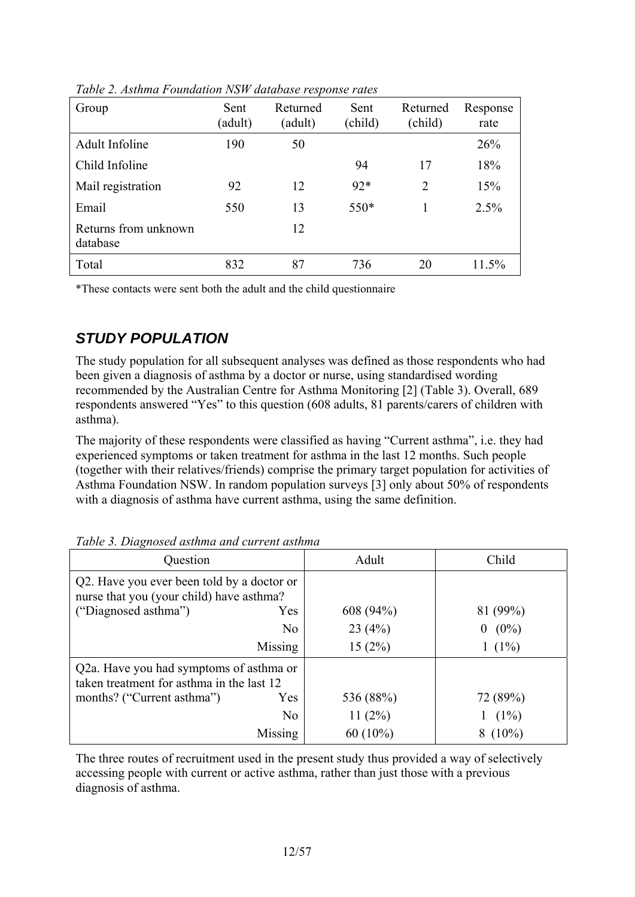*Table 2. Asthma Foundation NSW database response rates*

| Group | Sent (adult) | Returned (adult) | Sent (child) | Returned (child) | Response rate |
|---|---|---|---|---|---|
| Adult Infoline | 190 | 50 | | | 26% |
| Child Infoline | | | 94 | 17 | 18% |
| Mail registration | 92 | 12 | 92* | 2 | 15% |
| Email | 550 | 13 | 550* | 1 | 2.5% |
| Returns from unknown database | | 12 | | | |
| Total | 832 | 87 | 736 | 20 | 11.5% |

*These contacts were sent both the adult and the child questionnaire

## *STUDY POPULATION*

The study population for all subsequent analyses was defined as those respondents who had been given a diagnosis of asthma by a doctor or nurse, using standardised wording recommended by the Australian Centre for Asthma Monitoring [2] (Table 3). Overall, 689 respondents answered "Yes" to this question (608 adults, 81 parents/carers of children with asthma).

The majority of these respondents were classified as having "Current asthma", i.e. they had experienced symptoms or taken treatment for asthma in the last 12 months. Such people (together with their relatives/friends) comprise the primary target population for activities of Asthma Foundation NSW. In random population surveys [3] only about 50% of respondents with a diagnosis of asthma have current asthma, using the same definition.

*Table 3. Diagnosed asthma and current asthma*

| Question | | Adult | Child |
|---|---|---|---|
| Q2. Have you ever been told by a doctor or nurse that you (your child) have asthma? ("Diagnosed asthma") | Yes | 608 (94%) | 81 (99%) |
| | No | 23 (4%) | 0 (0%) |
| | Missing | 15 (2%) | 1 (1%) |
| Q2a. Have you had symptoms of asthma or taken treatment for asthma in the last 12 months? ("Current asthma") | Yes | 536 (88%) | 72 (89%) |
| | No | 11 (2%) | 1 (1%) |
| | Missing | 60 (10%) | 8 (10%) |

The three routes of recruitment used in the present study thus provided a way of selectively accessing people with current or active asthma, rather than just those with a previous diagnosis of asthma.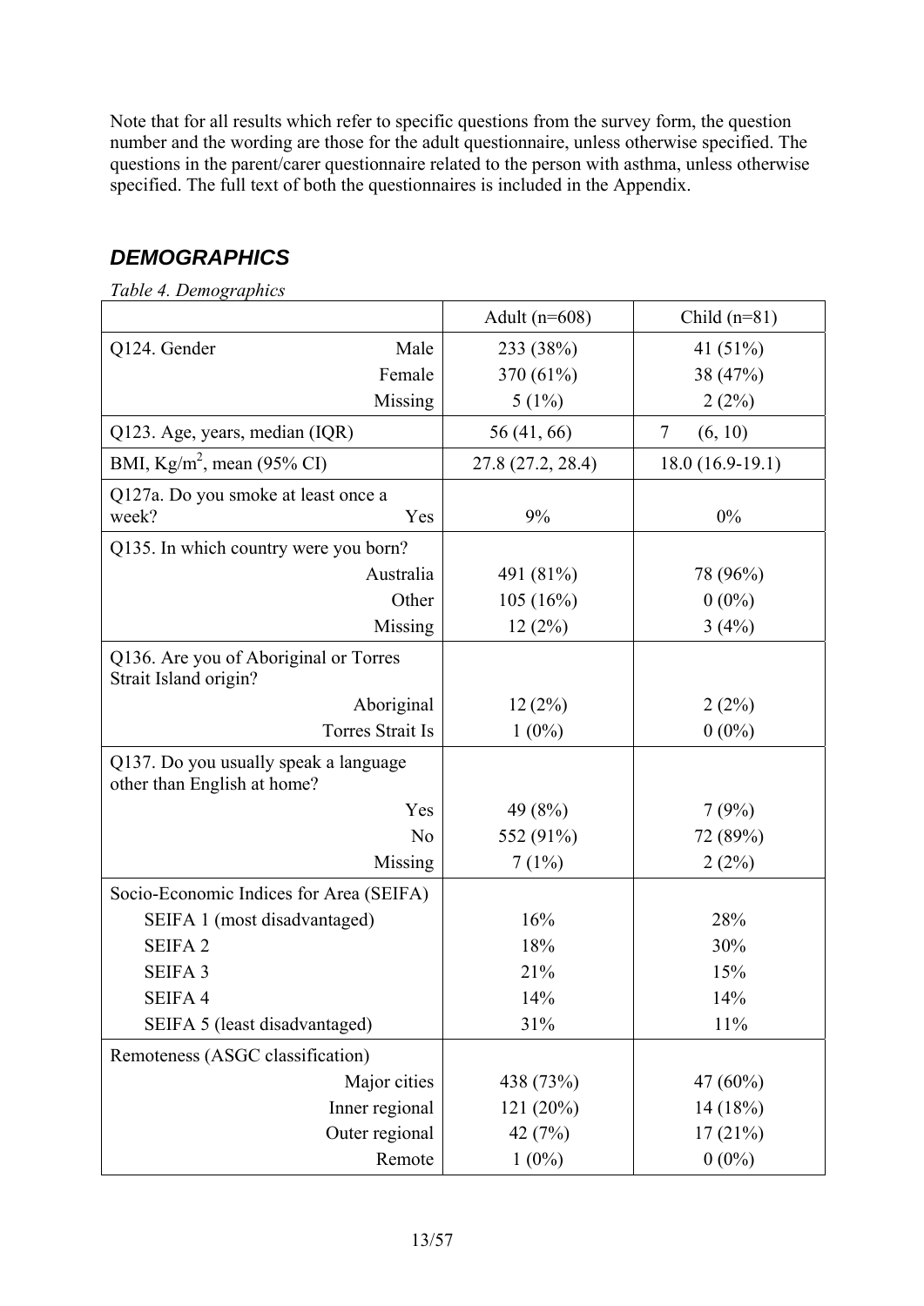Note that for all results which refer to specific questions from the survey form, the question number and the wording are those for the adult questionnaire, unless otherwise specified. The questions in the parent/carer questionnaire related to the person with asthma, unless otherwise specified. The full text of both the questionnaires is included in the Appendix.

## *DEMOGRAPHICS*

*Table 4. Demographics*

| | | Adult (n=608) | Child (n=81) |
|---|---|---|---|
| Q124. Gender | Male | 233 (38%) | 41 (51%) |
| | Female | 370 (61%) | 38 (47%) |
| | Missing | 5 (1%) | 2 (2%) |
| Q123. Age, years, median (IQR) | | 56 (41, 66) | 7 (6, 10) |
| BMI, Kg/m$^2$, mean (95% CI) | | 27.8 (27.2, 28.4) | 18.0 (16.9-19.1) |
| Q127a. Do you smoke at least once a week? | Yes | 9% | 0% |
| Q135. In which country were you born? | Australia | 491 (81%) | 78 (96%) |
| | Other | 105 (16%) | 0 (0%) |
| | Missing | 12 (2%) | 3 (4%) |
| Q136. Are you of Aboriginal or Torres Strait Island origin? | Aboriginal | 12 (2%) | 2 (2%) |
| | Torres Strait Is | 1 (0%) | 0 (0%) |
| Q137. Do you usually speak a language other than English at home? | Yes | 49 (8%) | 7 (9%) |
| | No | 552 (91%) | 72 (89%) |
| | Missing | 7 (1%) | 2 (2%) |
| Socio-Economic Indices for Area (SEIFA) | | | |
| SEIFA 1 (most disadvantaged) | | 16% | 28% |
| SEIFA 2 | | 18% | 30% |
| SEIFA 3 | | 21% | 15% |
| SEIFA 4 | | 14% | 14% |
| SEIFA 5 (least disadvantaged) | | 31% | 11% |
| Remoteness (ASGC classification) | Major cities | 438 (73%) | 47 (60%) |
| | Inner regional | 121 (20%) | 14 (18%) |
| | Outer regional | 42 (7%) | 17 (21%) |
| | Remote | 1 (0%) | 0 (0%) |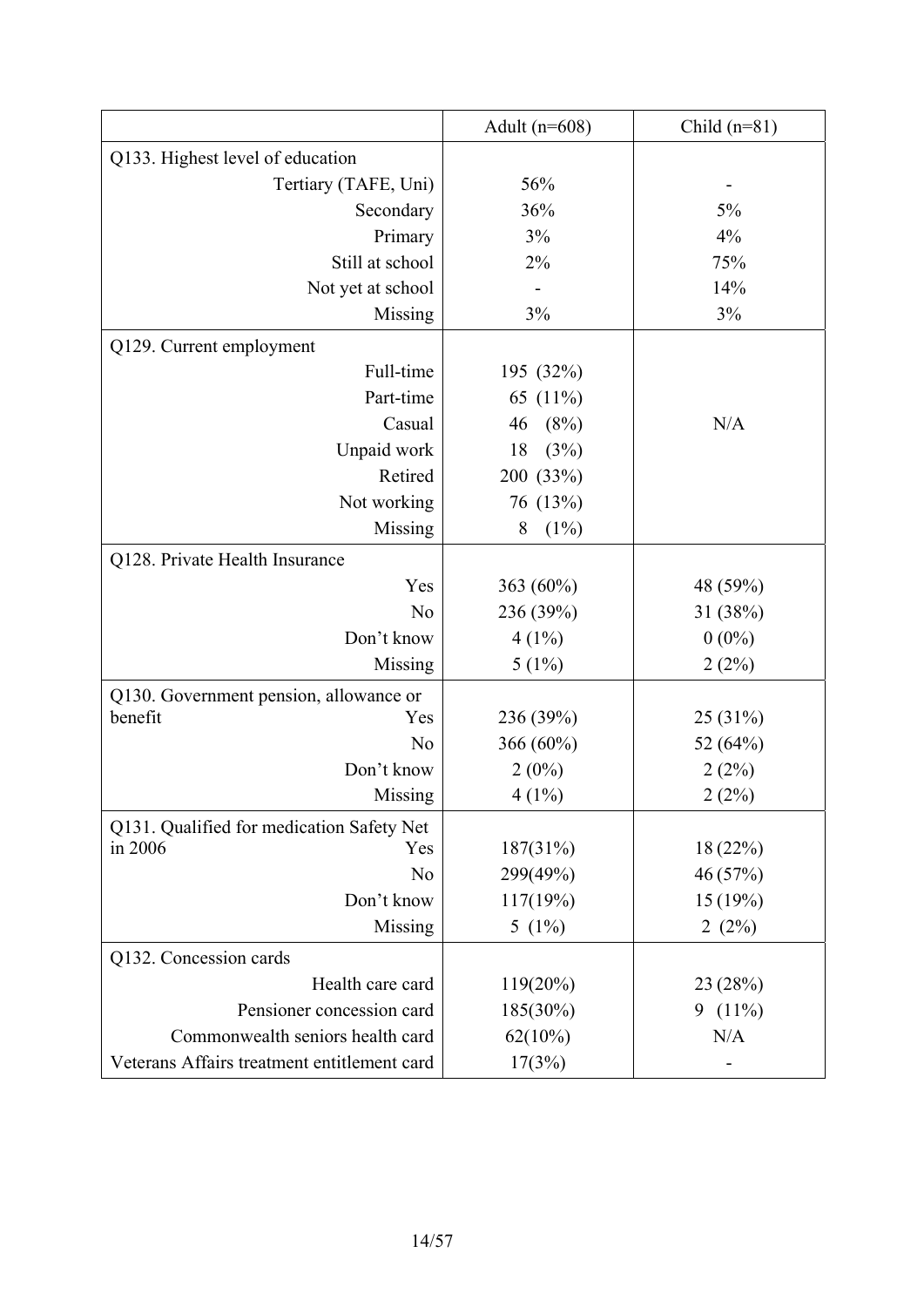| | Adult (n=608) | Child (n=81) |
|---|---|---|
| Q133. Highest level of education | | |
| Tertiary (TAFE, Uni) | 56% | - |
| Secondary | 36% | 5% |
| Primary | 3% | 4% |
| Still at school | 2% | 75% |
| Not yet at school | - | 14% |
| Missing | 3% | 3% |
| Q129. Current employment | | |
| Full-time | 195 (32%) | N/A |
| Part-time | 65 (11%) | |
| Casual | 46 (8%) | |
| Unpaid work | 18 (3%) | |
| Retired | 200 (33%) | |
| Not working | 76 (13%) | |
| Missing | 8 (1%) | |
| Q128. Private Health Insurance | | |
| Yes | 363 (60%) | 48 (59%) |
| No | 236 (39%) | 31 (38%) |
| Don't know | 4 (1%) | 0 (0%) |
| Missing | 5 (1%) | 2 (2%) |
| Q130. Government pension, allowance or benefit | | |
| Yes | 236 (39%) | 25 (31%) |
| No | 366 (60%) | 52 (64%) |
| Don't know | 2 (0%) | 2 (2%) |
| Missing | 4 (1%) | 2 (2%) |
| Q131. Qualified for medication Safety Net in 2006 | | |
| Yes | 187(31%) | 18 (22%) |
| No | 299(49%) | 46 (57%) |
| Don't know | 117(19%) | 15 (19%) |
| Missing | 5 (1%) | 2 (2%) |
| Q132. Concession cards | | |
| Health care card | 119(20%) | 23 (28%) |
| Pensioner concession card | 185(30%) | 9 (11%) |
| Commonwealth seniors health card | 62(10%) | N/A |
| Veterans Affairs treatment entitlement card | 17(3%) | - |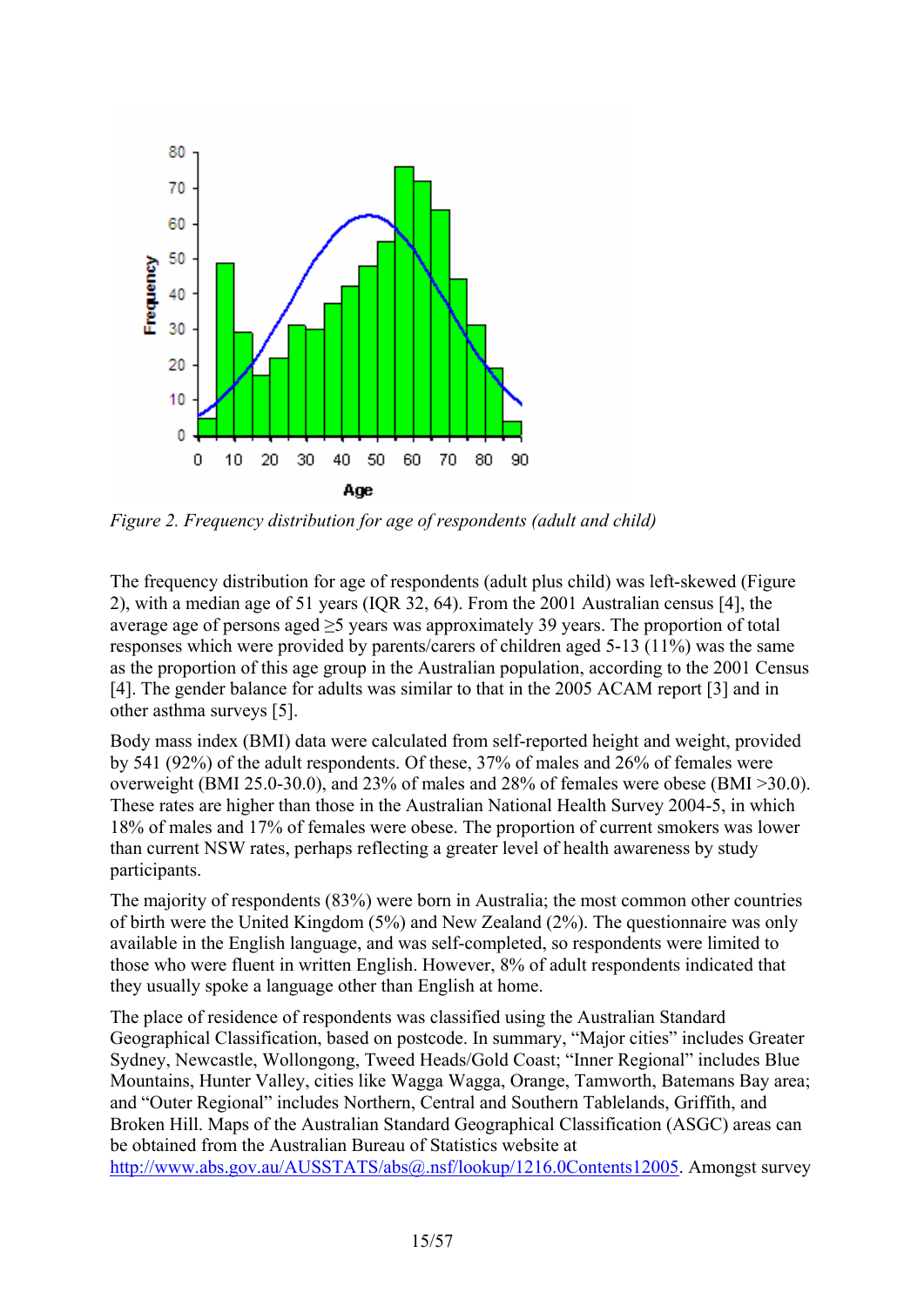*Figure 2. Frequency distribution for age of respondents (adult and child)*

The frequency distribution for age of respondents (adult plus child) was left-skewed (Figure 2), with a median age of 51 years (IQR 32, 64). From the 2001 Australian census [4], the average age of persons aged ≥5 years was approximately 39 years. The proportion of total responses which were provided by parents/carers of children aged 5-13 (11%) was the same as the proportion of this age group in the Australian population, according to the 2001 Census [4]. The gender balance for adults was similar to that in the 2005 ACAM report [3] and in other asthma surveys [5].

Body mass index (BMI) data were calculated from self-reported height and weight, provided by 541 (92%) of the adult respondents. Of these, 37% of males and 26% of females were overweight (BMI 25.0-30.0), and 23% of males and 28% of females were obese (BMI >30.0). These rates are higher than those in the Australian National Health Survey 2004-5, in which 18% of males and 17% of females were obese. The proportion of current smokers was lower than current NSW rates, perhaps reflecting a greater level of health awareness by study participants.

The majority of respondents (83%) were born in Australia; the most common other countries of birth were the United Kingdom (5%) and New Zealand (2%). The questionnaire was only available in the English language, and was self-completed, so respondents were limited to those who were fluent in written English. However, 8% of adult respondents indicated that they usually spoke a language other than English at home.

The place of residence of respondents was classified using the Australian Standard Geographical Classification, based on postcode. In summary, "Major cities" includes Greater Sydney, Newcastle, Wollongong, Tweed Heads/Gold Coast; "Inner Regional" includes Blue Mountains, Hunter Valley, cities like Wagga Wagga, Orange, Tamworth, Batemans Bay area; and "Outer Regional" includes Northern, Central and Southern Tablelands, Griffith, and Broken Hill. Maps of the Australian Standard Geographical Classification (ASGC) areas can be obtained from the Australian Bureau of Statistics website at http://www.abs.gov.au/AUSSTATS/abs@.nsf/lookup/1216.0Contents12005. Amongst survey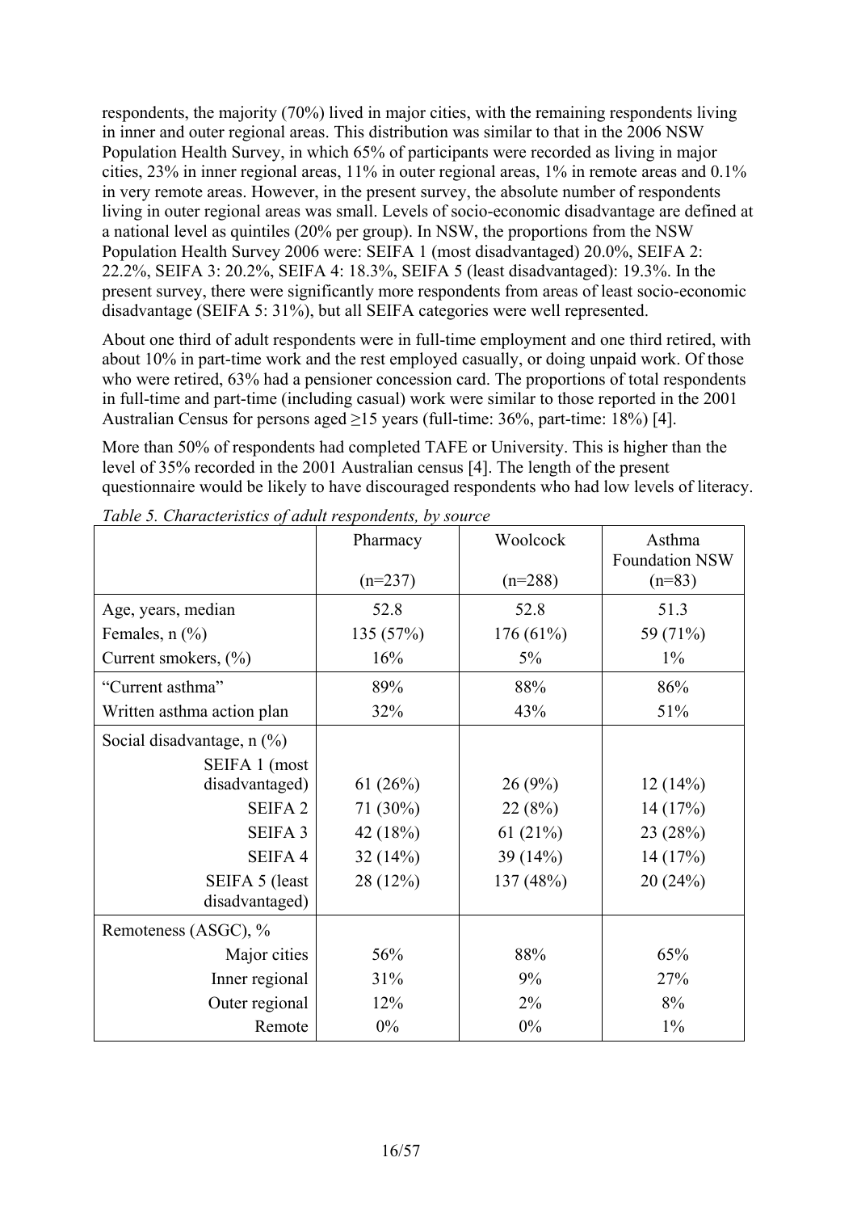respondents, the majority (70%) lived in major cities, with the remaining respondents living in inner and outer regional areas. This distribution was similar to that in the 2006 NSW Population Health Survey, in which 65% of participants were recorded as living in major cities, 23% in inner regional areas, 11% in outer regional areas, 1% in remote areas and 0.1% in very remote areas. However, in the present survey, the absolute number of respondents living in outer regional areas was small. Levels of socio-economic disadvantage are defined at a national level as quintiles (20% per group). In NSW, the proportions from the NSW Population Health Survey 2006 were: SEIFA 1 (most disadvantaged) 20.0%, SEIFA 2: 22.2%, SEIFA 3: 20.2%, SEIFA 4: 18.3%, SEIFA 5 (least disadvantaged): 19.3%. In the present survey, there were significantly more respondents from areas of least socio-economic disadvantage (SEIFA 5: 31%), but all SEIFA categories were well represented.

About one third of adult respondents were in full-time employment and one third retired, with about 10% in part-time work and the rest employed casually, or doing unpaid work. Of those who were retired, 63% had a pensioner concession card. The proportions of total respondents in full-time and part-time (including casual) work were similar to those reported in the 2001 Australian Census for persons aged ≥15 years (full-time: 36%, part-time: 18%) [4].

More than 50% of respondents had completed TAFE or University. This is higher than the level of 35% recorded in the 2001 Australian census [4]. The length of the present questionnaire would be likely to have discouraged respondents who had low levels of literacy.

*Table 5. Characteristics of adult respondents, by source*

| | Pharmacy (n=237) | Woolcock (n=288) | Asthma Foundation NSW (n=83) |
|---|---|---|---|
| Age, years, median | 52.8 | 52.8 | 51.3 |
| Females, n (%) | 135 (57%) | 176 (61%) | 59 (71%) |
| Current smokers, (%) | 16% | 5% | 1% |
| "Current asthma" | 89% | 88% | 86% |
| Written asthma action plan | 32% | 43% | 51% |
| Social disadvantage, n (%) | | | |
| SEIFA 1 (most disadvantaged) | 61 (26%) | 26 (9%) | 12 (14%) |
| SEIFA 2 | 71 (30%) | 22 (8%) | 14 (17%) |
| SEIFA 3 | 42 (18%) | 61 (21%) | 23 (28%) |
| SEIFA 4 | 32 (14%) | 39 (14%) | 14 (17%) |
| SEIFA 5 (least disadvantaged) | 28 (12%) | 137 (48%) | 20 (24%) |
| Remoteness (ASGC), % | | | |
| Major cities | 56% | 88% | 65% |
| Inner regional | 31% | 9% | 27% |
| Outer regional | 12% | 2% | 8% |
| Remote | 0% | 0% | 1% |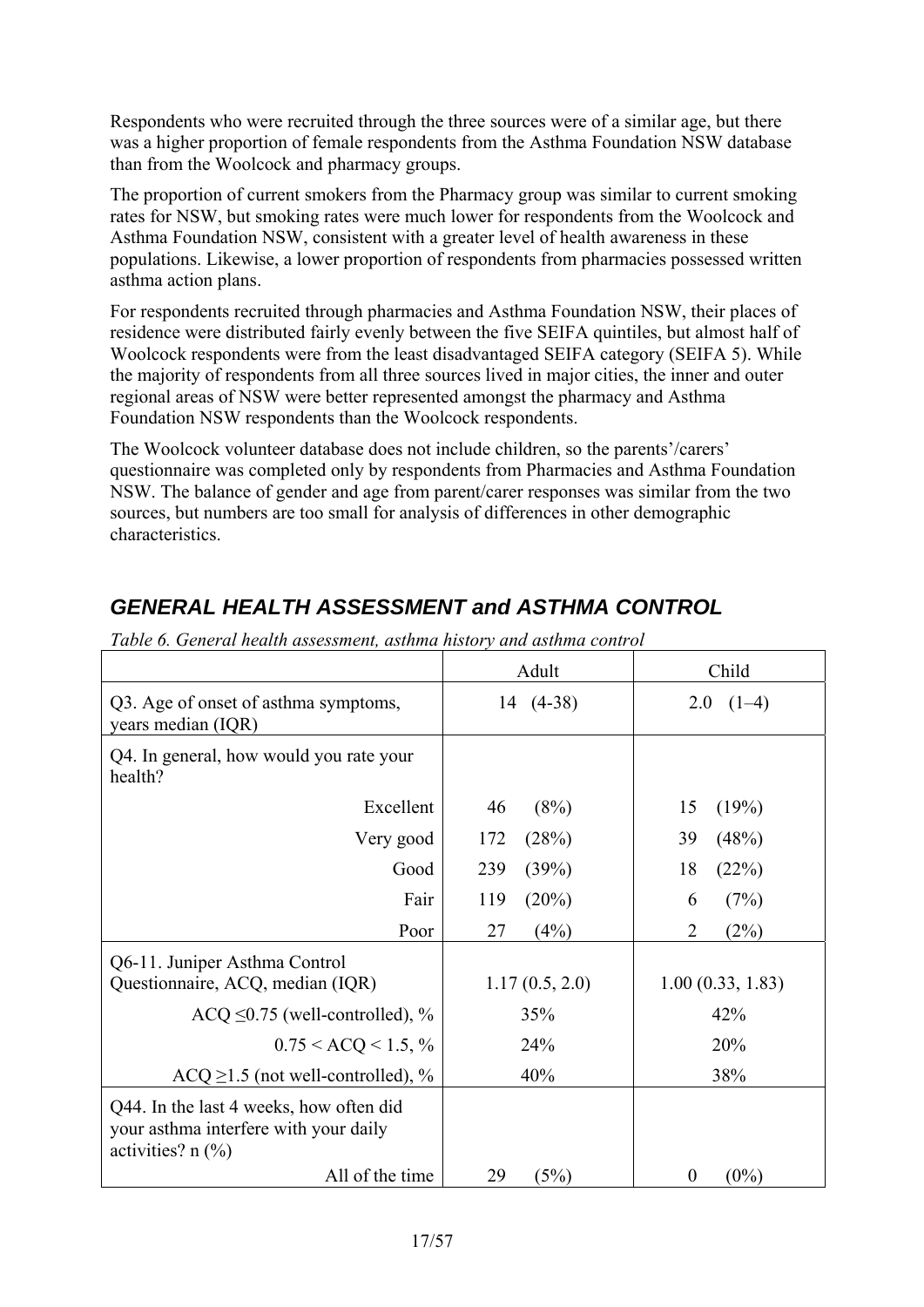Respondents who were recruited through the three sources were of a similar age, but there was a higher proportion of female respondents from the Asthma Foundation NSW database than from the Woolcock and pharmacy groups.

The proportion of current smokers from the Pharmacy group was similar to current smoking rates for NSW, but smoking rates were much lower for respondents from the Woolcock and Asthma Foundation NSW, consistent with a greater level of health awareness in these populations. Likewise, a lower proportion of respondents from pharmacies possessed written asthma action plans.

For respondents recruited through pharmacies and Asthma Foundation NSW, their places of residence were distributed fairly evenly between the five SEIFA quintiles, but almost half of Woolcock respondents were from the least disadvantaged SEIFA category (SEIFA 5). While the majority of respondents from all three sources lived in major cities, the inner and outer regional areas of NSW were better represented amongst the pharmacy and Asthma Foundation NSW respondents than the Woolcock respondents.

The Woolcock volunteer database does not include children, so the parents'/carers' questionnaire was completed only by respondents from Pharmacies and Asthma Foundation NSW. The balance of gender and age from parent/carer responses was similar from the two sources, but numbers are too small for analysis of differences in other demographic characteristics.

## *GENERAL HEALTH ASSESSMENT and ASTHMA CONTROL*

*Table 6. General health assessment, asthma history and asthma control*

| | Adult | Child |
|---|---|---|
| Q3. Age of onset of asthma symptoms, years median (IQR) | 14 (4-38) | 2.0 (1–4) |
| Q4. In general, how would you rate your health? | | |
| Excellent | 46 (8%) | 15 (19%) |
| Very good | 172 (28%) | 39 (48%) |
| Good | 239 (39%) | 18 (22%) |
| Fair | 119 (20%) | 6 (7%) |
| Poor | 27 (4%) | 2 (2%) |
| Q6-11. Juniper Asthma Control Questionnaire, ACQ, median (IQR) | 1.17 (0.5, 2.0) | 1.00 (0.33, 1.83) |
| ACQ ≤0.75 (well-controlled), % | 35% | 42% |
| 0.75 < ACQ < 1.5, % | 24% | 20% |
| ACQ ≥1.5 (not well-controlled), % | 40% | 38% |
| Q44. In the last 4 weeks, how often did your asthma interfere with your daily activities? n (%) | | |
| All of the time | 29 (5%) | 0 (0%) |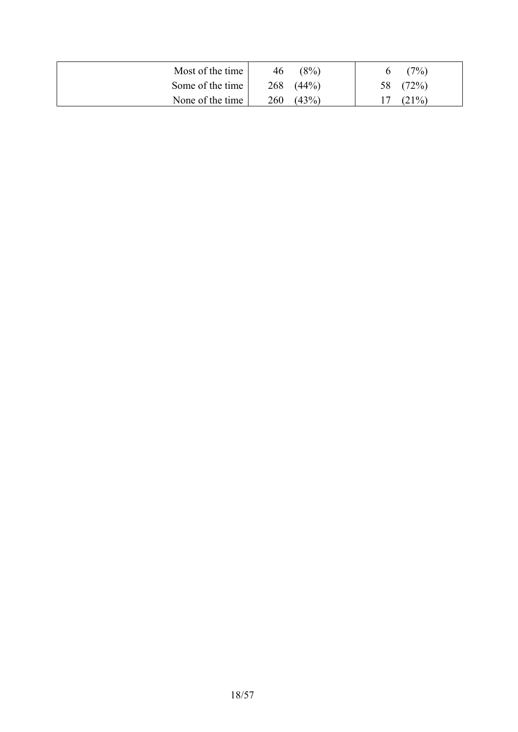| | | |
|---|---|---|
| Most of the time | 46 (8%) | 6 (7%) |
| Some of the time | 268 (44%) | 58 (72%) |
| None of the time | 260 (43%) | 17 (21%) |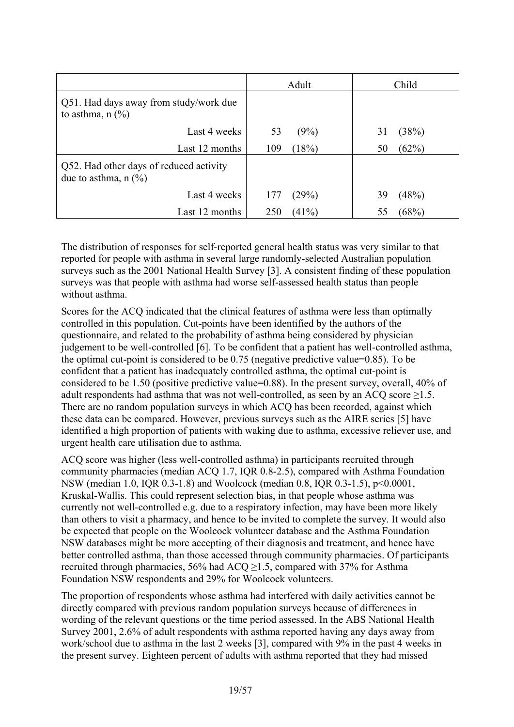| | Adult | Child |
|---|---|---|
| Q51. Had days away from study/work due to asthma, n (%) | | |
| Last 4 weeks | 53 (9%) | 31 (38%) |
| Last 12 months | 109 (18%) | 50 (62%) |
| Q52. Had other days of reduced activity due to asthma, n (%) | | |
| Last 4 weeks | 177 (29%) | 39 (48%) |
| Last 12 months | 250 (41%) | 55 (68%) |

The distribution of responses for self-reported general health status was very similar to that reported for people with asthma in several large randomly-selected Australian population surveys such as the 2001 National Health Survey [3]. A consistent finding of these population surveys was that people with asthma had worse self-assessed health status than people without asthma.

Scores for the ACQ indicated that the clinical features of asthma were less than optimally controlled in this population. Cut-points have been identified by the authors of the questionnaire, and related to the probability of asthma being considered by physician judgement to be well-controlled [6]. To be confident that a patient has well-controlled asthma, the optimal cut-point is considered to be 0.75 (negative predictive value=0.85). To be confident that a patient has inadequately controlled asthma, the optimal cut-point is considered to be 1.50 (positive predictive value=0.88). In the present survey, overall, 40% of adult respondents had asthma that was not well-controlled, as seen by an ACQ score $\geq 1.5$. There are no random population surveys in which ACQ has been recorded, against which these data can be compared. However, previous surveys such as the AIRE series [5] have identified a high proportion of patients with waking due to asthma, excessive reliever use, and urgent health care utilisation due to asthma.

ACQ score was higher (less well-controlled asthma) in participants recruited through community pharmacies (median ACQ 1.7, IQR 0.8-2.5), compared with Asthma Foundation NSW (median 1.0, IQR 0.3-1.8) and Woolcock (median 0.8, IQR 0.3-1.5), $p<0.0001$, Kruskal-Wallis. This could represent selection bias, in that people whose asthma was currently not well-controlled e.g. due to a respiratory infection, may have been more likely than others to visit a pharmacy, and hence to be invited to complete the survey. It would also be expected that people on the Woolcock volunteer database and the Asthma Foundation NSW databases might be more accepting of their diagnosis and treatment, and hence have better controlled asthma, than those accessed through community pharmacies. Of participants recruited through pharmacies, 56% had ACQ $\geq 1.5$, compared with 37% for Asthma Foundation NSW respondents and 29% for Woolcock volunteers.

The proportion of respondents whose asthma had interfered with daily activities cannot be directly compared with previous random population surveys because of differences in wording of the relevant questions or the time period assessed. In the ABS National Health Survey 2001, 2.6% of adult respondents with asthma reported having any days away from work/school due to asthma in the last 2 weeks [3], compared with 9% in the past 4 weeks in the present survey. Eighteen percent of adults with asthma reported that they had missed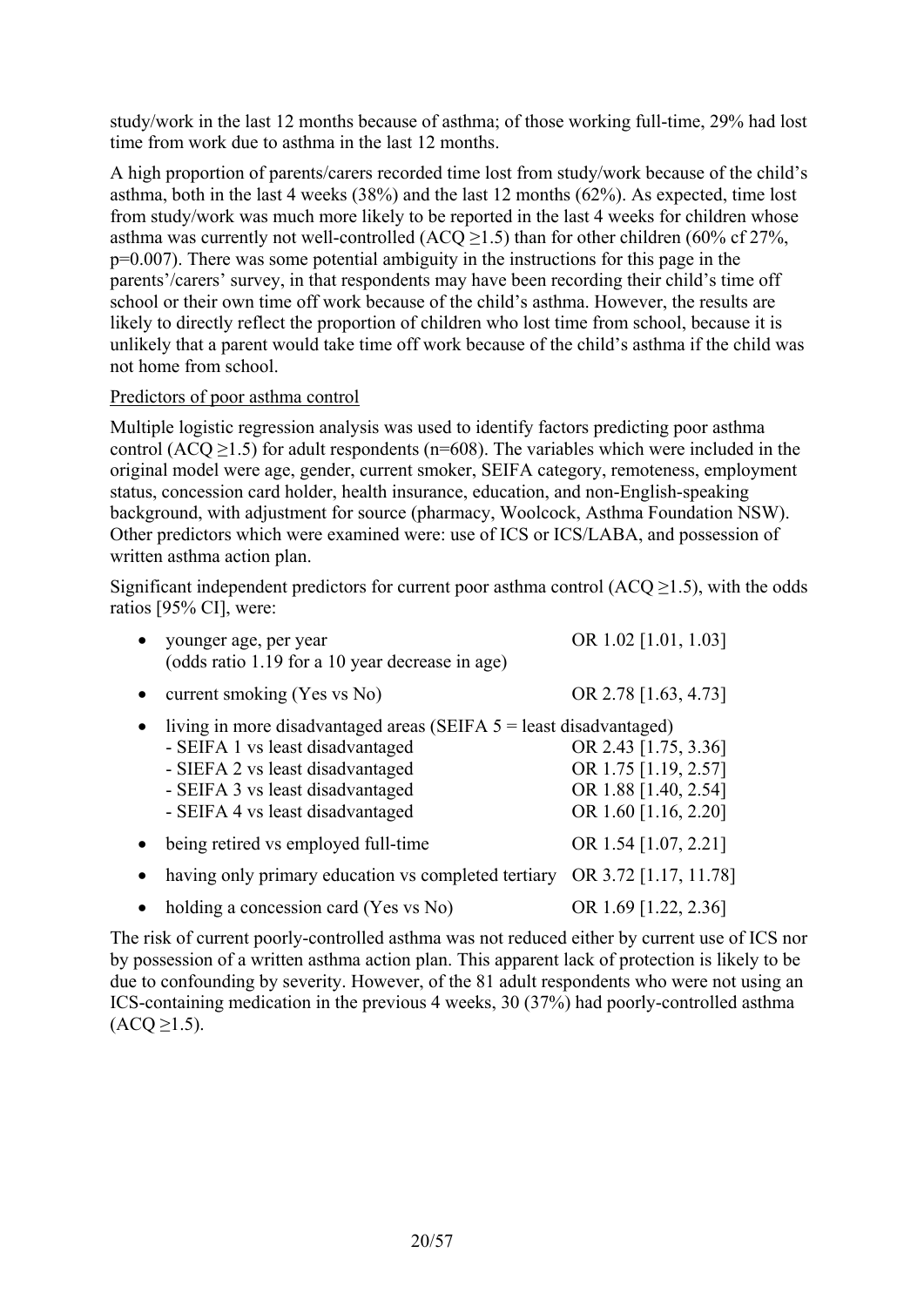study/work in the last 12 months because of asthma; of those working full-time, 29% had lost time from work due to asthma in the last 12 months.

A high proportion of parents/carers recorded time lost from study/work because of the child's asthma, both in the last 4 weeks (38%) and the last 12 months (62%). As expected, time lost from study/work was much more likely to be reported in the last 4 weeks for children whose asthma was currently not well-controlled (ACQ ≥1.5) than for other children (60% cf 27%, p=0.007). There was some potential ambiguity in the instructions for this page in the parents'/carers' survey, in that respondents may have been recording their child's time off school or their own time off work because of the child's asthma. However, the results are likely to directly reflect the proportion of children who lost time from school, because it is unlikely that a parent would take time off work because of the child's asthma if the child was not home from school.

<u>Predictors of poor asthma control</u>

Multiple logistic regression analysis was used to identify factors predicting poor asthma control (ACQ ≥1.5) for adult respondents (n=608). The variables which were included in the original model were age, gender, current smoker, SEIFA category, remoteness, employment status, concession card holder, health insurance, education, and non-English-speaking background, with adjustment for source (pharmacy, Woolcock, Asthma Foundation NSW). Other predictors which were examined were: use of ICS or ICS/LABA, and possession of written asthma action plan.

Significant independent predictors for current poor asthma control (ACQ ≥1.5), with the odds ratios [95% CI], were:

- younger age, per year — OR 1.02 [1.01, 1.03]
  (odds ratio 1.19 for a 10 year decrease in age)
- current smoking (Yes vs No) — OR 2.78 [1.63, 4.73]
- living in more disadvantaged areas (SEIFA 5 = least disadvantaged)
  - SEIFA 1 vs least disadvantaged — OR 2.43 [1.75, 3.36]
  - SIEFA 2 vs least disadvantaged — OR 1.75 [1.19, 2.57]
  - SEIFA 3 vs least disadvantaged — OR 1.88 [1.40, 2.54]
  - SEIFA 4 vs least disadvantaged — OR 1.60 [1.16, 2.20]
- being retired vs employed full-time — OR 1.54 [1.07, 2.21]
- having only primary education vs completed tertiary — OR 3.72 [1.17, 11.78]
- holding a concession card (Yes vs No) — OR 1.69 [1.22, 2.36]

The risk of current poorly-controlled asthma was not reduced either by current use of ICS nor by possession of a written asthma action plan. This apparent lack of protection is likely to be due to confounding by severity. However, of the 81 adult respondents who were not using an ICS-containing medication in the previous 4 weeks, 30 (37%) had poorly-controlled asthma (ACQ ≥1.5).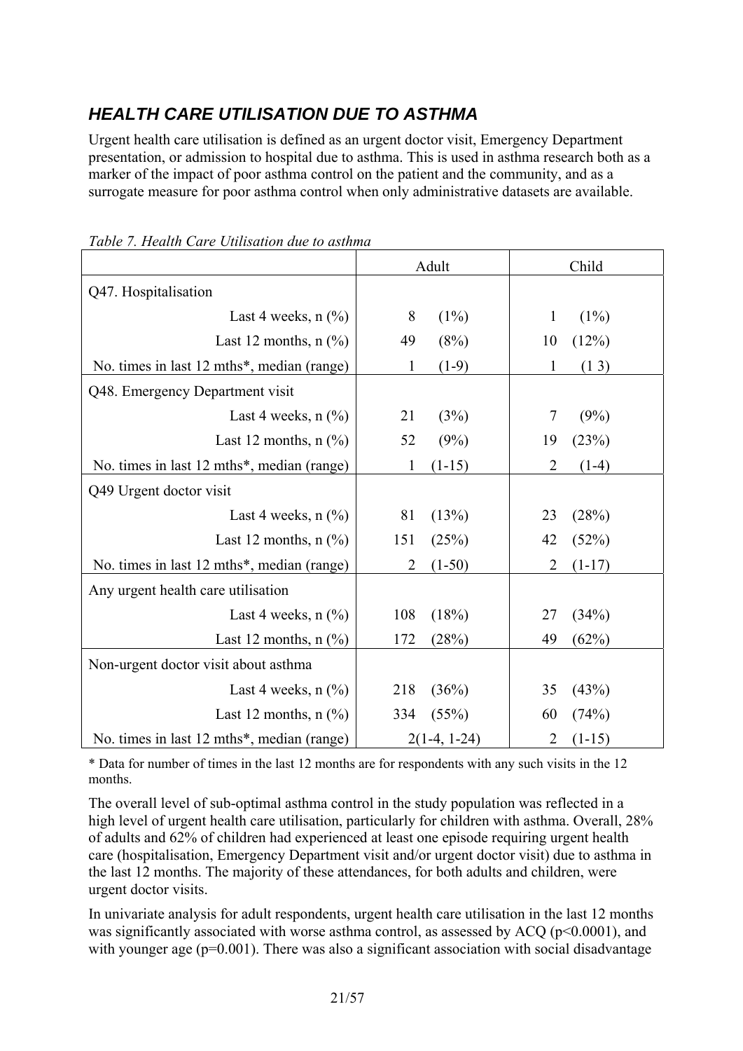## *HEALTH CARE UTILISATION DUE TO ASTHMA*

Urgent health care utilisation is defined as an urgent doctor visit, Emergency Department presentation, or admission to hospital due to asthma. This is used in asthma research both as a marker of the impact of poor asthma control on the patient and the community, and as a surrogate measure for poor asthma control when only administrative datasets are available.

*Table 7. Health Care Utilisation due to asthma*

| | Adult | Child |
|---|---|---|
| Q47. Hospitalisation | | |
| Last 4 weeks, n (%) | 8 (1%) | 1 (1%) |
| Last 12 months, n (%) | 49 (8%) | 10 (12%) |
| No. times in last 12 mths*, median (range) | 1 (1-9) | 1 (1 3) |
| Q48. Emergency Department visit | | |
| Last 4 weeks, n (%) | 21 (3%) | 7 (9%) |
| Last 12 months, n (%) | 52 (9%) | 19 (23%) |
| No. times in last 12 mths*, median (range) | 1 (1-15) | 2 (1-4) |
| Q49 Urgent doctor visit | | |
| Last 4 weeks, n (%) | 81 (13%) | 23 (28%) |
| Last 12 months, n (%) | 151 (25%) | 42 (52%) |
| No. times in last 12 mths*, median (range) | 2 (1-50) | 2 (1-17) |
| Any urgent health care utilisation | | |
| Last 4 weeks, n (%) | 108 (18%) | 27 (34%) |
| Last 12 months, n (%) | 172 (28%) | 49 (62%) |
| Non-urgent doctor visit about asthma | | |
| Last 4 weeks, n (%) | 218 (36%) | 35 (43%) |
| Last 12 months, n (%) | 334 (55%) | 60 (74%) |
| No. times in last 12 mths*, median (range) | 2(1-4, 1-24) | 2 (1-15) |

* Data for number of times in the last 12 months are for respondents with any such visits in the 12 months.

The overall level of sub-optimal asthma control in the study population was reflected in a high level of urgent health care utilisation, particularly for children with asthma. Overall, 28% of adults and 62% of children had experienced at least one episode requiring urgent health care (hospitalisation, Emergency Department visit and/or urgent doctor visit) due to asthma in the last 12 months. The majority of these attendances, for both adults and children, were urgent doctor visits.

In univariate analysis for adult respondents, urgent health care utilisation in the last 12 months was significantly associated with worse asthma control, as assessed by ACQ ($p<0.0001$), and with younger age ($p=0.001$). There was also a significant association with social disadvantage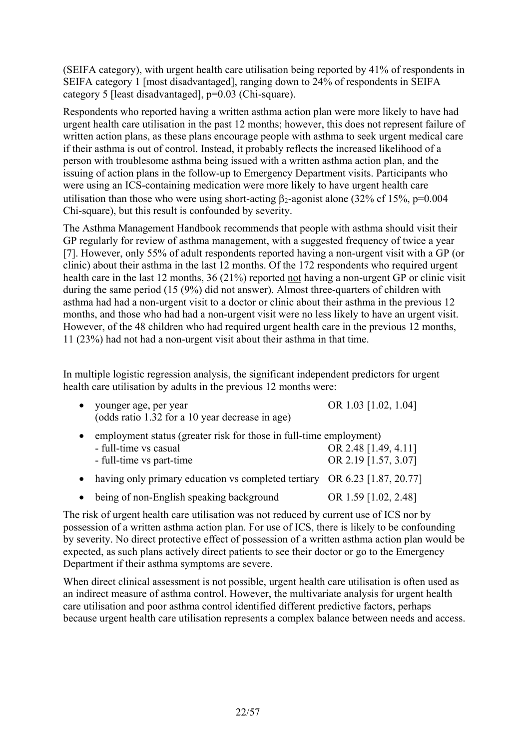(SEIFA category), with urgent health care utilisation being reported by 41% of respondents in SEIFA category 1 [most disadvantaged], ranging down to 24% of respondents in SEIFA category 5 [least disadvantaged], p=0.03 (Chi-square).

Respondents who reported having a written asthma action plan were more likely to have had urgent health care utilisation in the past 12 months; however, this does not represent failure of written action plans, as these plans encourage people with asthma to seek urgent medical care if their asthma is out of control. Instead, it probably reflects the increased likelihood of a person with troublesome asthma being issued with a written asthma action plan, and the issuing of action plans in the follow-up to Emergency Department visits. Participants who were using an ICS-containing medication were more likely to have urgent health care utilisation than those who were using short-acting $\beta_2$-agonist alone (32% cf 15%, p=0.004 Chi-square), but this result is confounded by severity.

The Asthma Management Handbook recommends that people with asthma should visit their GP regularly for review of asthma management, with a suggested frequency of twice a year [7]. However, only 55% of adult respondents reported having a non-urgent visit with a GP (or clinic) about their asthma in the last 12 months. Of the 172 respondents who required urgent health care in the last 12 months, 36 (21%) reported not having a non-urgent GP or clinic visit during the same period (15 (9%) did not answer). Almost three-quarters of children with asthma had had a non-urgent visit to a doctor or clinic about their asthma in the previous 12 months, and those who had had a non-urgent visit were no less likely to have an urgent visit. However, of the 48 children who had required urgent health care in the previous 12 months, 11 (23%) had not had a non-urgent visit about their asthma in that time.

In multiple logistic regression analysis, the significant independent predictors for urgent health care utilisation by adults in the previous 12 months were:

- younger age, per year — OR 1.03 [1.02, 1.04]
  (odds ratio 1.32 for a 10 year decrease in age)
- employment status (greater risk for those in full-time employment)
  - full-time vs casual — OR 2.48 [1.49, 4.11]
  - full-time vs part-time — OR 2.19 [1.57, 3.07]
- having only primary education vs completed tertiary — OR 6.23 [1.87, 20.77]
- being of non-English speaking background — OR 1.59 [1.02, 2.48]

The risk of urgent health care utilisation was not reduced by current use of ICS nor by possession of a written asthma action plan. For use of ICS, there is likely to be confounding by severity. No direct protective effect of possession of a written asthma action plan would be expected, as such plans actively direct patients to see their doctor or go to the Emergency Department if their asthma symptoms are severe.

When direct clinical assessment is not possible, urgent health care utilisation is often used as an indirect measure of asthma control. However, the multivariate analysis for urgent health care utilisation and poor asthma control identified different predictive factors, perhaps because urgent health care utilisation represents a complex balance between needs and access.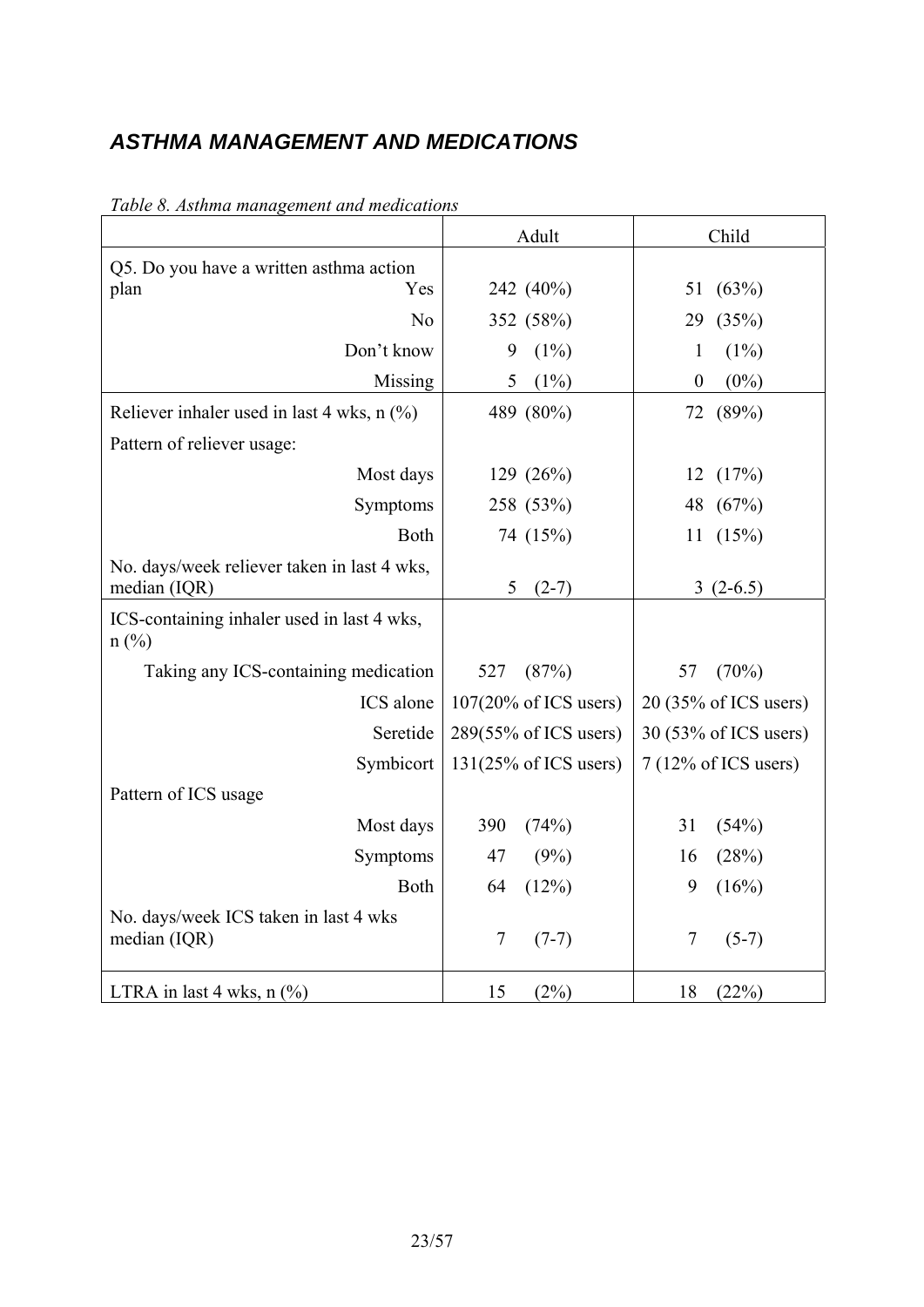## *ASTHMA MANAGEMENT AND MEDICATIONS*

*Table 8. Asthma management and medications*

| | Adult | Child |
|---|---|---|
| Q5. Do you have a written asthma action plan Yes | 242 (40%) | 51 (63%) |
| No | 352 (58%) | 29 (35%) |
| Don't know | 9 (1%) | 1 (1%) |
| Missing | 5 (1%) | 0 (0%) |
| Reliever inhaler used in last 4 wks, n (%) | 489 (80%) | 72 (89%) |
| Pattern of reliever usage: | | |
| Most days | 129 (26%) | 12 (17%) |
| Symptoms | 258 (53%) | 48 (67%) |
| Both | 74 (15%) | 11 (15%) |
| No. days/week reliever taken in last 4 wks, median (IQR) | 5 (2-7) | 3 (2-6.5) |
| ICS-containing inhaler used in last 4 wks, n (%) | | |
| Taking any ICS-containing medication | 527 (87%) | 57 (70%) |
| ICS alone | 107(20% of ICS users) | 20 (35% of ICS users) |
| Seretide | 289(55% of ICS users) | 30 (53% of ICS users) |
| Symbicort | 131(25% of ICS users) | 7 (12% of ICS users) |
| Pattern of ICS usage | | |
| Most days | 390 (74%) | 31 (54%) |
| Symptoms | 47 (9%) | 16 (28%) |
| Both | 64 (12%) | 9 (16%) |
| No. days/week ICS taken in last 4 wks median (IQR) | 7 (7-7) | 7 (5-7) |
| LTRA in last 4 wks, n (%) | 15 (2%) | 18 (22%) |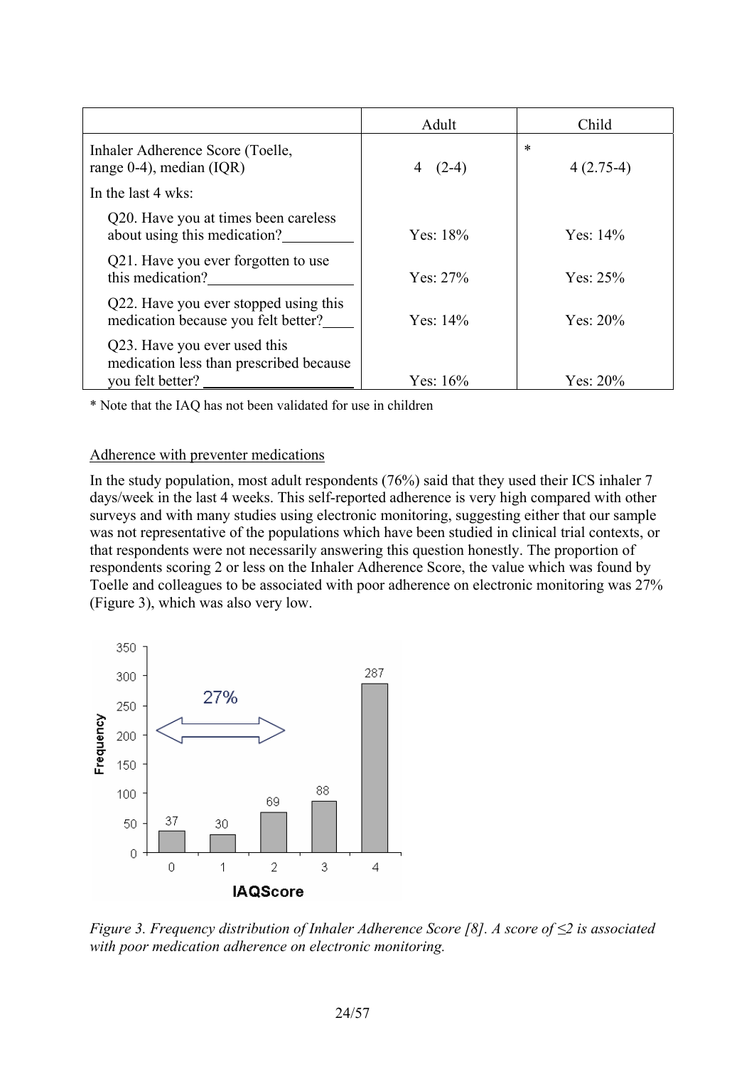| | Adult | Child |
|---|---|---|
| Inhaler Adherence Score (Toelle, range 0-4), median (IQR) | 4 (2-4) | * 4 (2.75-4) |
| In the last 4 wks: | | |
| Q20. Have you at times been careless about using this medication? | Yes: 18% | Yes: 14% |
| Q21. Have you ever forgotten to use this medication? | Yes: 27% | Yes: 25% |
| Q22. Have you ever stopped using this medication because you felt better? | Yes: 14% | Yes: 20% |
| Q23. Have you ever used this medication less than prescribed because you felt better? | Yes: 16% | Yes: 20% |

* Note that the IAQ has not been validated for use in children

Adherence with preventer medications

In the study population, most adult respondents (76%) said that they used their ICS inhaler 7 days/week in the last 4 weeks. This self-reported adherence is very high compared with other surveys and with many studies using electronic monitoring, suggesting either that our sample was not representative of the populations which have been studied in clinical trial contexts, or that respondents were not necessarily answering this question honestly. The proportion of respondents scoring 2 or less on the Inhaler Adherence Score, the value which was found by Toelle and colleagues to be associated with poor adherence on electronic monitoring was 27% (Figure 3), which was also very low.

| IAQScore | Frequency |
|---|---|
| 0 | 37 |
| 1 | 30 |
| 2 | 69 |
| 3 | 88 |
| 4 | 287 |

27% (scores 0–2)

*Figure 3. Frequency distribution of Inhaler Adherence Score [8]. A score of ≤2 is associated with poor medication adherence on electronic monitoring.*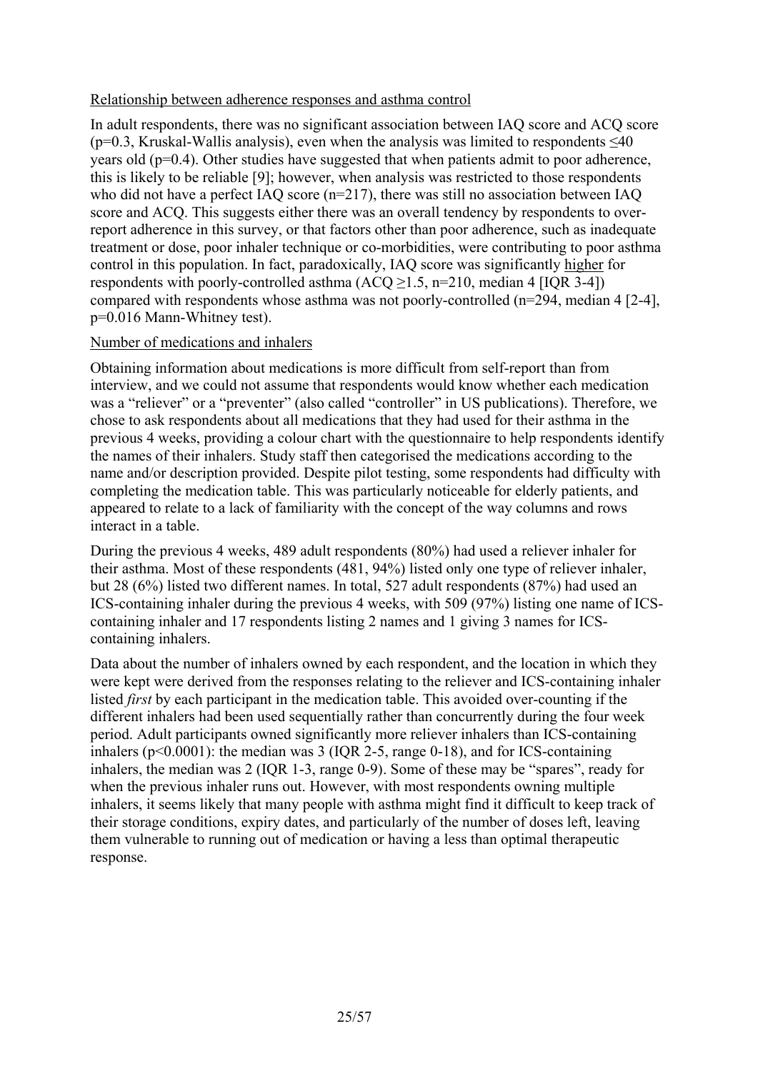Relationship between adherence responses and asthma control

In adult respondents, there was no significant association between IAQ score and ACQ score ($p=0.3$, Kruskal-Wallis analysis), even when the analysis was limited to respondents $\leq 40$ years old ($p=0.4$). Other studies have suggested that when patients admit to poor adherence, this is likely to be reliable [9]; however, when analysis was restricted to those respondents who did not have a perfect IAQ score (n=217), there was still no association between IAQ score and ACQ. This suggests either there was an overall tendency by respondents to over-report adherence in this survey, or that factors other than poor adherence, such as inadequate treatment or dose, poor inhaler technique or co-morbidities, were contributing to poor asthma control in this population. In fact, paradoxically, IAQ score was significantly higher for respondents with poorly-controlled asthma (ACQ $\geq 1.5$, n=210, median 4 [IQR 3-4]) compared with respondents whose asthma was not poorly-controlled (n=294, median 4 [2-4], $p=0.016$ Mann-Whitney test).

Number of medications and inhalers

Obtaining information about medications is more difficult from self-report than from interview, and we could not assume that respondents would know whether each medication was a "reliever" or a "preventer" (also called "controller" in US publications). Therefore, we chose to ask respondents about all medications that they had used for their asthma in the previous 4 weeks, providing a colour chart with the questionnaire to help respondents identify the names of their inhalers. Study staff then categorised the medications according to the name and/or description provided. Despite pilot testing, some respondents had difficulty with completing the medication table. This was particularly noticeable for elderly patients, and appeared to relate to a lack of familiarity with the concept of the way columns and rows interact in a table.

During the previous 4 weeks, 489 adult respondents (80%) had used a reliever inhaler for their asthma. Most of these respondents (481, 94%) listed only one type of reliever inhaler, but 28 (6%) listed two different names. In total, 527 adult respondents (87%) had used an ICS-containing inhaler during the previous 4 weeks, with 509 (97%) listing one name of ICS-containing inhaler and 17 respondents listing 2 names and 1 giving 3 names for ICS-containing inhalers.

Data about the number of inhalers owned by each respondent, and the location in which they were kept were derived from the responses relating to the reliever and ICS-containing inhaler listed *first* by each participant in the medication table. This avoided over-counting if the different inhalers had been used sequentially rather than concurrently during the four week period. Adult participants owned significantly more reliever inhalers than ICS-containing inhalers ($p<0.0001$): the median was 3 (IQR 2-5, range 0-18), and for ICS-containing inhalers, the median was 2 (IQR 1-3, range 0-9). Some of these may be "spares", ready for when the previous inhaler runs out. However, with most respondents owning multiple inhalers, it seems likely that many people with asthma might find it difficult to keep track of their storage conditions, expiry dates, and particularly of the number of doses left, leaving them vulnerable to running out of medication or having a less than optimal therapeutic response.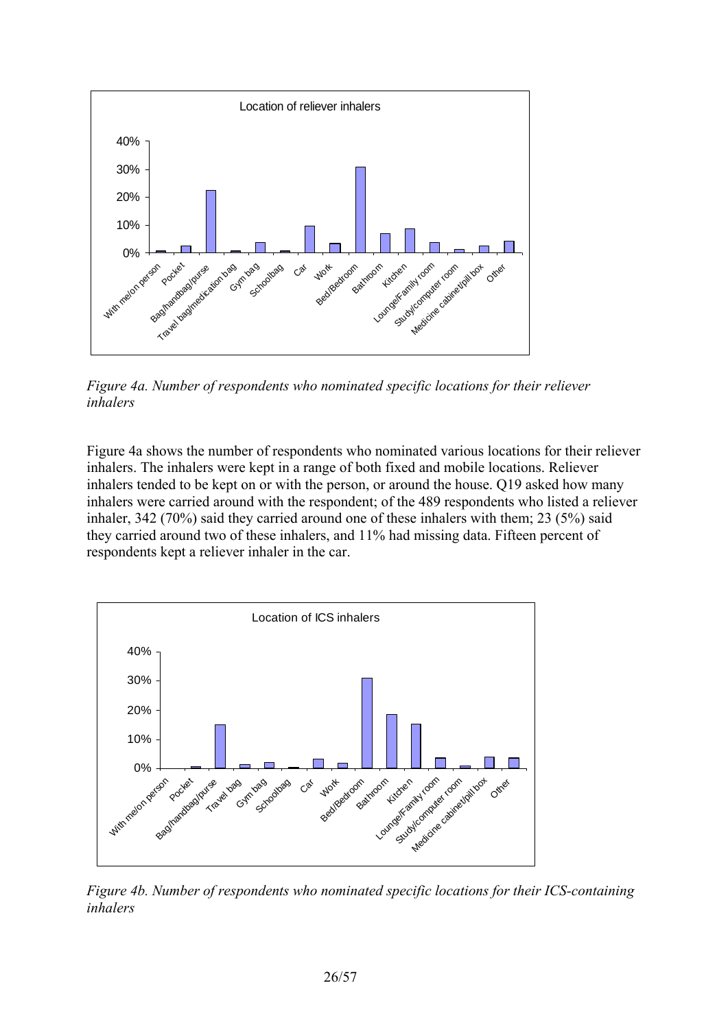*Figure 4a. Number of respondents who nominated specific locations for their reliever inhalers*

Figure 4a shows the number of respondents who nominated various locations for their reliever inhalers. The inhalers were kept in a range of both fixed and mobile locations. Reliever inhalers tended to be kept on or with the person, or around the house. Q19 asked how many inhalers were carried around with the respondent; of the 489 respondents who listed a reliever inhaler, 342 (70%) said they carried around one of these inhalers with them; 23 (5%) said they carried around two of these inhalers, and 11% had missing data. Fifteen percent of respondents kept a reliever inhaler in the car.

*Figure 4b. Number of respondents who nominated specific locations for their ICS-containing inhalers*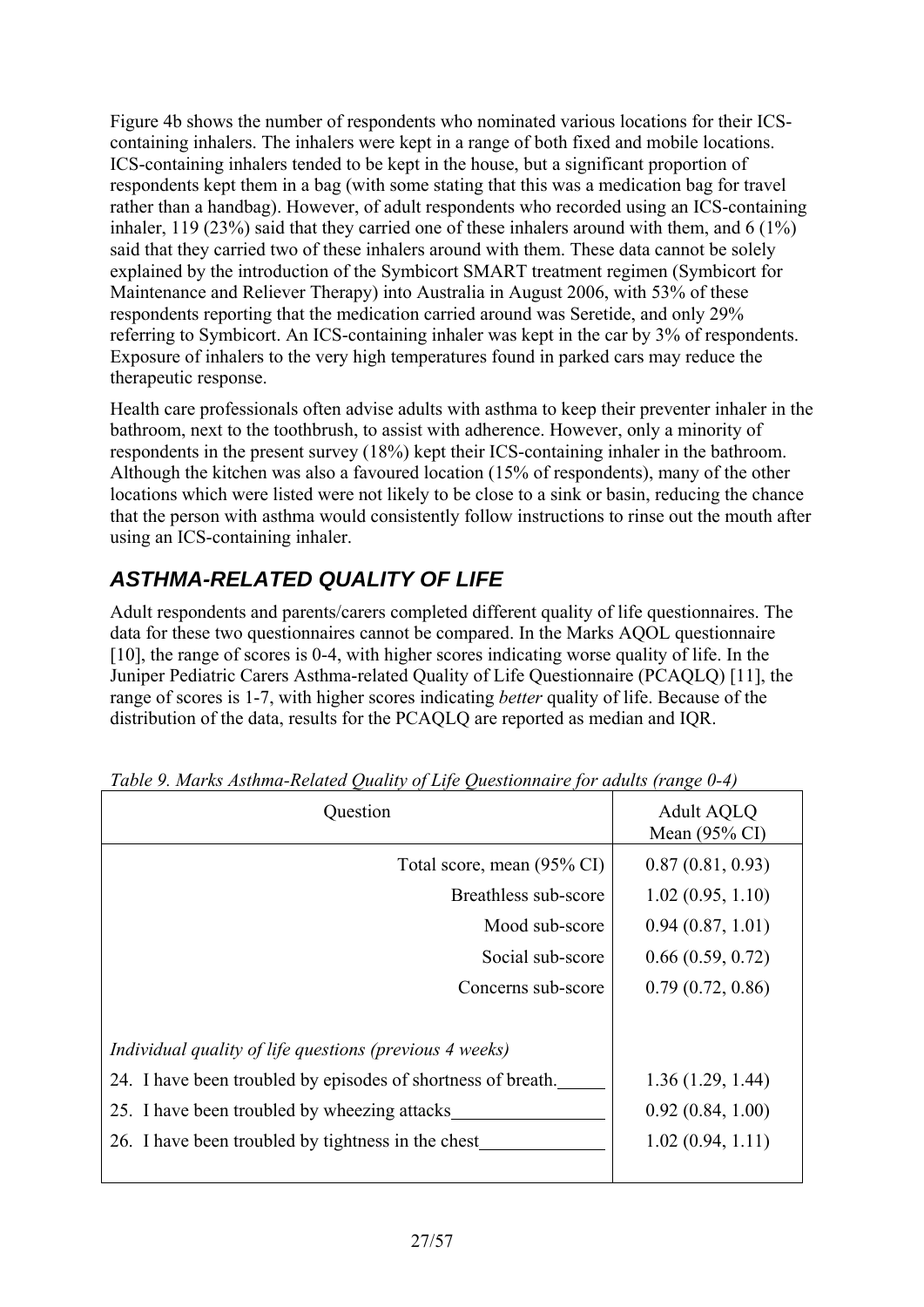Figure 4b shows the number of respondents who nominated various locations for their ICS-containing inhalers. The inhalers were kept in a range of both fixed and mobile locations. ICS-containing inhalers tended to be kept in the house, but a significant proportion of respondents kept them in a bag (with some stating that this was a medication bag for travel rather than a handbag). However, of adult respondents who recorded using an ICS-containing inhaler, 119 (23%) said that they carried one of these inhalers around with them, and 6 (1%) said that they carried two of these inhalers around with them. These data cannot be solely explained by the introduction of the Symbicort SMART treatment regimen (Symbicort for Maintenance and Reliever Therapy) into Australia in August 2006, with 53% of these respondents reporting that the medication carried around was Seretide, and only 29% referring to Symbicort. An ICS-containing inhaler was kept in the car by 3% of respondents. Exposure of inhalers to the very high temperatures found in parked cars may reduce the therapeutic response.

Health care professionals often advise adults with asthma to keep their preventer inhaler in the bathroom, next to the toothbrush, to assist with adherence. However, only a minority of respondents in the present survey (18%) kept their ICS-containing inhaler in the bathroom. Although the kitchen was also a favoured location (15% of respondents), many of the other locations which were listed were not likely to be close to a sink or basin, reducing the chance that the person with asthma would consistently follow instructions to rinse out the mouth after using an ICS-containing inhaler.

## *ASTHMA-RELATED QUALITY OF LIFE*

Adult respondents and parents/carers completed different quality of life questionnaires. The data for these two questionnaires cannot be compared. In the Marks AQOL questionnaire [10], the range of scores is 0-4, with higher scores indicating worse quality of life. In the Juniper Pediatric Carers Asthma-related Quality of Life Questionnaire (PCAQLQ) [11], the range of scores is 1-7, with higher scores indicating *better* quality of life. Because of the distribution of the data, results for the PCAQLQ are reported as median and IQR.

*Table 9. Marks Asthma-Related Quality of Life Questionnaire for adults (range 0-4)*

| Question | Adult AQLQ Mean (95% CI) |
|---|---|
| Total score, mean (95% CI) | 0.87 (0.81, 0.93) |
| Breathless sub-score | 1.02 (0.95, 1.10) |
| Mood sub-score | 0.94 (0.87, 1.01) |
| Social sub-score | 0.66 (0.59, 0.72) |
| Concerns sub-score | 0.79 (0.72, 0.86) |
| *Individual quality of life questions (previous 4 weeks)* | |
| 24. I have been troubled by episodes of shortness of breath. | 1.36 (1.29, 1.44) |
| 25. I have been troubled by wheezing attacks | 0.92 (0.84, 1.00) |
| 26. I have been troubled by tightness in the chest | 1.02 (0.94, 1.11) |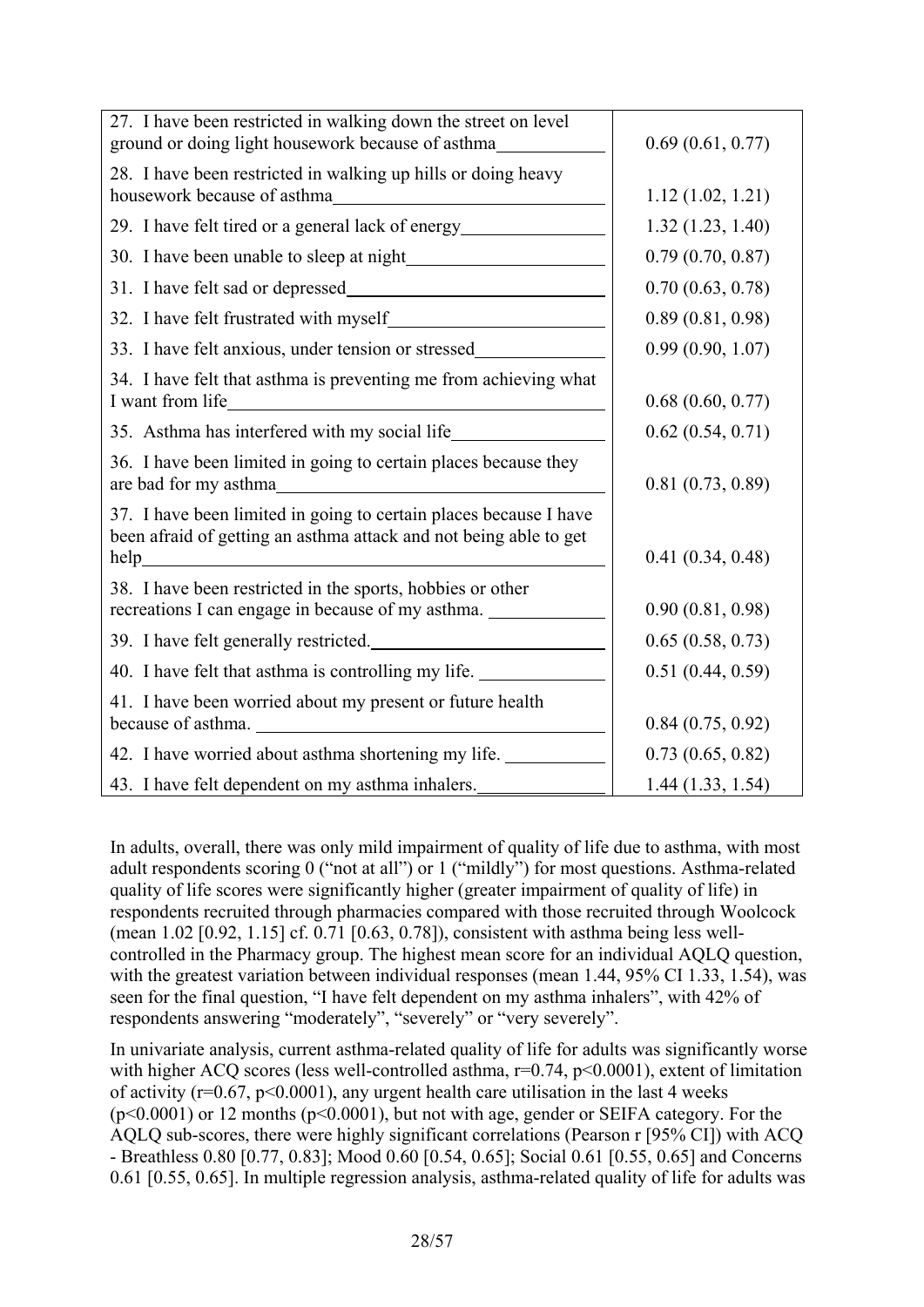| | |
|---|---|
| 27. I have been restricted in walking down the street on level ground or doing light housework because of asthma | 0.69 (0.61, 0.77) |
| 28. I have been restricted in walking up hills or doing heavy housework because of asthma | 1.12 (1.02, 1.21) |
| 29. I have felt tired or a general lack of energy | 1.32 (1.23, 1.40) |
| 30. I have been unable to sleep at night | 0.79 (0.70, 0.87) |
| 31. I have felt sad or depressed | 0.70 (0.63, 0.78) |
| 32. I have felt frustrated with myself | 0.89 (0.81, 0.98) |
| 33. I have felt anxious, under tension or stressed | 0.99 (0.90, 1.07) |
| 34. I have felt that asthma is preventing me from achieving what I want from life | 0.68 (0.60, 0.77) |
| 35. Asthma has interfered with my social life | 0.62 (0.54, 0.71) |
| 36. I have been limited in going to certain places because they are bad for my asthma | 0.81 (0.73, 0.89) |
| 37. I have been limited in going to certain places because I have been afraid of getting an asthma attack and not being able to get help | 0.41 (0.34, 0.48) |
| 38. I have been restricted in the sports, hobbies or other recreations I can engage in because of my asthma. | 0.90 (0.81, 0.98) |
| 39. I have felt generally restricted. | 0.65 (0.58, 0.73) |
| 40. I have felt that asthma is controlling my life. | 0.51 (0.44, 0.59) |
| 41. I have been worried about my present or future health because of asthma. | 0.84 (0.75, 0.92) |
| 42. I have worried about asthma shortening my life. | 0.73 (0.65, 0.82) |
| 43. I have felt dependent on my asthma inhalers. | 1.44 (1.33, 1.54) |

In adults, overall, there was only mild impairment of quality of life due to asthma, with most adult respondents scoring 0 ("not at all") or 1 ("mildly") for most questions. Asthma-related quality of life scores were significantly higher (greater impairment of quality of life) in respondents recruited through pharmacies compared with those recruited through Woolcock (mean 1.02 [0.92, 1.15] cf. 0.71 [0.63, 0.78]), consistent with asthma being less well-controlled in the Pharmacy group. The highest mean score for an individual AQLQ question, with the greatest variation between individual responses (mean 1.44, 95% CI 1.33, 1.54), was seen for the final question, "I have felt dependent on my asthma inhalers", with 42% of respondents answering "moderately", "severely" or "very severely".

In univariate analysis, current asthma-related quality of life for adults was significantly worse with higher ACQ scores (less well-controlled asthma, $r=0.74$, $p<0.0001$), extent of limitation of activity ($r=0.67$, $p<0.0001$), any urgent health care utilisation in the last 4 weeks ($p<0.0001$) or 12 months ($p<0.0001$), but not with age, gender or SEIFA category. For the AQLQ sub-scores, there were highly significant correlations (Pearson r [95% CI]) with ACQ - Breathless 0.80 [0.77, 0.83]; Mood 0.60 [0.54, 0.65]; Social 0.61 [0.55, 0.65] and Concerns 0.61 [0.55, 0.65]. In multiple regression analysis, asthma-related quality of life for adults was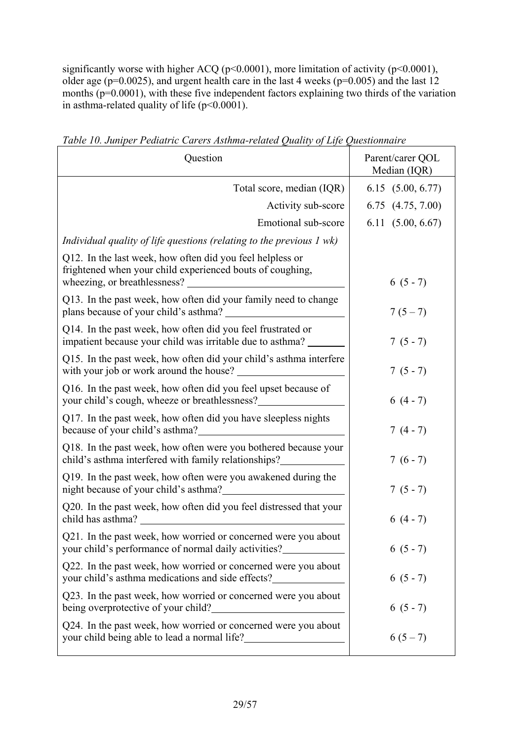significantly worse with higher ACQ ($p<0.0001$), more limitation of activity ($p<0.0001$), older age ($p=0.0025$), and urgent health care in the last 4 weeks ($p=0.005$) and the last 12 months ($p=0.0001$), with these five independent factors explaining two thirds of the variation in asthma-related quality of life ($p<0.0001$).

*Table 10. Juniper Pediatric Carers Asthma-related Quality of Life Questionnaire*

| Question | Parent/carer QOL Median (IQR) |
|---|---|
| Total score, median (IQR) | 6.15 (5.00, 6.77) |
| Activity sub-score | 6.75 (4.75, 7.00) |
| Emotional sub-score | 6.11 (5.00, 6.67) |
| *Individual quality of life questions (relating to the previous 1 wk)* | |
| Q12. In the last week, how often did you feel helpless or frightened when your child experienced bouts of coughing, wheezing, or breathlessness? | 6 (5 - 7) |
| Q13. In the past week, how often did your family need to change plans because of your child's asthma? | 7 (5 – 7) |
| Q14. In the past week, how often did you feel frustrated or impatient because your child was irritable due to asthma? | 7 (5 - 7) |
| Q15. In the past week, how often did your child's asthma interfere with your job or work around the house? | 7 (5 - 7) |
| Q16. In the past week, how often did you feel upset because of your child's cough, wheeze or breathlessness? | 6 (4 - 7) |
| Q17. In the past week, how often did you have sleepless nights because of your child's asthma? | 7 (4 - 7) |
| Q18. In the past week, how often were you bothered because your child's asthma interfered with family relationships? | 7 (6 - 7) |
| Q19. In the past week, how often were you awakened during the night because of your child's asthma? | 7 (5 - 7) |
| Q20. In the past week, how often did you feel distressed that your child has asthma? | 6 (4 - 7) |
| Q21. In the past week, how worried or concerned were you about your child's performance of normal daily activities? | 6 (5 - 7) |
| Q22. In the past week, how worried or concerned were you about your child's asthma medications and side effects? | 6 (5 - 7) |
| Q23. In the past week, how worried or concerned were you about being overprotective of your child? | 6 (5 - 7) |
| Q24. In the past week, how worried or concerned were you about your child being able to lead a normal life? | 6 (5 – 7) |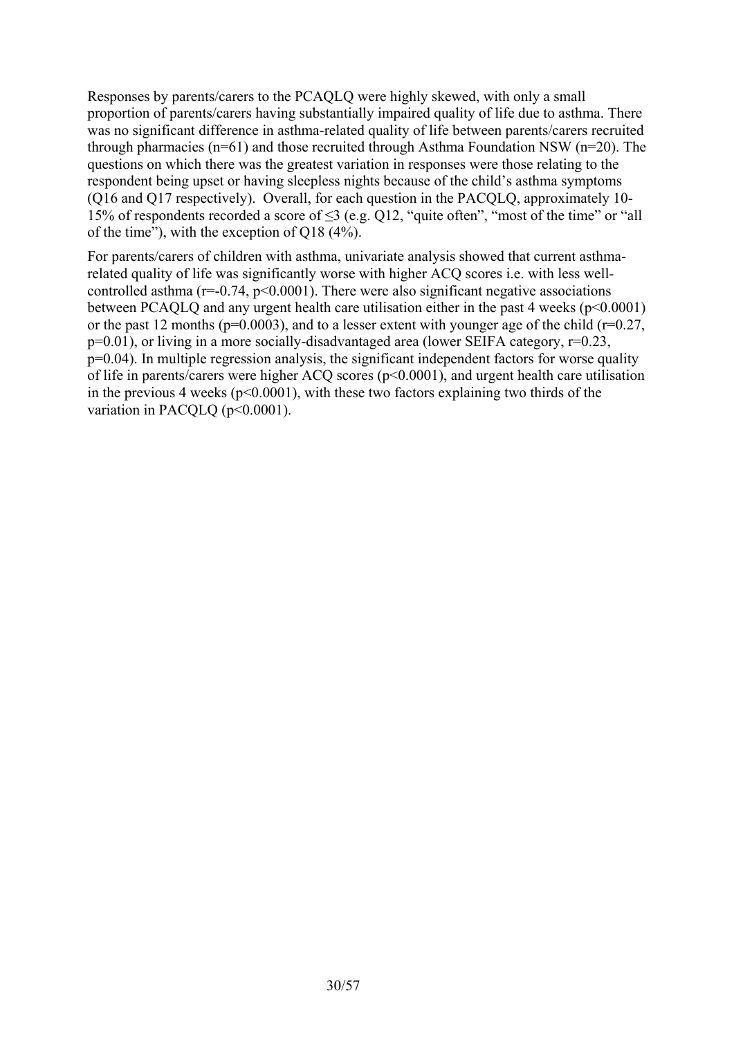Responses by parents/carers to the PCAQLQ were highly skewed, with only a small proportion of parents/carers having substantially impaired quality of life due to asthma. There was no significant difference in asthma-related quality of life between parents/carers recruited through pharmacies (n=61) and those recruited through Asthma Foundation NSW (n=20). The questions on which there was the greatest variation in responses were those relating to the respondent being upset or having sleepless nights because of the child's asthma symptoms (Q16 and Q17 respectively). Overall, for each question in the PACQLQ, approximately 10-15% of respondents recorded a score of ≤3 (e.g. Q12, "quite often", "most of the time" or "all of the time"), with the exception of Q18 (4%).

For parents/carers of children with asthma, univariate analysis showed that current asthma-related quality of life was significantly worse with higher ACQ scores i.e. with less well-controlled asthma ($r=-0.74$, $p<0.0001$). There were also significant negative associations between PCAQLQ and any urgent health care utilisation either in the past 4 weeks ($p<0.0001$) or the past 12 months ($p=0.0003$), and to a lesser extent with younger age of the child ($r=0.27$, $p=0.01$), or living in a more socially-disadvantaged area (lower SEIFA category, $r=0.23$, $p=0.04$). In multiple regression analysis, the significant independent factors for worse quality of life in parents/carers were higher ACQ scores ($p<0.0001$), and urgent health care utilisation in the previous 4 weeks ($p<0.0001$), with these two factors explaining two thirds of the variation in PACQLQ ($p<0.0001$).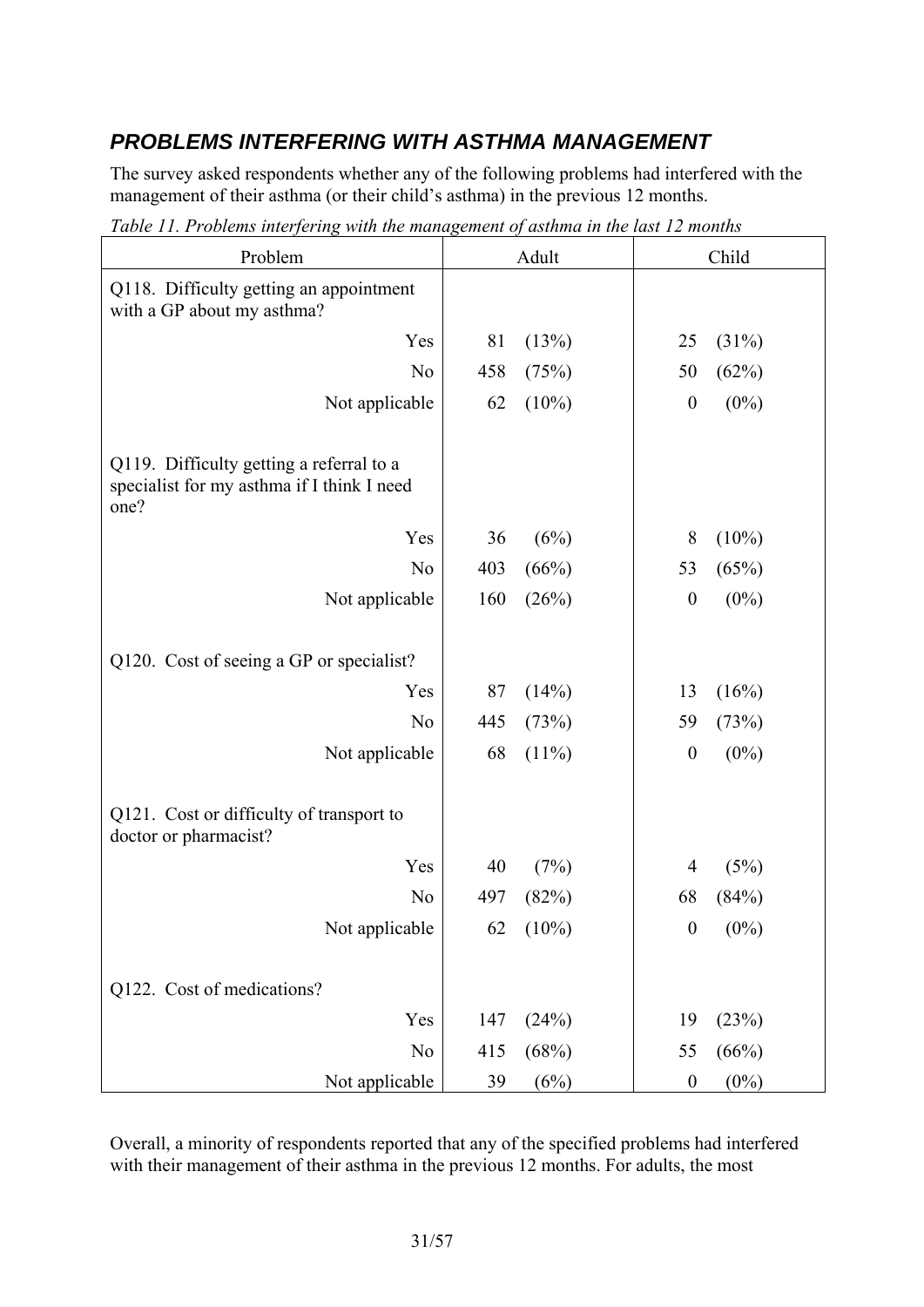## *PROBLEMS INTERFERING WITH ASTHMA MANAGEMENT*

The survey asked respondents whether any of the following problems had interfered with the management of their asthma (or their child's asthma) in the previous 12 months.

*Table 11. Problems interfering with the management of asthma in the last 12 months*

| Problem | Adult | | Child | |
|---|---|---|---|---|
| Q118. Difficulty getting an appointment with a GP about my asthma? | | | | |
| Yes | 81 | (13%) | 25 | (31%) |
| No | 458 | (75%) | 50 | (62%) |
| Not applicable | 62 | (10%) | 0 | (0%) |
| Q119. Difficulty getting a referral to a specialist for my asthma if I think I need one? | | | | |
| Yes | 36 | (6%) | 8 | (10%) |
| No | 403 | (66%) | 53 | (65%) |
| Not applicable | 160 | (26%) | 0 | (0%) |
| Q120. Cost of seeing a GP or specialist? | | | | |
| Yes | 87 | (14%) | 13 | (16%) |
| No | 445 | (73%) | 59 | (73%) |
| Not applicable | 68 | (11%) | 0 | (0%) |
| Q121. Cost or difficulty of transport to doctor or pharmacist? | | | | |
| Yes | 40 | (7%) | 4 | (5%) |
| No | 497 | (82%) | 68 | (84%) |
| Not applicable | 62 | (10%) | 0 | (0%) |
| Q122. Cost of medications? | | | | |
| Yes | 147 | (24%) | 19 | (23%) |
| No | 415 | (68%) | 55 | (66%) |
| Not applicable | 39 | (6%) | 0 | (0%) |

Overall, a minority of respondents reported that any of the specified problems had interfered with their management of their asthma in the previous 12 months. For adults, the most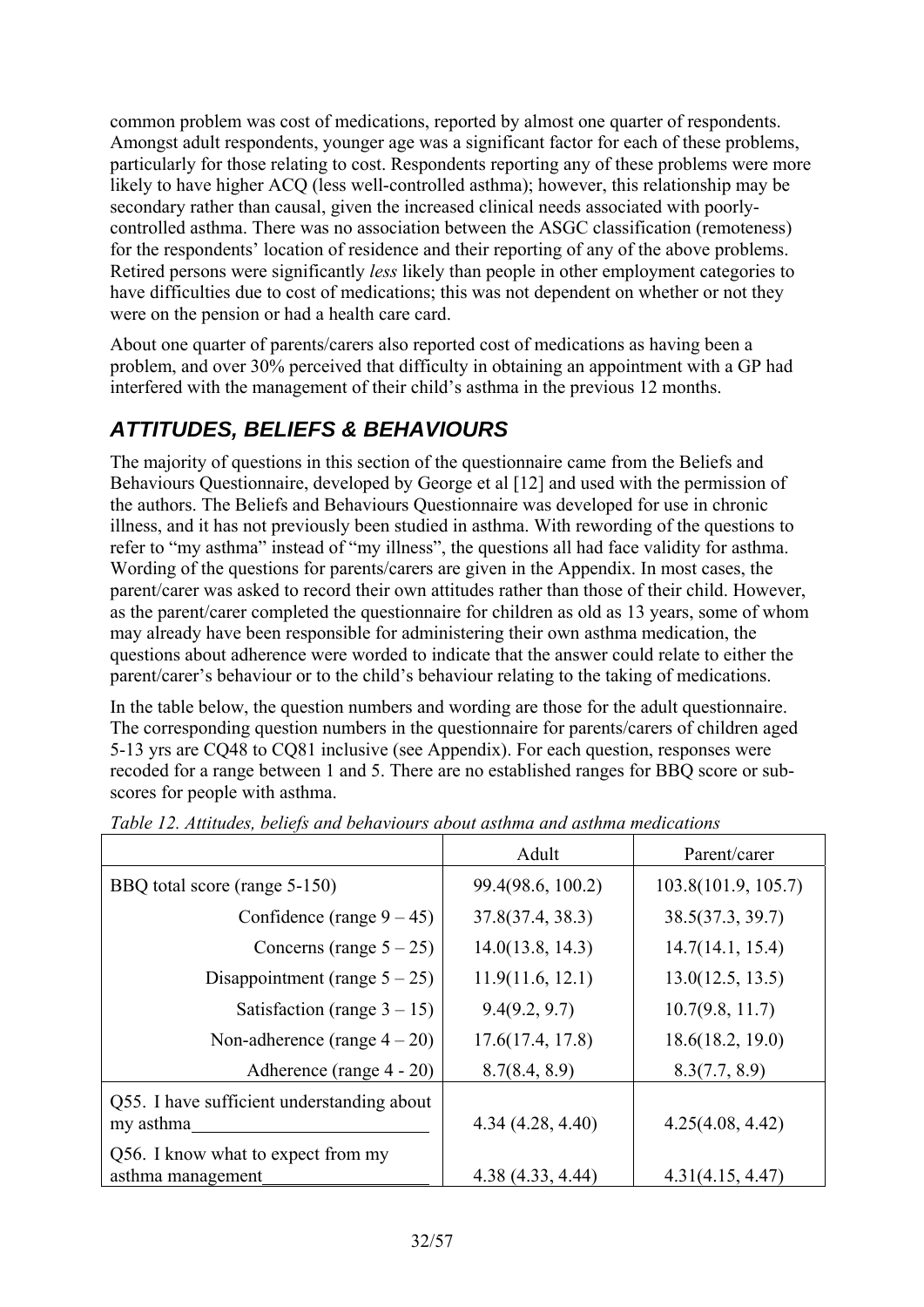common problem was cost of medications, reported by almost one quarter of respondents. Amongst adult respondents, younger age was a significant factor for each of these problems, particularly for those relating to cost. Respondents reporting any of these problems were more likely to have higher ACQ (less well-controlled asthma); however, this relationship may be secondary rather than causal, given the increased clinical needs associated with poorly-controlled asthma. There was no association between the ASGC classification (remoteness) for the respondents' location of residence and their reporting of any of the above problems. Retired persons were significantly *less* likely than people in other employment categories to have difficulties due to cost of medications; this was not dependent on whether or not they were on the pension or had a health care card.

About one quarter of parents/carers also reported cost of medications as having been a problem, and over 30% perceived that difficulty in obtaining an appointment with a GP had interfered with the management of their child's asthma in the previous 12 months.

## *ATTITUDES, BELIEFS & BEHAVIOURS*

The majority of questions in this section of the questionnaire came from the Beliefs and Behaviours Questionnaire, developed by George et al [12] and used with the permission of the authors. The Beliefs and Behaviours Questionnaire was developed for use in chronic illness, and it has not previously been studied in asthma. With rewording of the questions to refer to "my asthma" instead of "my illness", the questions all had face validity for asthma. Wording of the questions for parents/carers are given in the Appendix. In most cases, the parent/carer was asked to record their own attitudes rather than those of their child. However, as the parent/carer completed the questionnaire for children as old as 13 years, some of whom may already have been responsible for administering their own asthma medication, the questions about adherence were worded to indicate that the answer could relate to either the parent/carer's behaviour or to the child's behaviour relating to the taking of medications.

In the table below, the question numbers and wording are those for the adult questionnaire. The corresponding question numbers in the questionnaire for parents/carers of children aged 5-13 yrs are CQ48 to CQ81 inclusive (see Appendix). For each question, responses were recoded for a range between 1 and 5. There are no established ranges for BBQ score or sub-scores for people with asthma.

*Table 12. Attitudes, beliefs and behaviours about asthma and asthma medications*

| | Adult | Parent/carer |
|---|---|---|
| BBQ total score (range 5-150) | 99.4(98.6, 100.2) | 103.8(101.9, 105.7) |
| Confidence (range 9 – 45) | 37.8(37.4, 38.3) | 38.5(37.3, 39.7) |
| Concerns (range 5 – 25) | 14.0(13.8, 14.3) | 14.7(14.1, 15.4) |
| Disappointment (range 5 – 25) | 11.9(11.6, 12.1) | 13.0(12.5, 13.5) |
| Satisfaction (range 3 – 15) | 9.4(9.2, 9.7) | 10.7(9.8, 11.7) |
| Non-adherence (range 4 – 20) | 17.6(17.4, 17.8) | 18.6(18.2, 19.0) |
| Adherence (range 4 - 20) | 8.7(8.4, 8.9) | 8.3(7.7, 8.9) |
| Q55. I have sufficient understanding about my asthma | 4.34 (4.28, 4.40) | 4.25(4.08, 4.42) |
| Q56. I know what to expect from my asthma management | 4.38 (4.33, 4.44) | 4.31(4.15, 4.47) |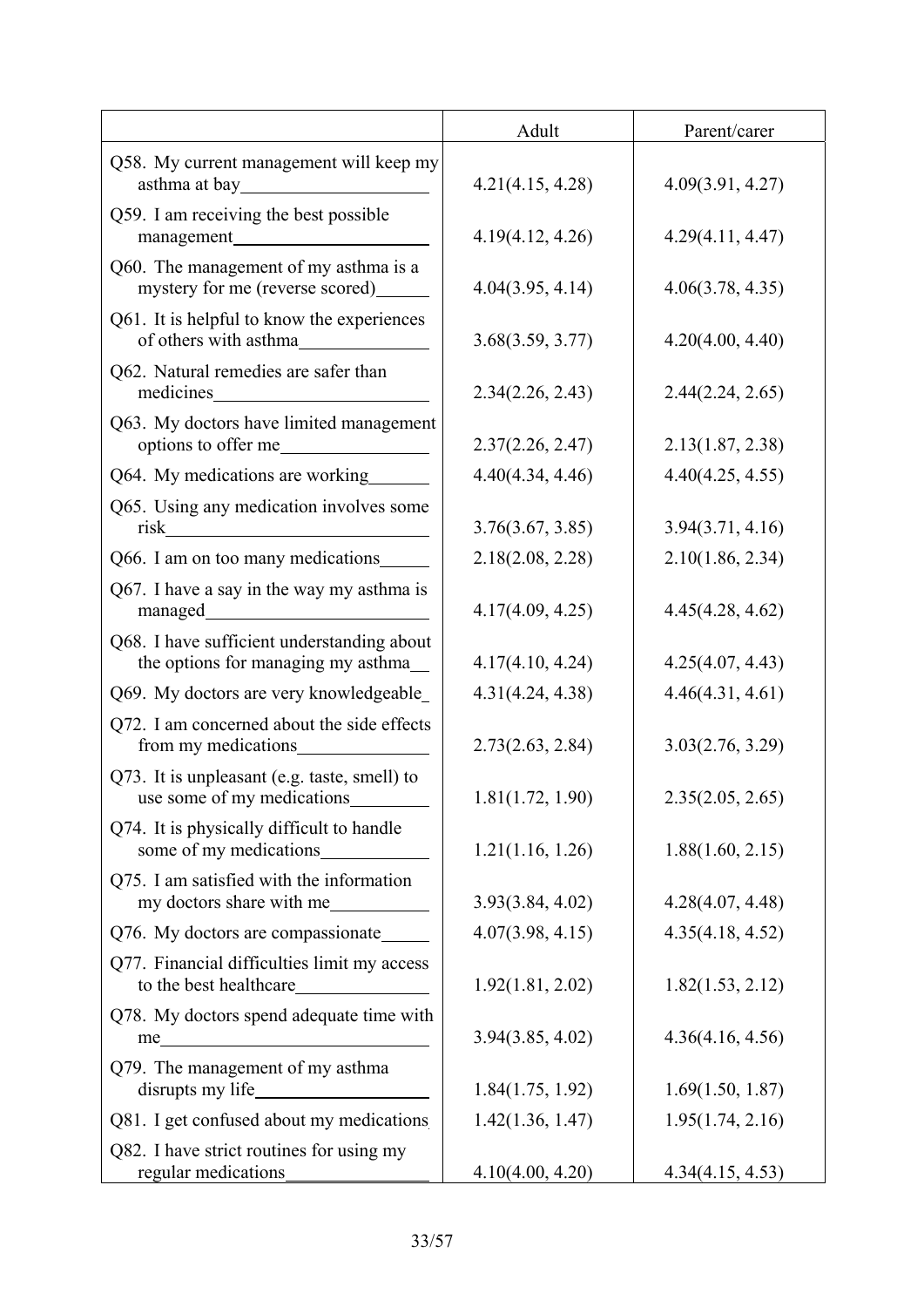| | Adult | Parent/carer |
|---|---|---|
| Q58. My current management will keep my asthma at bay | 4.21(4.15, 4.28) | 4.09(3.91, 4.27) |
| Q59. I am receiving the best possible management | 4.19(4.12, 4.26) | 4.29(4.11, 4.47) |
| Q60. The management of my asthma is a mystery for me (reverse scored) | 4.04(3.95, 4.14) | 4.06(3.78, 4.35) |
| Q61. It is helpful to know the experiences of others with asthma | 3.68(3.59, 3.77) | 4.20(4.00, 4.40) |
| Q62. Natural remedies are safer than medicines | 2.34(2.26, 2.43) | 2.44(2.24, 2.65) |
| Q63. My doctors have limited management options to offer me | 2.37(2.26, 2.47) | 2.13(1.87, 2.38) |
| Q64. My medications are working | 4.40(4.34, 4.46) | 4.40(4.25, 4.55) |
| Q65. Using any medication involves some risk | 3.76(3.67, 3.85) | 3.94(3.71, 4.16) |
| Q66. I am on too many medications | 2.18(2.08, 2.28) | 2.10(1.86, 2.34) |
| Q67. I have a say in the way my asthma is managed | 4.17(4.09, 4.25) | 4.45(4.28, 4.62) |
| Q68. I have sufficient understanding about the options for managing my asthma | 4.17(4.10, 4.24) | 4.25(4.07, 4.43) |
| Q69. My doctors are very knowledgeable | 4.31(4.24, 4.38) | 4.46(4.31, 4.61) |
| Q72. I am concerned about the side effects from my medications | 2.73(2.63, 2.84) | 3.03(2.76, 3.29) |
| Q73. It is unpleasant (e.g. taste, smell) to use some of my medications | 1.81(1.72, 1.90) | 2.35(2.05, 2.65) |
| Q74. It is physically difficult to handle some of my medications | 1.21(1.16, 1.26) | 1.88(1.60, 2.15) |
| Q75. I am satisfied with the information my doctors share with me | 3.93(3.84, 4.02) | 4.28(4.07, 4.48) |
| Q76. My doctors are compassionate | 4.07(3.98, 4.15) | 4.35(4.18, 4.52) |
| Q77. Financial difficulties limit my access to the best healthcare | 1.92(1.81, 2.02) | 1.82(1.53, 2.12) |
| Q78. My doctors spend adequate time with me | 3.94(3.85, 4.02) | 4.36(4.16, 4.56) |
| Q79. The management of my asthma disrupts my life | 1.84(1.75, 1.92) | 1.69(1.50, 1.87) |
| Q81. I get confused about my medications | 1.42(1.36, 1.47) | 1.95(1.74, 2.16) |
| Q82. I have strict routines for using my regular medications | 4.10(4.00, 4.20) | 4.34(4.15, 4.53) |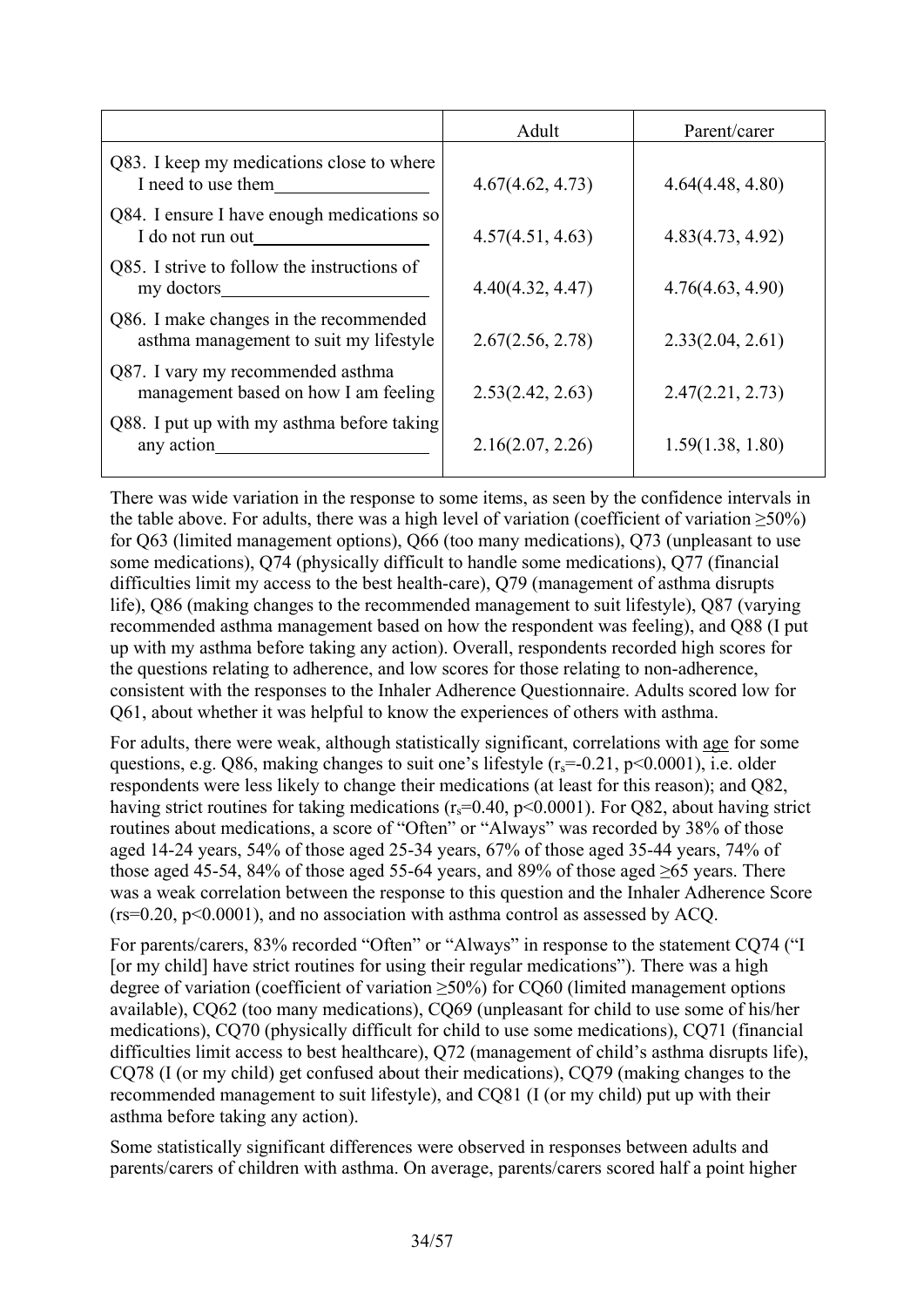| | Adult | Parent/carer |
|---|---|---|
| Q83. I keep my medications close to where I need to use them | 4.67(4.62, 4.73) | 4.64(4.48, 4.80) |
| Q84. I ensure I have enough medications so I do not run out | 4.57(4.51, 4.63) | 4.83(4.73, 4.92) |
| Q85. I strive to follow the instructions of my doctors | 4.40(4.32, 4.47) | 4.76(4.63, 4.90) |
| Q86. I make changes in the recommended asthma management to suit my lifestyle | 2.67(2.56, 2.78) | 2.33(2.04, 2.61) |
| Q87. I vary my recommended asthma management based on how I am feeling | 2.53(2.42, 2.63) | 2.47(2.21, 2.73) |
| Q88. I put up with my asthma before taking any action | 2.16(2.07, 2.26) | 1.59(1.38, 1.80) |

There was wide variation in the response to some items, as seen by the confidence intervals in the table above. For adults, there was a high level of variation (coefficient of variation ≥50%) for Q63 (limited management options), Q66 (too many medications), Q73 (unpleasant to use some medications), Q74 (physically difficult to handle some medications), Q77 (financial difficulties limit my access to the best health-care), Q79 (management of asthma disrupts life), Q86 (making changes to the recommended management to suit lifestyle), Q87 (varying recommended asthma management based on how the respondent was feeling), and Q88 (I put up with my asthma before taking any action). Overall, respondents recorded high scores for the questions relating to adherence, and low scores for those relating to non-adherence, consistent with the responses to the Inhaler Adherence Questionnaire. Adults scored low for Q61, about whether it was helpful to know the experiences of others with asthma.

For adults, there were weak, although statistically significant, correlations with age for some questions, e.g. Q86, making changes to suit one's lifestyle ($r_s$=-0.21, $p<0.0001$), i.e. older respondents were less likely to change their medications (at least for this reason); and Q82, having strict routines for taking medications ($r_s$=0.40, $p<0.0001$). For Q82, about having strict routines about medications, a score of "Often" or "Always" was recorded by 38% of those aged 14-24 years, 54% of those aged 25-34 years, 67% of those aged 35-44 years, 74% of those aged 45-54, 84% of those aged 55-64 years, and 89% of those aged ≥65 years. There was a weak correlation between the response to this question and the Inhaler Adherence Score ($r_s$=0.20, $p<0.0001$), and no association with asthma control as assessed by ACQ.

For parents/carers, 83% recorded "Often" or "Always" in response to the statement CQ74 ("I [or my child] have strict routines for using their regular medications"). There was a high degree of variation (coefficient of variation ≥50%) for CQ60 (limited management options available), CQ62 (too many medications), CQ69 (unpleasant for child to use some of his/her medications), CQ70 (physically difficult for child to use some medications), CQ71 (financial difficulties limit access to best healthcare), Q72 (management of child's asthma disrupts life), CQ78 (I (or my child) get confused about their medications), CQ79 (making changes to the recommended management to suit lifestyle), and CQ81 (I (or my child) put up with their asthma before taking any action).

Some statistically significant differences were observed in responses between adults and parents/carers of children with asthma. On average, parents/carers scored half a point higher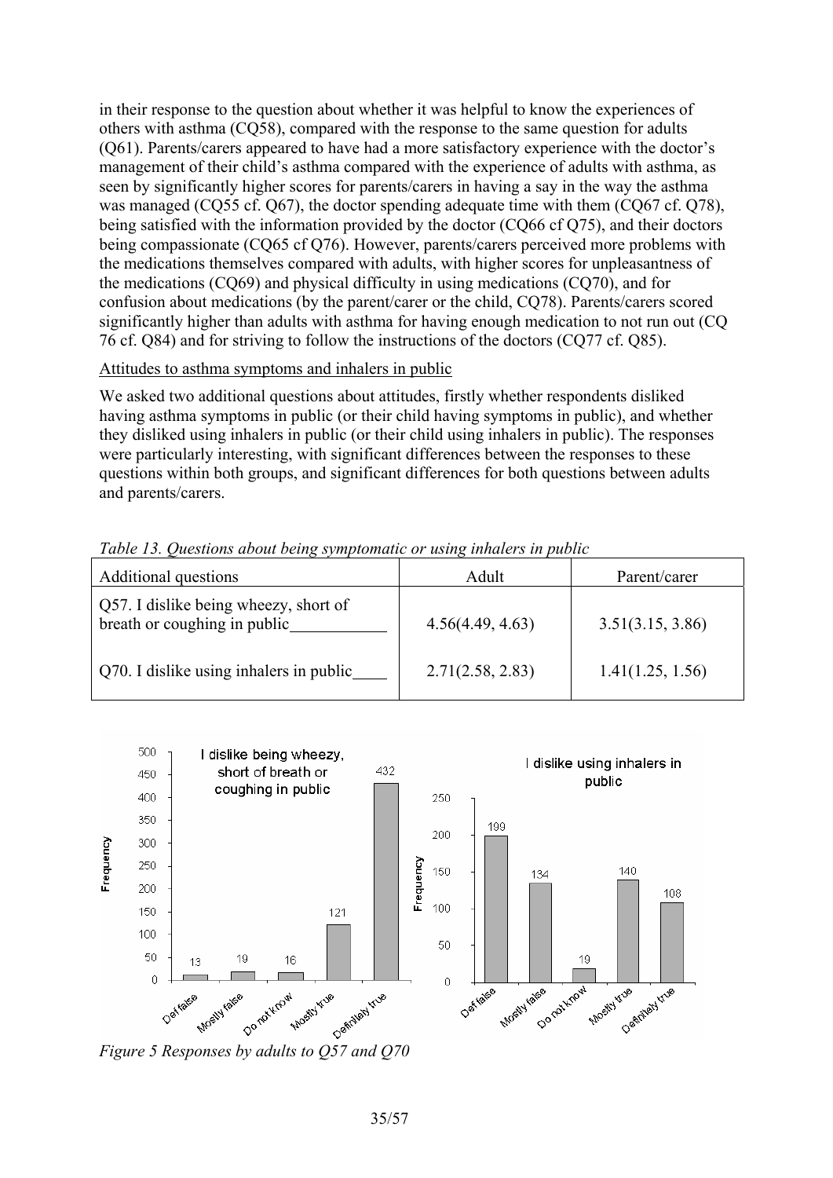in their response to the question about whether it was helpful to know the experiences of others with asthma (CQ58), compared with the response to the same question for adults (Q61). Parents/carers appeared to have had a more satisfactory experience with the doctor's management of their child's asthma compared with the experience of adults with asthma, as seen by significantly higher scores for parents/carers in having a say in the way the asthma was managed (CQ55 cf. Q67), the doctor spending adequate time with them (CQ67 cf. Q78), being satisfied with the information provided by the doctor (CQ66 cf Q75), and their doctors being compassionate (CQ65 cf Q76). However, parents/carers perceived more problems with the medications themselves compared with adults, with higher scores for unpleasantness of the medications (CQ69) and physical difficulty in using medications (CQ70), and for confusion about medications (by the parent/carer or the child, CQ78). Parents/carers scored significantly higher than adults with asthma for having enough medication to not run out (CQ 76 cf. Q84) and for striving to follow the instructions of the doctors (CQ77 cf. Q85).

Attitudes to asthma symptoms and inhalers in public

We asked two additional questions about attitudes, firstly whether respondents disliked having asthma symptoms in public (or their child having symptoms in public), and whether they disliked using inhalers in public (or their child using inhalers in public). The responses were particularly interesting, with significant differences between the responses to these questions within both groups, and significant differences for both questions between adults and parents/carers.

*Table 13. Questions about being symptomatic or using inhalers in public*

| Additional questions | Adult | Parent/carer |
|---|---|---|
| Q57. I dislike being wheezy, short of breath or coughing in public\_\_\_\_\_\_\_\_\_\_\_ | 4.56(4.49, 4.63) | 3.51(3.15, 3.86) |
| Q70. I dislike using inhalers in public\_\_\_\_ | 2.71(2.58, 2.83) | 1.41(1.25, 1.56) |

*Figure 5 Responses by adults to Q57 and Q70*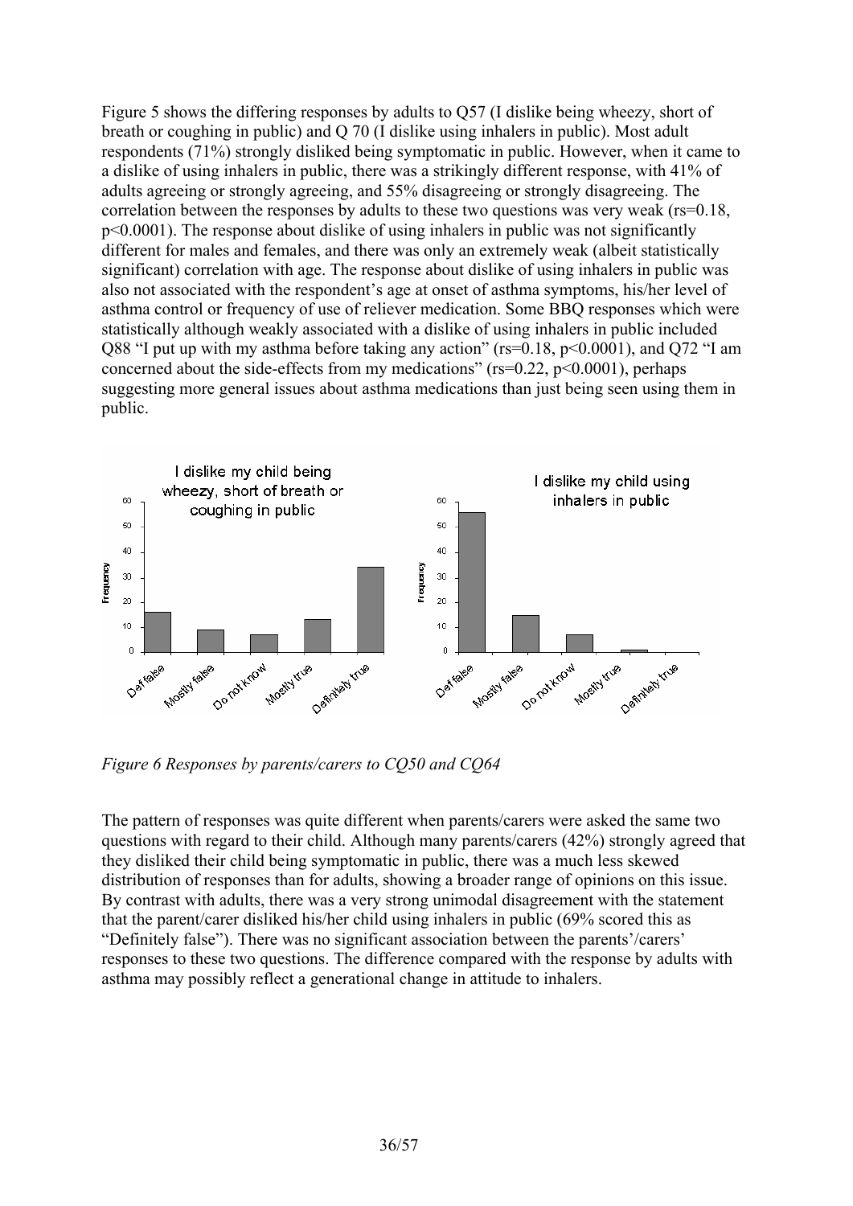Figure 5 shows the differing responses by adults to Q57 (I dislike being wheezy, short of breath or coughing in public) and Q 70 (I dislike using inhalers in public). Most adult respondents (71%) strongly disliked being symptomatic in public. However, when it came to a dislike of using inhalers in public, there was a strikingly different response, with 41% of adults agreeing or strongly agreeing, and 55% disagreeing or strongly disagreeing. The correlation between the responses by adults to these two questions was very weak ($r_s$=0.18, $p$<0.0001). The response about dislike of using inhalers in public was not significantly different for males and females, and there was only an extremely weak (albeit statistically significant) correlation with age. The response about dislike of using inhalers in public was also not associated with the respondent's age at onset of asthma symptoms, his/her level of asthma control or frequency of use of reliever medication. Some BBQ responses which were statistically although weakly associated with a dislike of using inhalers in public included Q88 "I put up with my asthma before taking any action" ($r_s$=0.18, $p$<0.0001), and Q72 "I am concerned about the side-effects from my medications" ($r_s$=0.22, $p$<0.0001), perhaps suggesting more general issues about asthma medications than just being seen using them in public.

*Figure 6 Responses by parents/carers to CQ50 and CQ64*

The pattern of responses was quite different when parents/carers were asked the same two questions with regard to their child. Although many parents/carers (42%) strongly agreed that they disliked their child being symptomatic in public, there was a much less skewed distribution of responses than for adults, showing a broader range of opinions on this issue. By contrast with adults, there was a very strong unimodal disagreement with the statement that the parent/carer disliked his/her child using inhalers in public (69% scored this as "Definitely false"). There was no significant association between the parents'/carers' responses to these two questions. The difference compared with the response by adults with asthma may possibly reflect a generational change in attitude to inhalers.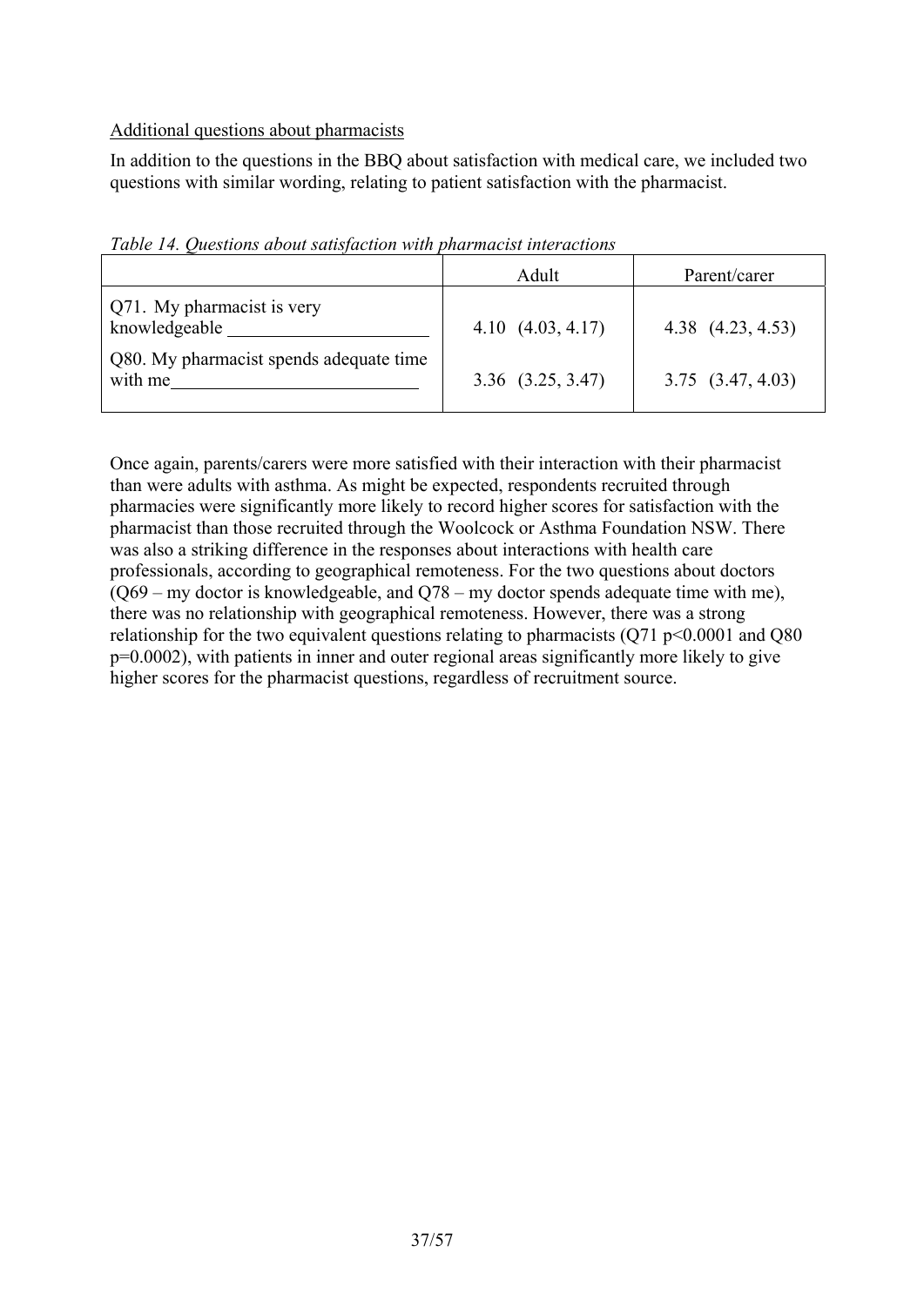Additional questions about pharmacists

In addition to the questions in the BBQ about satisfaction with medical care, we included two questions with similar wording, relating to patient satisfaction with the pharmacist.

*Table 14. Questions about satisfaction with pharmacist interactions*

| | Adult | Parent/carer |
|---|---|---|
| Q71. My pharmacist is very knowledgeable | 4.10 (4.03, 4.17) | 4.38 (4.23, 4.53) |
| Q80. My pharmacist spends adequate time with me | 3.36 (3.25, 3.47) | 3.75 (3.47, 4.03) |

Once again, parents/carers were more satisfied with their interaction with their pharmacist than were adults with asthma. As might be expected, respondents recruited through pharmacies were significantly more likely to record higher scores for satisfaction with the pharmacist than those recruited through the Woolcock or Asthma Foundation NSW. There was also a striking difference in the responses about interactions with health care professionals, according to geographical remoteness. For the two questions about doctors (Q69 – my doctor is knowledgeable, and Q78 – my doctor spends adequate time with me), there was no relationship with geographical remoteness. However, there was a strong relationship for the two equivalent questions relating to pharmacists (Q71 $p<0.0001$ and Q80 $p=0.0002$), with patients in inner and outer regional areas significantly more likely to give higher scores for the pharmacist questions, regardless of recruitment source.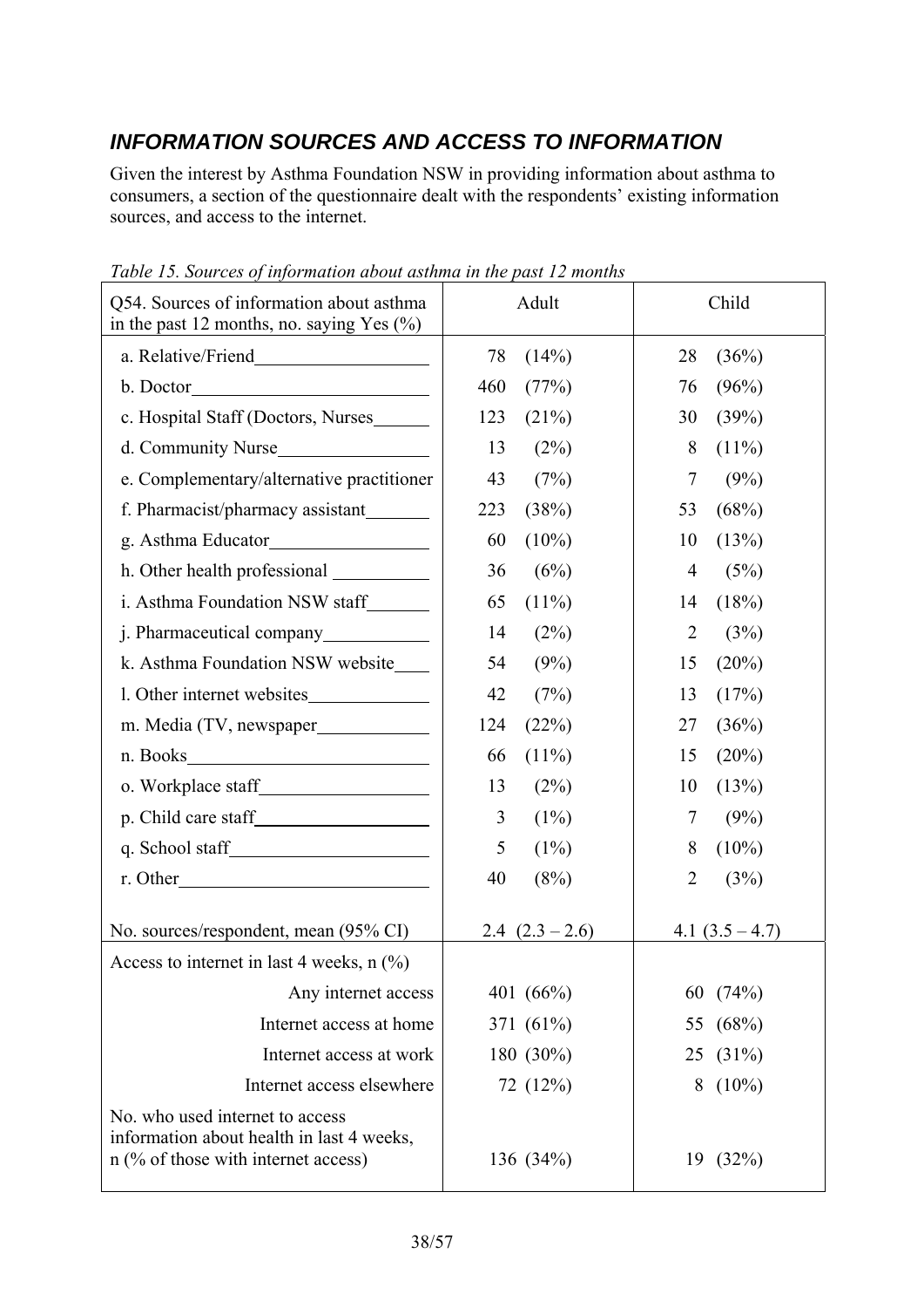## *INFORMATION SOURCES AND ACCESS TO INFORMATION*

Given the interest by Asthma Foundation NSW in providing information about asthma to consumers, a section of the questionnaire dealt with the respondents' existing information sources, and access to the internet.

*Table 15. Sources of information about asthma in the past 12 months*

| Q54. Sources of information about asthma in the past 12 months, no. saying Yes (%) | Adult | Child |
|---|---|---|
| a. Relative/Friend | 78 (14%) | 28 (36%) |
| b. Doctor | 460 (77%) | 76 (96%) |
| c. Hospital Staff (Doctors, Nurses | 123 (21%) | 30 (39%) |
| d. Community Nurse | 13 (2%) | 8 (11%) |
| e. Complementary/alternative practitioner | 43 (7%) | 7 (9%) |
| f. Pharmacist/pharmacy assistant | 223 (38%) | 53 (68%) |
| g. Asthma Educator | 60 (10%) | 10 (13%) |
| h. Other health professional | 36 (6%) | 4 (5%) |
| i. Asthma Foundation NSW staff | 65 (11%) | 14 (18%) |
| j. Pharmaceutical company | 14 (2%) | 2 (3%) |
| k. Asthma Foundation NSW website | 54 (9%) | 15 (20%) |
| l. Other internet websites | 42 (7%) | 13 (17%) |
| m. Media (TV, newspaper | 124 (22%) | 27 (36%) |
| n. Books | 66 (11%) | 15 (20%) |
| o. Workplace staff | 13 (2%) | 10 (13%) |
| p. Child care staff | 3 (1%) | 7 (9%) |
| q. School staff | 5 (1%) | 8 (10%) |
| r. Other | 40 (8%) | 2 (3%) |
| No. sources/respondent, mean (95% CI) | 2.4 (2.3 – 2.6) | 4.1 (3.5 – 4.7) |
| Access to internet in last 4 weeks, n (%) | | |
| Any internet access | 401 (66%) | 60 (74%) |
| Internet access at home | 371 (61%) | 55 (68%) |
| Internet access at work | 180 (30%) | 25 (31%) |
| Internet access elsewhere | 72 (12%) | 8 (10%) |
| No. who used internet to access information about health in last 4 weeks, n (% of those with internet access) | 136 (34%) | 19 (32%) |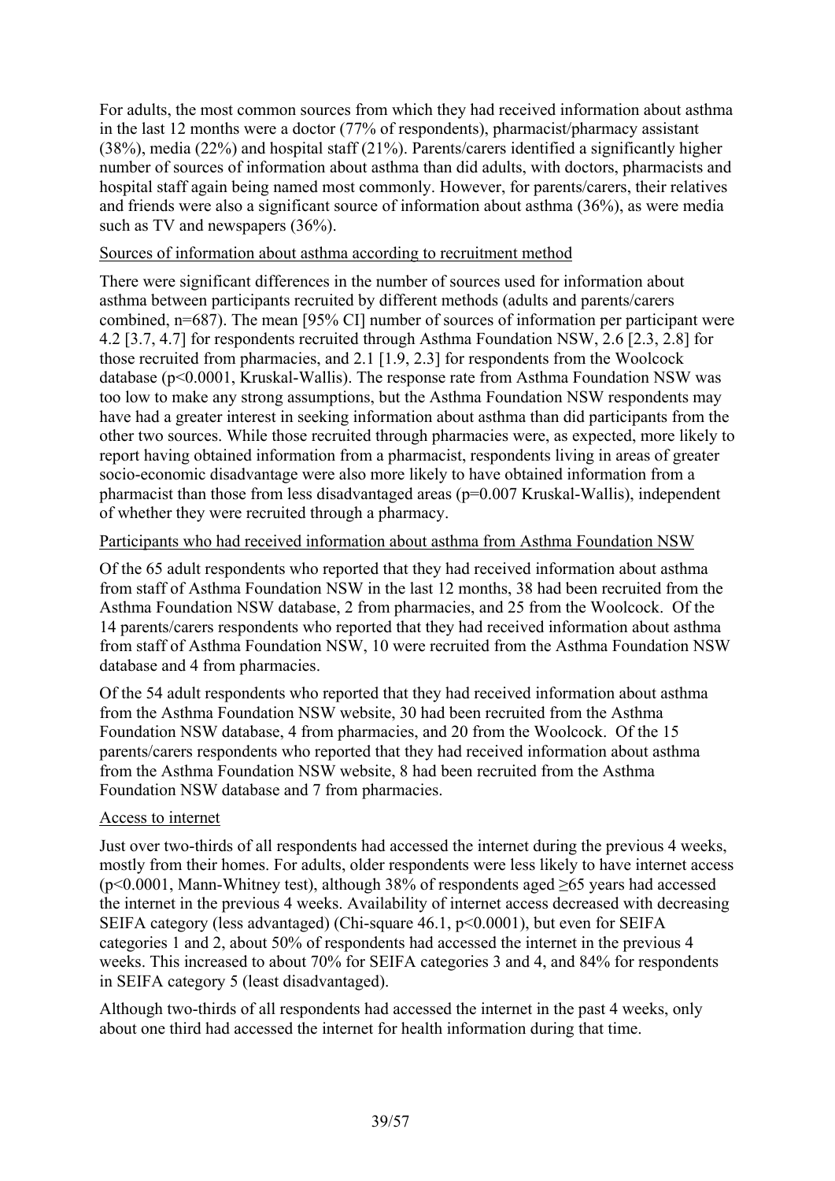For adults, the most common sources from which they had received information about asthma in the last 12 months were a doctor (77% of respondents), pharmacist/pharmacy assistant (38%), media (22%) and hospital staff (21%). Parents/carers identified a significantly higher number of sources of information about asthma than did adults, with doctors, pharmacists and hospital staff again being named most commonly. However, for parents/carers, their relatives and friends were also a significant source of information about asthma (36%), as were media such as TV and newspapers (36%).

<u>Sources of information about asthma according to recruitment method</u>

There were significant differences in the number of sources used for information about asthma between participants recruited by different methods (adults and parents/carers combined, n=687). The mean [95% CI] number of sources of information per participant were 4.2 [3.7, 4.7] for respondents recruited through Asthma Foundation NSW, 2.6 [2.3, 2.8] for those recruited from pharmacies, and 2.1 [1.9, 2.3] for respondents from the Woolcock database ($p<0.0001$, Kruskal-Wallis). The response rate from Asthma Foundation NSW was too low to make any strong assumptions, but the Asthma Foundation NSW respondents may have had a greater interest in seeking information about asthma than did participants from the other two sources. While those recruited through pharmacies were, as expected, more likely to report having obtained information from a pharmacist, respondents living in areas of greater socio-economic disadvantage were also more likely to have obtained information from a pharmacist than those from less disadvantaged areas ($p=0.007$ Kruskal-Wallis), independent of whether they were recruited through a pharmacy.

<u>Participants who had received information about asthma from Asthma Foundation NSW</u>

Of the 65 adult respondents who reported that they had received information about asthma from staff of Asthma Foundation NSW in the last 12 months, 38 had been recruited from the Asthma Foundation NSW database, 2 from pharmacies, and 25 from the Woolcock. Of the 14 parents/carers respondents who reported that they had received information about asthma from staff of Asthma Foundation NSW, 10 were recruited from the Asthma Foundation NSW database and 4 from pharmacies.

Of the 54 adult respondents who reported that they had received information about asthma from the Asthma Foundation NSW website, 30 had been recruited from the Asthma Foundation NSW database, 4 from pharmacies, and 20 from the Woolcock. Of the 15 parents/carers respondents who reported that they had received information about asthma from the Asthma Foundation NSW website, 8 had been recruited from the Asthma Foundation NSW database and 7 from pharmacies.

<u>Access to internet</u>

Just over two-thirds of all respondents had accessed the internet during the previous 4 weeks, mostly from their homes. For adults, older respondents were less likely to have internet access ($p<0.0001$, Mann-Whitney test), although 38% of respondents aged ≥65 years had accessed the internet in the previous 4 weeks. Availability of internet access decreased with decreasing SEIFA category (less advantaged) (Chi-square 46.1, $p<0.0001$), but even for SEIFA categories 1 and 2, about 50% of respondents had accessed the internet in the previous 4 weeks. This increased to about 70% for SEIFA categories 3 and 4, and 84% for respondents in SEIFA category 5 (least disadvantaged).

Although two-thirds of all respondents had accessed the internet in the past 4 weeks, only about one third had accessed the internet for health information during that time.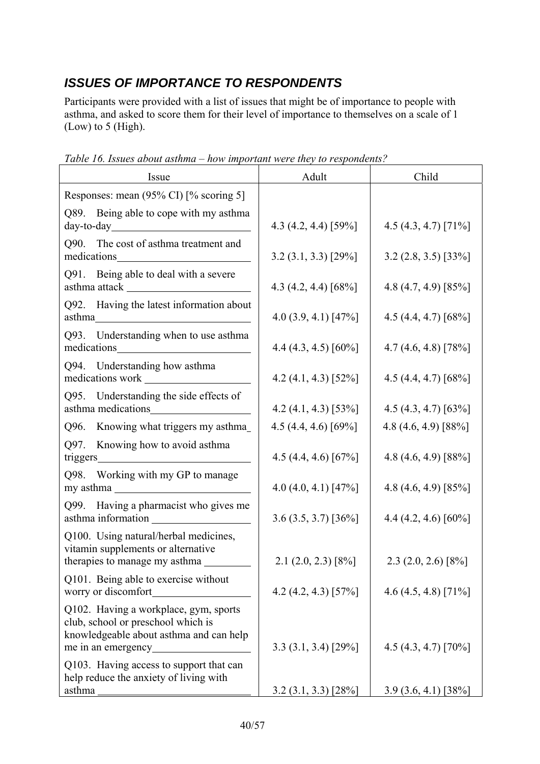## *ISSUES OF IMPORTANCE TO RESPONDENTS*

Participants were provided with a list of issues that might be of importance to people with asthma, and asked to score them for their level of importance to themselves on a scale of 1 (Low) to 5 (High).

*Table 16. Issues about asthma – how important were they to respondents?*

| Issue | Adult | Child |
|---|---|---|
| Responses: mean (95% CI) [% scoring 5] | | |
| Q89. Being able to cope with my asthma day-to-day | 4.3 (4.2, 4.4) [59%] | 4.5 (4.3, 4.7) [71%] |
| Q90. The cost of asthma treatment and medications | 3.2 (3.1, 3.3) [29%] | 3.2 (2.8, 3.5) [33%] |
| Q91. Being able to deal with a severe asthma attack | 4.3 (4.2, 4.4) [68%] | 4.8 (4.7, 4.9) [85%] |
| Q92. Having the latest information about asthma | 4.0 (3.9, 4.1) [47%] | 4.5 (4.4, 4.7) [68%] |
| Q93. Understanding when to use asthma medications | 4.4 (4.3, 4.5) [60%] | 4.7 (4.6, 4.8) [78%] |
| Q94. Understanding how asthma medications work | 4.2 (4.1, 4.3) [52%] | 4.5 (4.4, 4.7) [68%] |
| Q95. Understanding the side effects of asthma medications | 4.2 (4.1, 4.3) [53%] | 4.5 (4.3, 4.7) [63%] |
| Q96. Knowing what triggers my asthma | 4.5 (4.4, 4.6) [69%] | 4.8 (4.6, 4.9) [88%] |
| Q97. Knowing how to avoid asthma triggers | 4.5 (4.4, 4.6) [67%] | 4.8 (4.6, 4.9) [88%] |
| Q98. Working with my GP to manage my asthma | 4.0 (4.0, 4.1) [47%] | 4.8 (4.6, 4.9) [85%] |
| Q99. Having a pharmacist who gives me asthma information | 3.6 (3.5, 3.7) [36%] | 4.4 (4.2, 4.6) [60%] |
| Q100. Using natural/herbal medicines, vitamin supplements or alternative therapies to manage my asthma | 2.1 (2.0, 2.3) [8%] | 2.3 (2.0, 2.6) [8%] |
| Q101. Being able to exercise without worry or discomfort | 4.2 (4.2, 4.3) [57%] | 4.6 (4.5, 4.8) [71%] |
| Q102. Having a workplace, gym, sports club, school or preschool which is knowledgeable about asthma and can help me in an emergency | 3.3 (3.1, 3.4) [29%] | 4.5 (4.3, 4.7) [70%] |
| Q103. Having access to support that can help reduce the anxiety of living with asthma | 3.2 (3.1, 3.3) [28%] | 3.9 (3.6, 4.1) [38%] |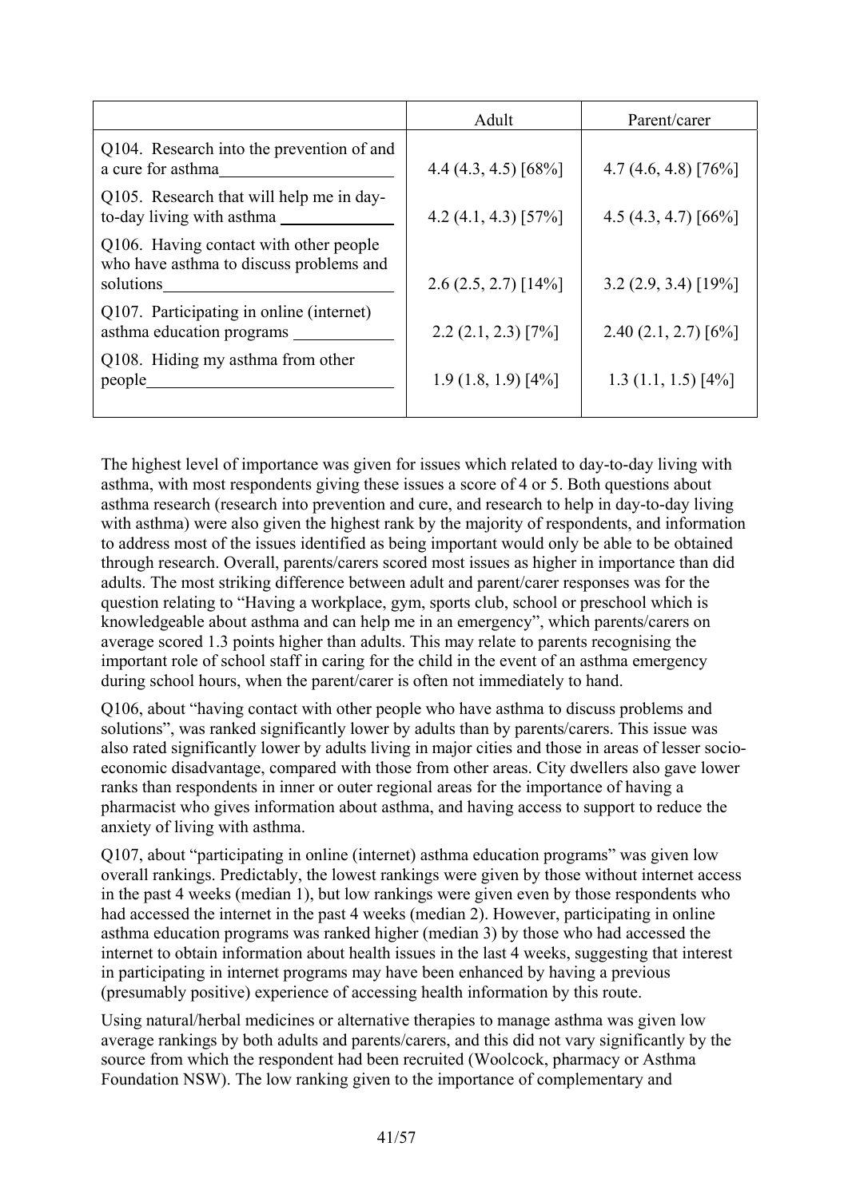| | Adult | Parent/carer |
|---|---|---|
| Q104. Research into the prevention of and a cure for asthma | 4.4 (4.3, 4.5) [68%] | 4.7 (4.6, 4.8) [76%] |
| Q105. Research that will help me in day-to-day living with asthma | 4.2 (4.1, 4.3) [57%] | 4.5 (4.3, 4.7) [66%] |
| Q106. Having contact with other people who have asthma to discuss problems and solutions | 2.6 (2.5, 2.7) [14%] | 3.2 (2.9, 3.4) [19%] |
| Q107. Participating in online (internet) asthma education programs | 2.2 (2.1, 2.3) [7%] | 2.40 (2.1, 2.7) [6%] |
| Q108. Hiding my asthma from other people | 1.9 (1.8, 1.9) [4%] | 1.3 (1.1, 1.5) [4%] |

The highest level of importance was given for issues which related to day-to-day living with asthma, with most respondents giving these issues a score of 4 or 5. Both questions about asthma research (research into prevention and cure, and research to help in day-to-day living with asthma) were also given the highest rank by the majority of respondents, and information to address most of the issues identified as being important would only be able to be obtained through research. Overall, parents/carers scored most issues as higher in importance than did adults. The most striking difference between adult and parent/carer responses was for the question relating to "Having a workplace, gym, sports club, school or preschool which is knowledgeable about asthma and can help me in an emergency", which parents/carers on average scored 1.3 points higher than adults. This may relate to parents recognising the important role of school staff in caring for the child in the event of an asthma emergency during school hours, when the parent/carer is often not immediately to hand.

Q106, about "having contact with other people who have asthma to discuss problems and solutions", was ranked significantly lower by adults than by parents/carers. This issue was also rated significantly lower by adults living in major cities and those in areas of lesser socio-economic disadvantage, compared with those from other areas. City dwellers also gave lower ranks than respondents in inner or outer regional areas for the importance of having a pharmacist who gives information about asthma, and having access to support to reduce the anxiety of living with asthma.

Q107, about "participating in online (internet) asthma education programs" was given low overall rankings. Predictably, the lowest rankings were given by those without internet access in the past 4 weeks (median 1), but low rankings were given even by those respondents who had accessed the internet in the past 4 weeks (median 2). However, participating in online asthma education programs was ranked higher (median 3) by those who had accessed the internet to obtain information about health issues in the last 4 weeks, suggesting that interest in participating in internet programs may have been enhanced by having a previous (presumably positive) experience of accessing health information by this route.

Using natural/herbal medicines or alternative therapies to manage asthma was given low average rankings by both adults and parents/carers, and this did not vary significantly by the source from which the respondent had been recruited (Woolcock, pharmacy or Asthma Foundation NSW). The low ranking given to the importance of complementary and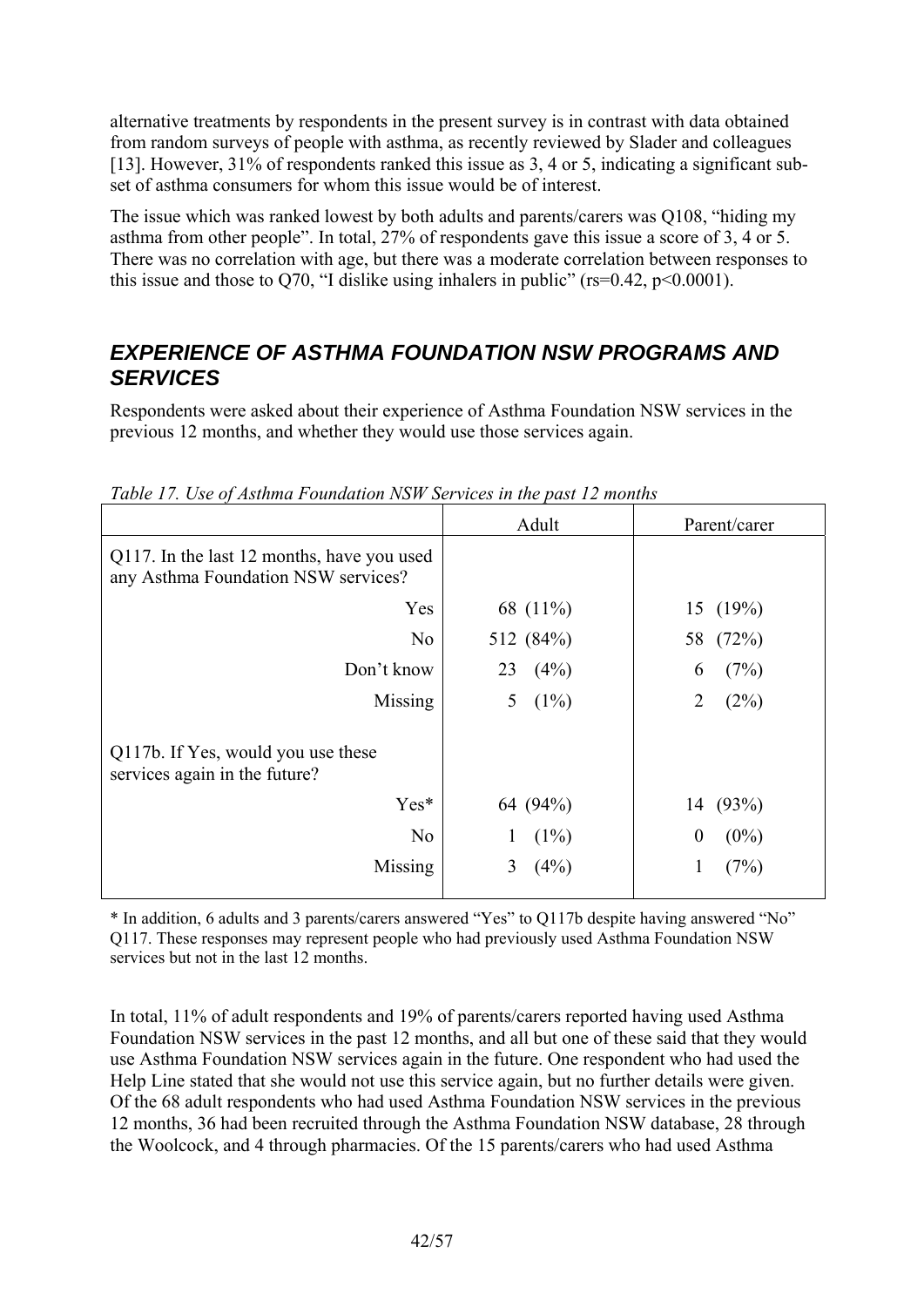alternative treatments by respondents in the present survey is in contrast with data obtained from random surveys of people with asthma, as recently reviewed by Slader and colleagues [13]. However, 31% of respondents ranked this issue as 3, 4 or 5, indicating a significant sub-set of asthma consumers for whom this issue would be of interest.

The issue which was ranked lowest by both adults and parents/carers was Q108, "hiding my asthma from other people". In total, 27% of respondents gave this issue a score of 3, 4 or 5. There was no correlation with age, but there was a moderate correlation between responses to this issue and those to Q70, "I dislike using inhalers in public" ($r_s=0.42$, $p<0.0001$).

## *EXPERIENCE OF ASTHMA FOUNDATION NSW PROGRAMS AND SERVICES*

Respondents were asked about their experience of Asthma Foundation NSW services in the previous 12 months, and whether they would use those services again.

*Table 17. Use of Asthma Foundation NSW Services in the past 12 months*

| | Adult | Parent/carer |
|---|---|---|
| Q117. In the last 12 months, have you used any Asthma Foundation NSW services? | | |
| Yes | 68 (11%) | 15 (19%) |
| No | 512 (84%) | 58 (72%) |
| Don't know | 23 (4%) | 6 (7%) |
| Missing | 5 (1%) | 2 (2%) |
| Q117b. If Yes, would you use these services again in the future? | | |
| Yes* | 64 (94%) | 14 (93%) |
| No | 1 (1%) | 0 (0%) |
| Missing | 3 (4%) | 1 (7%) |

* In addition, 6 adults and 3 parents/carers answered "Yes" to Q117b despite having answered "No" Q117. These responses may represent people who had previously used Asthma Foundation NSW services but not in the last 12 months.

In total, 11% of adult respondents and 19% of parents/carers reported having used Asthma Foundation NSW services in the past 12 months, and all but one of these said that they would use Asthma Foundation NSW services again in the future. One respondent who had used the Help Line stated that she would not use this service again, but no further details were given. Of the 68 adult respondents who had used Asthma Foundation NSW services in the previous 12 months, 36 had been recruited through the Asthma Foundation NSW database, 28 through the Woolcock, and 4 through pharmacies. Of the 15 parents/carers who had used Asthma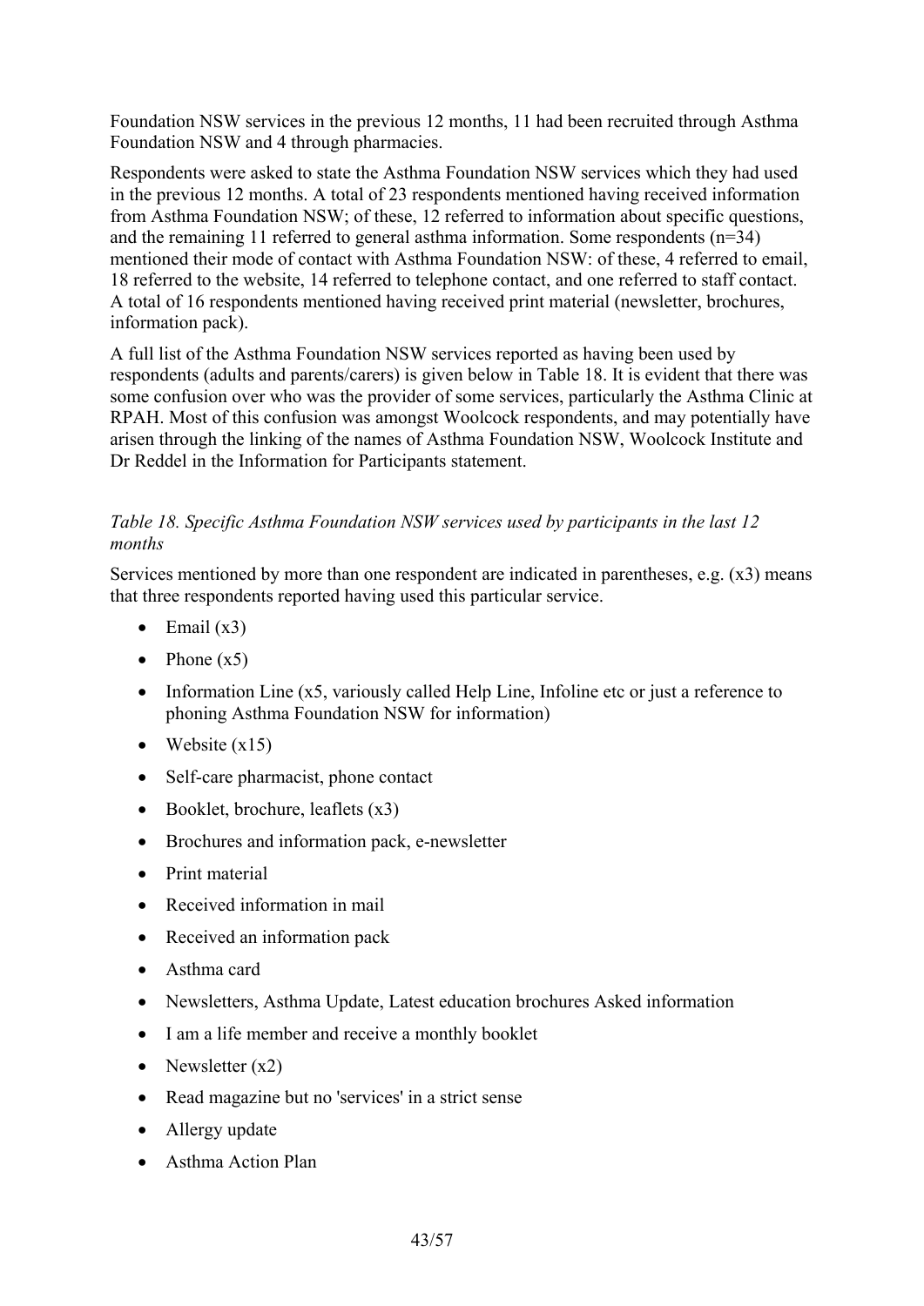Foundation NSW services in the previous 12 months, 11 had been recruited through Asthma Foundation NSW and 4 through pharmacies.

Respondents were asked to state the Asthma Foundation NSW services which they had used in the previous 12 months. A total of 23 respondents mentioned having received information from Asthma Foundation NSW; of these, 12 referred to information about specific questions, and the remaining 11 referred to general asthma information. Some respondents (n=34) mentioned their mode of contact with Asthma Foundation NSW: of these, 4 referred to email, 18 referred to the website, 14 referred to telephone contact, and one referred to staff contact. A total of 16 respondents mentioned having received print material (newsletter, brochures, information pack).

A full list of the Asthma Foundation NSW services reported as having been used by respondents (adults and parents/carers) is given below in Table 18. It is evident that there was some confusion over who was the provider of some services, particularly the Asthma Clinic at RPAH. Most of this confusion was amongst Woolcock respondents, and may potentially have arisen through the linking of the names of Asthma Foundation NSW, Woolcock Institute and Dr Reddel in the Information for Participants statement.

*Table 18. Specific Asthma Foundation NSW services used by participants in the last 12 months*

Services mentioned by more than one respondent are indicated in parentheses, e.g. (x3) means that three respondents reported having used this particular service.

- Email (x3)
- Phone (x5)
- Information Line (x5, variously called Help Line, Infoline etc or just a reference to phoning Asthma Foundation NSW for information)
- Website (x15)
- Self-care pharmacist, phone contact
- Booklet, brochure, leaflets (x3)
- Brochures and information pack, e-newsletter
- Print material
- Received information in mail
- Received an information pack
- Asthma card
- Newsletters, Asthma Update, Latest education brochures Asked information
- I am a life member and receive a monthly booklet
- Newsletter (x2)
- Read magazine but no 'services' in a strict sense
- Allergy update
- Asthma Action Plan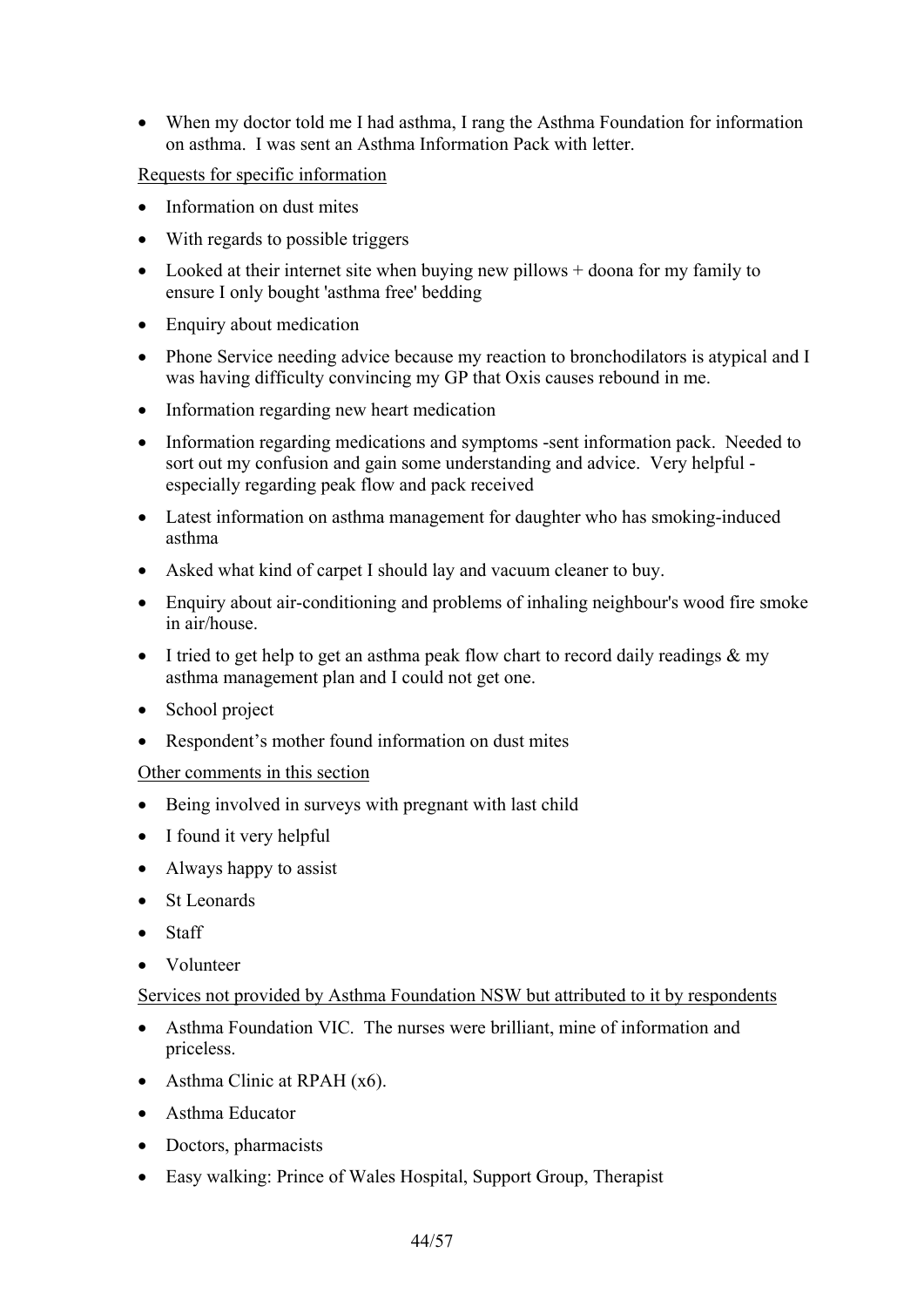- When my doctor told me I had asthma, I rang the Asthma Foundation for information on asthma. I was sent an Asthma Information Pack with letter.

Requests for specific information

- Information on dust mites
- With regards to possible triggers
- Looked at their internet site when buying new pillows + doona for my family to ensure I only bought 'asthma free' bedding
- Enquiry about medication
- Phone Service needing advice because my reaction to bronchodilators is atypical and I was having difficulty convincing my GP that Oxis causes rebound in me.
- Information regarding new heart medication
- Information regarding medications and symptoms -sent information pack. Needed to sort out my confusion and gain some understanding and advice. Very helpful - especially regarding peak flow and pack received
- Latest information on asthma management for daughter who has smoking-induced asthma
- Asked what kind of carpet I should lay and vacuum cleaner to buy.
- Enquiry about air-conditioning and problems of inhaling neighbour's wood fire smoke in air/house.
- I tried to get help to get an asthma peak flow chart to record daily readings & my asthma management plan and I could not get one.
- School project
- Respondent's mother found information on dust mites

Other comments in this section

- Being involved in surveys with pregnant with last child
- I found it very helpful
- Always happy to assist
- St Leonards
- Staff
- Volunteer

Services not provided by Asthma Foundation NSW but attributed to it by respondents

- Asthma Foundation VIC. The nurses were brilliant, mine of information and priceless.
- Asthma Clinic at RPAH (x6).
- Asthma Educator
- Doctors, pharmacists
- Easy walking: Prince of Wales Hospital, Support Group, Therapist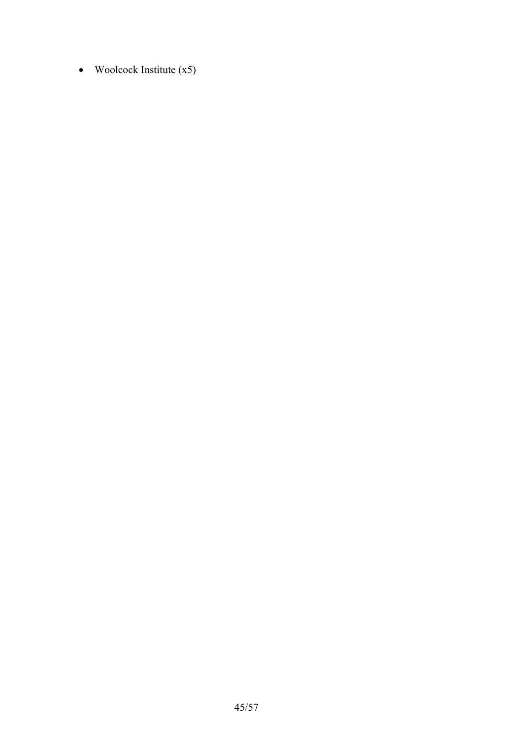- Woolcock Institute (x5)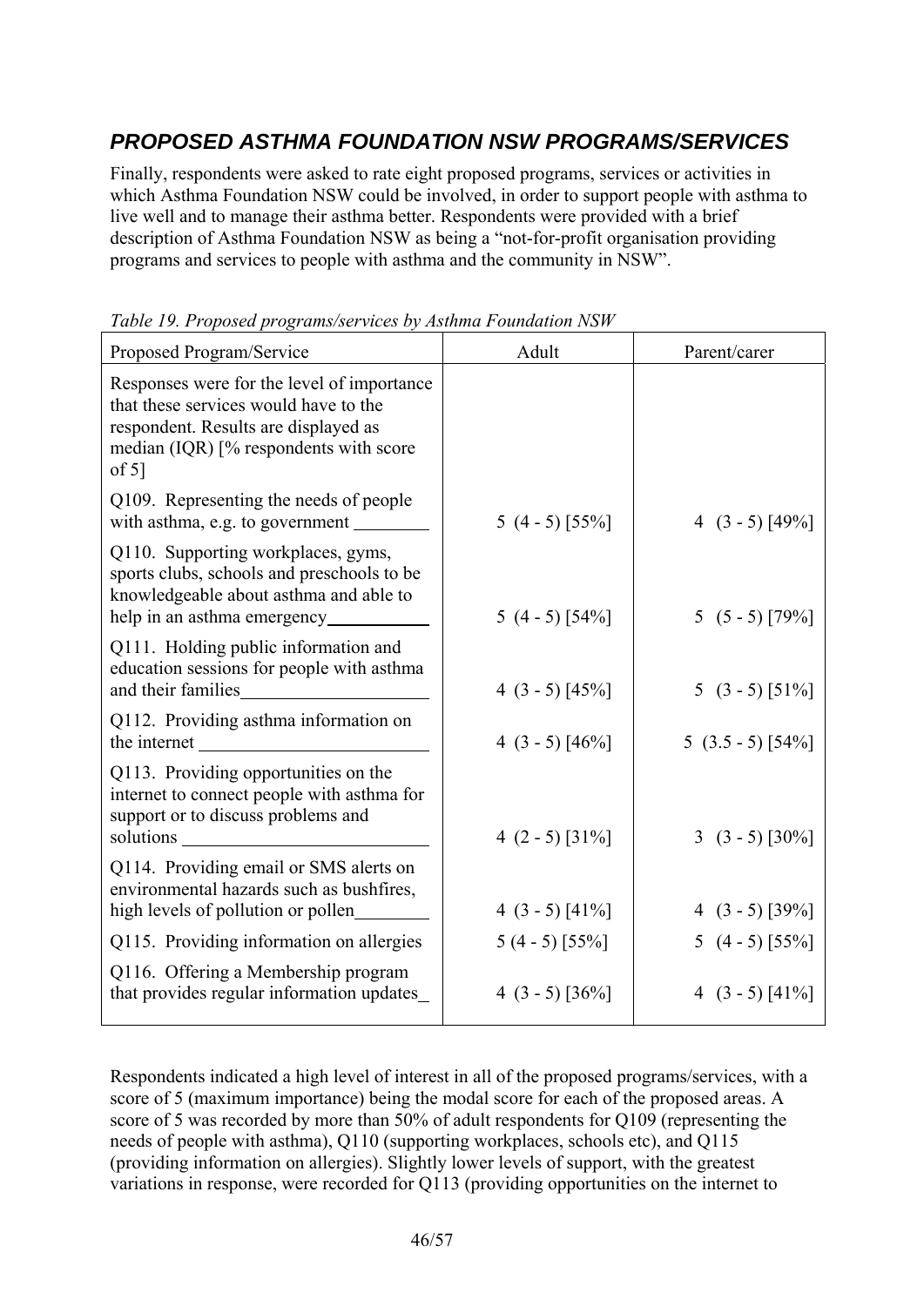## *PROPOSED ASTHMA FOUNDATION NSW PROGRAMS/SERVICES*

Finally, respondents were asked to rate eight proposed programs, services or activities in which Asthma Foundation NSW could be involved, in order to support people with asthma to live well and to manage their asthma better. Respondents were provided with a brief description of Asthma Foundation NSW as being a "not-for-profit organisation providing programs and services to people with asthma and the community in NSW".

*Table 19. Proposed programs/services by Asthma Foundation NSW*

| Proposed Program/Service | Adult | Parent/carer |
|---|---|---|
| Responses were for the level of importance that these services would have to the respondent. Results are displayed as median (IQR) [% respondents with score of 5] | | |
| Q109. Representing the needs of people with asthma, e.g. to government | 5 (4 - 5) [55%] | 4 (3 - 5) [49%] |
| Q110. Supporting workplaces, gyms, sports clubs, schools and preschools to be knowledgeable about asthma and able to help in an asthma emergency | 5 (4 - 5) [54%] | 5 (5 - 5) [79%] |
| Q111. Holding public information and education sessions for people with asthma and their families | 4 (3 - 5) [45%] | 5 (3 - 5) [51%] |
| Q112. Providing asthma information on the internet | 4 (3 - 5) [46%] | 5 (3.5 - 5) [54%] |
| Q113. Providing opportunities on the internet to connect people with asthma for support or to discuss problems and solutions | 4 (2 - 5) [31%] | 3 (3 - 5) [30%] |
| Q114. Providing email or SMS alerts on environmental hazards such as bushfires, high levels of pollution or pollen | 4 (3 - 5) [41%] | 4 (3 - 5) [39%] |
| Q115. Providing information on allergies | 5 (4 - 5) [55%] | 5 (4 - 5) [55%] |
| Q116. Offering a Membership program that provides regular information updates | 4 (3 - 5) [36%] | 4 (3 - 5) [41%] |

Respondents indicated a high level of interest in all of the proposed programs/services, with a score of 5 (maximum importance) being the modal score for each of the proposed areas. A score of 5 was recorded by more than 50% of adult respondents for Q109 (representing the needs of people with asthma), Q110 (supporting workplaces, schools etc), and Q115 (providing information on allergies). Slightly lower levels of support, with the greatest variations in response, were recorded for Q113 (providing opportunities on the internet to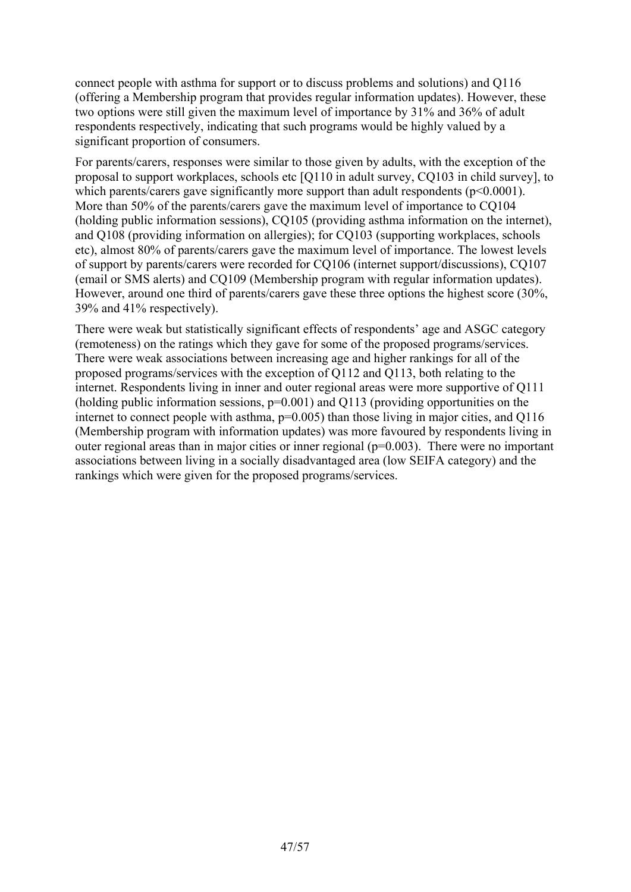connect people with asthma for support or to discuss problems and solutions) and Q116 (offering a Membership program that provides regular information updates). However, these two options were still given the maximum level of importance by 31% and 36% of adult respondents respectively, indicating that such programs would be highly valued by a significant proportion of consumers.

For parents/carers, responses were similar to those given by adults, with the exception of the proposal to support workplaces, schools etc [Q110 in adult survey, CQ103 in child survey], to which parents/carers gave significantly more support than adult respondents ($p<0.0001$). More than 50% of the parents/carers gave the maximum level of importance to CQ104 (holding public information sessions), CQ105 (providing asthma information on the internet), and Q108 (providing information on allergies); for CQ103 (supporting workplaces, schools etc), almost 80% of parents/carers gave the maximum level of importance. The lowest levels of support by parents/carers were recorded for CQ106 (internet support/discussions), CQ107 (email or SMS alerts) and CQ109 (Membership program with regular information updates). However, around one third of parents/carers gave these three options the highest score (30%, 39% and 41% respectively).

There were weak but statistically significant effects of respondents' age and ASGC category (remoteness) on the ratings which they gave for some of the proposed programs/services. There were weak associations between increasing age and higher rankings for all of the proposed programs/services with the exception of Q112 and Q113, both relating to the internet. Respondents living in inner and outer regional areas were more supportive of Q111 (holding public information sessions, $p=0.001$) and Q113 (providing opportunities on the internet to connect people with asthma, $p=0.005$) than those living in major cities, and Q116 (Membership program with information updates) was more favoured by respondents living in outer regional areas than in major cities or inner regional ($p=0.003$). There were no important associations between living in a socially disadvantaged area (low SEIFA category) and the rankings which were given for the proposed programs/services.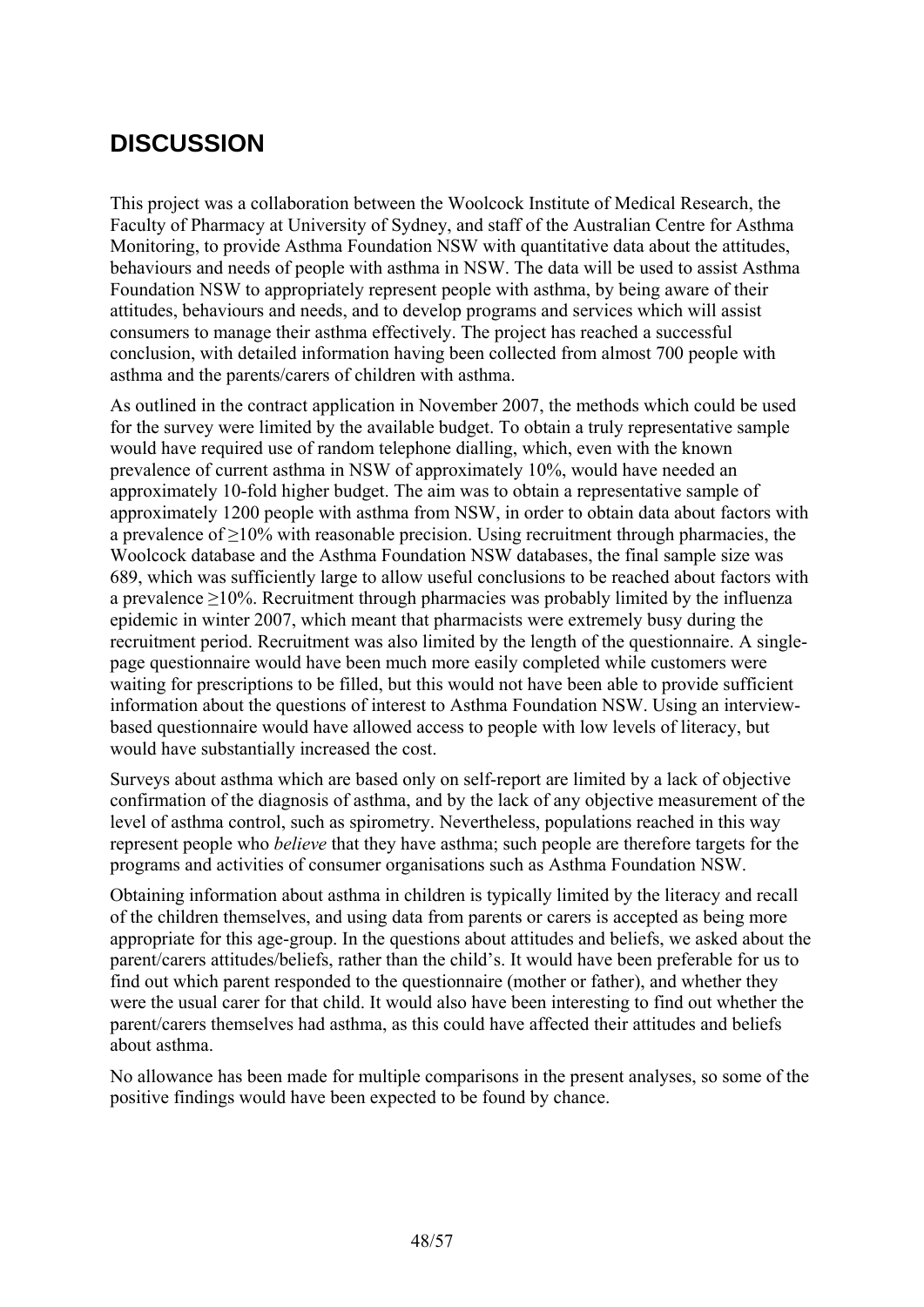# DISCUSSION

This project was a collaboration between the Woolcock Institute of Medical Research, the Faculty of Pharmacy at University of Sydney, and staff of the Australian Centre for Asthma Monitoring, to provide Asthma Foundation NSW with quantitative data about the attitudes, behaviours and needs of people with asthma in NSW. The data will be used to assist Asthma Foundation NSW to appropriately represent people with asthma, by being aware of their attitudes, behaviours and needs, and to develop programs and services which will assist consumers to manage their asthma effectively. The project has reached a successful conclusion, with detailed information having been collected from almost 700 people with asthma and the parents/carers of children with asthma.

As outlined in the contract application in November 2007, the methods which could be used for the survey were limited by the available budget. To obtain a truly representative sample would have required use of random telephone dialling, which, even with the known prevalence of current asthma in NSW of approximately 10%, would have needed an approximately 10-fold higher budget. The aim was to obtain a representative sample of approximately 1200 people with asthma from NSW, in order to obtain data about factors with a prevalence of ≥10% with reasonable precision. Using recruitment through pharmacies, the Woolcock database and the Asthma Foundation NSW databases, the final sample size was 689, which was sufficiently large to allow useful conclusions to be reached about factors with a prevalence ≥10%. Recruitment through pharmacies was probably limited by the influenza epidemic in winter 2007, which meant that pharmacists were extremely busy during the recruitment period. Recruitment was also limited by the length of the questionnaire. A single-page questionnaire would have been much more easily completed while customers were waiting for prescriptions to be filled, but this would not have been able to provide sufficient information about the questions of interest to Asthma Foundation NSW. Using an interview-based questionnaire would have allowed access to people with low levels of literacy, but would have substantially increased the cost.

Surveys about asthma which are based only on self-report are limited by a lack of objective confirmation of the diagnosis of asthma, and by the lack of any objective measurement of the level of asthma control, such as spirometry. Nevertheless, populations reached in this way represent people who *believe* that they have asthma; such people are therefore targets for the programs and activities of consumer organisations such as Asthma Foundation NSW.

Obtaining information about asthma in children is typically limited by the literacy and recall of the children themselves, and using data from parents or carers is accepted as being more appropriate for this age-group. In the questions about attitudes and beliefs, we asked about the parent/carers attitudes/beliefs, rather than the child's. It would have been preferable for us to find out which parent responded to the questionnaire (mother or father), and whether they were the usual carer for that child. It would also have been interesting to find out whether the parent/carers themselves had asthma, as this could have affected their attitudes and beliefs about asthma.

No allowance has been made for multiple comparisons in the present analyses, so some of the positive findings would have been expected to be found by chance.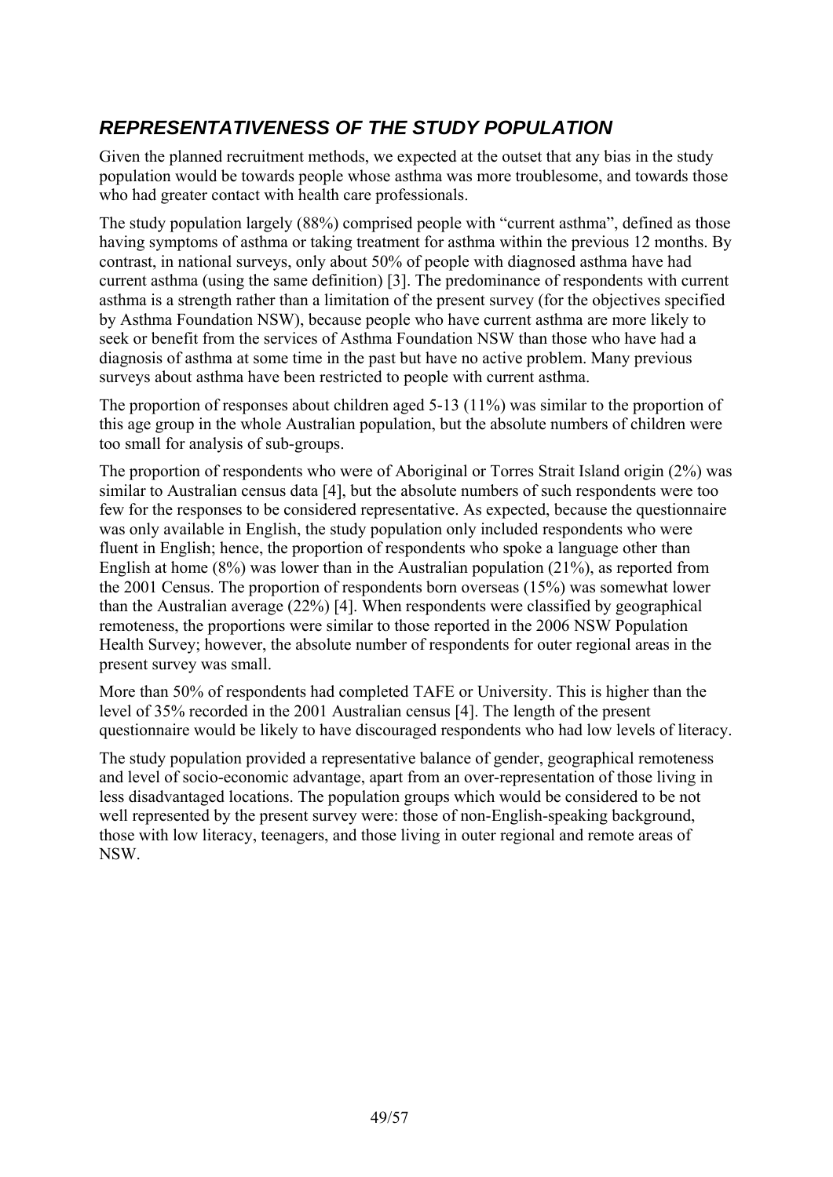## *REPRESENTATIVENESS OF THE STUDY POPULATION*

Given the planned recruitment methods, we expected at the outset that any bias in the study population would be towards people whose asthma was more troublesome, and towards those who had greater contact with health care professionals.

The study population largely (88%) comprised people with "current asthma", defined as those having symptoms of asthma or taking treatment for asthma within the previous 12 months. By contrast, in national surveys, only about 50% of people with diagnosed asthma have had current asthma (using the same definition) [3]. The predominance of respondents with current asthma is a strength rather than a limitation of the present survey (for the objectives specified by Asthma Foundation NSW), because people who have current asthma are more likely to seek or benefit from the services of Asthma Foundation NSW than those who have had a diagnosis of asthma at some time in the past but have no active problem. Many previous surveys about asthma have been restricted to people with current asthma.

The proportion of responses about children aged 5-13 (11%) was similar to the proportion of this age group in the whole Australian population, but the absolute numbers of children were too small for analysis of sub-groups.

The proportion of respondents who were of Aboriginal or Torres Strait Island origin (2%) was similar to Australian census data [4], but the absolute numbers of such respondents were too few for the responses to be considered representative. As expected, because the questionnaire was only available in English, the study population only included respondents who were fluent in English; hence, the proportion of respondents who spoke a language other than English at home (8%) was lower than in the Australian population (21%), as reported from the 2001 Census. The proportion of respondents born overseas (15%) was somewhat lower than the Australian average (22%) [4]. When respondents were classified by geographical remoteness, the proportions were similar to those reported in the 2006 NSW Population Health Survey; however, the absolute number of respondents for outer regional areas in the present survey was small.

More than 50% of respondents had completed TAFE or University. This is higher than the level of 35% recorded in the 2001 Australian census [4]. The length of the present questionnaire would be likely to have discouraged respondents who had low levels of literacy.

The study population provided a representative balance of gender, geographical remoteness and level of socio-economic advantage, apart from an over-representation of those living in less disadvantaged locations. The population groups which would be considered to be not well represented by the present survey were: those of non-English-speaking background, those with low literacy, teenagers, and those living in outer regional and remote areas of NSW.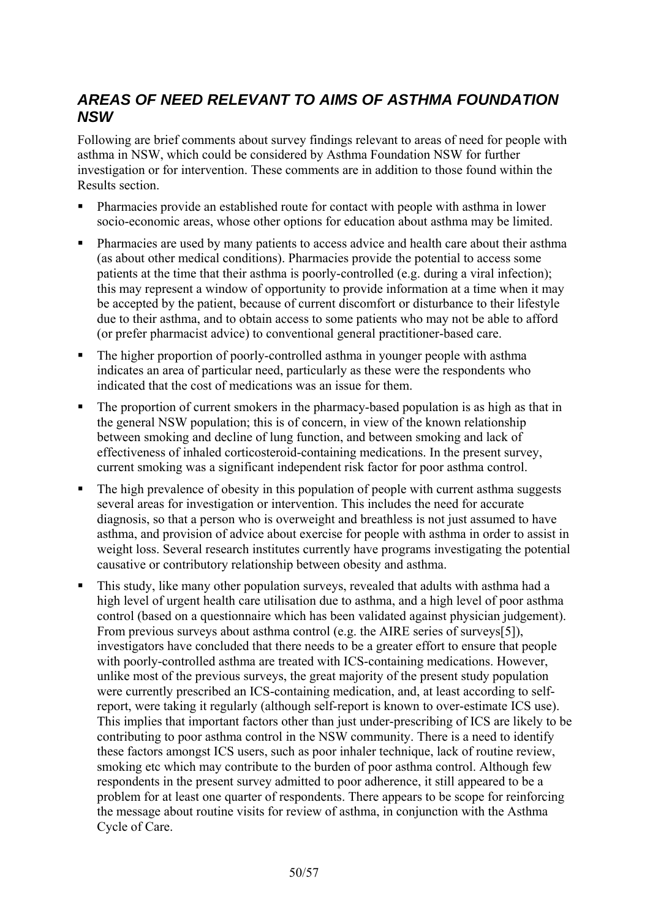## *AREAS OF NEED RELEVANT TO AIMS OF ASTHMA FOUNDATION NSW*

Following are brief comments about survey findings relevant to areas of need for people with asthma in NSW, which could be considered by Asthma Foundation NSW for further investigation or for intervention. These comments are in addition to those found within the Results section.

- Pharmacies provide an established route for contact with people with asthma in lower socio-economic areas, whose other options for education about asthma may be limited.
- Pharmacies are used by many patients to access advice and health care about their asthma (as about other medical conditions). Pharmacies provide the potential to access some patients at the time that their asthma is poorly-controlled (e.g. during a viral infection); this may represent a window of opportunity to provide information at a time when it may be accepted by the patient, because of current discomfort or disturbance to their lifestyle due to their asthma, and to obtain access to some patients who may not be able to afford (or prefer pharmacist advice) to conventional general practitioner-based care.
- The higher proportion of poorly-controlled asthma in younger people with asthma indicates an area of particular need, particularly as these were the respondents who indicated that the cost of medications was an issue for them.
- The proportion of current smokers in the pharmacy-based population is as high as that in the general NSW population; this is of concern, in view of the known relationship between smoking and decline of lung function, and between smoking and lack of effectiveness of inhaled corticosteroid-containing medications. In the present survey, current smoking was a significant independent risk factor for poor asthma control.
- The high prevalence of obesity in this population of people with current asthma suggests several areas for investigation or intervention. This includes the need for accurate diagnosis, so that a person who is overweight and breathless is not just assumed to have asthma, and provision of advice about exercise for people with asthma in order to assist in weight loss. Several research institutes currently have programs investigating the potential causative or contributory relationship between obesity and asthma.
- This study, like many other population surveys, revealed that adults with asthma had a high level of urgent health care utilisation due to asthma, and a high level of poor asthma control (based on a questionnaire which has been validated against physician judgement). From previous surveys about asthma control (e.g. the AIRE series of surveys[5]), investigators have concluded that there needs to be a greater effort to ensure that people with poorly-controlled asthma are treated with ICS-containing medications. However, unlike most of the previous surveys, the great majority of the present study population were currently prescribed an ICS-containing medication, and, at least according to self-report, were taking it regularly (although self-report is known to over-estimate ICS use). This implies that important factors other than just under-prescribing of ICS are likely to be contributing to poor asthma control in the NSW community. There is a need to identify these factors amongst ICS users, such as poor inhaler technique, lack of routine review, smoking etc which may contribute to the burden of poor asthma control. Although few respondents in the present survey admitted to poor adherence, it still appeared to be a problem for at least one quarter of respondents. There appears to be scope for reinforcing the message about routine visits for review of asthma, in conjunction with the Asthma Cycle of Care.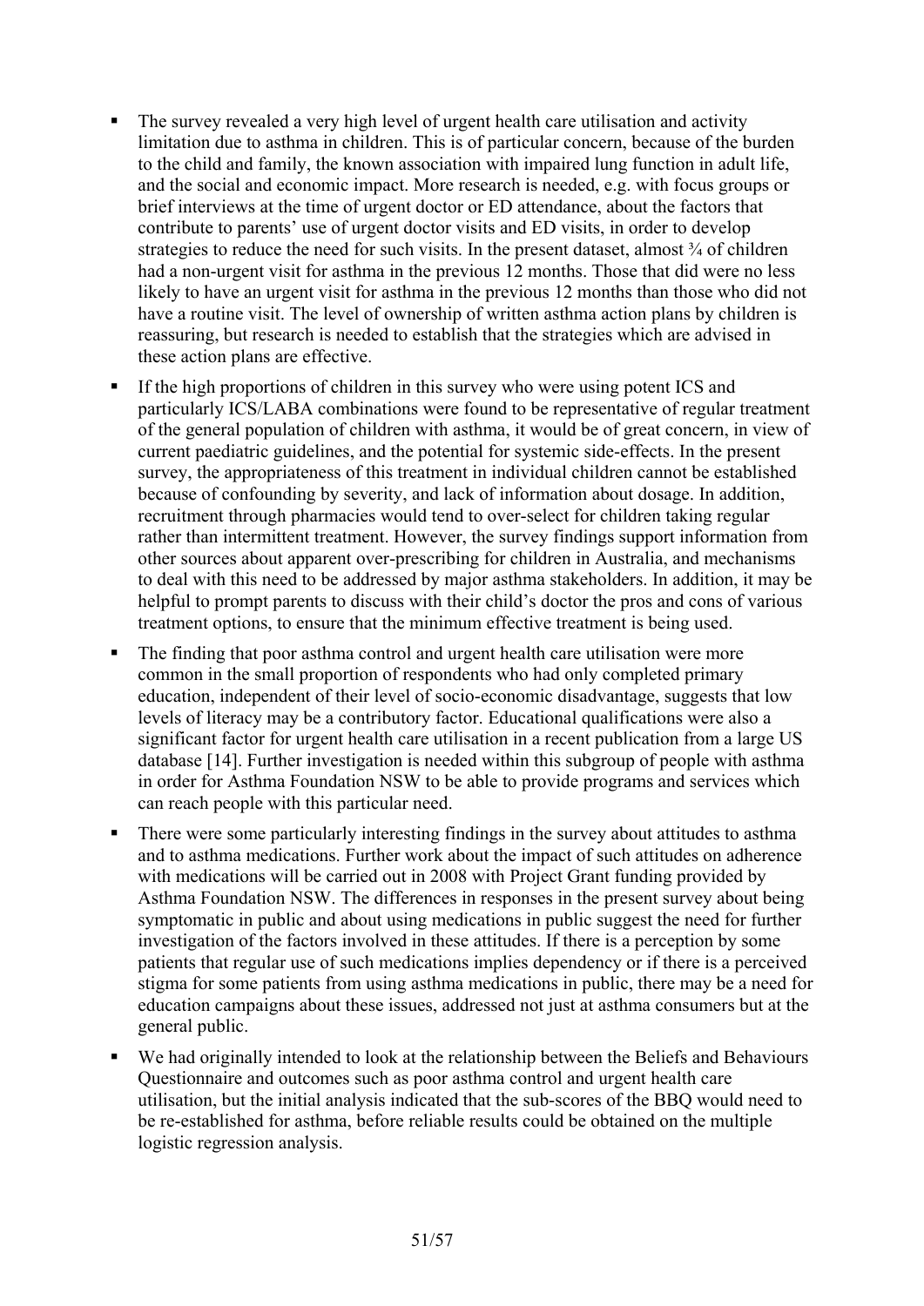- The survey revealed a very high level of urgent health care utilisation and activity limitation due to asthma in children. This is of particular concern, because of the burden to the child and family, the known association with impaired lung function in adult life, and the social and economic impact. More research is needed, e.g. with focus groups or brief interviews at the time of urgent doctor or ED attendance, about the factors that contribute to parents' use of urgent doctor visits and ED visits, in order to develop strategies to reduce the need for such visits. In the present dataset, almost ¾ of children had a non-urgent visit for asthma in the previous 12 months. Those that did were no less likely to have an urgent visit for asthma in the previous 12 months than those who did not have a routine visit. The level of ownership of written asthma action plans by children is reassuring, but research is needed to establish that the strategies which are advised in these action plans are effective.
- If the high proportions of children in this survey who were using potent ICS and particularly ICS/LABA combinations were found to be representative of regular treatment of the general population of children with asthma, it would be of great concern, in view of current paediatric guidelines, and the potential for systemic side-effects. In the present survey, the appropriateness of this treatment in individual children cannot be established because of confounding by severity, and lack of information about dosage. In addition, recruitment through pharmacies would tend to over-select for children taking regular rather than intermittent treatment. However, the survey findings support information from other sources about apparent over-prescribing for children in Australia, and mechanisms to deal with this need to be addressed by major asthma stakeholders. In addition, it may be helpful to prompt parents to discuss with their child's doctor the pros and cons of various treatment options, to ensure that the minimum effective treatment is being used.
- The finding that poor asthma control and urgent health care utilisation were more common in the small proportion of respondents who had only completed primary education, independent of their level of socio-economic disadvantage, suggests that low levels of literacy may be a contributory factor. Educational qualifications were also a significant factor for urgent health care utilisation in a recent publication from a large US database [14]. Further investigation is needed within this subgroup of people with asthma in order for Asthma Foundation NSW to be able to provide programs and services which can reach people with this particular need.
- There were some particularly interesting findings in the survey about attitudes to asthma and to asthma medications. Further work about the impact of such attitudes on adherence with medications will be carried out in 2008 with Project Grant funding provided by Asthma Foundation NSW. The differences in responses in the present survey about being symptomatic in public and about using medications in public suggest the need for further investigation of the factors involved in these attitudes. If there is a perception by some patients that regular use of such medications implies dependency or if there is a perceived stigma for some patients from using asthma medications in public, there may be a need for education campaigns about these issues, addressed not just at asthma consumers but at the general public.
- We had originally intended to look at the relationship between the Beliefs and Behaviours Questionnaire and outcomes such as poor asthma control and urgent health care utilisation, but the initial analysis indicated that the sub-scores of the BBQ would need to be re-established for asthma, before reliable results could be obtained on the multiple logistic regression analysis.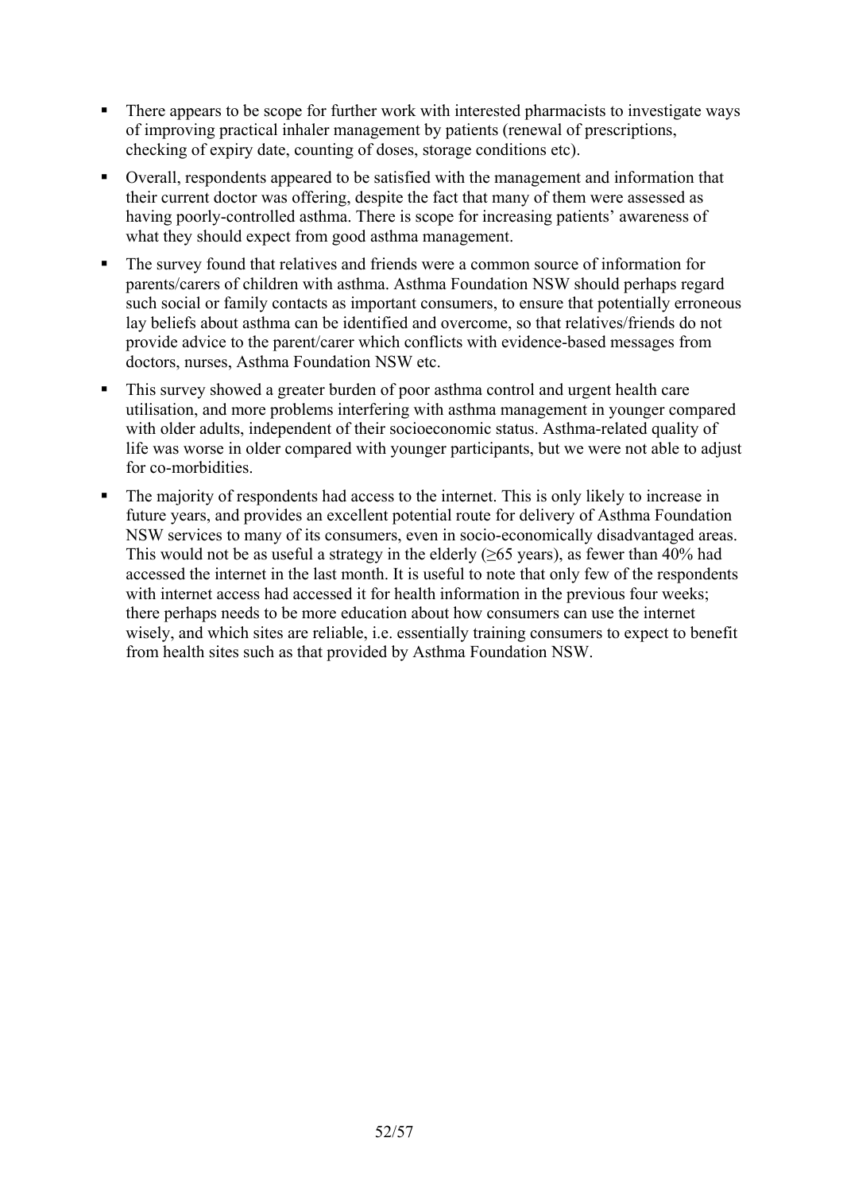- There appears to be scope for further work with interested pharmacists to investigate ways of improving practical inhaler management by patients (renewal of prescriptions, checking of expiry date, counting of doses, storage conditions etc).
- Overall, respondents appeared to be satisfied with the management and information that their current doctor was offering, despite the fact that many of them were assessed as having poorly-controlled asthma. There is scope for increasing patients' awareness of what they should expect from good asthma management.
- The survey found that relatives and friends were a common source of information for parents/carers of children with asthma. Asthma Foundation NSW should perhaps regard such social or family contacts as important consumers, to ensure that potentially erroneous lay beliefs about asthma can be identified and overcome, so that relatives/friends do not provide advice to the parent/carer which conflicts with evidence-based messages from doctors, nurses, Asthma Foundation NSW etc.
- This survey showed a greater burden of poor asthma control and urgent health care utilisation, and more problems interfering with asthma management in younger compared with older adults, independent of their socioeconomic status. Asthma-related quality of life was worse in older compared with younger participants, but we were not able to adjust for co-morbidities.
- The majority of respondents had access to the internet. This is only likely to increase in future years, and provides an excellent potential route for delivery of Asthma Foundation NSW services to many of its consumers, even in socio-economically disadvantaged areas. This would not be as useful a strategy in the elderly (≥65 years), as fewer than 40% had accessed the internet in the last month. It is useful to note that only few of the respondents with internet access had accessed it for health information in the previous four weeks; there perhaps needs to be more education about how consumers can use the internet wisely, and which sites are reliable, i.e. essentially training consumers to expect to benefit from health sites such as that provided by Asthma Foundation NSW.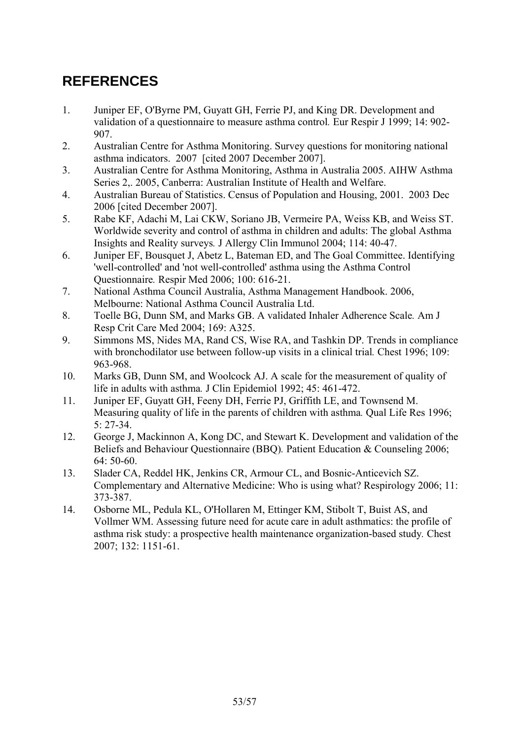## REFERENCES

1. Juniper EF, O'Byrne PM, Guyatt GH, Ferrie PJ, and King DR. Development and validation of a questionnaire to measure asthma control. Eur Respir J 1999; 14: 902-907.
2. Australian Centre for Asthma Monitoring. Survey questions for monitoring national asthma indicators. 2007 [cited 2007 December 2007].
3. Australian Centre for Asthma Monitoring, Asthma in Australia 2005. AIHW Asthma Series 2,. 2005, Canberra: Australian Institute of Health and Welfare.
4. Australian Bureau of Statistics. Census of Population and Housing, 2001. 2003 Dec 2006 [cited December 2007].
5. Rabe KF, Adachi M, Lai CKW, Soriano JB, Vermeire PA, Weiss KB, and Weiss ST. Worldwide severity and control of asthma in children and adults: The global Asthma Insights and Reality surveys. J Allergy Clin Immunol 2004; 114: 40-47.
6. Juniper EF, Bousquet J, Abetz L, Bateman ED, and The Goal Committee. Identifying 'well-controlled' and 'not well-controlled' asthma using the Asthma Control Questionnaire. Respir Med 2006; 100: 616-21.
7. National Asthma Council Australia, Asthma Management Handbook. 2006, Melbourne: National Asthma Council Australia Ltd.
8. Toelle BG, Dunn SM, and Marks GB. A validated Inhaler Adherence Scale. Am J Resp Crit Care Med 2004; 169: A325.
9. Simmons MS, Nides MA, Rand CS, Wise RA, and Tashkin DP. Trends in compliance with bronchodilator use between follow-up visits in a clinical trial. Chest 1996; 109: 963-968.
10. Marks GB, Dunn SM, and Woolcock AJ. A scale for the measurement of quality of life in adults with asthma. J Clin Epidemiol 1992; 45: 461-472.
11. Juniper EF, Guyatt GH, Feeny DH, Ferrie PJ, Griffith LE, and Townsend M. Measuring quality of life in the parents of children with asthma. Qual Life Res 1996; 5: 27-34.
12. George J, Mackinnon A, Kong DC, and Stewart K. Development and validation of the Beliefs and Behaviour Questionnaire (BBQ). Patient Education & Counseling 2006; 64: 50-60.
13. Slader CA, Reddel HK, Jenkins CR, Armour CL, and Bosnic-Anticevich SZ. Complementary and Alternative Medicine: Who is using what? Respirology 2006; 11: 373-387.
14. Osborne ML, Pedula KL, O'Hollaren M, Ettinger KM, Stibolt T, Buist AS, and Vollmer WM. Assessing future need for acute care in adult asthmatics: the profile of asthma risk study: a prospective health maintenance organization-based study. Chest 2007; 132: 1151-61.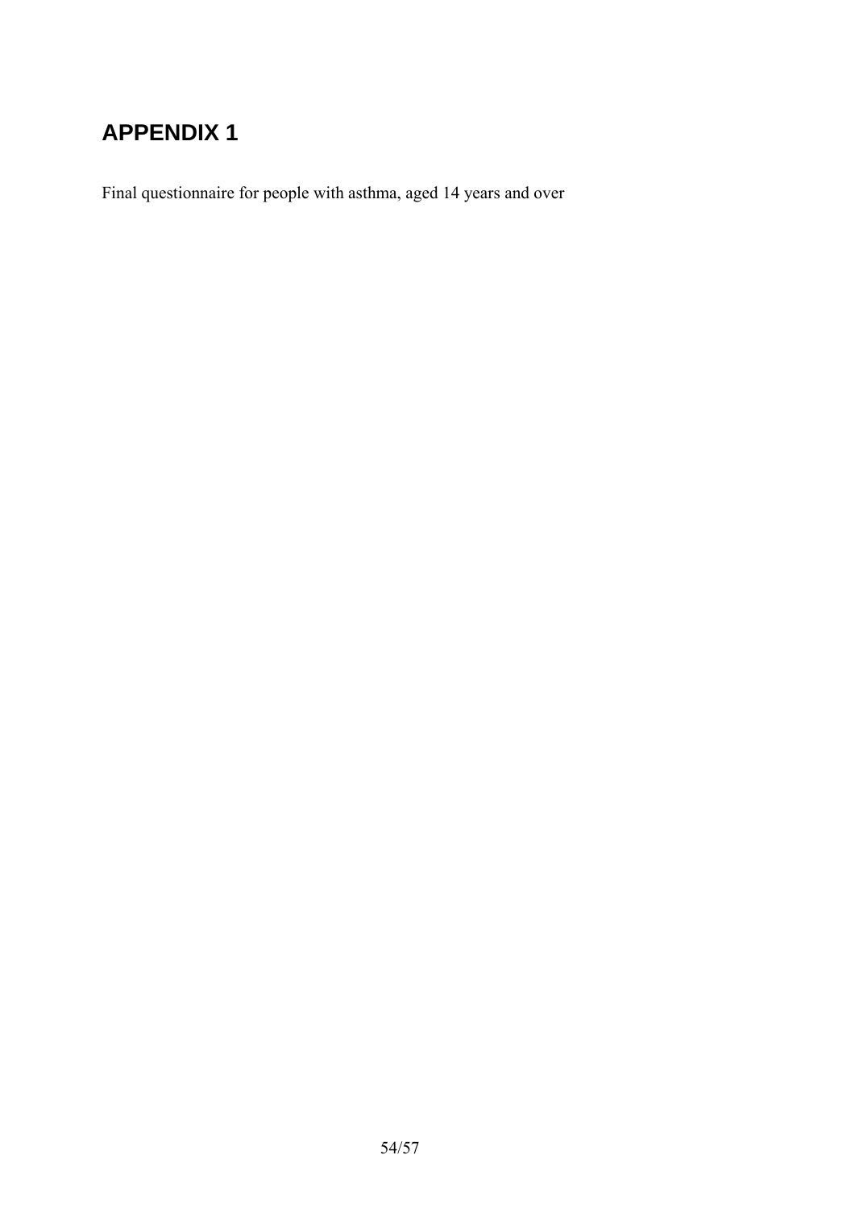# APPENDIX 1

Final questionnaire for people with asthma, aged 14 years and over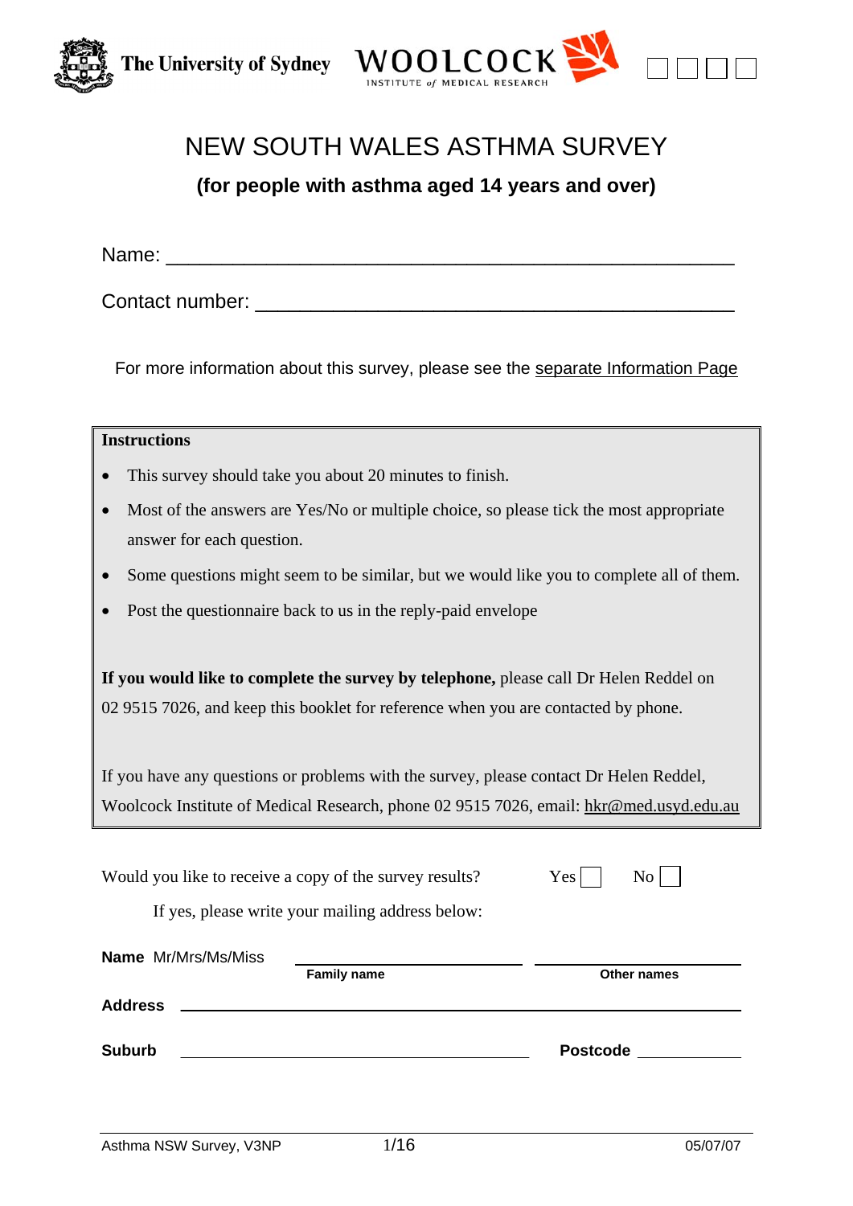The University of Sydney

WOOLCOCK INSTITUTE of MEDICAL RESEARCH

☐☐☐☐

# NEW SOUTH WALES ASTHMA SURVEY

## (for people with asthma aged 14 years and over)

Name: ____________________________________________

Contact number: ____________________________________

For more information about this survey, please see the separate Information Page

**Instructions**

- This survey should take you about 20 minutes to finish.
- Most of the answers are Yes/No or multiple choice, so please tick the most appropriate answer for each question.
- Some questions might seem to be similar, but we would like you to complete all of them.
- Post the questionnaire back to us in the reply-paid envelope

**If you would like to complete the survey by telephone,** please call Dr Helen Reddel on 02 9515 7026, and keep this booklet for reference when you are contacted by phone.

If you have any questions or problems with the survey, please contact Dr Helen Reddel, Woolcock Institute of Medical Research, phone 02 9515 7026, email: hkr@med.usyd.edu.au

Would you like to receive a copy of the survey results? Yes ☐ No ☐

If yes, please write your mailing address below:

**Name** Mr/Mrs/Ms/Miss ____________________ ____________________
**Family name** **Other names**

**Address** ____________________________________________

**Suburb** ______________________________ **Postcode** __________

Asthma NSW Survey, V3NP 05/07/07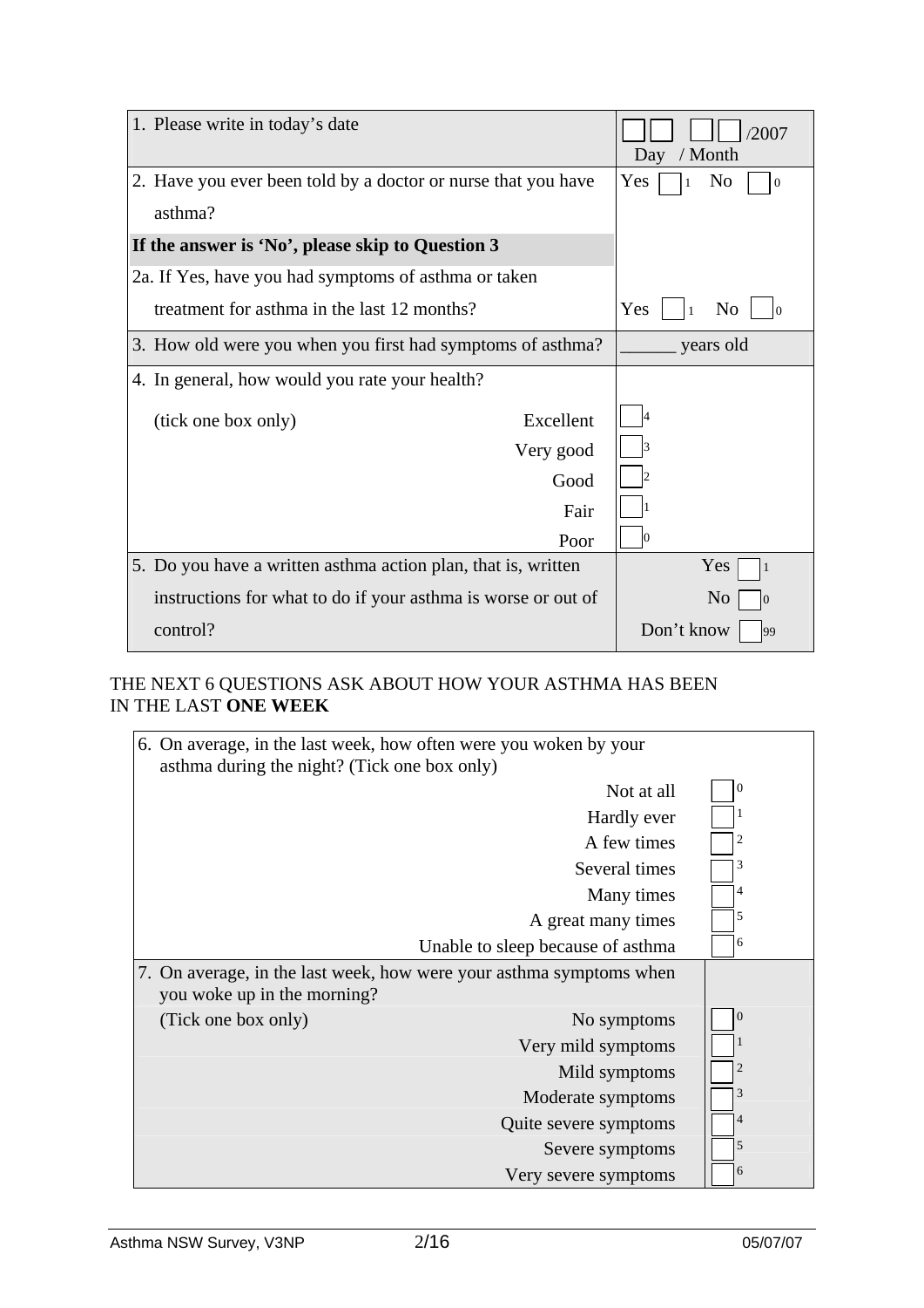| | |
|---|---|
| 1. Please write in today's date | ☐☐ ☐☐ /2007<br>Day / Month |
| 2. Have you ever been told by a doctor or nurse that you have asthma? | Yes ☐ 1 No ☐ 0 |
| **If the answer is 'No', please skip to Question 3** | |
| 2a. If Yes, have you had symptoms of asthma or taken treatment for asthma in the last 12 months? | Yes ☐ 1 No ☐ 0 |
| 3. How old were you when you first had symptoms of asthma? | ______ years old |
| 4. In general, how would you rate your health?<br>(tick one box only) Excellent | ☐ 4 |
| Very good | ☐ 3 |
| Good | ☐ 2 |
| Fair | ☐ 1 |
| Poor | ☐ 0 |
| 5. Do you have a written asthma action plan, that is, written instructions for what to do if your asthma is worse or out of control? | Yes ☐ 1<br>No ☐ 0<br>Don't know ☐ 99 |

THE NEXT 6 QUESTIONS ASK ABOUT HOW YOUR ASTHMA HAS BEEN IN THE LAST **ONE WEEK**

| | |
|---|---|
| 6. On average, in the last week, how often were you woken by your asthma during the night? (Tick one box only) | |
| Not at all | ☐ 0 |
| Hardly ever | ☐ 1 |
| A few times | ☐ 2 |
| Several times | ☐ 3 |
| Many times | ☐ 4 |
| A great many times | ☐ 5 |
| Unable to sleep because of asthma | ☐ 6 |
| 7. On average, in the last week, how were your asthma symptoms when you woke up in the morning? | |
| (Tick one box only) No symptoms | ☐ 0 |
| Very mild symptoms | ☐ 1 |
| Mild symptoms | ☐ 2 |
| Moderate symptoms | ☐ 3 |
| Quite severe symptoms | ☐ 4 |
| Severe symptoms | ☐ 5 |
| Very severe symptoms | ☐ 6 |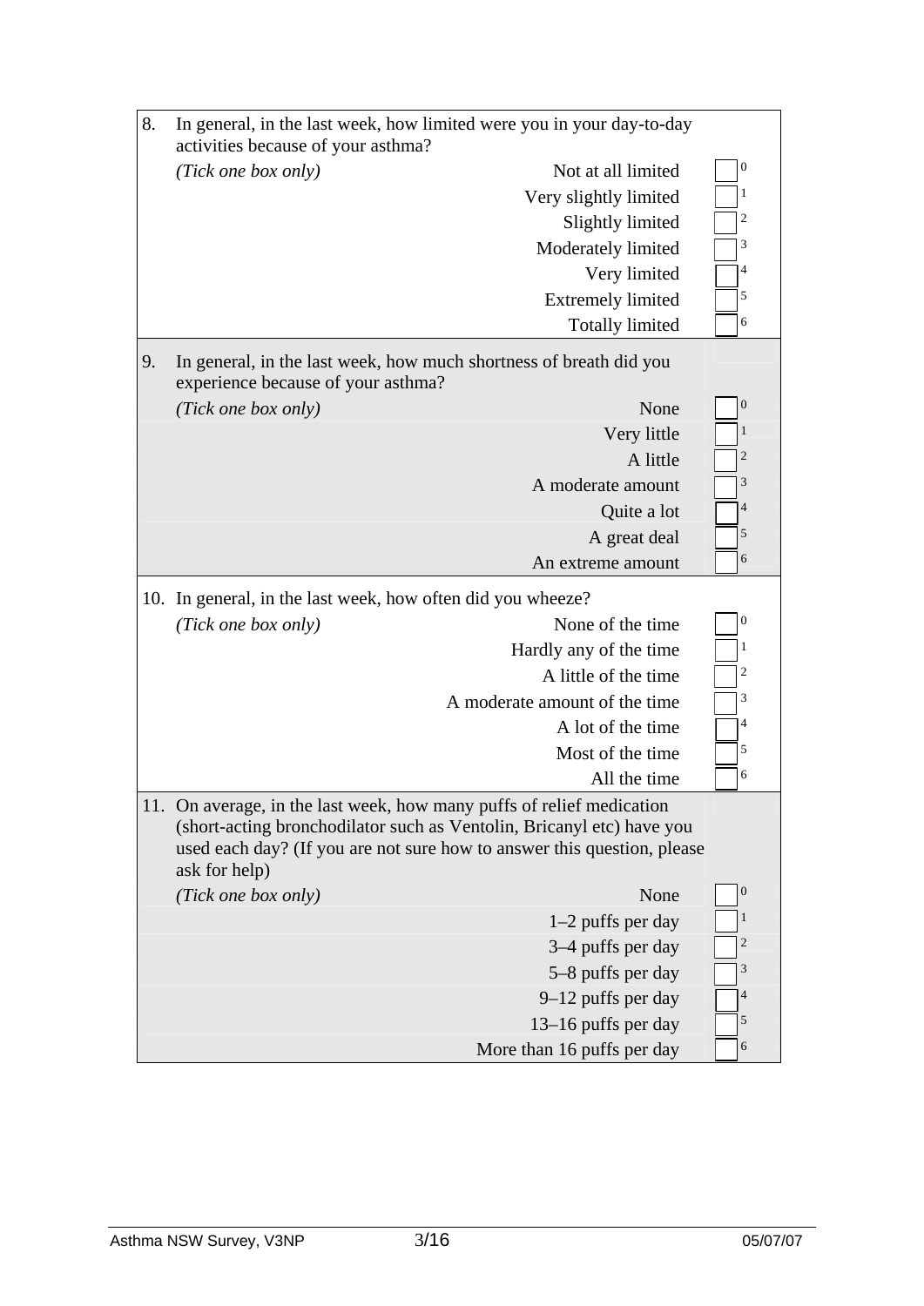8. In general, in the last week, how limited were you in your day-to-day activities because of your asthma?

*(Tick one box only)*

| | |
|---|---|
| Not at all limited | ☐ 0 |
| Very slightly limited | ☐ 1 |
| Slightly limited | ☐ 2 |
| Moderately limited | ☐ 3 |
| Very limited | ☐ 4 |
| Extremely limited | ☐ 5 |
| Totally limited | ☐ 6 |

9. In general, in the last week, how much shortness of breath did you experience because of your asthma?

*(Tick one box only)*

| | |
|---|---|
| None | ☐ 0 |
| Very little | ☐ 1 |
| A little | ☐ 2 |
| A moderate amount | ☐ 3 |
| Quite a lot | ☐ 4 |
| A great deal | ☐ 5 |
| An extreme amount | ☐ 6 |

10. In general, in the last week, how often did you wheeze?

*(Tick one box only)*

| | |
|---|---|
| None of the time | ☐ 0 |
| Hardly any of the time | ☐ 1 |
| A little of the time | ☐ 2 |
| A moderate amount of the time | ☐ 3 |
| A lot of the time | ☐ 4 |
| Most of the time | ☐ 5 |
| All the time | ☐ 6 |

11. On average, in the last week, how many puffs of relief medication (short-acting bronchodilator such as Ventolin, Bricanyl etc) have you used each day? (If you are not sure how to answer this question, please ask for help)

*(Tick one box only)*

| | |
|---|---|
| None | ☐ 0 |
| 1–2 puffs per day | ☐ 1 |
| 3–4 puffs per day | ☐ 2 |
| 5–8 puffs per day | ☐ 3 |
| 9–12 puffs per day | ☐ 4 |
| 13–16 puffs per day | ☐ 5 |
| More than 16 puffs per day | ☐ 6 |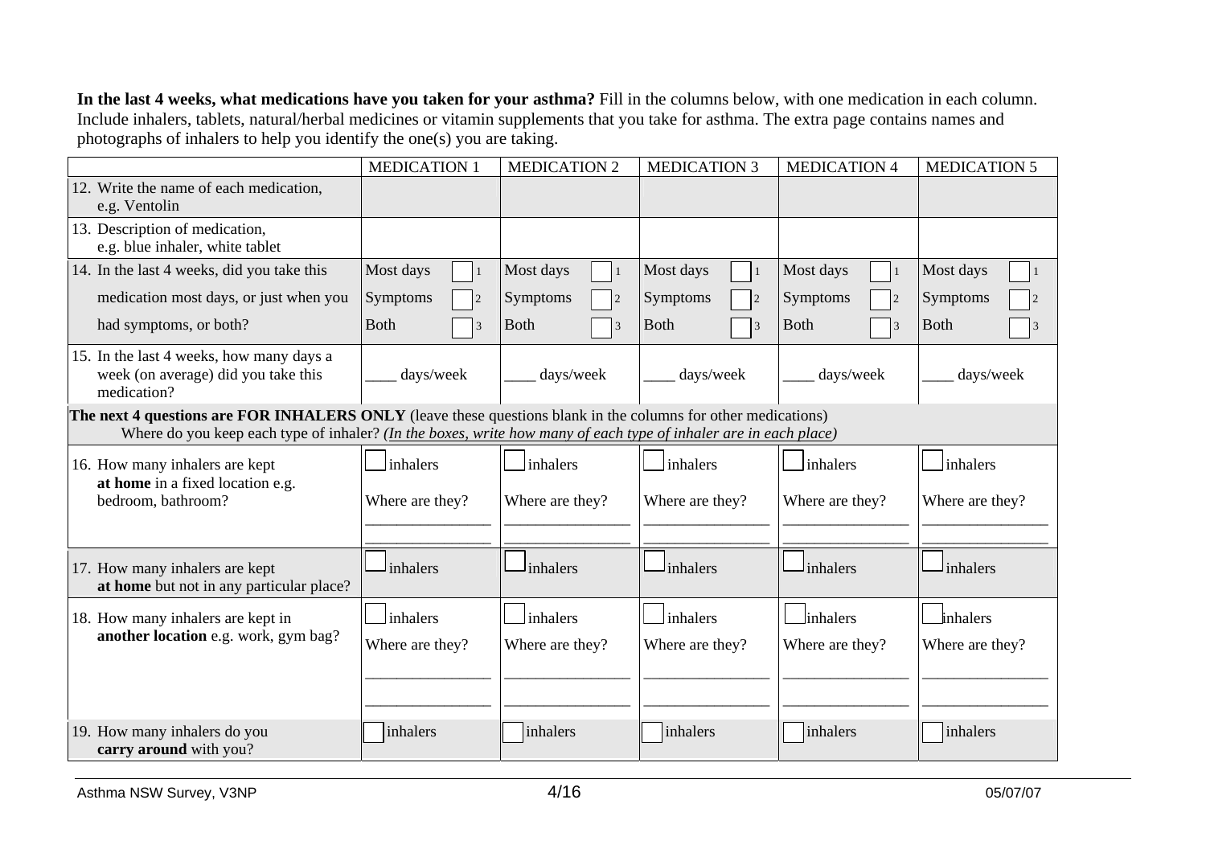**In the last 4 weeks, what medications have you taken for your asthma?** Fill in the columns below, with one medication in each column. Include inhalers, tablets, natural/herbal medicines or vitamin supplements that you take for asthma. The extra page contains names and photographs of inhalers to help you identify the one(s) you are taking.

| | MEDICATION 1 | MEDICATION 2 | MEDICATION 3 | MEDICATION 4 | MEDICATION 5 |
|---|---|---|---|---|---|
| 12. Write the name of each medication, e.g. Ventolin | | | | | |
| 13. Description of medication, e.g. blue inhaler, white tablet | | | | | |
| 14. In the last 4 weeks, did you take this medication most days, or just when you had symptoms, or both? | Most days ☐ 1<br>Symptoms ☐ 2<br>Both ☐ 3 | Most days ☐ 1<br>Symptoms ☐ 2<br>Both ☐ 3 | Most days ☐ 1<br>Symptoms ☐ 2<br>Both ☐ 3 | Most days ☐ 1<br>Symptoms ☐ 2<br>Both ☐ 3 | Most days ☐ 1<br>Symptoms ☐ 2<br>Both ☐ 3 |
| 15. In the last 4 weeks, how many days a week (on average) did you take this medication? | ____ days/week | ____ days/week | ____ days/week | ____ days/week | ____ days/week |
| **The next 4 questions are FOR INHALERS ONLY** (leave these questions blank in the columns for other medications)<br>Where do you keep each type of inhaler? *(In the boxes, write how many of each type of inhaler are in each place)* | | | | | |
| 16. How many inhalers are kept **at home** in a fixed location e.g. bedroom, bathroom? | ☐ inhalers<br>Where are they?<br>_______________<br>_______________ | ☐ inhalers<br>Where are they?<br>_______________<br>_______________ | ☐ inhalers<br>Where are they?<br>_______________<br>_______________ | ☐ inhalers<br>Where are they?<br>_______________<br>_______________ | ☐ inhalers<br>Where are they?<br>_______________<br>_______________ |
| 17. How many inhalers are kept **at home** but not in any particular place? | ☐ inhalers | ☐ inhalers | ☐ inhalers | ☐ inhalers | ☐ inhalers |
| 18. How many inhalers are kept in **another location** e.g. work, gym bag? | ☐ inhalers<br>Where are they?<br>_______________<br>_______________ | ☐ inhalers<br>Where are they?<br>_______________<br>_______________ | ☐ inhalers<br>Where are they?<br>_______________<br>_______________ | ☐ inhalers<br>Where are they?<br>_______________<br>_______________ | ☐ inhalers<br>Where are they?<br>_______________<br>_______________ |
| 19. How many inhalers do you **carry around** with you? | ☐ inhalers | ☐ inhalers | ☐ inhalers | ☐ inhalers | ☐ inhalers |

Asthma NSW Survey, V3NP 05/07/07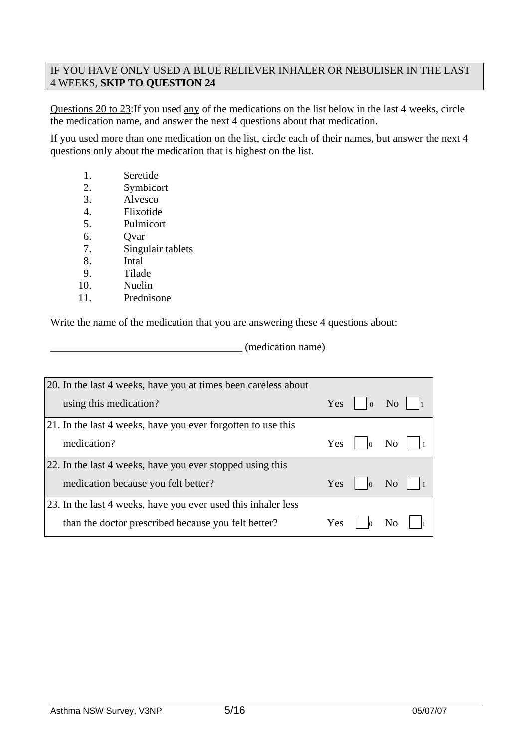IF YOU HAVE ONLY USED A BLUE RELIEVER INHALER OR NEBULISER IN THE LAST 4 WEEKS, **SKIP TO QUESTION 24**

Questions 20 to 23: If you used any of the medications on the list below in the last 4 weeks, circle the medication name, and answer the next 4 questions about that medication.

If you used more than one medication on the list, circle each of their names, but answer the next 4 questions only about the medication that is highest on the list.

1. Seretide
2. Symbicort
3. Alvesco
4. Flixotide
5. Pulmicort
6. Qvar
7. Singulair tablets
8. Intal
9. Tilade
10. Nuelin
11. Prednisone

Write the name of the medication that you are answering these 4 questions about:

___________________________________ (medication name)

| Question | Yes | No |
|---|---|---|
| 20. In the last 4 weeks, have you at times been careless about using this medication? | ☐ 0 | ☐ 1 |
| 21. In the last 4 weeks, have you ever forgotten to use this medication? | ☐ 0 | ☐ 1 |
| 22. In the last 4 weeks, have you ever stopped using this medication because you felt better? | ☐ 0 | ☐ 1 |
| 23. In the last 4 weeks, have you ever used this inhaler less than the doctor prescribed because you felt better? | ☐ 0 | ☐ 1 |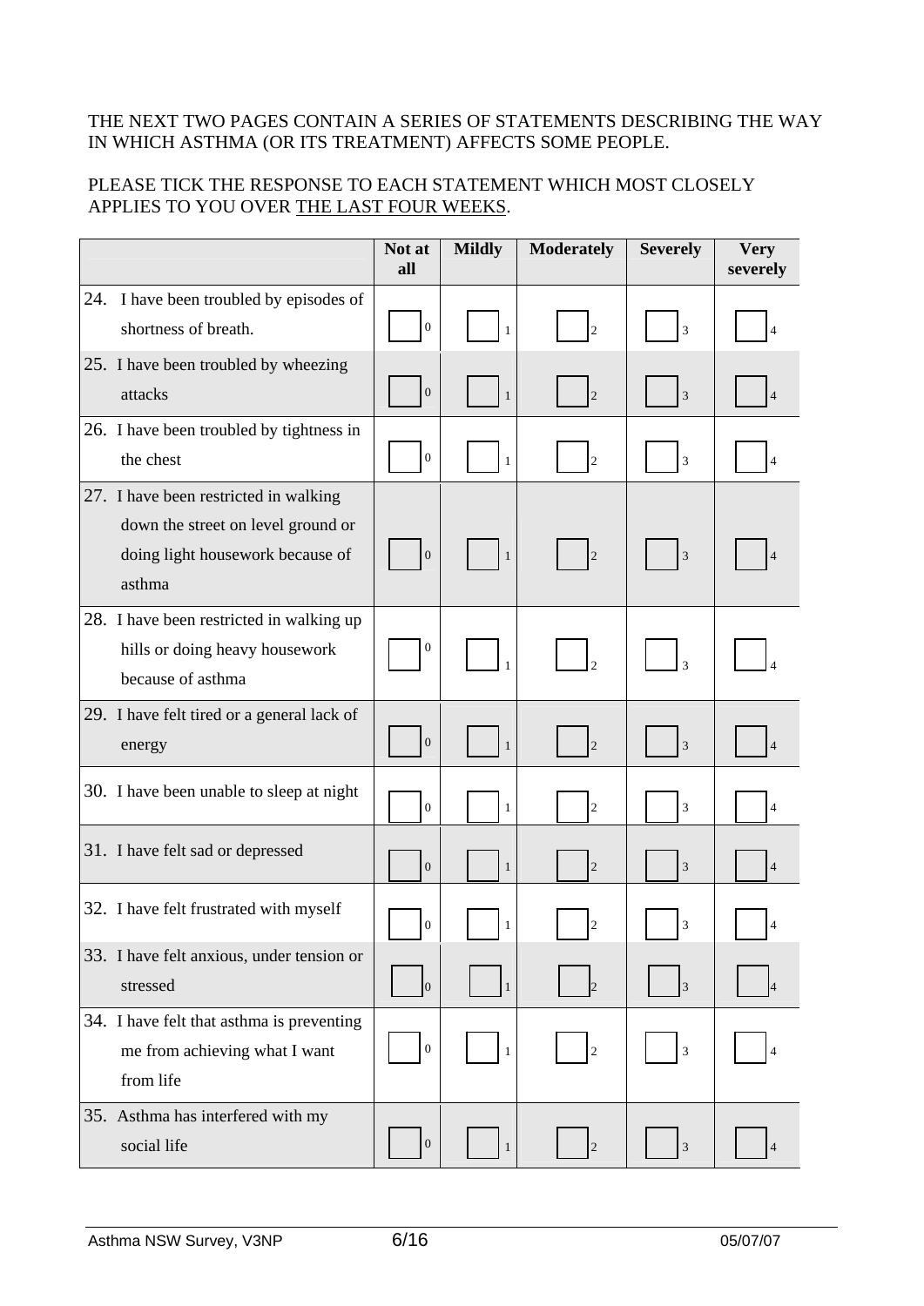THE NEXT TWO PAGES CONTAIN A SERIES OF STATEMENTS DESCRIBING THE WAY IN WHICH ASTHMA (OR ITS TREATMENT) AFFECTS SOME PEOPLE.

PLEASE TICK THE RESPONSE TO EACH STATEMENT WHICH MOST CLOSELY APPLIES TO YOU OVER THE LAST FOUR WEEKS.

| | Not at all | Mildly | Moderately | Severely | Very severely |
|---|---|---|---|---|---|
| 24. I have been troubled by episodes of shortness of breath. | ☐ 0 | ☐ 1 | ☐ 2 | ☐ 3 | ☐ 4 |
| 25. I have been troubled by wheezing attacks | ☐ 0 | ☐ 1 | ☐ 2 | ☐ 3 | ☐ 4 |
| 26. I have been troubled by tightness in the chest | ☐ 0 | ☐ 1 | ☐ 2 | ☐ 3 | ☐ 4 |
| 27. I have been restricted in walking down the street on level ground or doing light housework because of asthma | ☐ 0 | ☐ 1 | ☐ 2 | ☐ 3 | ☐ 4 |
| 28. I have been restricted in walking up hills or doing heavy housework because of asthma | ☐ 0 | ☐ 1 | ☐ 2 | ☐ 3 | ☐ 4 |
| 29. I have felt tired or a general lack of energy | ☐ 0 | ☐ 1 | ☐ 2 | ☐ 3 | ☐ 4 |
| 30. I have been unable to sleep at night | ☐ 0 | ☐ 1 | ☐ 2 | ☐ 3 | ☐ 4 |
| 31. I have felt sad or depressed | ☐ 0 | ☐ 1 | ☐ 2 | ☐ 3 | ☐ 4 |
| 32. I have felt frustrated with myself | ☐ 0 | ☐ 1 | ☐ 2 | ☐ 3 | ☐ 4 |
| 33. I have felt anxious, under tension or stressed | ☐ 0 | ☐ 1 | ☐ 2 | ☐ 3 | ☐ 4 |
| 34. I have felt that asthma is preventing me from achieving what I want from life | ☐ 0 | ☐ 1 | ☐ 2 | ☐ 3 | ☐ 4 |
| 35. Asthma has interfered with my social life | ☐ 0 | ☐ 1 | ☐ 2 | ☐ 3 | ☐ 4 |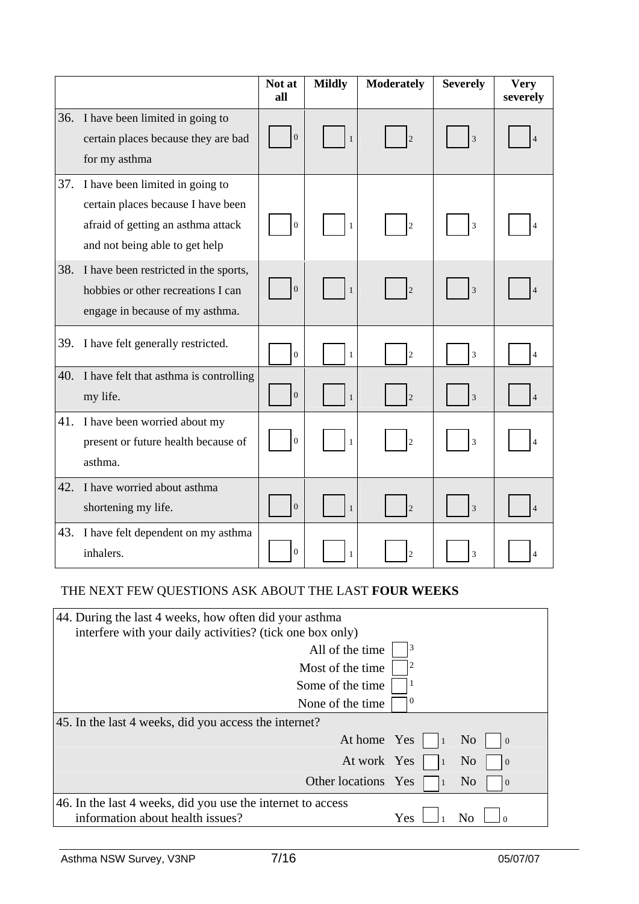| | Not at all | Mildly | Moderately | Severely | Very severely |
|---|---|---|---|---|---|
| 36. I have been limited in going to certain places because they are bad for my asthma | ☐ 0 | ☐ 1 | ☐ 2 | ☐ 3 | ☐ 4 |
| 37. I have been limited in going to certain places because I have been afraid of getting an asthma attack and not being able to get help | ☐ 0 | ☐ 1 | ☐ 2 | ☐ 3 | ☐ 4 |
| 38. I have been restricted in the sports, hobbies or other recreations I can engage in because of my asthma. | ☐ 0 | ☐ 1 | ☐ 2 | ☐ 3 | ☐ 4 |
| 39. I have felt generally restricted. | ☐ 0 | ☐ 1 | ☐ 2 | ☐ 3 | ☐ 4 |
| 40. I have felt that asthma is controlling my life. | ☐ 0 | ☐ 1 | ☐ 2 | ☐ 3 | ☐ 4 |
| 41. I have been worried about my present or future health because of asthma. | ☐ 0 | ☐ 1 | ☐ 2 | ☐ 3 | ☐ 4 |
| 42. I have worried about asthma shortening my life. | ☐ 0 | ☐ 1 | ☐ 2 | ☐ 3 | ☐ 4 |
| 43. I have felt dependent on my asthma inhalers. | ☐ 0 | ☐ 1 | ☐ 2 | ☐ 3 | ☐ 4 |

THE NEXT FEW QUESTIONS ASK ABOUT THE LAST **FOUR WEEKS**

44. During the last 4 weeks, how often did your asthma interfere with your daily activities? (tick one box only)

- All of the time ☐ 3
- Most of the time ☐ 2
- Some of the time ☐ 1
- None of the time ☐ 0

45. In the last 4 weeks, did you access the internet?

| | Yes | No |
|---|---|---|
| At home | ☐ 1 | ☐ 0 |
| At work | ☐ 1 | ☐ 0 |
| Other locations | ☐ 1 | ☐ 0 |

46. In the last 4 weeks, did you use the internet to access information about health issues? Yes ☐ 1 No ☐ 0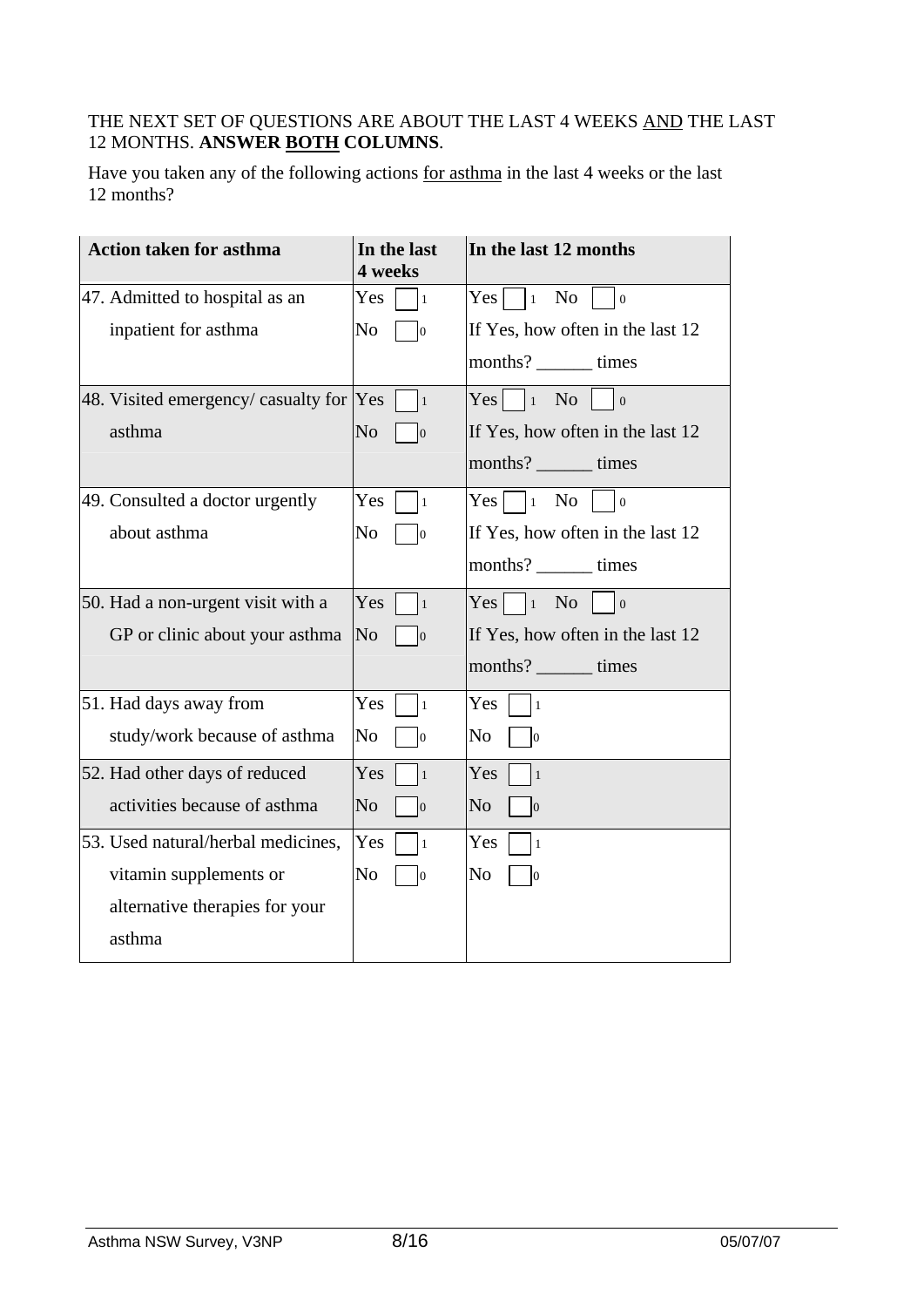THE NEXT SET OF QUESTIONS ARE ABOUT THE LAST 4 WEEKS AND THE LAST 12 MONTHS. **ANSWER BOTH COLUMNS**.

Have you taken any of the following actions for asthma in the last 4 weeks or the last 12 months?

| Action taken for asthma | In the last 4 weeks | In the last 12 months |
|---|---|---|
| 47. Admitted to hospital as an inpatient for asthma | Yes ☐ 1<br>No ☐ 0 | Yes ☐ 1 No ☐ 0<br>If Yes, how often in the last 12 months? ______ times |
| 48. Visited emergency/ casualty for asthma | Yes ☐ 1<br>No ☐ 0 | Yes ☐ 1 No ☐ 0<br>If Yes, how often in the last 12 months? ______ times |
| 49. Consulted a doctor urgently about asthma | Yes ☐ 1<br>No ☐ 0 | Yes ☐ 1 No ☐ 0<br>If Yes, how often in the last 12 months? ______ times |
| 50. Had a non-urgent visit with a GP or clinic about your asthma | Yes ☐ 1<br>No ☐ 0 | Yes ☐ 1 No ☐ 0<br>If Yes, how often in the last 12 months? ______ times |
| 51. Had days away from study/work because of asthma | Yes ☐ 1<br>No ☐ 0 | Yes ☐ 1<br>No ☐ 0 |
| 52. Had other days of reduced activities because of asthma | Yes ☐ 1<br>No ☐ 0 | Yes ☐ 1<br>No ☐ 0 |
| 53. Used natural/herbal medicines, vitamin supplements or alternative therapies for your asthma | Yes ☐ 1<br>No ☐ 0 | Yes ☐ 1<br>No ☐ 0 |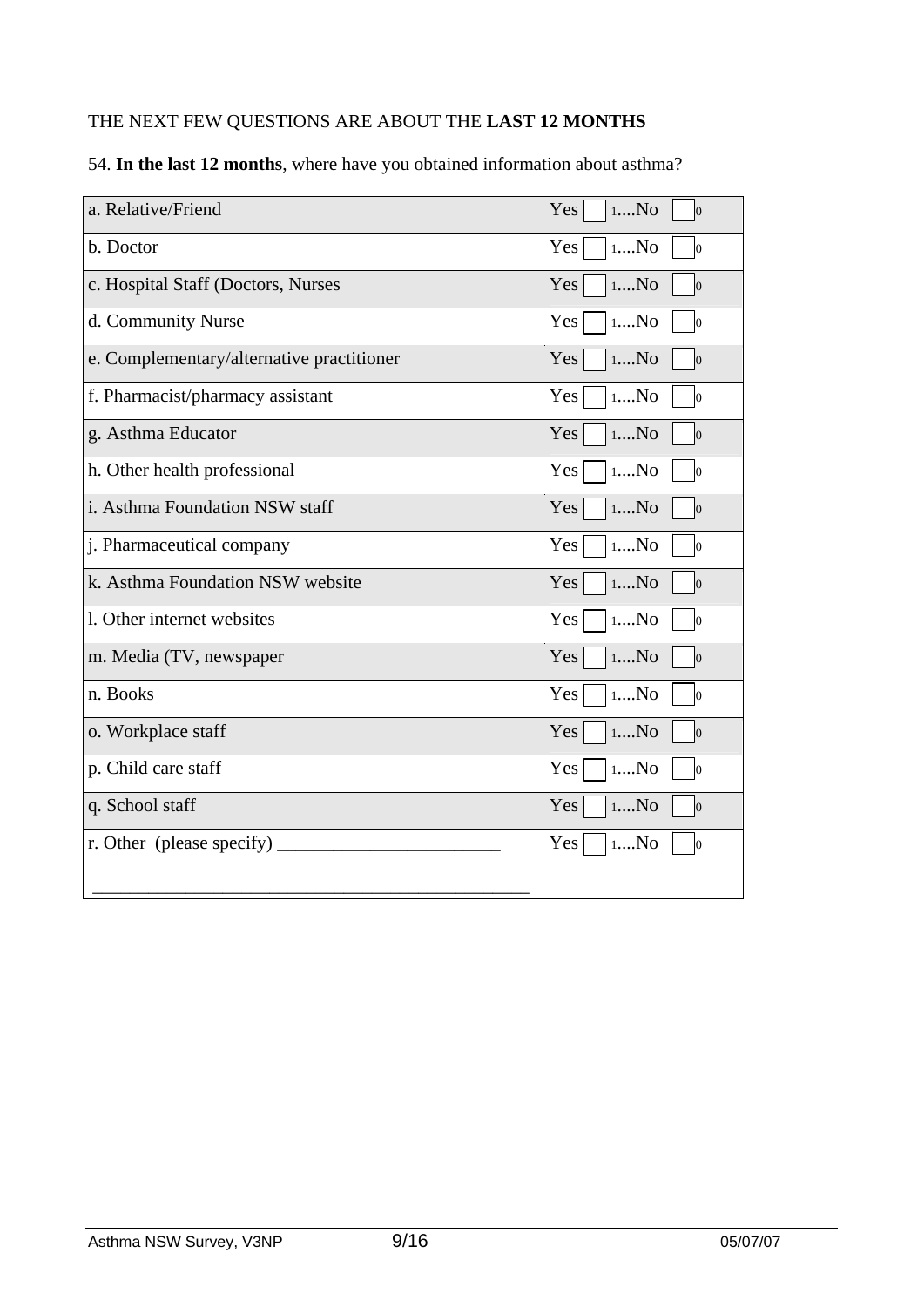THE NEXT FEW QUESTIONS ARE ABOUT THE **LAST 12 MONTHS**

54. **In the last 12 months**, where have you obtained information about asthma?

| | |
|---|---|
| a. Relative/Friend | Yes ☐ 1....No ☐ 0 |
| b. Doctor | Yes ☐ 1....No ☐ 0 |
| c. Hospital Staff (Doctors, Nurses | Yes ☐ 1....No ☐ 0 |
| d. Community Nurse | Yes ☐ 1....No ☐ 0 |
| e. Complementary/alternative practitioner | Yes ☐ 1....No ☐ 0 |
| f. Pharmacist/pharmacy assistant | Yes ☐ 1....No ☐ 0 |
| g. Asthma Educator | Yes ☐ 1....No ☐ 0 |
| h. Other health professional | Yes ☐ 1....No ☐ 0 |
| i. Asthma Foundation NSW staff | Yes ☐ 1....No ☐ 0 |
| j. Pharmaceutical company | Yes ☐ 1....No ☐ 0 |
| k. Asthma Foundation NSW website | Yes ☐ 1....No ☐ 0 |
| l. Other internet websites | Yes ☐ 1....No ☐ 0 |
| m. Media (TV, newspaper | Yes ☐ 1....No ☐ 0 |
| n. Books | Yes ☐ 1....No ☐ 0 |
| o. Workplace staff | Yes ☐ 1....No ☐ 0 |
| p. Child care staff | Yes ☐ 1....No ☐ 0 |
| q. School staff | Yes ☐ 1....No ☐ 0 |
| r. Other (please specify) ________________________ ________________________________________________ | Yes ☐ 1....No ☐ 0 |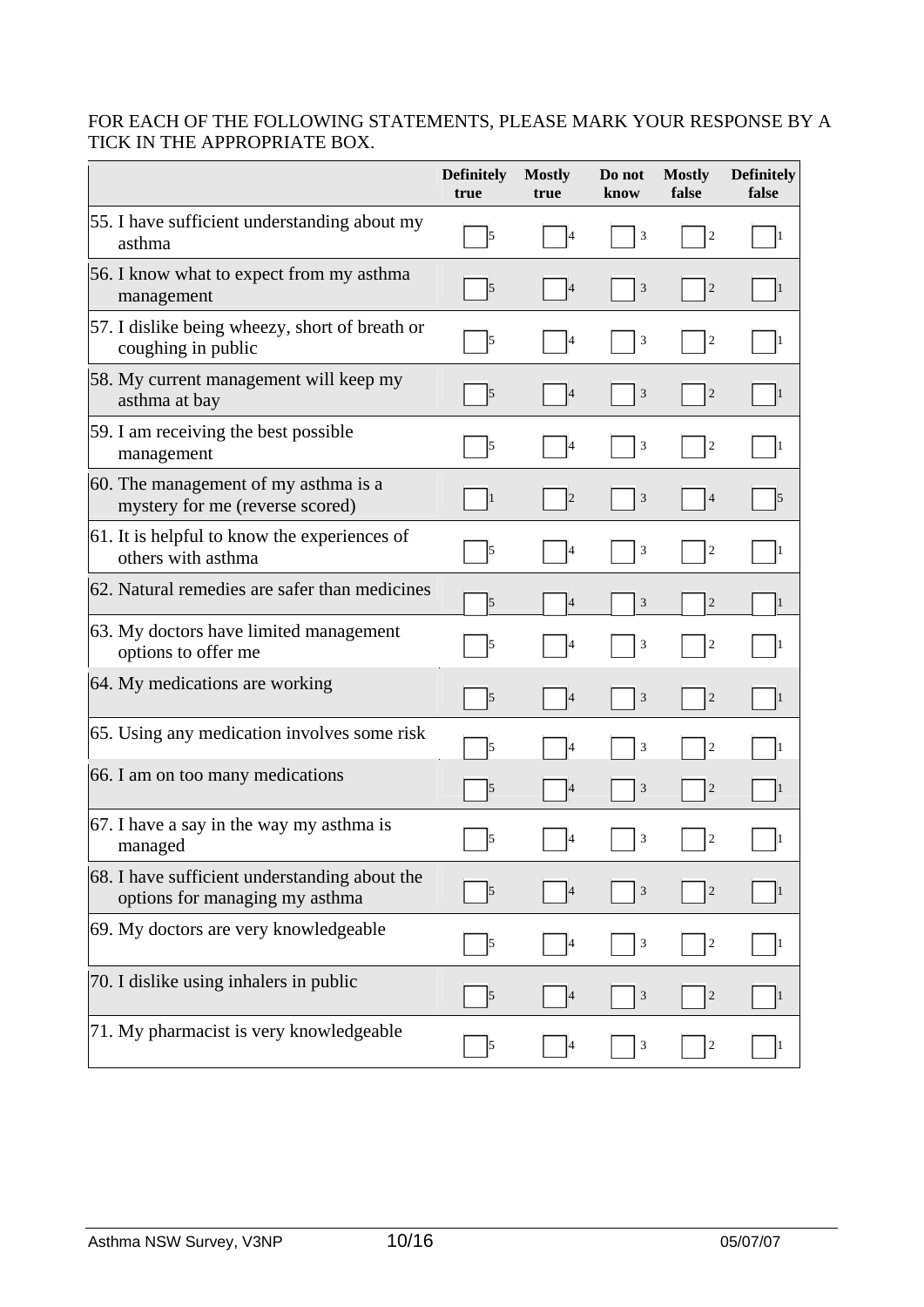FOR EACH OF THE FOLLOWING STATEMENTS, PLEASE MARK YOUR RESPONSE BY A TICK IN THE APPROPRIATE BOX.

| | Definitely true | Mostly true | Do not know | Mostly false | Definitely false |
|---|---|---|---|---|---|
| 55. I have sufficient understanding about my asthma | ☐ 5 | ☐ 4 | ☐ 3 | ☐ 2 | ☐ 1 |
| 56. I know what to expect from my asthma management | ☐ 5 | ☐ 4 | ☐ 3 | ☐ 2 | ☐ 1 |
| 57. I dislike being wheezy, short of breath or coughing in public | ☐ 5 | ☐ 4 | ☐ 3 | ☐ 2 | ☐ 1 |
| 58. My current management will keep my asthma at bay | ☐ 5 | ☐ 4 | ☐ 3 | ☐ 2 | ☐ 1 |
| 59. I am receiving the best possible management | ☐ 5 | ☐ 4 | ☐ 3 | ☐ 2 | ☐ 1 |
| 60. The management of my asthma is a mystery for me (reverse scored) | ☐ 1 | ☐ 2 | ☐ 3 | ☐ 4 | ☐ 5 |
| 61. It is helpful to know the experiences of others with asthma | ☐ 5 | ☐ 4 | ☐ 3 | ☐ 2 | ☐ 1 |
| 62. Natural remedies are safer than medicines | ☐ 5 | ☐ 4 | ☐ 3 | ☐ 2 | ☐ 1 |
| 63. My doctors have limited management options to offer me | ☐ 5 | ☐ 4 | ☐ 3 | ☐ 2 | ☐ 1 |
| 64. My medications are working | ☐ 5 | ☐ 4 | ☐ 3 | ☐ 2 | ☐ 1 |
| 65. Using any medication involves some risk | ☐ 5 | ☐ 4 | ☐ 3 | ☐ 2 | ☐ 1 |
| 66. I am on too many medications | ☐ 5 | ☐ 4 | ☐ 3 | ☐ 2 | ☐ 1 |
| 67. I have a say in the way my asthma is managed | ☐ 5 | ☐ 4 | ☐ 3 | ☐ 2 | ☐ 1 |
| 68. I have sufficient understanding about the options for managing my asthma | ☐ 5 | ☐ 4 | ☐ 3 | ☐ 2 | ☐ 1 |
| 69. My doctors are very knowledgeable | ☐ 5 | ☐ 4 | ☐ 3 | ☐ 2 | ☐ 1 |
| 70. I dislike using inhalers in public | ☐ 5 | ☐ 4 | ☐ 3 | ☐ 2 | ☐ 1 |
| 71. My pharmacist is very knowledgeable | ☐ 5 | ☐ 4 | ☐ 3 | ☐ 2 | ☐ 1 |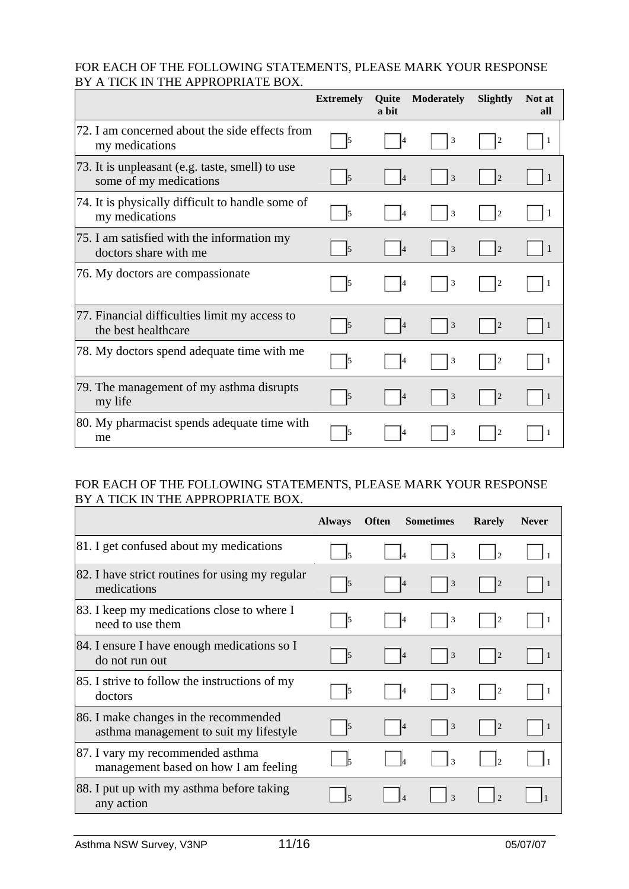FOR EACH OF THE FOLLOWING STATEMENTS, PLEASE MARK YOUR RESPONSE BY A TICK IN THE APPROPRIATE BOX.

| | Extremely | Quite a bit | Moderately | Slightly | Not at all |
|---|---|---|---|---|---|
| 72. I am concerned about the side effects from my medications | ☐ 5 | ☐ 4 | ☐ 3 | ☐ 2 | ☐ 1 |
| 73. It is unpleasant (e.g. taste, smell) to use some of my medications | ☐ 5 | ☐ 4 | ☐ 3 | ☐ 2 | ☐ 1 |
| 74. It is physically difficult to handle some of my medications | ☐ 5 | ☐ 4 | ☐ 3 | ☐ 2 | ☐ 1 |
| 75. I am satisfied with the information my doctors share with me | ☐ 5 | ☐ 4 | ☐ 3 | ☐ 2 | ☐ 1 |
| 76. My doctors are compassionate | ☐ 5 | ☐ 4 | ☐ 3 | ☐ 2 | ☐ 1 |
| 77. Financial difficulties limit my access to the best healthcare | ☐ 5 | ☐ 4 | ☐ 3 | ☐ 2 | ☐ 1 |
| 78. My doctors spend adequate time with me | ☐ 5 | ☐ 4 | ☐ 3 | ☐ 2 | ☐ 1 |
| 79. The management of my asthma disrupts my life | ☐ 5 | ☐ 4 | ☐ 3 | ☐ 2 | ☐ 1 |
| 80. My pharmacist spends adequate time with me | ☐ 5 | ☐ 4 | ☐ 3 | ☐ 2 | ☐ 1 |

FOR EACH OF THE FOLLOWING STATEMENTS, PLEASE MARK YOUR RESPONSE BY A TICK IN THE APPROPRIATE BOX.

| | Always | Often | Sometimes | Rarely | Never |
|---|---|---|---|---|---|
| 81. I get confused about my medications | ☐ 5 | ☐ 4 | ☐ 3 | ☐ 2 | ☐ 1 |
| 82. I have strict routines for using my regular medications | ☐ 5 | ☐ 4 | ☐ 3 | ☐ 2 | ☐ 1 |
| 83. I keep my medications close to where I need to use them | ☐ 5 | ☐ 4 | ☐ 3 | ☐ 2 | ☐ 1 |
| 84. I ensure I have enough medications so I do not run out | ☐ 5 | ☐ 4 | ☐ 3 | ☐ 2 | ☐ 1 |
| 85. I strive to follow the instructions of my doctors | ☐ 5 | ☐ 4 | ☐ 3 | ☐ 2 | ☐ 1 |
| 86. I make changes in the recommended asthma management to suit my lifestyle | ☐ 5 | ☐ 4 | ☐ 3 | ☐ 2 | ☐ 1 |
| 87. I vary my recommended asthma management based on how I am feeling | ☐ 5 | ☐ 4 | ☐ 3 | ☐ 2 | ☐ 1 |
| 88. I put up with my asthma before taking any action | ☐ 5 | ☐ 4 | ☐ 3 | ☐ 2 | ☐ 1 |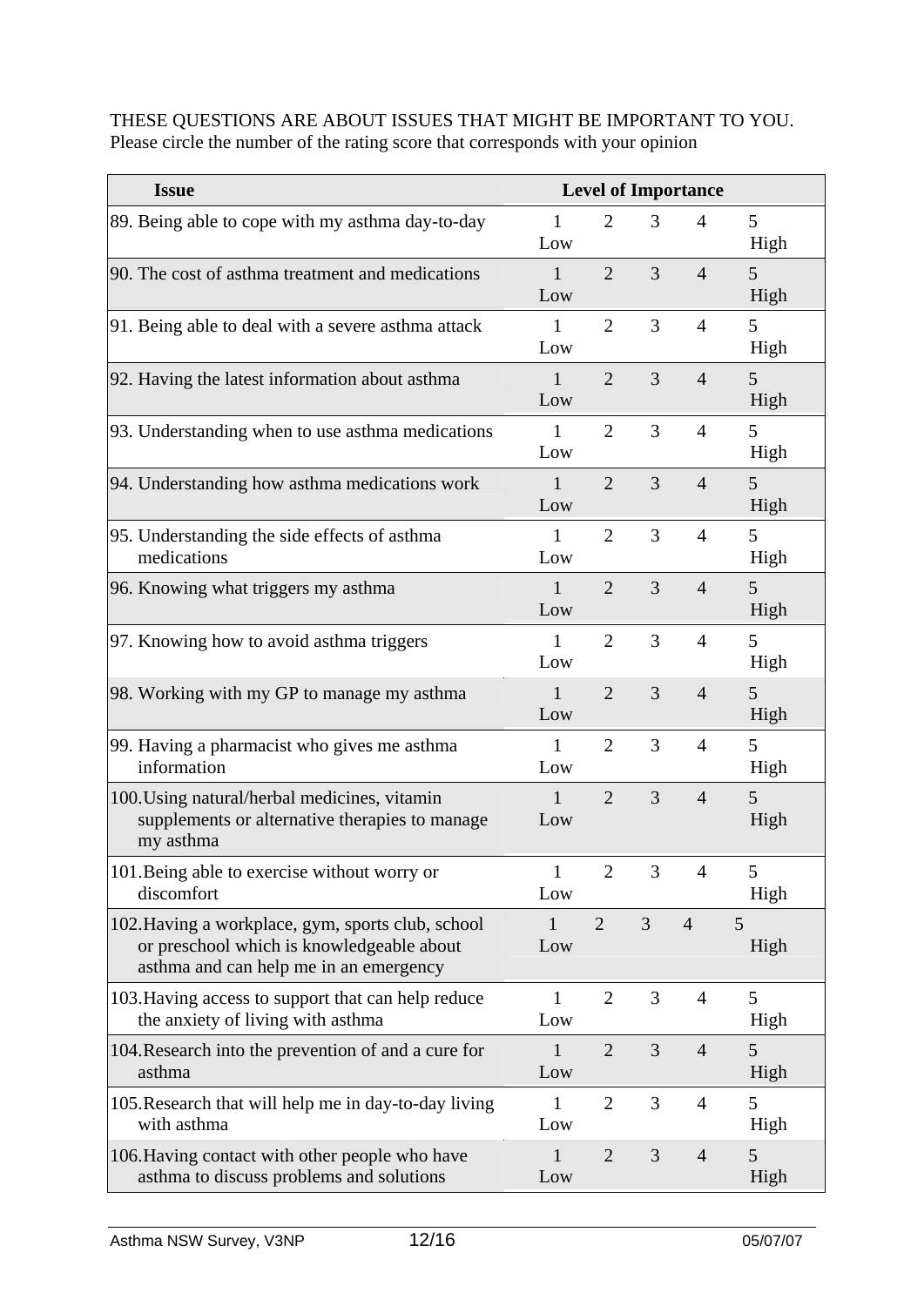THESE QUESTIONS ARE ABOUT ISSUES THAT MIGHT BE IMPORTANT TO YOU.
Please circle the number of the rating score that corresponds with your opinion

| Issue | Level of Importance | | | | |
|---|---|---|---|---|---|
| 89. Being able to cope with my asthma day-to-day | 1 Low | 2 | 3 | 4 | 5 High |
| 90. The cost of asthma treatment and medications | 1 Low | 2 | 3 | 4 | 5 High |
| 91. Being able to deal with a severe asthma attack | 1 Low | 2 | 3 | 4 | 5 High |
| 92. Having the latest information about asthma | 1 Low | 2 | 3 | 4 | 5 High |
| 93. Understanding when to use asthma medications | 1 Low | 2 | 3 | 4 | 5 High |
| 94. Understanding how asthma medications work | 1 Low | 2 | 3 | 4 | 5 High |
| 95. Understanding the side effects of asthma medications | 1 Low | 2 | 3 | 4 | 5 High |
| 96. Knowing what triggers my asthma | 1 Low | 2 | 3 | 4 | 5 High |
| 97. Knowing how to avoid asthma triggers | 1 Low | 2 | 3 | 4 | 5 High |
| 98. Working with my GP to manage my asthma | 1 Low | 2 | 3 | 4 | 5 High |
| 99. Having a pharmacist who gives me asthma information | 1 Low | 2 | 3 | 4 | 5 High |
| 100. Using natural/herbal medicines, vitamin supplements or alternative therapies to manage my asthma | 1 Low | 2 | 3 | 4 | 5 High |
| 101. Being able to exercise without worry or discomfort | 1 Low | 2 | 3 | 4 | 5 High |
| 102. Having a workplace, gym, sports club, school or preschool which is knowledgeable about asthma and can help me in an emergency | 1 Low | 2 | 3 | 4 | 5 High |
| 103. Having access to support that can help reduce the anxiety of living with asthma | 1 Low | 2 | 3 | 4 | 5 High |
| 104. Research into the prevention of and a cure for asthma | 1 Low | 2 | 3 | 4 | 5 High |
| 105. Research that will help me in day-to-day living with asthma | 1 Low | 2 | 3 | 4 | 5 High |
| 106. Having contact with other people who have asthma to discuss problems and solutions | 1 Low | 2 | 3 | 4 | 5 High |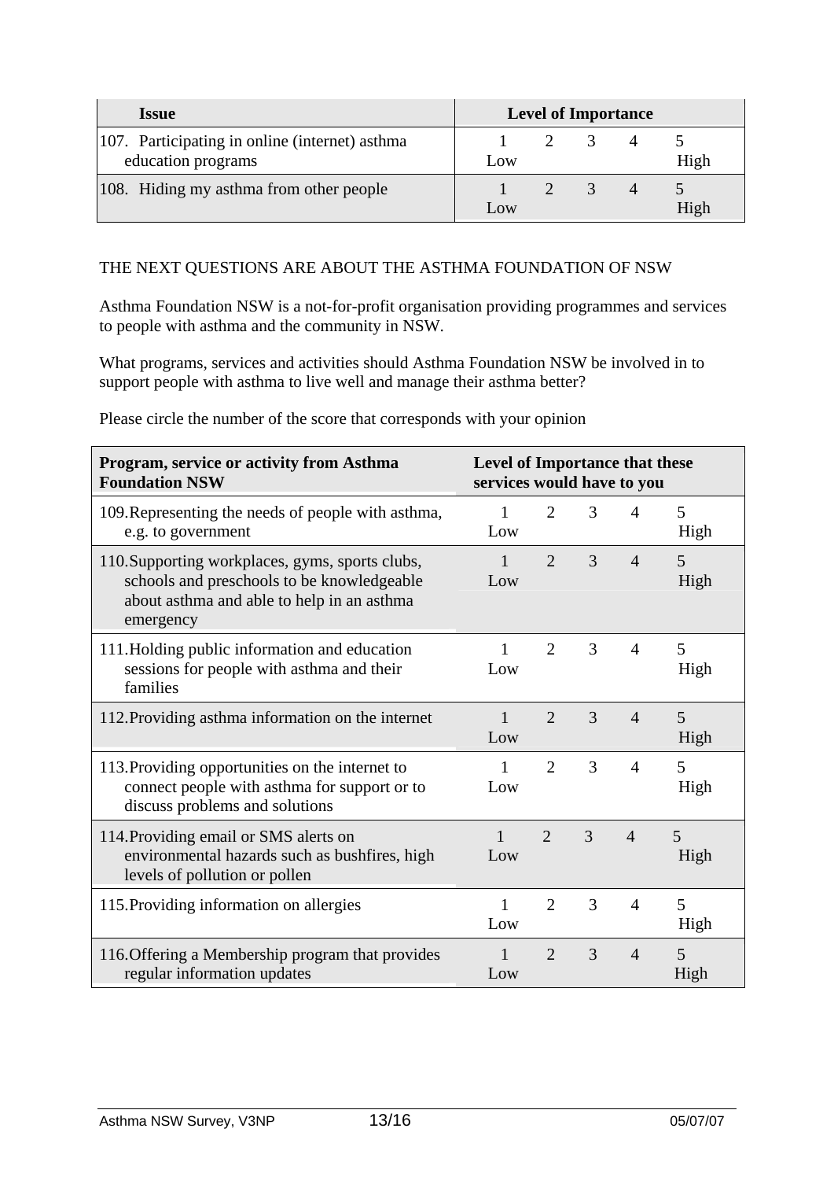| Issue | Level of Importance | | | | |
|---|---|---|---|---|---|
| 107. Participating in online (internet) asthma education programs | 1 Low | 2 | 3 | 4 | 5 High |
| 108. Hiding my asthma from other people | 1 Low | 2 | 3 | 4 | 5 High |

THE NEXT QUESTIONS ARE ABOUT THE ASTHMA FOUNDATION OF NSW

Asthma Foundation NSW is a not-for-profit organisation providing programmes and services to people with asthma and the community in NSW.

What programs, services and activities should Asthma Foundation NSW be involved in to support people with asthma to live well and manage their asthma better?

Please circle the number of the score that corresponds with your opinion

| Program, service or activity from Asthma Foundation NSW | Level of Importance that these services would have to you | | | | |
|---|---|---|---|---|---|
| 109. Representing the needs of people with asthma, e.g. to government | 1 Low | 2 | 3 | 4 | 5 High |
| 110. Supporting workplaces, gyms, sports clubs, schools and preschools to be knowledgeable about asthma and able to help in an asthma emergency | 1 Low | 2 | 3 | 4 | 5 High |
| 111. Holding public information and education sessions for people with asthma and their families | 1 Low | 2 | 3 | 4 | 5 High |
| 112. Providing asthma information on the internet | 1 Low | 2 | 3 | 4 | 5 High |
| 113. Providing opportunities on the internet to connect people with asthma for support or to discuss problems and solutions | 1 Low | 2 | 3 | 4 | 5 High |
| 114. Providing email or SMS alerts on environmental hazards such as bushfires, high levels of pollution or pollen | 1 Low | 2 | 3 | 4 | 5 High |
| 115. Providing information on allergies | 1 Low | 2 | 3 | 4 | 5 High |
| 116. Offering a Membership program that provides regular information updates | 1 Low | 2 | 3 | 4 | 5 High |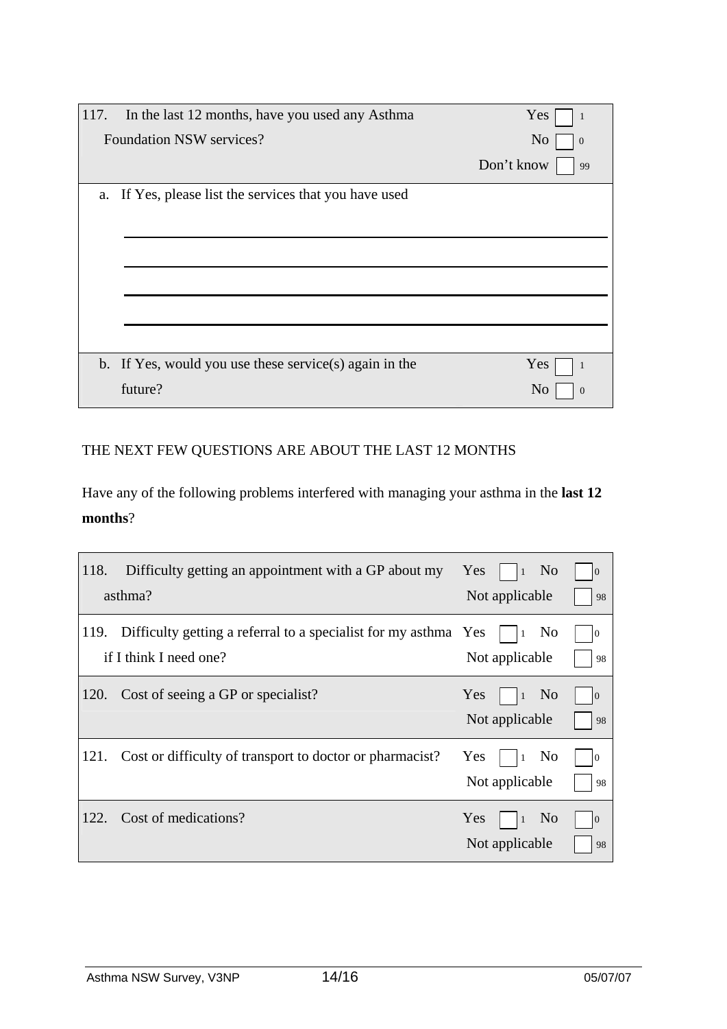| 117. In the last 12 months, have you used any Asthma Foundation NSW services? | Yes ☐ 1<br>No ☐ 0<br>Don't know ☐ 99 |
|---|---|
| a. If Yes, please list the services that you have used<br><br>\_\_\_\_\_\_\_\_\_\_\_\_\_\_\_\_\_\_\_\_\_\_\_\_\_\_\_\_\_\_\_\_\_\_\_\_\_\_\_\_<br>\_\_\_\_\_\_\_\_\_\_\_\_\_\_\_\_\_\_\_\_\_\_\_\_\_\_\_\_\_\_\_\_\_\_\_\_\_\_\_\_<br>\_\_\_\_\_\_\_\_\_\_\_\_\_\_\_\_\_\_\_\_\_\_\_\_\_\_\_\_\_\_\_\_\_\_\_\_\_\_\_\_<br>\_\_\_\_\_\_\_\_\_\_\_\_\_\_\_\_\_\_\_\_\_\_\_\_\_\_\_\_\_\_\_\_\_\_\_\_\_\_\_\_ | |
| b. If Yes, would you use these service(s) again in the future? | Yes ☐ 1<br>No ☐ 0 |

THE NEXT FEW QUESTIONS ARE ABOUT THE LAST 12 MONTHS

Have any of the following problems interfered with managing your asthma in the **last 12 months**?

| Question | Response |
|---|---|
| 118. Difficulty getting an appointment with a GP about my asthma? | Yes ☐ 1 No ☐ 0<br>Not applicable ☐ 98 |
| 119. Difficulty getting a referral to a specialist for my asthma if I think I need one? | Yes ☐ 1 No ☐ 0<br>Not applicable ☐ 98 |
| 120. Cost of seeing a GP or specialist? | Yes ☐ 1 No ☐ 0<br>Not applicable ☐ 98 |
| 121. Cost or difficulty of transport to doctor or pharmacist? | Yes ☐ 1 No ☐ 0<br>Not applicable ☐ 98 |
| 122. Cost of medications? | Yes ☐ 1 No ☐ 0<br>Not applicable ☐ 98 |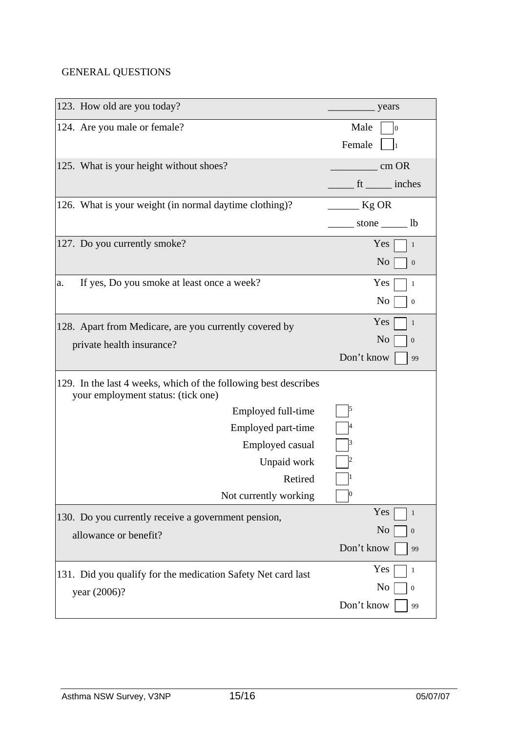GENERAL QUESTIONS

| Question | Response |
|---|---|
| 123. How old are you today? | _________ years |
| 124. Are you male or female? | Male ☐ 0<br>Female ☐ 1 |
| 125. What is your height without shoes? | _________ cm OR<br>_____ ft _____ inches |
| 126. What is your weight (in normal daytime clothing)? | ______ Kg OR<br>_____ stone _____ lb |
| 127. Do you currently smoke? | Yes ☐ 1<br>No ☐ 0 |
| a. If yes, Do you smoke at least once a week? | Yes ☐ 1<br>No ☐ 0 |
| 128. Apart from Medicare, are you currently covered by private health insurance? | Yes ☐ 1<br>No ☐ 0<br>Don't know ☐ 99 |
| 129. In the last 4 weeks, which of the following best describes your employment status: (tick one) | |
| Employed full-time | ☐ 5 |
| Employed part-time | ☐ 4 |
| Employed casual | ☐ 3 |
| Unpaid work | ☐ 2 |
| Retired | ☐ 1 |
| Not currently working | ☐ 0 |
| 130. Do you currently receive a government pension, allowance or benefit? | Yes ☐ 1<br>No ☐ 0<br>Don't know ☐ 99 |
| 131. Did you qualify for the medication Safety Net card last year (2006)? | Yes ☐ 1<br>No ☐ 0<br>Don't know ☐ 99 |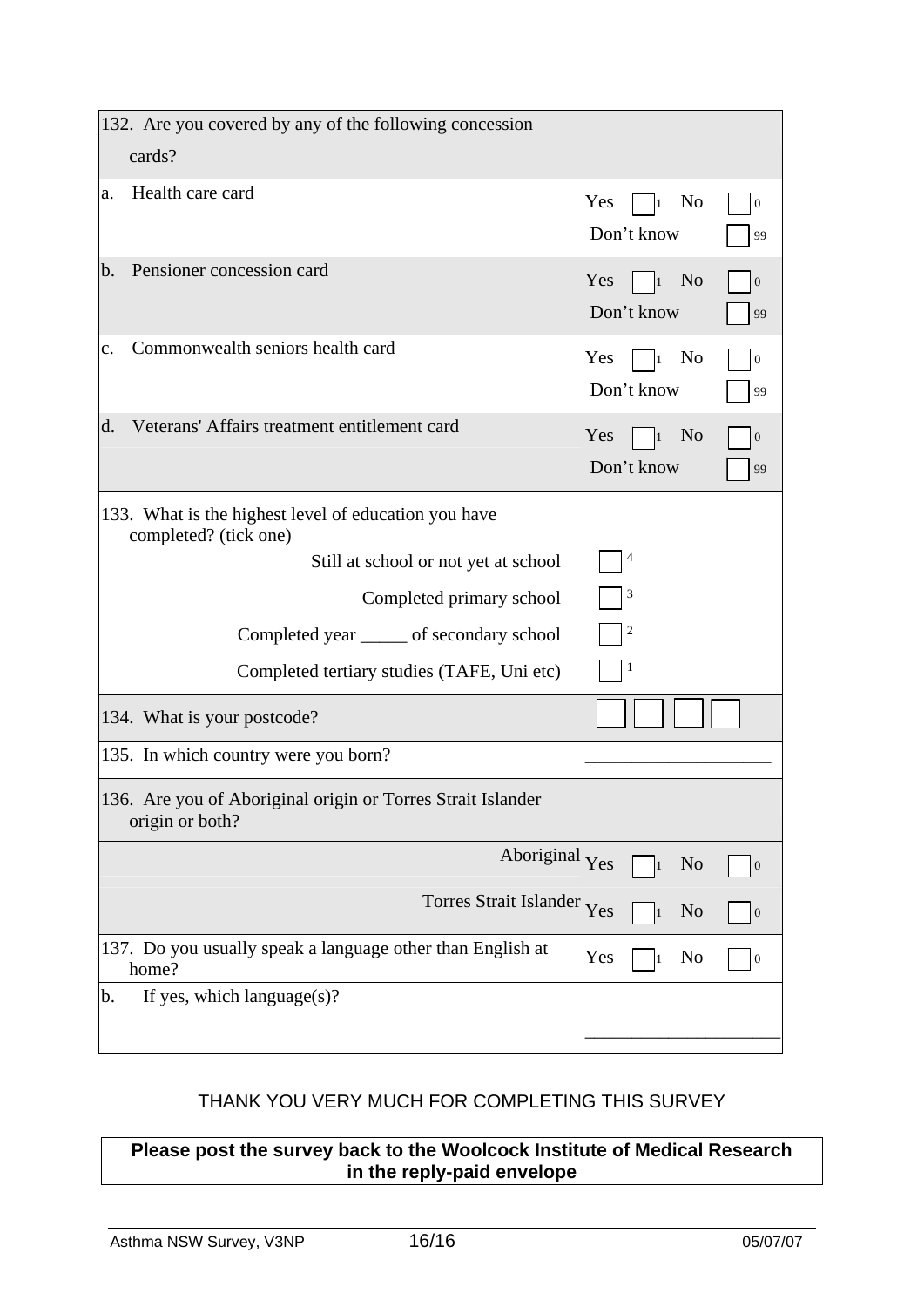| 132. Are you covered by any of the following concession cards? | |
|---|---|
| a. Health care card | Yes ☐ 1 No ☐ 0 Don't know ☐ 99 |
| b. Pensioner concession card | Yes ☐ 1 No ☐ 0 Don't know ☐ 99 |
| c. Commonwealth seniors health card | Yes ☐ 1 No ☐ 0 Don't know ☐ 99 |
| d. Veterans' Affairs treatment entitlement card | Yes ☐ 1 No ☐ 0 Don't know ☐ 99 |
| 133. What is the highest level of education you have completed? (tick one) | |
| Still at school or not yet at school | ☐ 4 |
| Completed primary school | ☐ 3 |
| Completed year _____ of secondary school | ☐ 2 |
| Completed tertiary studies (TAFE, Uni etc) | ☐ 1 |
| 134. What is your postcode? | ☐☐☐☐ |
| 135. In which country were you born? | ____________________ |
| 136. Are you of Aboriginal origin or Torres Strait Islander origin or both? | |
| Aboriginal | Yes ☐ 1 No ☐ 0 |
| Torres Strait Islander | Yes ☐ 1 No ☐ 0 |
| 137. Do you usually speak a language other than English at home? | Yes ☐ 1 No ☐ 0 |
| b. If yes, which language(s)? | ____________________ ____________________ |

THANK YOU VERY MUCH FOR COMPLETING THIS SURVEY

**Please post the survey back to the Woolcock Institute of Medical Research in the reply-paid envelope**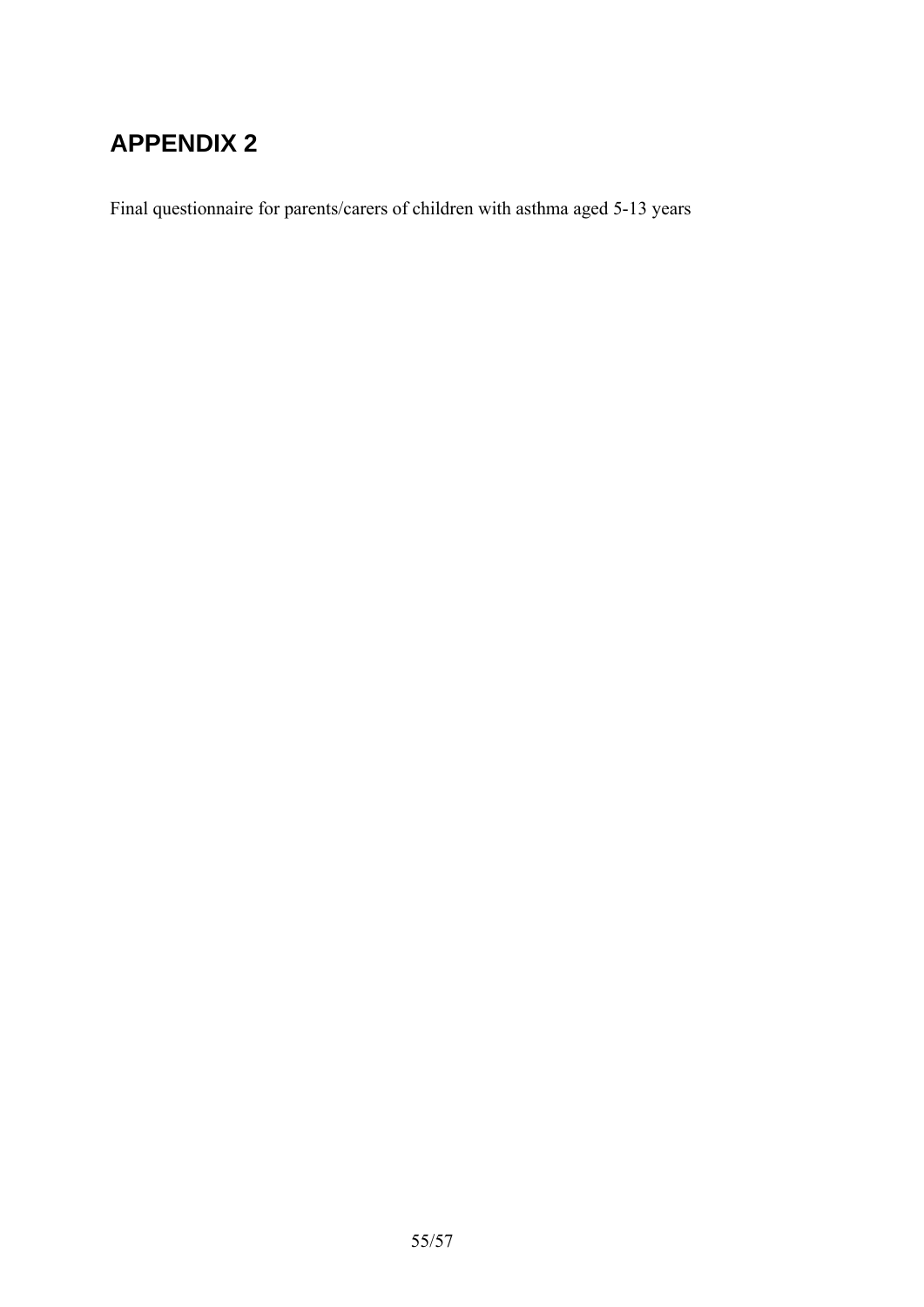# APPENDIX 2

Final questionnaire for parents/carers of children with asthma aged 5-13 years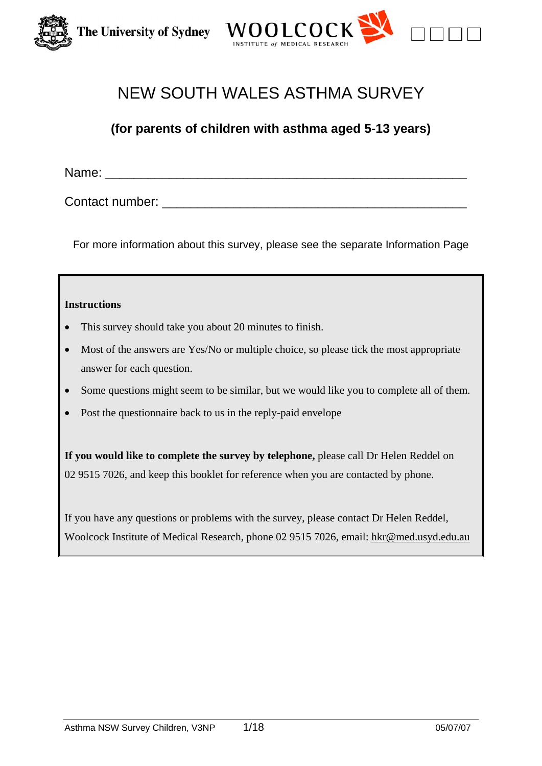The University of Sydney WOOLCOCK INSTITUTE of MEDICAL RESEARCH

# NEW SOUTH WALES ASTHMA SURVEY

### (for parents of children with asthma aged 5-13 years)

Name: ____________________________________________

Contact number: ____________________________________________

For more information about this survey, please see the separate Information Page

**Instructions**

- This survey should take you about 20 minutes to finish.
- Most of the answers are Yes/No or multiple choice, so please tick the most appropriate answer for each question.
- Some questions might seem to be similar, but we would like you to complete all of them.
- Post the questionnaire back to us in the reply-paid envelope

**If you would like to complete the survey by telephone,** please call Dr Helen Reddel on 02 9515 7026, and keep this booklet for reference when you are contacted by phone.

If you have any questions or problems with the survey, please contact Dr Helen Reddel, Woolcock Institute of Medical Research, phone 02 9515 7026, email: hkr@med.usyd.edu.au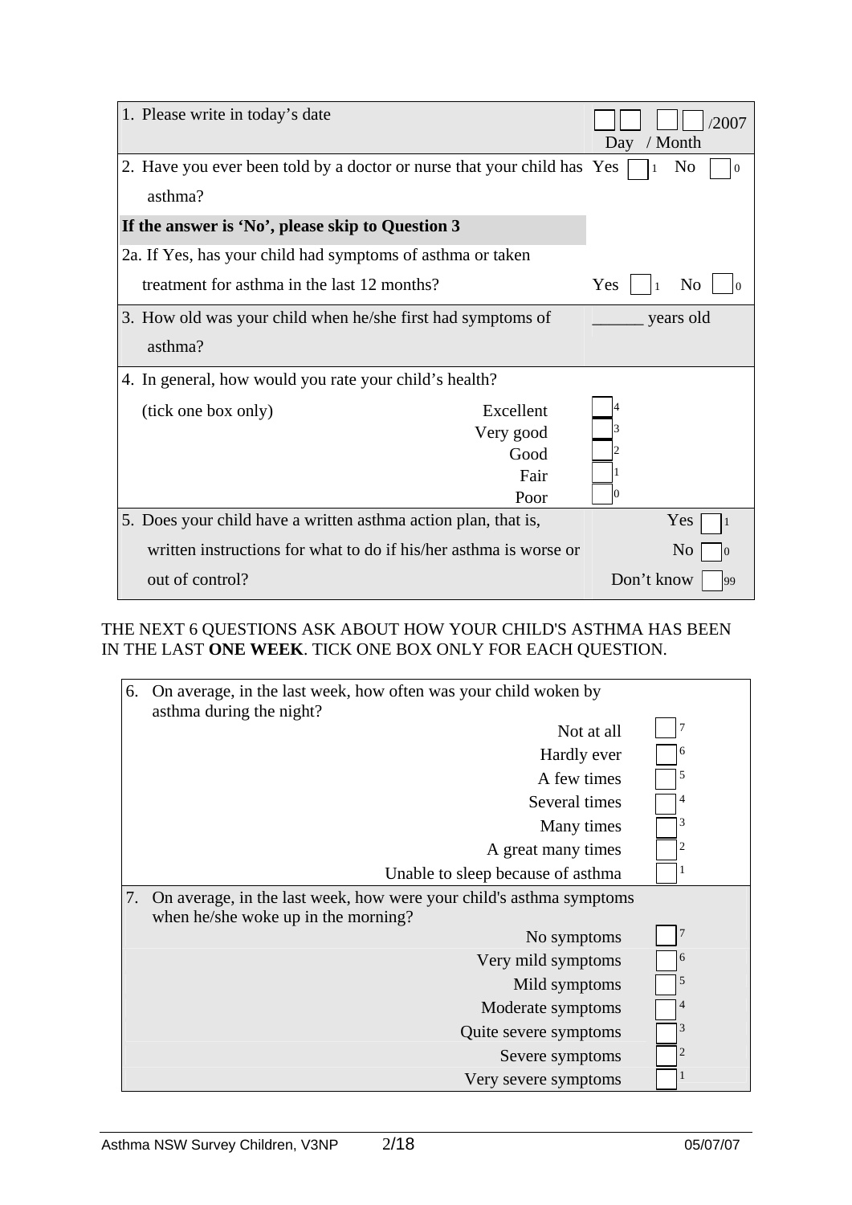| | |
|---|---|
| 1. Please write in today's date | ☐☐ ☐☐ /2007<br>Day / Month |
| 2. Have you ever been told by a doctor or nurse that your child has asthma? | Yes ☐ 1 No ☐ 0 |
| **If the answer is 'No', please skip to Question 3** | |
| 2a. If Yes, has your child had symptoms of asthma or taken treatment for asthma in the last 12 months? | Yes ☐ 1 No ☐ 0 |
| 3. How old was your child when he/she first had symptoms of asthma? | ______ years old |
| 4. In general, how would you rate your child's health? (tick one box only) | Excellent ☐ 4<br>Very good ☐ 3<br>Good ☐ 2<br>Fair ☐ 1<br>Poor ☐ 0 |
| 5. Does your child have a written asthma action plan, that is, written instructions for what to do if his/her asthma is worse or out of control? | Yes ☐ 1<br>No ☐ 0<br>Don't know ☐ 99 |

THE NEXT 6 QUESTIONS ASK ABOUT HOW YOUR CHILD'S ASTHMA HAS BEEN IN THE LAST **ONE WEEK**. TICK ONE BOX ONLY FOR EACH QUESTION.

6. On average, in the last week, how often was your child woken by asthma during the night?

| | |
|---|---|
| Not at all | ☐ 7 |
| Hardly ever | ☐ 6 |
| A few times | ☐ 5 |
| Several times | ☐ 4 |
| Many times | ☐ 3 |
| A great many times | ☐ 2 |
| Unable to sleep because of asthma | ☐ 1 |

7. On average, in the last week, how were your child's asthma symptoms when he/she woke up in the morning?

| | |
|---|---|
| No symptoms | ☐ 7 |
| Very mild symptoms | ☐ 6 |
| Mild symptoms | ☐ 5 |
| Moderate symptoms | ☐ 4 |
| Quite severe symptoms | ☐ 3 |
| Severe symptoms | ☐ 2 |
| Very severe symptoms | ☐ 1 |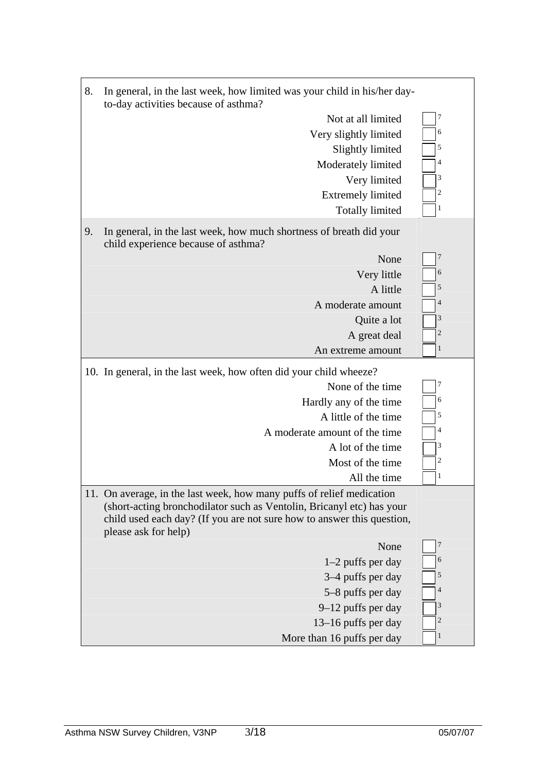8. In general, in the last week, how limited was your child in his/her day-to-day activities because of asthma?

| Response | Score |
| --- | --- |
| Not at all limited | ☐ 7 |
| Very slightly limited | ☐ 6 |
| Slightly limited | ☐ 5 |
| Moderately limited | ☐ 4 |
| Very limited | ☐ 3 |
| Extremely limited | ☐ 2 |
| Totally limited | ☐ 1 |

9. In general, in the last week, how much shortness of breath did your child experience because of asthma?

| Response | Score |
| --- | --- |
| None | ☐ 7 |
| Very little | ☐ 6 |
| A little | ☐ 5 |
| A moderate amount | ☐ 4 |
| Quite a lot | ☐ 3 |
| A great deal | ☐ 2 |
| An extreme amount | ☐ 1 |

10. In general, in the last week, how often did your child wheeze?

| Response | Score |
| --- | --- |
| None of the time | ☐ 7 |
| Hardly any of the time | ☐ 6 |
| A little of the time | ☐ 5 |
| A moderate amount of the time | ☐ 4 |
| A lot of the time | ☐ 3 |
| Most of the time | ☐ 2 |
| All the time | ☐ 1 |

11. On average, in the last week, how many puffs of relief medication (short-acting bronchodilator such as Ventolin, Bricanyl etc) has your child used each day? (If you are not sure how to answer this question, please ask for help)

| Response | Score |
| --- | --- |
| None | ☐ 7 |
| 1–2 puffs per day | ☐ 6 |
| 3–4 puffs per day | ☐ 5 |
| 5–8 puffs per day | ☐ 4 |
| 9–12 puffs per day | ☐ 3 |
| 13–16 puffs per day | ☐ 2 |
| More than 16 puffs per day | ☐ 1 |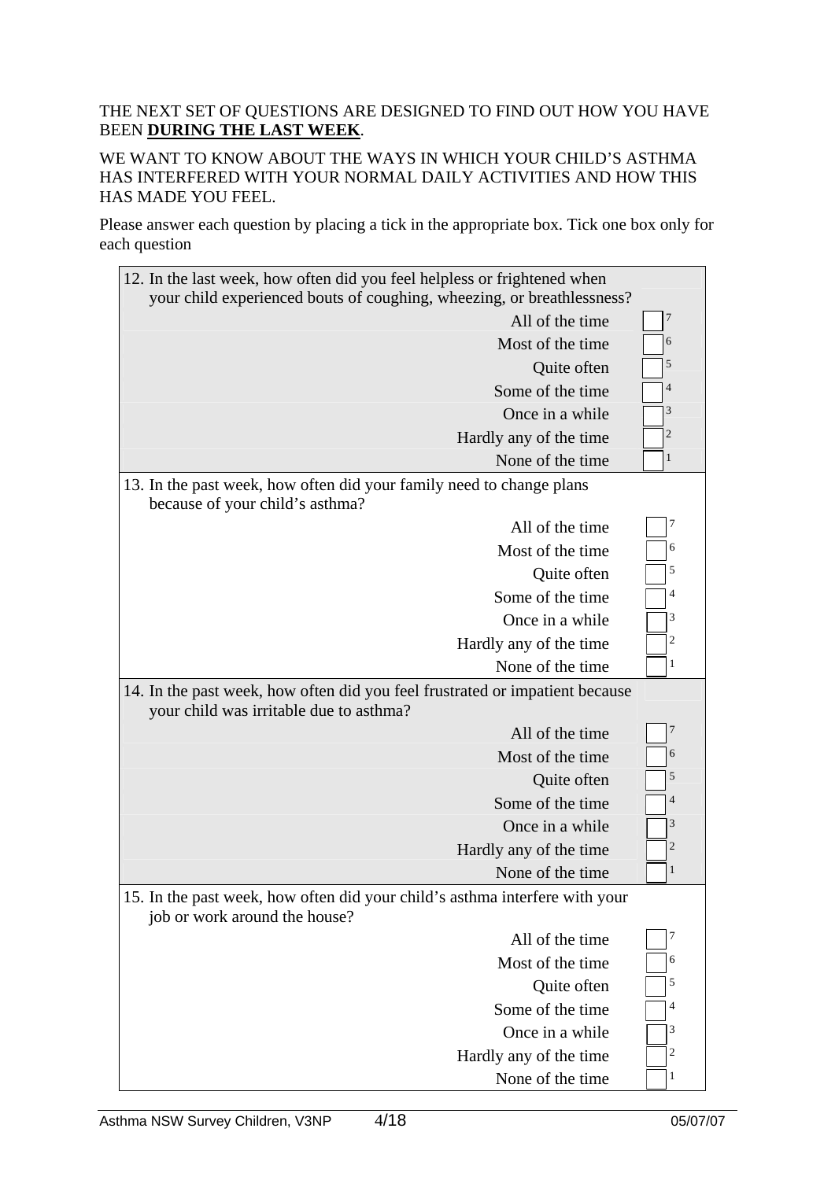THE NEXT SET OF QUESTIONS ARE DESIGNED TO FIND OUT HOW YOU HAVE BEEN **DURING THE LAST WEEK**.

WE WANT TO KNOW ABOUT THE WAYS IN WHICH YOUR CHILD'S ASTHMA HAS INTERFERED WITH YOUR NORMAL DAILY ACTIVITIES AND HOW THIS HAS MADE YOU FEEL.

Please answer each question by placing a tick in the appropriate box. Tick one box only for each question

12. In the last week, how often did you feel helpless or frightened when your child experienced bouts of coughing, wheezing, or breathlessness?

| | |
|---|---|
| All of the time | ☐ 7 |
| Most of the time | ☐ 6 |
| Quite often | ☐ 5 |
| Some of the time | ☐ 4 |
| Once in a while | ☐ 3 |
| Hardly any of the time | ☐ 2 |
| None of the time | ☐ 1 |

13. In the past week, how often did your family need to change plans because of your child's asthma?

| | |
|---|---|
| All of the time | ☐ 7 |
| Most of the time | ☐ 6 |
| Quite often | ☐ 5 |
| Some of the time | ☐ 4 |
| Once in a while | ☐ 3 |
| Hardly any of the time | ☐ 2 |
| None of the time | ☐ 1 |

14. In the past week, how often did you feel frustrated or impatient because your child was irritable due to asthma?

| | |
|---|---|
| All of the time | ☐ 7 |
| Most of the time | ☐ 6 |
| Quite often | ☐ 5 |
| Some of the time | ☐ 4 |
| Once in a while | ☐ 3 |
| Hardly any of the time | ☐ 2 |
| None of the time | ☐ 1 |

15. In the past week, how often did your child's asthma interfere with your job or work around the house?

| | |
|---|---|
| All of the time | ☐ 7 |
| Most of the time | ☐ 6 |
| Quite often | ☐ 5 |
| Some of the time | ☐ 4 |
| Once in a while | ☐ 3 |
| Hardly any of the time | ☐ 2 |
| None of the time | ☐ 1 |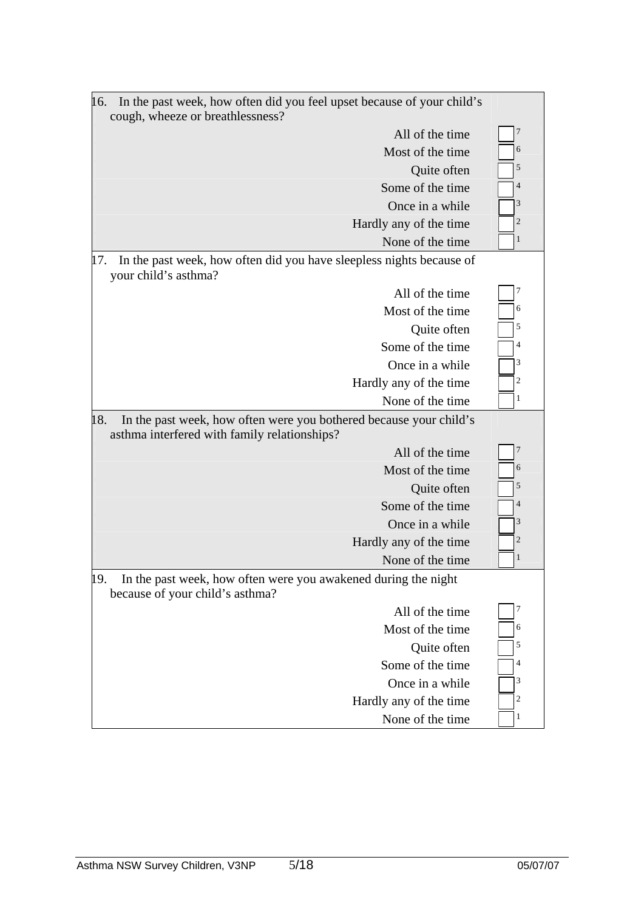16. In the past week, how often did you feel upset because of your child's cough, wheeze or breathlessness?

| | |
|---|---|
| All of the time | ☐ 7 |
| Most of the time | ☐ 6 |
| Quite often | ☐ 5 |
| Some of the time | ☐ 4 |
| Once in a while | ☐ 3 |
| Hardly any of the time | ☐ 2 |
| None of the time | ☐ 1 |

17. In the past week, how often did you have sleepless nights because of your child's asthma?

| | |
|---|---|
| All of the time | ☐ 7 |
| Most of the time | ☐ 6 |
| Quite often | ☐ 5 |
| Some of the time | ☐ 4 |
| Once in a while | ☐ 3 |
| Hardly any of the time | ☐ 2 |
| None of the time | ☐ 1 |

18. In the past week, how often were you bothered because your child's asthma interfered with family relationships?

| | |
|---|---|
| All of the time | ☐ 7 |
| Most of the time | ☐ 6 |
| Quite often | ☐ 5 |
| Some of the time | ☐ 4 |
| Once in a while | ☐ 3 |
| Hardly any of the time | ☐ 2 |
| None of the time | ☐ 1 |

19. In the past week, how often were you awakened during the night because of your child's asthma?

| | |
|---|---|
| All of the time | ☐ 7 |
| Most of the time | ☐ 6 |
| Quite often | ☐ 5 |
| Some of the time | ☐ 4 |
| Once in a while | ☐ 3 |
| Hardly any of the time | ☐ 2 |
| None of the time | ☐ 1 |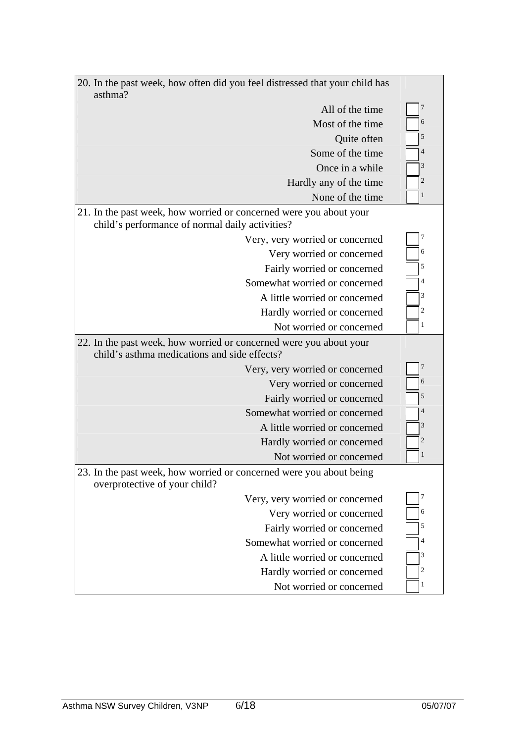20. In the past week, how often did you feel distressed that your child has asthma?

| | |
|---|---|
| All of the time | ☐ 7 |
| Most of the time | ☐ 6 |
| Quite often | ☐ 5 |
| Some of the time | ☐ 4 |
| Once in a while | ☐ 3 |
| Hardly any of the time | ☐ 2 |
| None of the time | ☐ 1 |

21. In the past week, how worried or concerned were you about your child's performance of normal daily activities?

| | |
|---|---|
| Very, very worried or concerned | ☐ 7 |
| Very worried or concerned | ☐ 6 |
| Fairly worried or concerned | ☐ 5 |
| Somewhat worried or concerned | ☐ 4 |
| A little worried or concerned | ☐ 3 |
| Hardly worried or concerned | ☐ 2 |
| Not worried or concerned | ☐ 1 |

22. In the past week, how worried or concerned were you about your child's asthma medications and side effects?

| | |
|---|---|
| Very, very worried or concerned | ☐ 7 |
| Very worried or concerned | ☐ 6 |
| Fairly worried or concerned | ☐ 5 |
| Somewhat worried or concerned | ☐ 4 |
| A little worried or concerned | ☐ 3 |
| Hardly worried or concerned | ☐ 2 |
| Not worried or concerned | ☐ 1 |

23. In the past week, how worried or concerned were you about being overprotective of your child?

| | |
|---|---|
| Very, very worried or concerned | ☐ 7 |
| Very worried or concerned | ☐ 6 |
| Fairly worried or concerned | ☐ 5 |
| Somewhat worried or concerned | ☐ 4 |
| A little worried or concerned | ☐ 3 |
| Hardly worried or concerned | ☐ 2 |
| Not worried or concerned | ☐ 1 |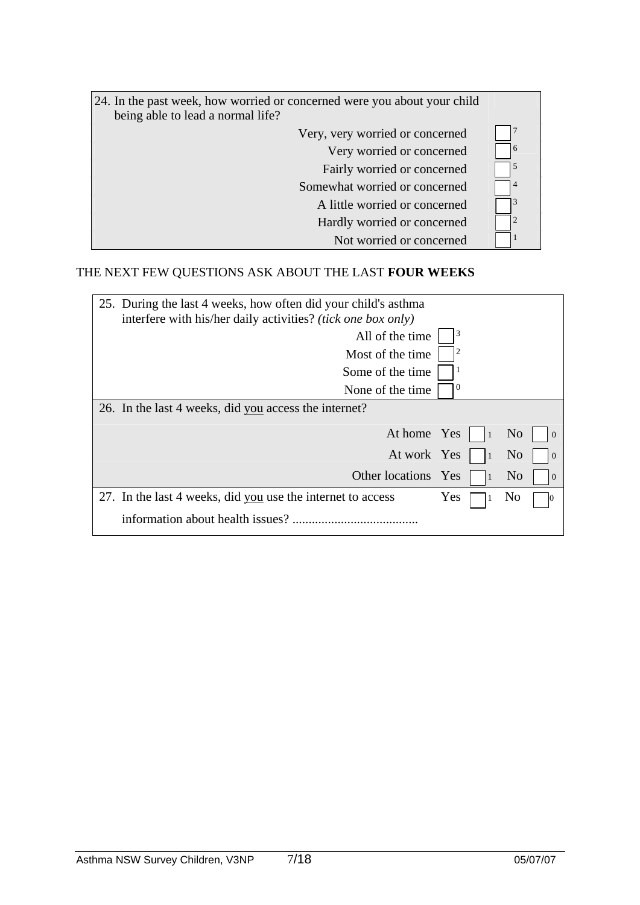24. In the past week, how worried or concerned were you about your child being able to lead a normal life?

| | |
|---|---|
| Very, very worried or concerned | ☐ 7 |
| Very worried or concerned | ☐ 6 |
| Fairly worried or concerned | ☐ 5 |
| Somewhat worried or concerned | ☐ 4 |
| A little worried or concerned | ☐ 3 |
| Hardly worried or concerned | ☐ 2 |
| Not worried or concerned | ☐ 1 |

THE NEXT FEW QUESTIONS ASK ABOUT THE LAST **FOUR WEEKS**

25. During the last 4 weeks, how often did your child's asthma interfere with his/her daily activities? *(tick one box only)*

| | |
|---|---|
| All of the time | ☐ 3 |
| Most of the time | ☐ 2 |
| Some of the time | ☐ 1 |
| None of the time | ☐ 0 |

26. In the last 4 weeks, did you access the internet?

| | | |
|---|---|---|
| At home | Yes ☐ 1 | No ☐ 0 |
| At work | Yes ☐ 1 | No ☐ 0 |
| Other locations | Yes ☐ 1 | No ☐ 0 |

27. In the last 4 weeks, did you use the internet to access information about health issues? ....................................... Yes ☐ 1 No ☐ 0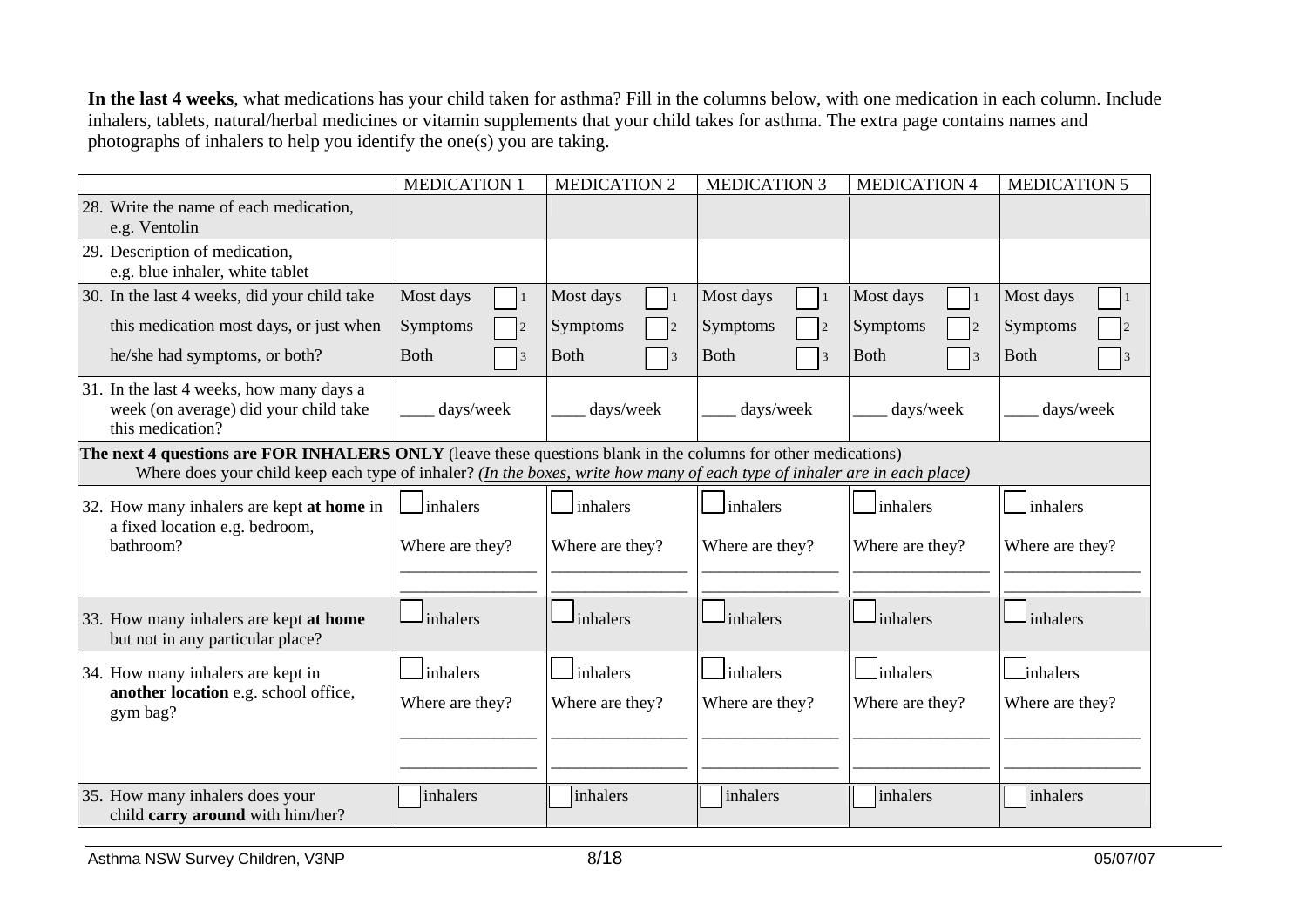**In the last 4 weeks**, what medications has your child taken for asthma? Fill in the columns below, with one medication in each column. Include inhalers, tablets, natural/herbal medicines or vitamin supplements that your child takes for asthma. The extra page contains names and photographs of inhalers to help you identify the one(s) you are taking.

| | MEDICATION 1 | MEDICATION 2 | MEDICATION 3 | MEDICATION 4 | MEDICATION 5 |
|---|---|---|---|---|---|
| 28. Write the name of each medication, e.g. Ventolin | | | | | |
| 29. Description of medication, e.g. blue inhaler, white tablet | | | | | |
| 30. In the last 4 weeks, did your child take this medication most days, or just when he/she had symptoms, or both? | Most days ☐ 1<br>Symptoms ☐ 2<br>Both ☐ 3 | Most days ☐ 1<br>Symptoms ☐ 2<br>Both ☐ 3 | Most days ☐ 1<br>Symptoms ☐ 2<br>Both ☐ 3 | Most days ☐ 1<br>Symptoms ☐ 2<br>Both ☐ 3 | Most days ☐ 1<br>Symptoms ☐ 2<br>Both ☐ 3 |
| 31. In the last 4 weeks, how many days a week (on average) did your child take this medication? | ____ days/week | ____ days/week | ____ days/week | ____ days/week | ____ days/week |
| **The next 4 questions are FOR INHALERS ONLY** (leave these questions blank in the columns for other medications)<br>Where does your child keep each type of inhaler? *(In the boxes, write how many of each type of inhaler are in each place)* | | | | | |
| 32. How many inhalers are kept **at home** in a fixed location e.g. bedroom, bathroom? | ☐ inhalers<br>Where are they?<br>________________<br>________________ | ☐ inhalers<br>Where are they?<br>________________<br>________________ | ☐ inhalers<br>Where are they?<br>________________<br>________________ | ☐ inhalers<br>Where are they?<br>________________<br>________________ | ☐ inhalers<br>Where are they?<br>________________<br>________________ |
| 33. How many inhalers are kept **at home** but not in any particular place? | ☐ inhalers | ☐ inhalers | ☐ inhalers | ☐ inhalers | ☐ inhalers |
| 34. How many inhalers are kept in **another location** e.g. school office, gym bag? | ☐ inhalers<br>Where are they?<br>________________<br>________________ | ☐ inhalers<br>Where are they?<br>________________<br>________________ | ☐ inhalers<br>Where are they?<br>________________<br>________________ | ☐ inhalers<br>Where are they?<br>________________<br>________________ | ☐ inhalers<br>Where are they?<br>________________<br>________________ |
| 35. How many inhalers does your child **carry around** with him/her? | ☐ inhalers | ☐ inhalers | ☐ inhalers | ☐ inhalers | ☐ inhalers |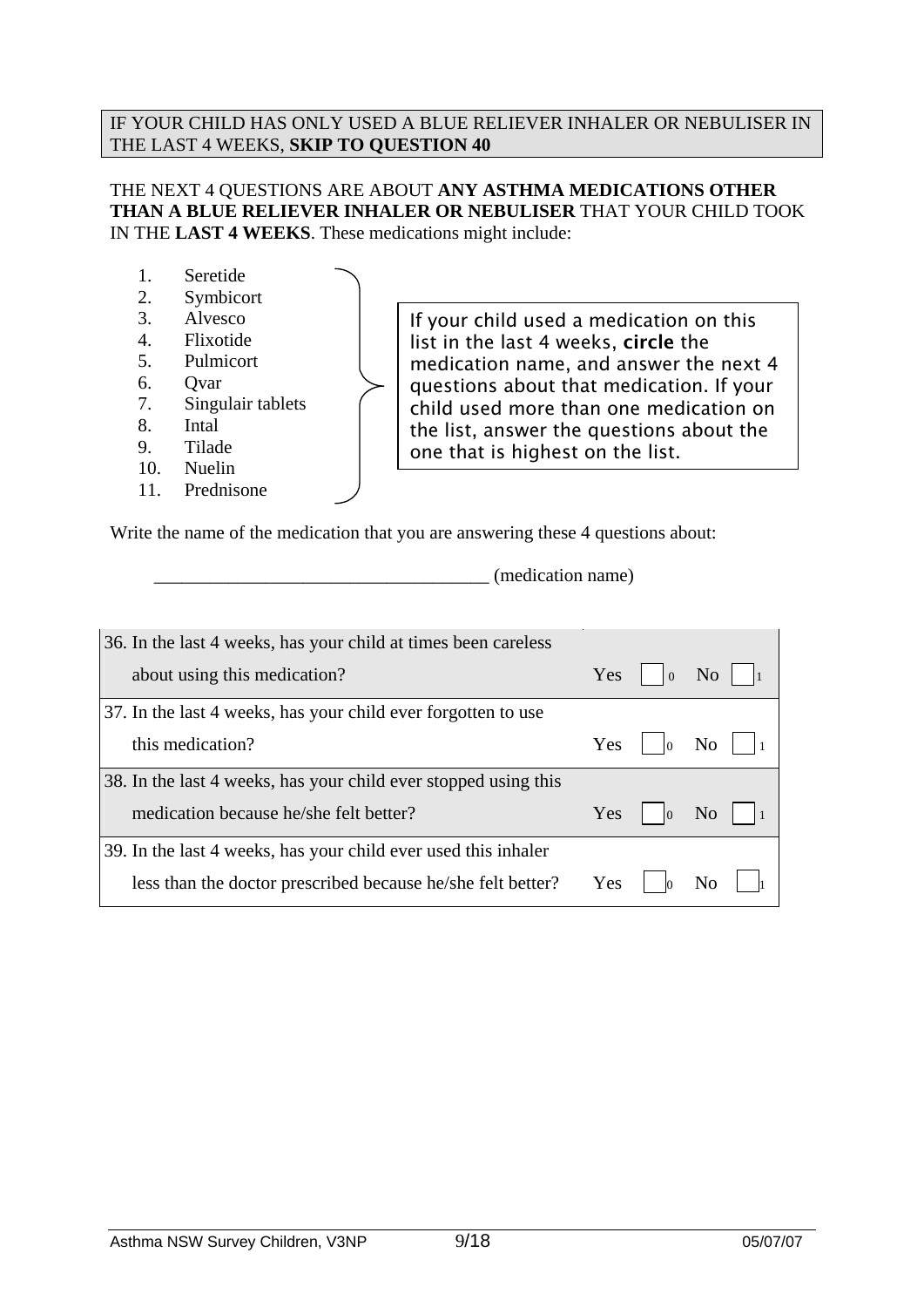IF YOUR CHILD HAS ONLY USED A BLUE RELIEVER INHALER OR NEBULISER IN THE LAST 4 WEEKS, **SKIP TO QUESTION 40**

THE NEXT 4 QUESTIONS ARE ABOUT **ANY ASTHMA MEDICATIONS OTHER THAN A BLUE RELIEVER INHALER OR NEBULISER** THAT YOUR CHILD TOOK IN THE **LAST 4 WEEKS**. These medications might include:

1. Seretide
2. Symbicort
3. Alvesco
4. Flixotide
5. Pulmicort
6. Qvar
7. Singulair tablets
8. Intal
9. Tilade
10. Nuelin
11. Prednisone

If your child used a medication on this list in the last 4 weeks, **circle** the medication name, and answer the next 4 questions about that medication. If your child used more than one medication on the list, answer the questions about the one that is highest on the list.

Write the name of the medication that you are answering these 4 questions about:

____________________________________ (medication name)

| Question | Yes | No |
|---|---|---|
| 36. In the last 4 weeks, has your child at times been careless about using this medication? | ☐ 0 | ☐ 1 |
| 37. In the last 4 weeks, has your child ever forgotten to use this medication? | ☐ 0 | ☐ 1 |
| 38. In the last 4 weeks, has your child ever stopped using this medication because he/she felt better? | ☐ 0 | ☐ 1 |
| 39. In the last 4 weeks, has your child ever used this inhaler less than the doctor prescribed because he/she felt better? | ☐ 0 | ☐ 1 |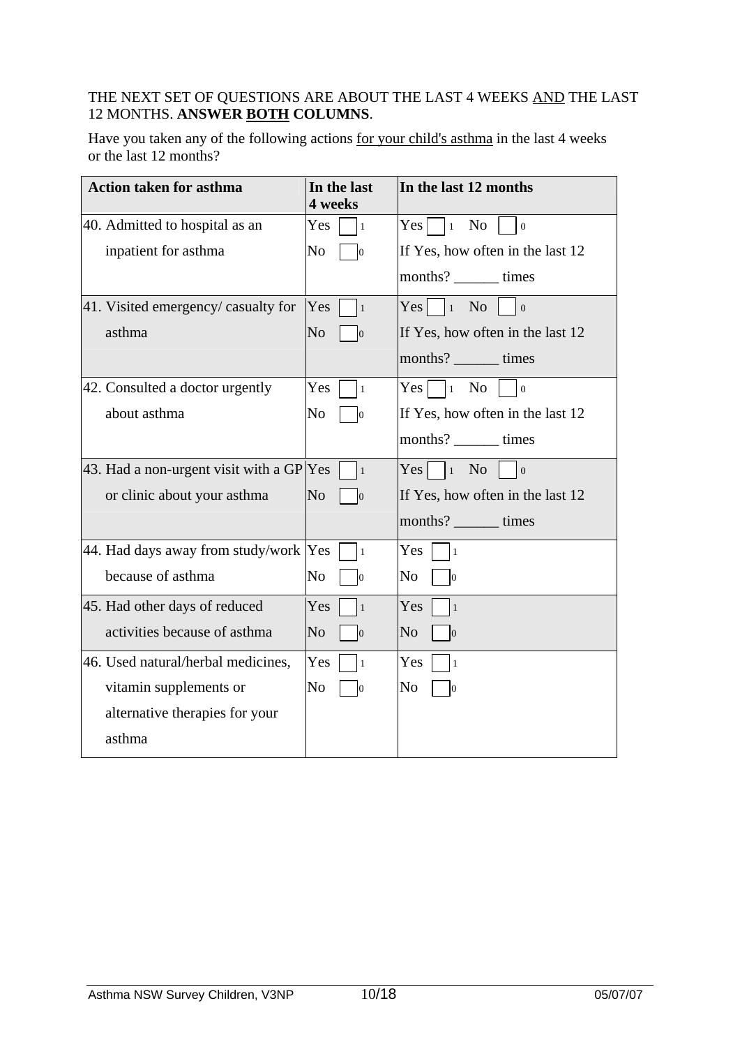THE NEXT SET OF QUESTIONS ARE ABOUT THE LAST 4 WEEKS AND THE LAST 12 MONTHS. **ANSWER BOTH COLUMNS**.

Have you taken any of the following actions for your child's asthma in the last 4 weeks or the last 12 months?

| Action taken for asthma | In the last 4 weeks | In the last 12 months |
|---|---|---|
| 40. Admitted to hospital as an inpatient for asthma | Yes ☐ 1<br>No ☐ 0 | Yes ☐ 1 No ☐ 0<br>If Yes, how often in the last 12 months? ______ times |
| 41. Visited emergency/ casualty for asthma | Yes ☐ 1<br>No ☐ 0 | Yes ☐ 1 No ☐ 0<br>If Yes, how often in the last 12 months? ______ times |
| 42. Consulted a doctor urgently about asthma | Yes ☐ 1<br>No ☐ 0 | Yes ☐ 1 No ☐ 0<br>If Yes, how often in the last 12 months? ______ times |
| 43. Had a non-urgent visit with a GP or clinic about your asthma | Yes ☐ 1<br>No ☐ 0 | Yes ☐ 1 No ☐ 0<br>If Yes, how often in the last 12 months? ______ times |
| 44. Had days away from study/work because of asthma | Yes ☐ 1<br>No ☐ 0 | Yes ☐ 1<br>No ☐ 0 |
| 45. Had other days of reduced activities because of asthma | Yes ☐ 1<br>No ☐ 0 | Yes ☐ 1<br>No ☐ 0 |
| 46. Used natural/herbal medicines, vitamin supplements or alternative therapies for your asthma | Yes ☐ 1<br>No ☐ 0 | Yes ☐ 1<br>No ☐ 0 |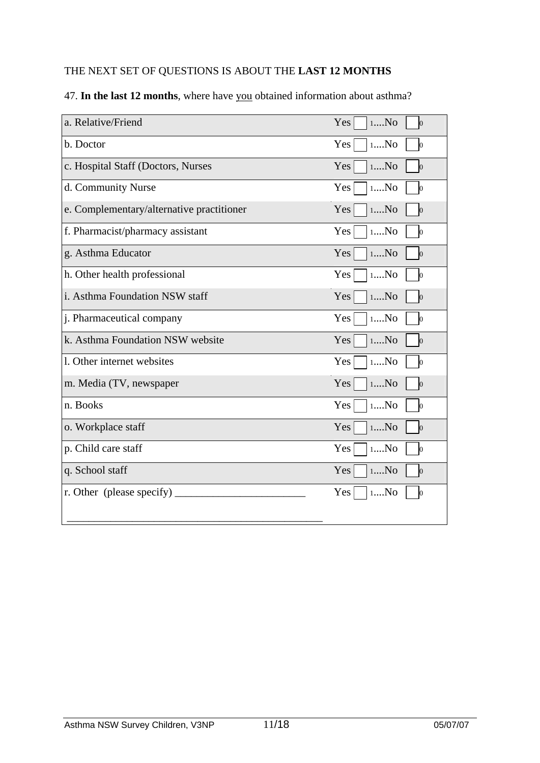THE NEXT SET OF QUESTIONS IS ABOUT THE **LAST 12 MONTHS**

47. **In the last 12 months**, where have <u>you</u> obtained information about asthma?

| | |
|---|---|
| a. Relative/Friend | Yes ☐ 1....No ☐ 0 |
| b. Doctor | Yes ☐ 1....No ☐ 0 |
| c. Hospital Staff (Doctors, Nurses | Yes ☐ 1....No ☐ 0 |
| d. Community Nurse | Yes ☐ 1....No ☐ 0 |
| e. Complementary/alternative practitioner | Yes ☐ 1....No ☐ 0 |
| f. Pharmacist/pharmacy assistant | Yes ☐ 1....No ☐ 0 |
| g. Asthma Educator | Yes ☐ 1....No ☐ 0 |
| h. Other health professional | Yes ☐ 1....No ☐ 0 |
| i. Asthma Foundation NSW staff | Yes ☐ 1....No ☐ 0 |
| j. Pharmaceutical company | Yes ☐ 1....No ☐ 0 |
| k. Asthma Foundation NSW website | Yes ☐ 1....No ☐ 0 |
| l. Other internet websites | Yes ☐ 1....No ☐ 0 |
| m. Media (TV, newspaper | Yes ☐ 1....No ☐ 0 |
| n. Books | Yes ☐ 1....No ☐ 0 |
| o. Workplace staff | Yes ☐ 1....No ☐ 0 |
| p. Child care staff | Yes ☐ 1....No ☐ 0 |
| q. School staff | Yes ☐ 1....No ☐ 0 |
| r. Other (please specify) ________________________ ________________________________________________ | Yes ☐ 1....No ☐ 0 |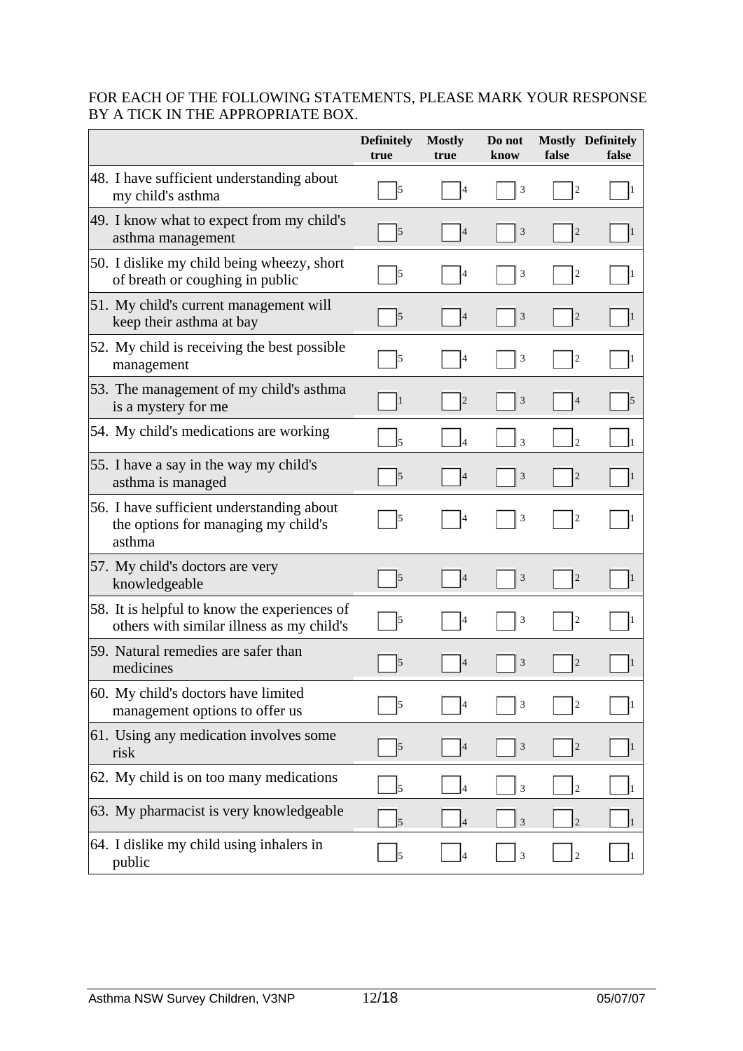FOR EACH OF THE FOLLOWING STATEMENTS, PLEASE MARK YOUR RESPONSE BY A TICK IN THE APPROPRIATE BOX.

| | Definitely true | Mostly true | Do not know | Mostly false | Definitely false |
|---|---|---|---|---|---|
| 48. I have sufficient understanding about my child's asthma | ☐ 5 | ☐ 4 | ☐ 3 | ☐ 2 | ☐ 1 |
| 49. I know what to expect from my child's asthma management | ☐ 5 | ☐ 4 | ☐ 3 | ☐ 2 | ☐ 1 |
| 50. I dislike my child being wheezy, short of breath or coughing in public | ☐ 5 | ☐ 4 | ☐ 3 | ☐ 2 | ☐ 1 |
| 51. My child's current management will keep their asthma at bay | ☐ 5 | ☐ 4 | ☐ 3 | ☐ 2 | ☐ 1 |
| 52. My child is receiving the best possible management | ☐ 5 | ☐ 4 | ☐ 3 | ☐ 2 | ☐ 1 |
| 53. The management of my child's asthma is a mystery for me | ☐ 1 | ☐ 2 | ☐ 3 | ☐ 4 | ☐ 5 |
| 54. My child's medications are working | ☐ 5 | ☐ 4 | ☐ 3 | ☐ 2 | ☐ 1 |
| 55. I have a say in the way my child's asthma is managed | ☐ 5 | ☐ 4 | ☐ 3 | ☐ 2 | ☐ 1 |
| 56. I have sufficient understanding about the options for managing my child's asthma | ☐ 5 | ☐ 4 | ☐ 3 | ☐ 2 | ☐ 1 |
| 57. My child's doctors are very knowledgeable | ☐ 5 | ☐ 4 | ☐ 3 | ☐ 2 | ☐ 1 |
| 58. It is helpful to know the experiences of others with similar illness as my child's | ☐ 5 | ☐ 4 | ☐ 3 | ☐ 2 | ☐ 1 |
| 59. Natural remedies are safer than medicines | ☐ 5 | ☐ 4 | ☐ 3 | ☐ 2 | ☐ 1 |
| 60. My child's doctors have limited management options to offer us | ☐ 5 | ☐ 4 | ☐ 3 | ☐ 2 | ☐ 1 |
| 61. Using any medication involves some risk | ☐ 5 | ☐ 4 | ☐ 3 | ☐ 2 | ☐ 1 |
| 62. My child is on too many medications | ☐ 5 | ☐ 4 | ☐ 3 | ☐ 2 | ☐ 1 |
| 63. My pharmacist is very knowledgeable | ☐ 5 | ☐ 4 | ☐ 3 | ☐ 2 | ☐ 1 |
| 64. I dislike my child using inhalers in public | ☐ 5 | ☐ 4 | ☐ 3 | ☐ 2 | ☐ 1 |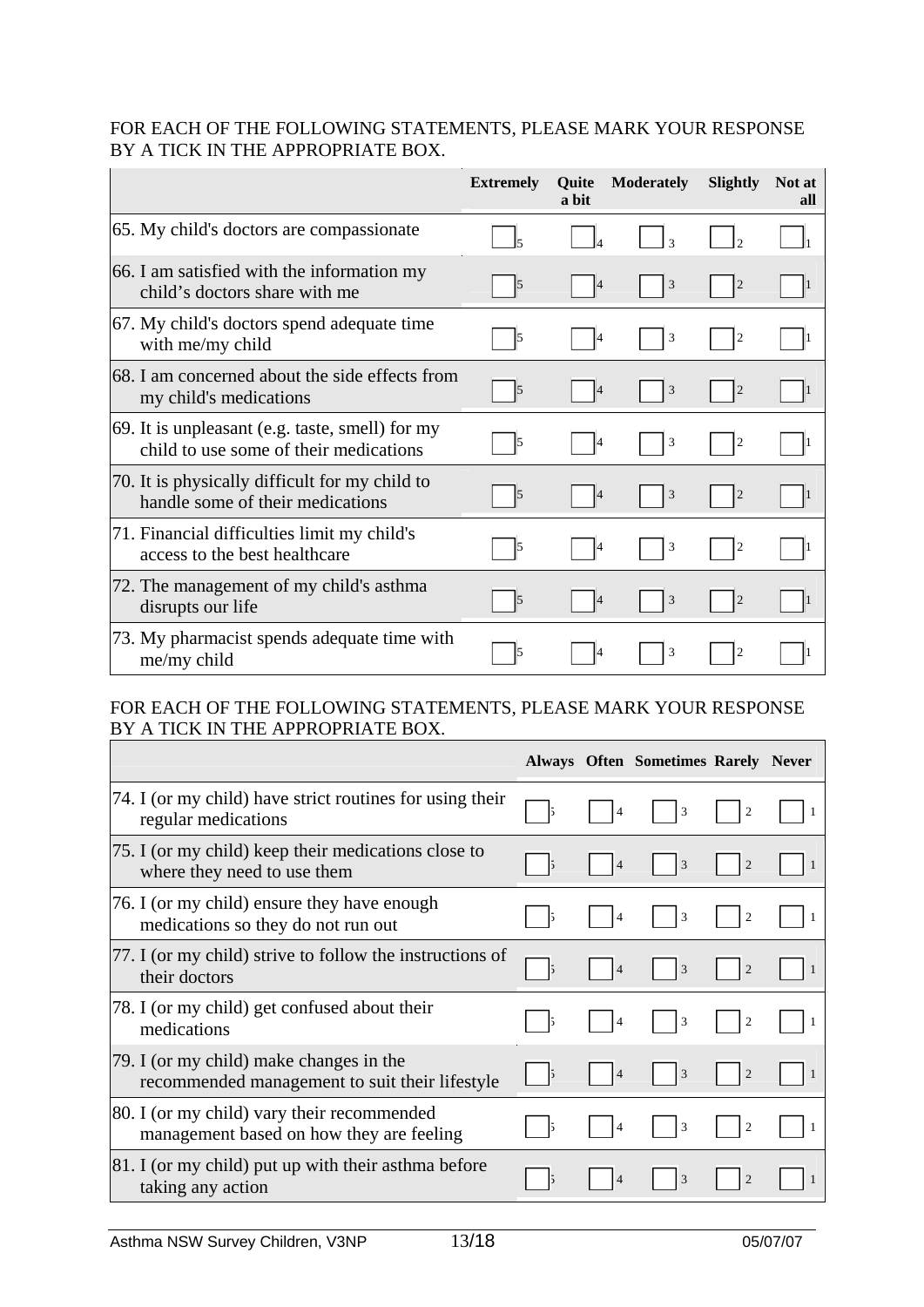FOR EACH OF THE FOLLOWING STATEMENTS, PLEASE MARK YOUR RESPONSE BY A TICK IN THE APPROPRIATE BOX.

| | Extremely | Quite a bit | Moderately | Slightly | Not at all |
|---|---|---|---|---|---|
| 65. My child's doctors are compassionate | ☐ 5 | ☐ 4 | ☐ 3 | ☐ 2 | ☐ 1 |
| 66. I am satisfied with the information my child's doctors share with me | ☐ 5 | ☐ 4 | ☐ 3 | ☐ 2 | ☐ 1 |
| 67. My child's doctors spend adequate time with me/my child | ☐ 5 | ☐ 4 | ☐ 3 | ☐ 2 | ☐ 1 |
| 68. I am concerned about the side effects from my child's medications | ☐ 5 | ☐ 4 | ☐ 3 | ☐ 2 | ☐ 1 |
| 69. It is unpleasant (e.g. taste, smell) for my child to use some of their medications | ☐ 5 | ☐ 4 | ☐ 3 | ☐ 2 | ☐ 1 |
| 70. It is physically difficult for my child to handle some of their medications | ☐ 5 | ☐ 4 | ☐ 3 | ☐ 2 | ☐ 1 |
| 71. Financial difficulties limit my child's access to the best healthcare | ☐ 5 | ☐ 4 | ☐ 3 | ☐ 2 | ☐ 1 |
| 72. The management of my child's asthma disrupts our life | ☐ 5 | ☐ 4 | ☐ 3 | ☐ 2 | ☐ 1 |
| 73. My pharmacist spends adequate time with me/my child | ☐ 5 | ☐ 4 | ☐ 3 | ☐ 2 | ☐ 1 |

FOR EACH OF THE FOLLOWING STATEMENTS, PLEASE MARK YOUR RESPONSE BY A TICK IN THE APPROPRIATE BOX.

| | Always | Often | Sometimes | Rarely | Never |
|---|---|---|---|---|---|
| 74. I (or my child) have strict routines for using their regular medications | ☐ 5 | ☐ 4 | ☐ 3 | ☐ 2 | ☐ 1 |
| 75. I (or my child) keep their medications close to where they need to use them | ☐ 5 | ☐ 4 | ☐ 3 | ☐ 2 | ☐ 1 |
| 76. I (or my child) ensure they have enough medications so they do not run out | ☐ 5 | ☐ 4 | ☐ 3 | ☐ 2 | ☐ 1 |
| 77. I (or my child) strive to follow the instructions of their doctors | ☐ 5 | ☐ 4 | ☐ 3 | ☐ 2 | ☐ 1 |
| 78. I (or my child) get confused about their medications | ☐ 5 | ☐ 4 | ☐ 3 | ☐ 2 | ☐ 1 |
| 79. I (or my child) make changes in the recommended management to suit their lifestyle | ☐ 5 | ☐ 4 | ☐ 3 | ☐ 2 | ☐ 1 |
| 80. I (or my child) vary their recommended management based on how they are feeling | ☐ 5 | ☐ 4 | ☐ 3 | ☐ 2 | ☐ 1 |
| 81. I (or my child) put up with their asthma before taking any action | ☐ 5 | ☐ 4 | ☐ 3 | ☐ 2 | ☐ 1 |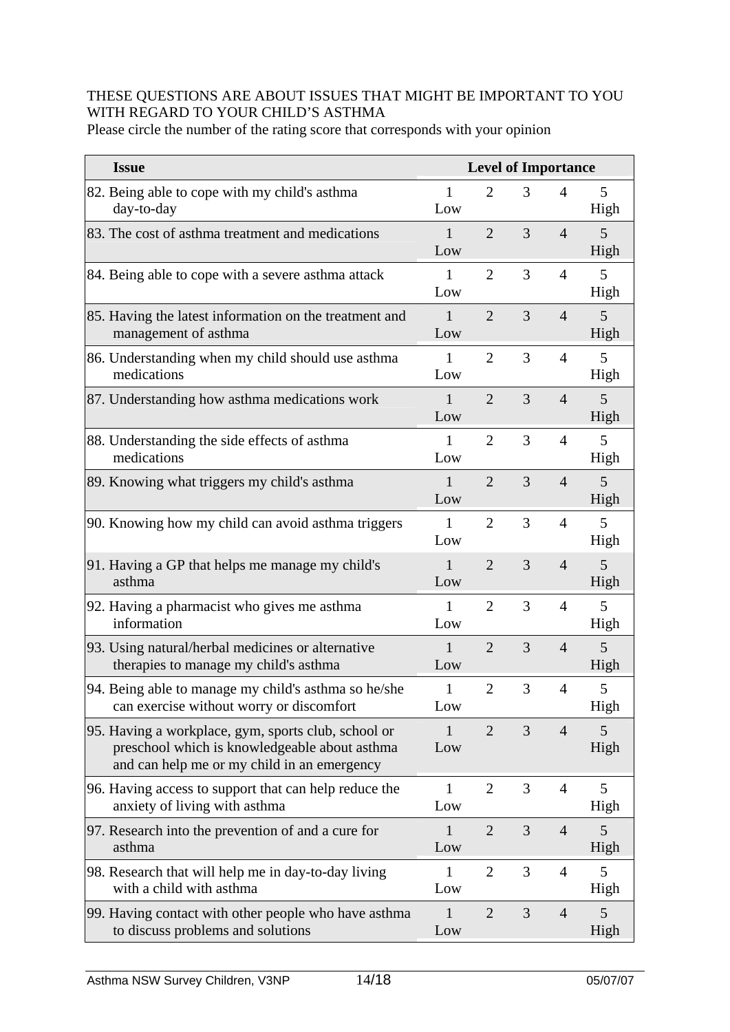THESE QUESTIONS ARE ABOUT ISSUES THAT MIGHT BE IMPORTANT TO YOU WITH REGARD TO YOUR CHILD'S ASTHMA

Please circle the number of the rating score that corresponds with your opinion

| Issue | Level of Importance | | | | |
|---|---|---|---|---|---|
| 82. Being able to cope with my child's asthma day-to-day | 1 Low | 2 | 3 | 4 | 5 High |
| 83. The cost of asthma treatment and medications | 1 Low | 2 | 3 | 4 | 5 High |
| 84. Being able to cope with a severe asthma attack | 1 Low | 2 | 3 | 4 | 5 High |
| 85. Having the latest information on the treatment and management of asthma | 1 Low | 2 | 3 | 4 | 5 High |
| 86. Understanding when my child should use asthma medications | 1 Low | 2 | 3 | 4 | 5 High |
| 87. Understanding how asthma medications work | 1 Low | 2 | 3 | 4 | 5 High |
| 88. Understanding the side effects of asthma medications | 1 Low | 2 | 3 | 4 | 5 High |
| 89. Knowing what triggers my child's asthma | 1 Low | 2 | 3 | 4 | 5 High |
| 90. Knowing how my child can avoid asthma triggers | 1 Low | 2 | 3 | 4 | 5 High |
| 91. Having a GP that helps me manage my child's asthma | 1 Low | 2 | 3 | 4 | 5 High |
| 92. Having a pharmacist who gives me asthma information | 1 Low | 2 | 3 | 4 | 5 High |
| 93. Using natural/herbal medicines or alternative therapies to manage my child's asthma | 1 Low | 2 | 3 | 4 | 5 High |
| 94. Being able to manage my child's asthma so he/she can exercise without worry or discomfort | 1 Low | 2 | 3 | 4 | 5 High |
| 95. Having a workplace, gym, sports club, school or preschool which is knowledgeable about asthma and can help me or my child in an emergency | 1 Low | 2 | 3 | 4 | 5 High |
| 96. Having access to support that can help reduce the anxiety of living with asthma | 1 Low | 2 | 3 | 4 | 5 High |
| 97. Research into the prevention of and a cure for asthma | 1 Low | 2 | 3 | 4 | 5 High |
| 98. Research that will help me in day-to-day living with a child with asthma | 1 Low | 2 | 3 | 4 | 5 High |
| 99. Having contact with other people who have asthma to discuss problems and solutions | 1 Low | 2 | 3 | 4 | 5 High |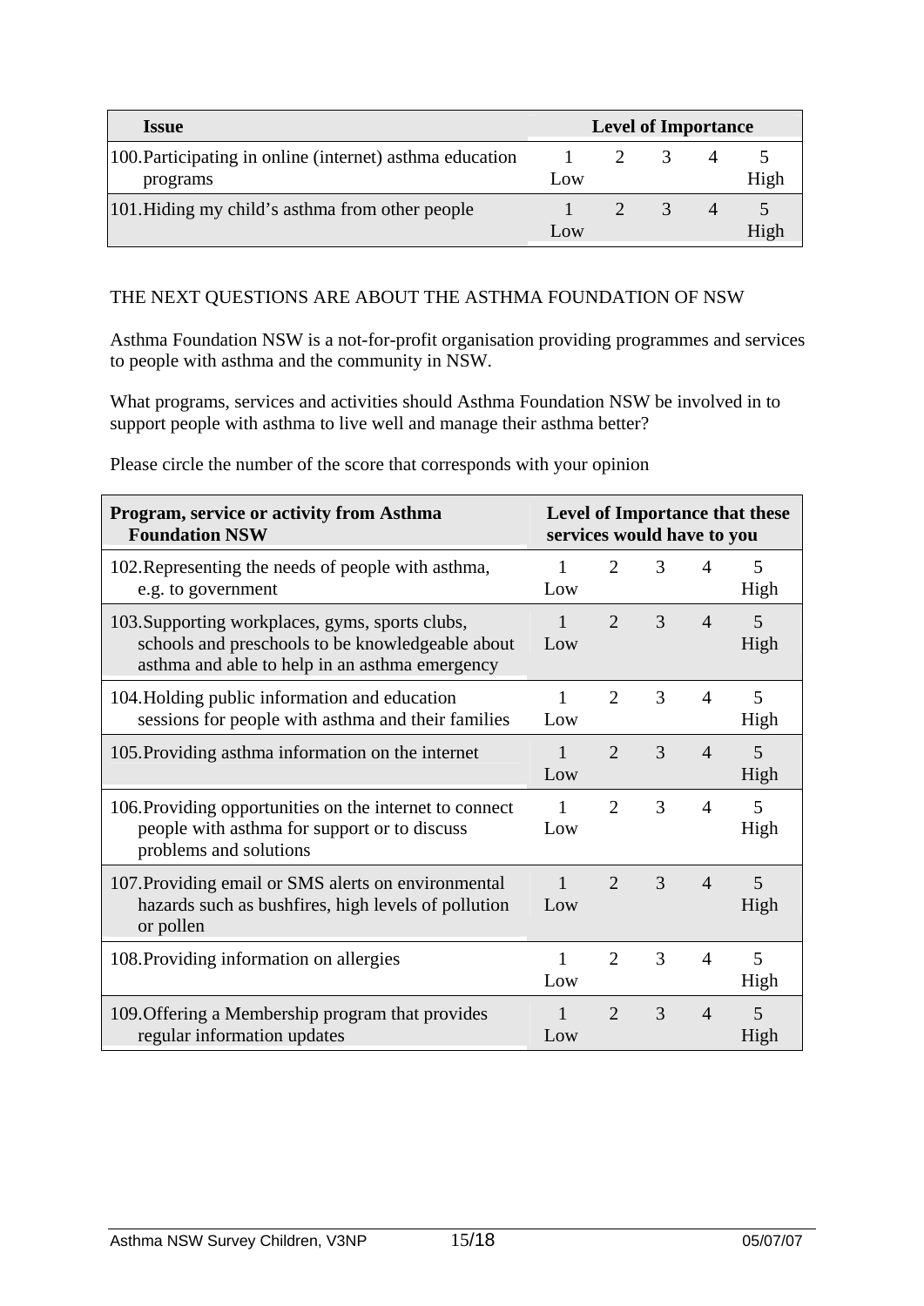| Issue | Level of Importance | | | | |
|---|---|---|---|---|---|
| 100. Participating in online (internet) asthma education programs | 1 Low | 2 | 3 | 4 | 5 High |
| 101. Hiding my child's asthma from other people | 1 Low | 2 | 3 | 4 | 5 High |

THE NEXT QUESTIONS ARE ABOUT THE ASTHMA FOUNDATION OF NSW

Asthma Foundation NSW is a not-for-profit organisation providing programmes and services to people with asthma and the community in NSW.

What programs, services and activities should Asthma Foundation NSW be involved in to support people with asthma to live well and manage their asthma better?

Please circle the number of the score that corresponds with your opinion

| Program, service or activity from Asthma Foundation NSW | Level of Importance that these services would have to you | | | | |
|---|---|---|---|---|---|
| 102. Representing the needs of people with asthma, e.g. to government | 1 Low | 2 | 3 | 4 | 5 High |
| 103. Supporting workplaces, gyms, sports clubs, schools and preschools to be knowledgeable about asthma and able to help in an asthma emergency | 1 Low | 2 | 3 | 4 | 5 High |
| 104. Holding public information and education sessions for people with asthma and their families | 1 Low | 2 | 3 | 4 | 5 High |
| 105. Providing asthma information on the internet | 1 Low | 2 | 3 | 4 | 5 High |
| 106. Providing opportunities on the internet to connect people with asthma for support or to discuss problems and solutions | 1 Low | 2 | 3 | 4 | 5 High |
| 107. Providing email or SMS alerts on environmental hazards such as bushfires, high levels of pollution or pollen | 1 Low | 2 | 3 | 4 | 5 High |
| 108. Providing information on allergies | 1 Low | 2 | 3 | 4 | 5 High |
| 109. Offering a Membership program that provides regular information updates | 1 Low | 2 | 3 | 4 | 5 High |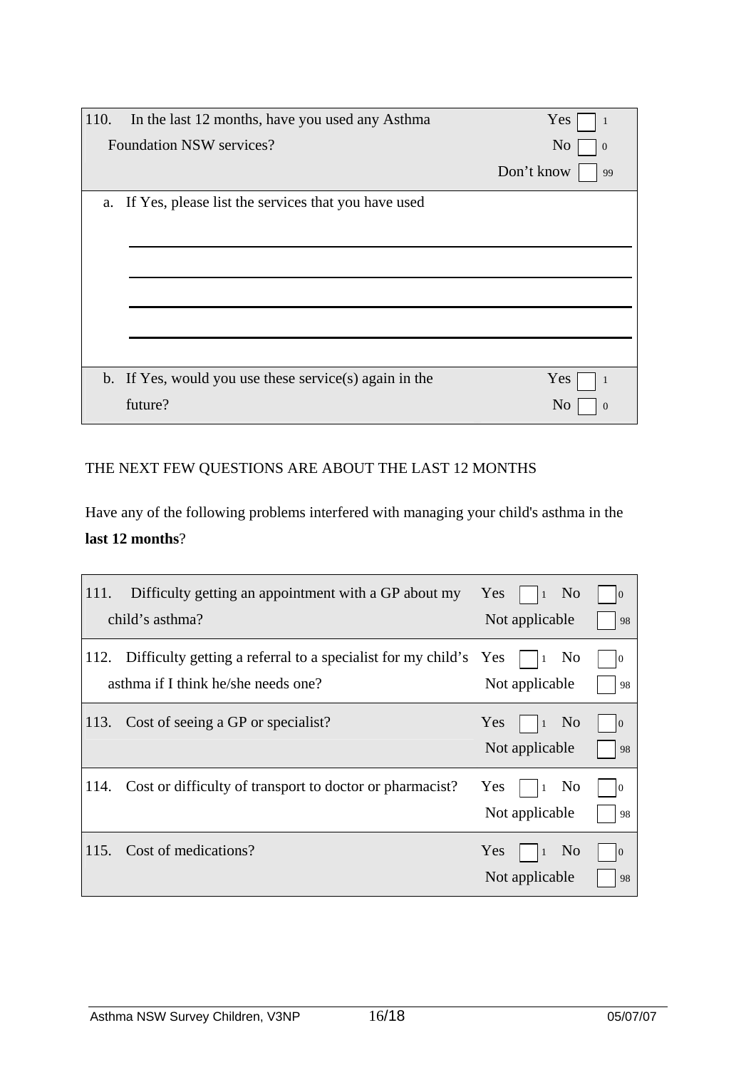| 110. In the last 12 months, have you used any Asthma Foundation NSW services? | Yes ☐ 1<br>No ☐ 0<br>Don't know ☐ 99 |
|---|---|
| a. If Yes, please list the services that you have used<br><br>\_\_\_\_\_\_\_\_\_\_\_\_\_\_\_\_\_\_\_\_\_\_\_\_\_\_\_\_\_\_\_\_\_\_\_\_<br>\_\_\_\_\_\_\_\_\_\_\_\_\_\_\_\_\_\_\_\_\_\_\_\_\_\_\_\_\_\_\_\_\_\_\_\_<br>\_\_\_\_\_\_\_\_\_\_\_\_\_\_\_\_\_\_\_\_\_\_\_\_\_\_\_\_\_\_\_\_\_\_\_\_<br>\_\_\_\_\_\_\_\_\_\_\_\_\_\_\_\_\_\_\_\_\_\_\_\_\_\_\_\_\_\_\_\_\_\_\_\_ | |
| b. If Yes, would you use these service(s) again in the future? | Yes ☐ 1<br>No ☐ 0 |

THE NEXT FEW QUESTIONS ARE ABOUT THE LAST 12 MONTHS

Have any of the following problems interfered with managing your child's asthma in the **last 12 months**?

| Question | Response |
|---|---|
| 111. Difficulty getting an appointment with a GP about my child's asthma? | Yes ☐ 1 No ☐ 0<br>Not applicable ☐ 98 |
| 112. Difficulty getting a referral to a specialist for my child's asthma if I think he/she needs one? | Yes ☐ 1 No ☐ 0<br>Not applicable ☐ 98 |
| 113. Cost of seeing a GP or specialist? | Yes ☐ 1 No ☐ 0<br>Not applicable ☐ 98 |
| 114. Cost or difficulty of transport to doctor or pharmacist? | Yes ☐ 1 No ☐ 0<br>Not applicable ☐ 98 |
| 115. Cost of medications? | Yes ☐ 1 No ☐ 0<br>Not applicable ☐ 98 |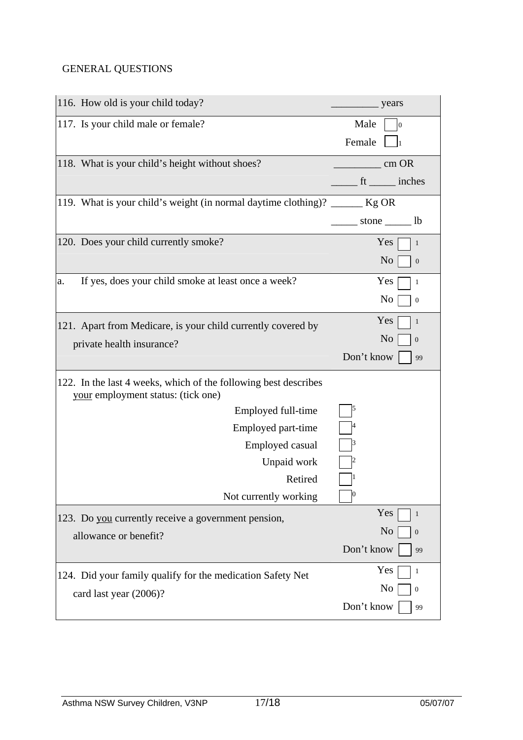GENERAL QUESTIONS

| Question | Response |
|---|---|
| 116. How old is your child today? | _________ years |
| 117. Is your child male or female? | Male ☐ 0<br>Female ☐ 1 |
| 118. What is your child's height without shoes? | _________ cm OR<br>_____ ft _____ inches |
| 119. What is your child's weight (in normal daytime clothing)? | ______ Kg OR<br>_____ stone _____ lb |
| 120. Does your child currently smoke? | Yes ☐ 1<br>No ☐ 0 |
| a. If yes, does your child smoke at least once a week? | Yes ☐ 1<br>No ☐ 0 |
| 121. Apart from Medicare, is your child currently covered by private health insurance? | Yes ☐ 1<br>No ☐ 0<br>Don't know ☐ 99 |
| 122. In the last 4 weeks, which of the following best describes <u>your</u> employment status: (tick one) | |
| Employed full-time | ☐ 5 |
| Employed part-time | ☐ 4 |
| Employed casual | ☐ 3 |
| Unpaid work | ☐ 2 |
| Retired | ☐ 1 |
| Not currently working | ☐ 0 |
| 123. Do <u>you</u> currently receive a government pension, allowance or benefit? | Yes ☐ 1<br>No ☐ 0<br>Don't know ☐ 99 |
| 124. Did your family qualify for the medication Safety Net card last year (2006)? | Yes ☐ 1<br>No ☐ 0<br>Don't know ☐ 99 |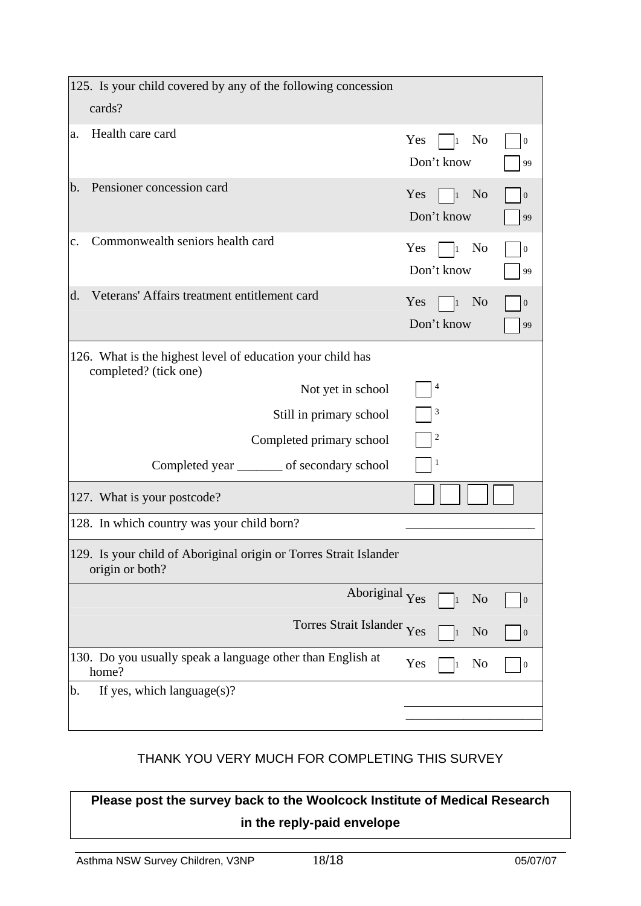| | |
|---|---|
| 125. Is your child covered by any of the following concession cards? | |
| a. Health care card | Yes ☐ 1 No ☐ 0<br>Don't know ☐ 99 |
| b. Pensioner concession card | Yes ☐ 1 No ☐ 0<br>Don't know ☐ 99 |
| c. Commonwealth seniors health card | Yes ☐ 1 No ☐ 0<br>Don't know ☐ 99 |
| d. Veterans' Affairs treatment entitlement card | Yes ☐ 1 No ☐ 0<br>Don't know ☐ 99 |
| 126. What is the highest level of education your child has completed? (tick one) | |
| Not yet in school | ☐ 4 |
| Still in primary school | ☐ 3 |
| Completed primary school | ☐ 2 |
| Completed year _______ of secondary school | ☐ 1 |
| 127. What is your postcode? | ☐ ☐ ☐ ☐ |
| 128. In which country was your child born? | ____________________ |
| 129. Is your child of Aboriginal origin or Torres Strait Islander origin or both? | |
| Aboriginal | Yes ☐ 1 No ☐ 0 |
| Torres Strait Islander | Yes ☐ 1 No ☐ 0 |
| 130. Do you usually speak a language other than English at home? | Yes ☐ 1 No ☐ 0 |
| b. If yes, which language(s)? | ____________________<br>____________________ |

THANK YOU VERY MUCH FOR COMPLETING THIS SURVEY

**Please post the survey back to the Woolcock Institute of Medical Research in the reply-paid envelope**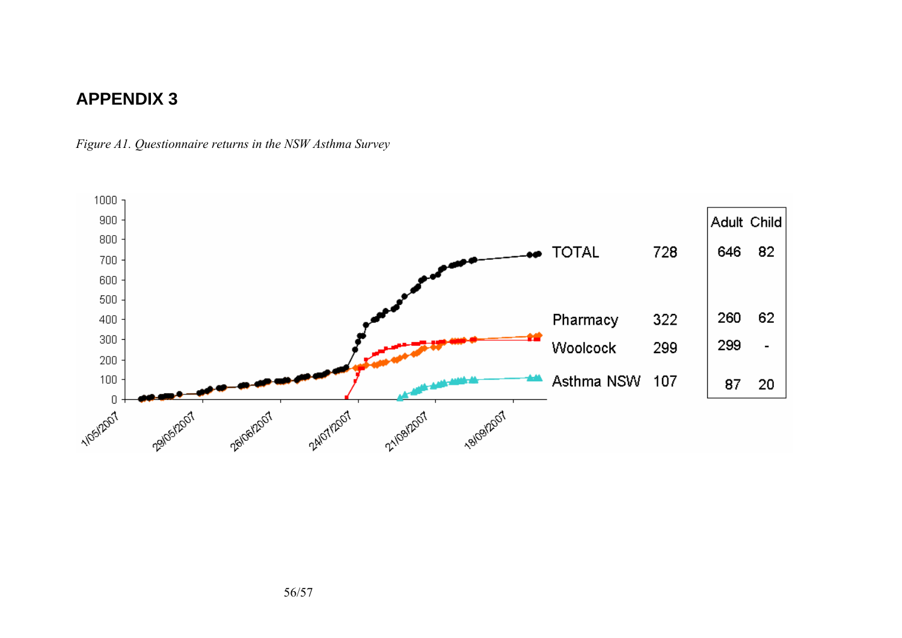# APPENDIX 3

*Figure A1. Questionnaire returns in the NSW Asthma Survey*

| | | Adult | Child |
|---|---|---|---|
| TOTAL | 728 | 646 | 82 |
| Pharmacy | 322 | 260 | 62 |
| Woolcock | 299 | 299 | - |
| Asthma NSW | 107 | 87 | 20 |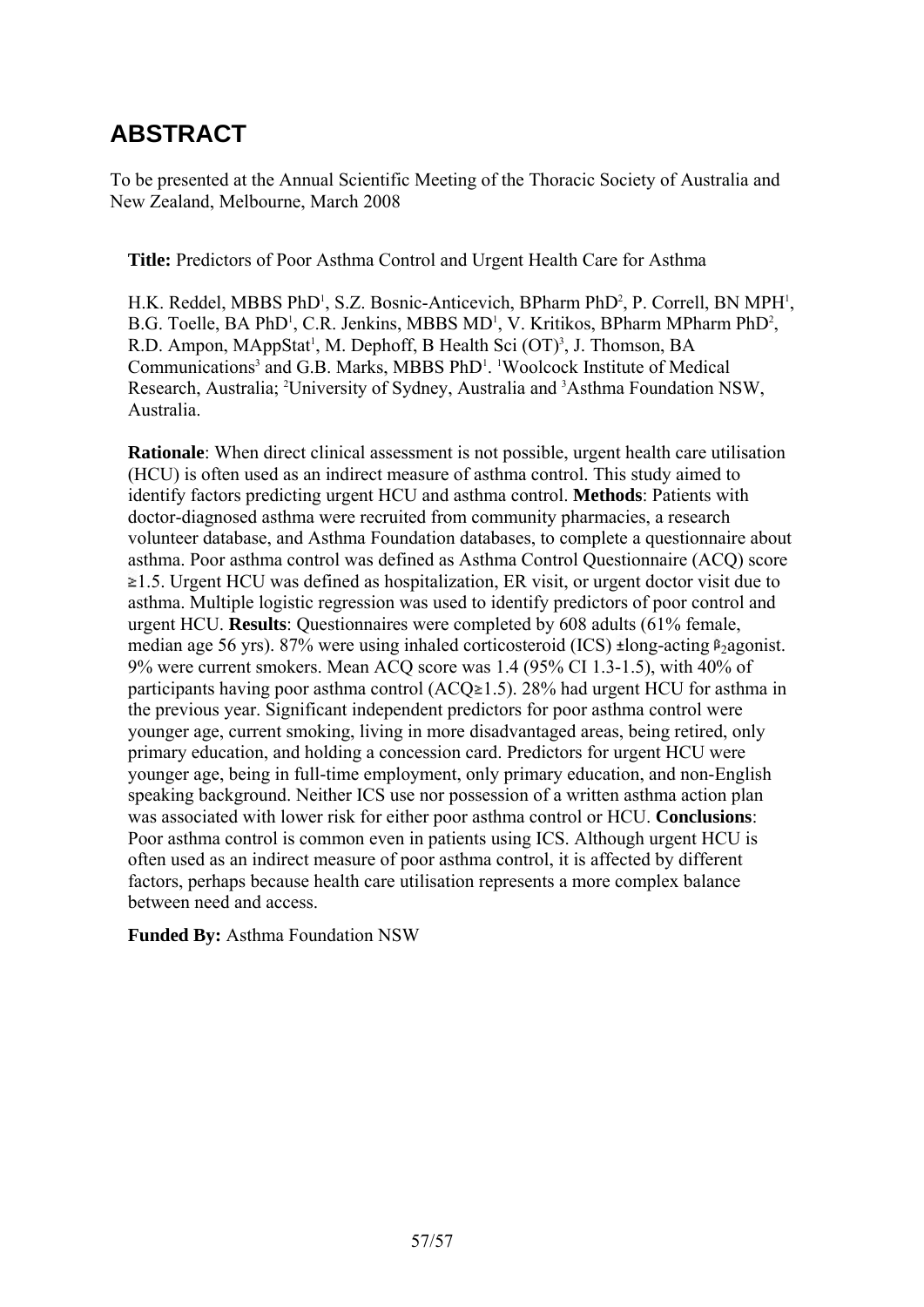# ABSTRACT

To be presented at the Annual Scientific Meeting of the Thoracic Society of Australia and New Zealand, Melbourne, March 2008

**Title:** Predictors of Poor Asthma Control and Urgent Health Care for Asthma

H.K. Reddel, MBBS PhD[1], S.Z. Bosnic-Anticevich, BPharm PhD[2], P. Correll, BN MPH[1], B.G. Toelle, BA PhD[1], C.R. Jenkins, MBBS MD[1], V. Kritikos, BPharm MPharm PhD[2], R.D. Ampon, MAppStat[1], M. Dephoff, B Health Sci (OT)[3], J. Thomson, BA Communications[3] and G.B. Marks, MBBS PhD[1]. [1]Woolcock Institute of Medical Research, Australia; [2]University of Sydney, Australia and [3]Asthma Foundation NSW, Australia.

**Rationale**: When direct clinical assessment is not possible, urgent health care utilisation (HCU) is often used as an indirect measure of asthma control. This study aimed to identify factors predicting urgent HCU and asthma control. **Methods**: Patients with doctor-diagnosed asthma were recruited from community pharmacies, a research volunteer database, and Asthma Foundation databases, to complete a questionnaire about asthma. Poor asthma control was defined as Asthma Control Questionnaire (ACQ) score ≥1.5. Urgent HCU was defined as hospitalization, ER visit, or urgent doctor visit due to asthma. Multiple logistic regression was used to identify predictors of poor control and urgent HCU. **Results**: Questionnaires were completed by 608 adults (61% female, median age 56 yrs). 87% were using inhaled corticosteroid (ICS) ±long-acting $\beta_2$agonist. 9% were current smokers. Mean ACQ score was 1.4 (95% CI 1.3-1.5), with 40% of participants having poor asthma control (ACQ≥1.5). 28% had urgent HCU for asthma in the previous year. Significant independent predictors for poor asthma control were younger age, current smoking, living in more disadvantaged areas, being retired, only primary education, and holding a concession card. Predictors for urgent HCU were younger age, being in full-time employment, only primary education, and non-English speaking background. Neither ICS use nor possession of a written asthma action plan was associated with lower risk for either poor asthma control or HCU. **Conclusions**: Poor asthma control is common even in patients using ICS. Although urgent HCU is often used as an indirect measure of poor asthma control, it is affected by different factors, perhaps because health care utilisation represents a more complex balance between need and access.

**Funded By:** Asthma Foundation NSW